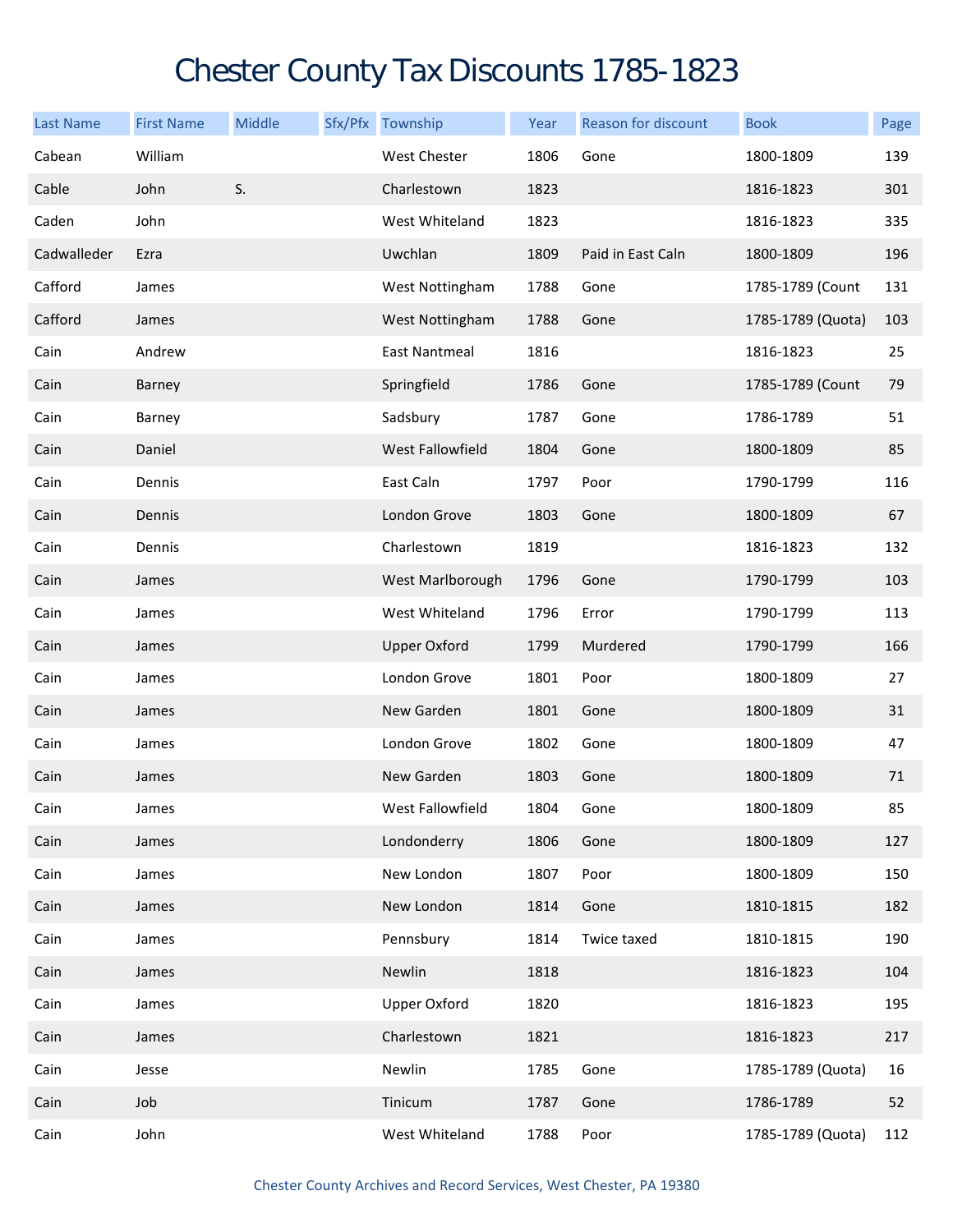# Chester County Tax Discounts 1785-1823

| Last Name | First Name | Middle | Sfx/Pfx | Township | Year | Reason for discount | Book | Page |
|---|---|---|---|---|---|---|---|---|
| Cabean | William | | | West Chester | 1806 | Gone | 1800-1809 | 139 |
| Cable | John | S. | | Charlestown | 1823 | | 1816-1823 | 301 |
| Caden | John | | | West Whiteland | 1823 | | 1816-1823 | 335 |
| Cadwalleder | Ezra | | | Uwchlan | 1809 | Paid in East Caln | 1800-1809 | 196 |
| Cafford | James | | | West Nottingham | 1788 | Gone | 1785-1789 (Count | 131 |
| Cafford | James | | | West Nottingham | 1788 | Gone | 1785-1789 (Quota) | 103 |
| Cain | Andrew | | | East Nantmeal | 1816 | | 1816-1823 | 25 |
| Cain | Barney | | | Springfield | 1786 | Gone | 1785-1789 (Count | 79 |
| Cain | Barney | | | Sadsbury | 1787 | Gone | 1786-1789 | 51 |
| Cain | Daniel | | | West Fallowfield | 1804 | Gone | 1800-1809 | 85 |
| Cain | Dennis | | | East Caln | 1797 | Poor | 1790-1799 | 116 |
| Cain | Dennis | | | London Grove | 1803 | Gone | 1800-1809 | 67 |
| Cain | Dennis | | | Charlestown | 1819 | | 1816-1823 | 132 |
| Cain | James | | | West Marlborough | 1796 | Gone | 1790-1799 | 103 |
| Cain | James | | | West Whiteland | 1796 | Error | 1790-1799 | 113 |
| Cain | James | | | Upper Oxford | 1799 | Murdered | 1790-1799 | 166 |
| Cain | James | | | London Grove | 1801 | Poor | 1800-1809 | 27 |
| Cain | James | | | New Garden | 1801 | Gone | 1800-1809 | 31 |
| Cain | James | | | London Grove | 1802 | Gone | 1800-1809 | 47 |
| Cain | James | | | New Garden | 1803 | Gone | 1800-1809 | 71 |
| Cain | James | | | West Fallowfield | 1804 | Gone | 1800-1809 | 85 |
| Cain | James | | | Londonderry | 1806 | Gone | 1800-1809 | 127 |
| Cain | James | | | New London | 1807 | Poor | 1800-1809 | 150 |
| Cain | James | | | New London | 1814 | Gone | 1810-1815 | 182 |
| Cain | James | | | Pennsbury | 1814 | Twice taxed | 1810-1815 | 190 |
| Cain | James | | | Newlin | 1818 | | 1816-1823 | 104 |
| Cain | James | | | Upper Oxford | 1820 | | 1816-1823 | 195 |
| Cain | James | | | Charlestown | 1821 | | 1816-1823 | 217 |
| Cain | Jesse | | | Newlin | 1785 | Gone | 1785-1789 (Quota) | 16 |
| Cain | Job | | | Tinicum | 1787 | Gone | 1786-1789 | 52 |
| Cain | John | | | West Whiteland | 1788 | Poor | 1785-1789 (Quota) | 112 |

Chester County Archives and Record Services, West Chester, PA 19380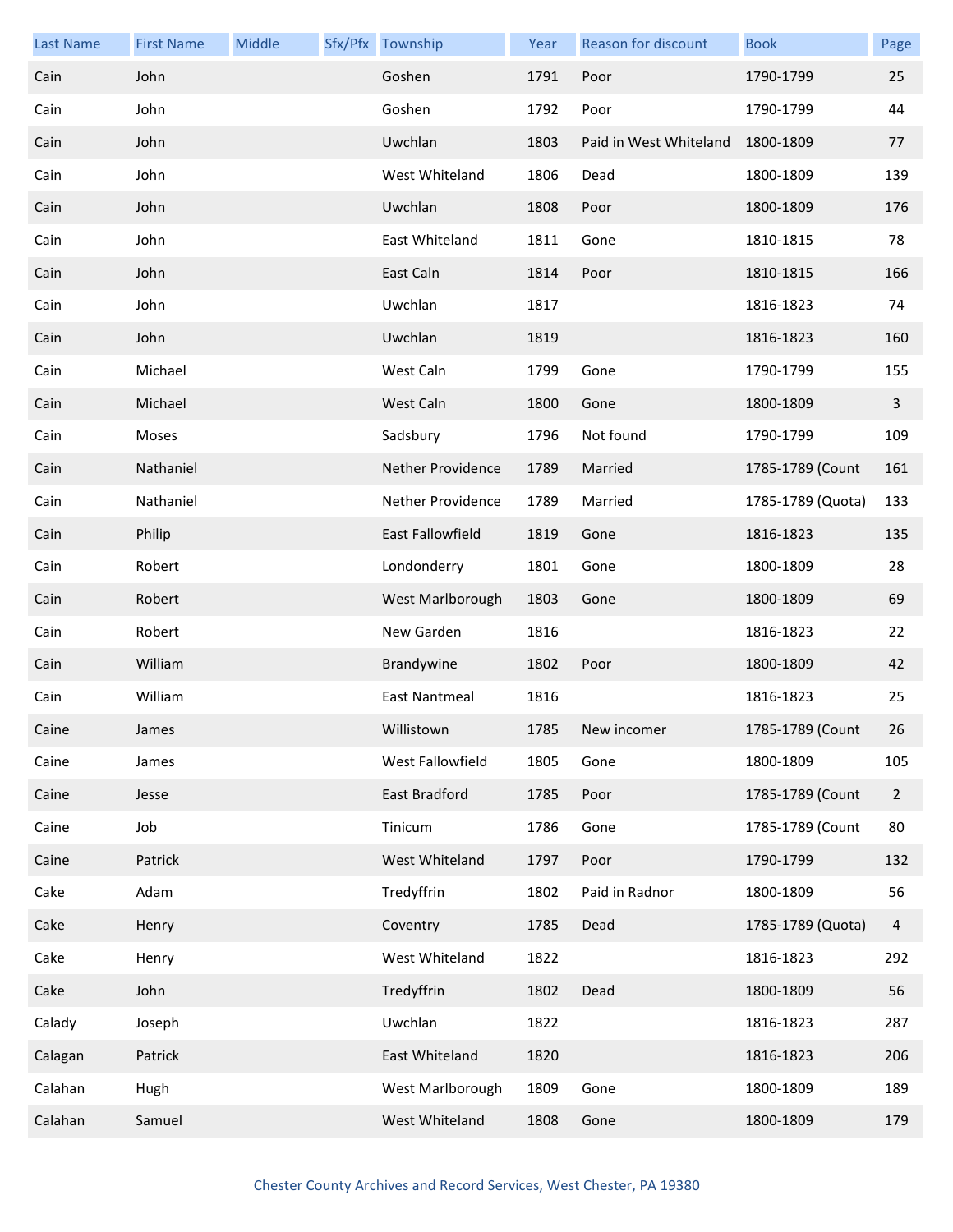| Last Name | First Name | Middle | Sfx/Pfx | Township | Year | Reason for discount | Book | Page |
|---|---|---|---|---|---|---|---|---|
| Cain | John | | | Goshen | 1791 | Poor | 1790-1799 | 25 |
| Cain | John | | | Goshen | 1792 | Poor | 1790-1799 | 44 |
| Cain | John | | | Uwchlan | 1803 | Paid in West Whiteland | 1800-1809 | 77 |
| Cain | John | | | West Whiteland | 1806 | Dead | 1800-1809 | 139 |
| Cain | John | | | Uwchlan | 1808 | Poor | 1800-1809 | 176 |
| Cain | John | | | East Whiteland | 1811 | Gone | 1810-1815 | 78 |
| Cain | John | | | East Caln | 1814 | Poor | 1810-1815 | 166 |
| Cain | John | | | Uwchlan | 1817 | | 1816-1823 | 74 |
| Cain | John | | | Uwchlan | 1819 | | 1816-1823 | 160 |
| Cain | Michael | | | West Caln | 1799 | Gone | 1790-1799 | 155 |
| Cain | Michael | | | West Caln | 1800 | Gone | 1800-1809 | 3 |
| Cain | Moses | | | Sadsbury | 1796 | Not found | 1790-1799 | 109 |
| Cain | Nathaniel | | | Nether Providence | 1789 | Married | 1785-1789 (Count | 161 |
| Cain | Nathaniel | | | Nether Providence | 1789 | Married | 1785-1789 (Quota) | 133 |
| Cain | Philip | | | East Fallowfield | 1819 | Gone | 1816-1823 | 135 |
| Cain | Robert | | | Londonderry | 1801 | Gone | 1800-1809 | 28 |
| Cain | Robert | | | West Marlborough | 1803 | Gone | 1800-1809 | 69 |
| Cain | Robert | | | New Garden | 1816 | | 1816-1823 | 22 |
| Cain | William | | | Brandywine | 1802 | Poor | 1800-1809 | 42 |
| Cain | William | | | East Nantmeal | 1816 | | 1816-1823 | 25 |
| Caine | James | | | Willistown | 1785 | New incomer | 1785-1789 (Count | 26 |
| Caine | James | | | West Fallowfield | 1805 | Gone | 1800-1809 | 105 |
| Caine | Jesse | | | East Bradford | 1785 | Poor | 1785-1789 (Count | 2 |
| Caine | Job | | | Tinicum | 1786 | Gone | 1785-1789 (Count | 80 |
| Caine | Patrick | | | West Whiteland | 1797 | Poor | 1790-1799 | 132 |
| Cake | Adam | | | Tredyffrin | 1802 | Paid in Radnor | 1800-1809 | 56 |
| Cake | Henry | | | Coventry | 1785 | Dead | 1785-1789 (Quota) | 4 |
| Cake | Henry | | | West Whiteland | 1822 | | 1816-1823 | 292 |
| Cake | John | | | Tredyffrin | 1802 | Dead | 1800-1809 | 56 |
| Calady | Joseph | | | Uwchlan | 1822 | | 1816-1823 | 287 |
| Calagan | Patrick | | | East Whiteland | 1820 | | 1816-1823 | 206 |
| Calahan | Hugh | | | West Marlborough | 1809 | Gone | 1800-1809 | 189 |
| Calahan | Samuel | | | West Whiteland | 1808 | Gone | 1800-1809 | 179 |

Chester County Archives and Record Services, West Chester, PA 19380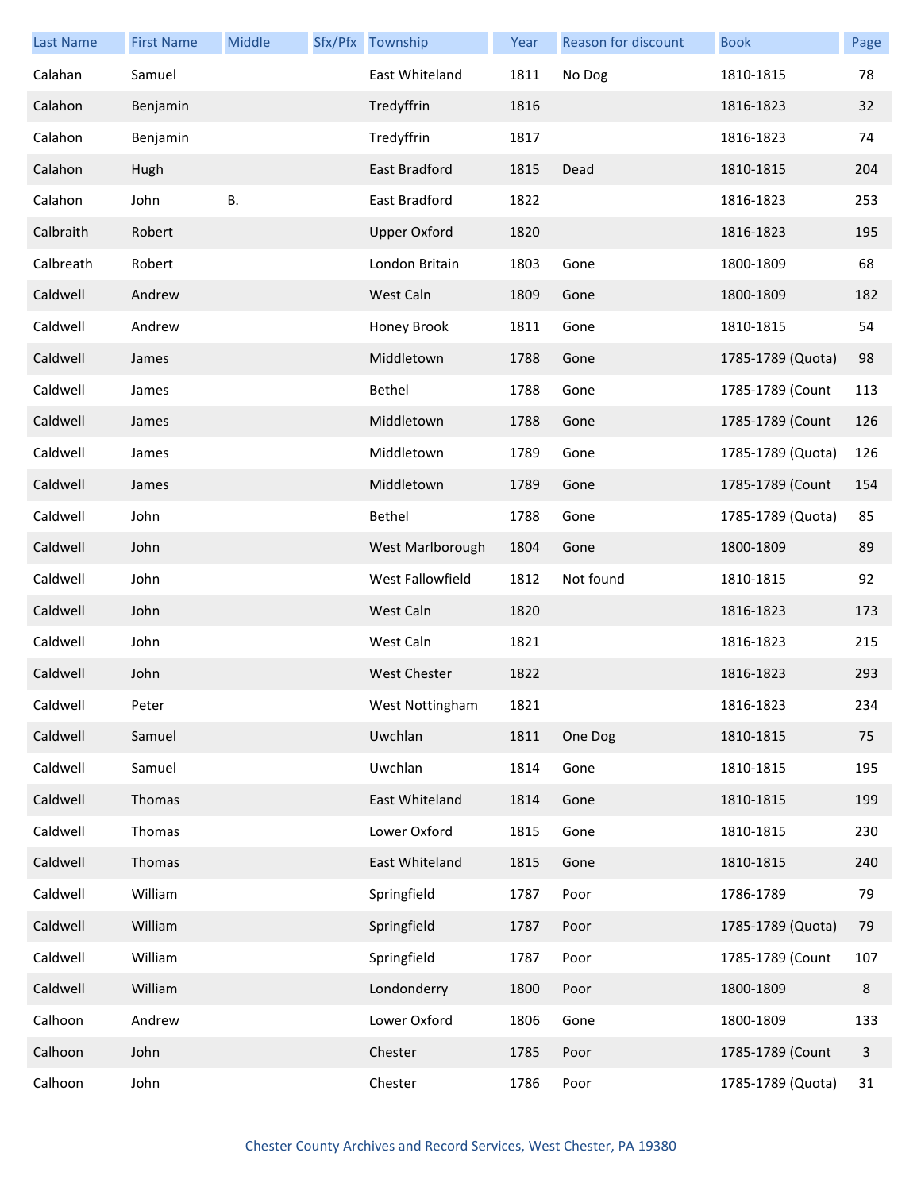| Last Name | First Name | Middle | Sfx/Pfx | Township | Year | Reason for discount | Book | Page |
|---|---|---|---|---|---|---|---|---|
| Calahan | Samuel | | | East Whiteland | 1811 | No Dog | 1810-1815 | 78 |
| Calahon | Benjamin | | | Tredyffrin | 1816 | | 1816-1823 | 32 |
| Calahon | Benjamin | | | Tredyffrin | 1817 | | 1816-1823 | 74 |
| Calahon | Hugh | | | East Bradford | 1815 | Dead | 1810-1815 | 204 |
| Calahon | John | B. | | East Bradford | 1822 | | 1816-1823 | 253 |
| Calbraith | Robert | | | Upper Oxford | 1820 | | 1816-1823 | 195 |
| Calbreath | Robert | | | London Britain | 1803 | Gone | 1800-1809 | 68 |
| Caldwell | Andrew | | | West Caln | 1809 | Gone | 1800-1809 | 182 |
| Caldwell | Andrew | | | Honey Brook | 1811 | Gone | 1810-1815 | 54 |
| Caldwell | James | | | Middletown | 1788 | Gone | 1785-1789 (Quota) | 98 |
| Caldwell | James | | | Bethel | 1788 | Gone | 1785-1789 (Count | 113 |
| Caldwell | James | | | Middletown | 1788 | Gone | 1785-1789 (Count | 126 |
| Caldwell | James | | | Middletown | 1789 | Gone | 1785-1789 (Quota) | 126 |
| Caldwell | James | | | Middletown | 1789 | Gone | 1785-1789 (Count | 154 |
| Caldwell | John | | | Bethel | 1788 | Gone | 1785-1789 (Quota) | 85 |
| Caldwell | John | | | West Marlborough | 1804 | Gone | 1800-1809 | 89 |
| Caldwell | John | | | West Fallowfield | 1812 | Not found | 1810-1815 | 92 |
| Caldwell | John | | | West Caln | 1820 | | 1816-1823 | 173 |
| Caldwell | John | | | West Caln | 1821 | | 1816-1823 | 215 |
| Caldwell | John | | | West Chester | 1822 | | 1816-1823 | 293 |
| Caldwell | Peter | | | West Nottingham | 1821 | | 1816-1823 | 234 |
| Caldwell | Samuel | | | Uwchlan | 1811 | One Dog | 1810-1815 | 75 |
| Caldwell | Samuel | | | Uwchlan | 1814 | Gone | 1810-1815 | 195 |
| Caldwell | Thomas | | | East Whiteland | 1814 | Gone | 1810-1815 | 199 |
| Caldwell | Thomas | | | Lower Oxford | 1815 | Gone | 1810-1815 | 230 |
| Caldwell | Thomas | | | East Whiteland | 1815 | Gone | 1810-1815 | 240 |
| Caldwell | William | | | Springfield | 1787 | Poor | 1786-1789 | 79 |
| Caldwell | William | | | Springfield | 1787 | Poor | 1785-1789 (Quota) | 79 |
| Caldwell | William | | | Springfield | 1787 | Poor | 1785-1789 (Count | 107 |
| Caldwell | William | | | Londonderry | 1800 | Poor | 1800-1809 | 8 |
| Calhoon | Andrew | | | Lower Oxford | 1806 | Gone | 1800-1809 | 133 |
| Calhoon | John | | | Chester | 1785 | Poor | 1785-1789 (Count | 3 |
| Calhoon | John | | | Chester | 1786 | Poor | 1785-1789 (Quota) | 31 |

Chester County Archives and Record Services, West Chester, PA 19380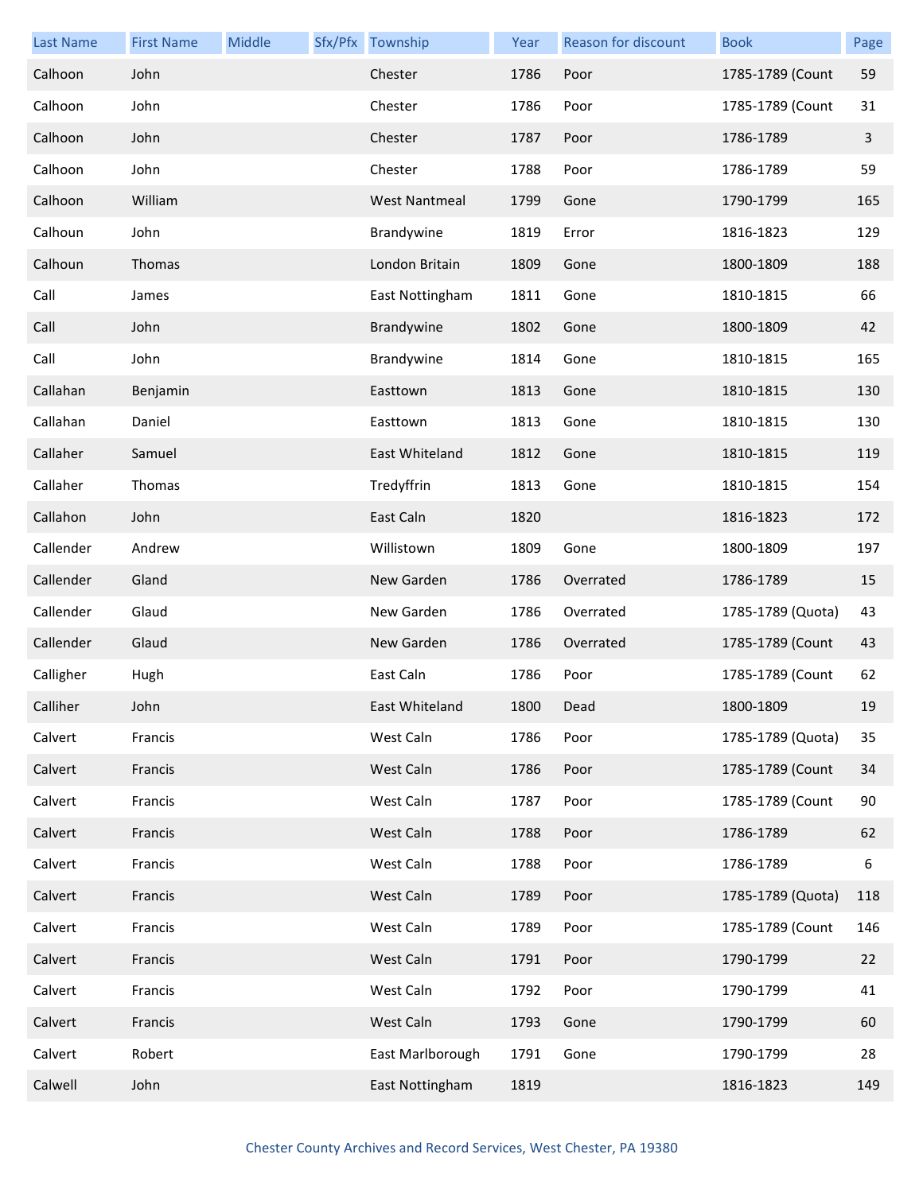| Last Name | First Name | Middle | Sfx/Pfx | Township | Year | Reason for discount | Book | Page |
|---|---|---|---|---|---|---|---|---|
| Calhoon | John | | | Chester | 1786 | Poor | 1785-1789 (Count | 59 |
| Calhoon | John | | | Chester | 1786 | Poor | 1785-1789 (Count | 31 |
| Calhoon | John | | | Chester | 1787 | Poor | 1786-1789 | 3 |
| Calhoon | John | | | Chester | 1788 | Poor | 1786-1789 | 59 |
| Calhoon | William | | | West Nantmeal | 1799 | Gone | 1790-1799 | 165 |
| Calhoun | John | | | Brandywine | 1819 | Error | 1816-1823 | 129 |
| Calhoun | Thomas | | | London Britain | 1809 | Gone | 1800-1809 | 188 |
| Call | James | | | East Nottingham | 1811 | Gone | 1810-1815 | 66 |
| Call | John | | | Brandywine | 1802 | Gone | 1800-1809 | 42 |
| Call | John | | | Brandywine | 1814 | Gone | 1810-1815 | 165 |
| Callahan | Benjamin | | | Easttown | 1813 | Gone | 1810-1815 | 130 |
| Callahan | Daniel | | | Easttown | 1813 | Gone | 1810-1815 | 130 |
| Callaher | Samuel | | | East Whiteland | 1812 | Gone | 1810-1815 | 119 |
| Callaher | Thomas | | | Tredyffrin | 1813 | Gone | 1810-1815 | 154 |
| Callahon | John | | | East Caln | 1820 | | 1816-1823 | 172 |
| Callender | Andrew | | | Willistown | 1809 | Gone | 1800-1809 | 197 |
| Callender | Gland | | | New Garden | 1786 | Overrated | 1786-1789 | 15 |
| Callender | Glaud | | | New Garden | 1786 | Overrated | 1785-1789 (Quota) | 43 |
| Callender | Glaud | | | New Garden | 1786 | Overrated | 1785-1789 (Count | 43 |
| Calligher | Hugh | | | East Caln | 1786 | Poor | 1785-1789 (Count | 62 |
| Calliher | John | | | East Whiteland | 1800 | Dead | 1800-1809 | 19 |
| Calvert | Francis | | | West Caln | 1786 | Poor | 1785-1789 (Quota) | 35 |
| Calvert | Francis | | | West Caln | 1786 | Poor | 1785-1789 (Count | 34 |
| Calvert | Francis | | | West Caln | 1787 | Poor | 1785-1789 (Count | 90 |
| Calvert | Francis | | | West Caln | 1788 | Poor | 1786-1789 | 62 |
| Calvert | Francis | | | West Caln | 1788 | Poor | 1786-1789 | 6 |
| Calvert | Francis | | | West Caln | 1789 | Poor | 1785-1789 (Quota) | 118 |
| Calvert | Francis | | | West Caln | 1789 | Poor | 1785-1789 (Count | 146 |
| Calvert | Francis | | | West Caln | 1791 | Poor | 1790-1799 | 22 |
| Calvert | Francis | | | West Caln | 1792 | Poor | 1790-1799 | 41 |
| Calvert | Francis | | | West Caln | 1793 | Gone | 1790-1799 | 60 |
| Calvert | Robert | | | East Marlborough | 1791 | Gone | 1790-1799 | 28 |
| Calwell | John | | | East Nottingham | 1819 | | 1816-1823 | 149 |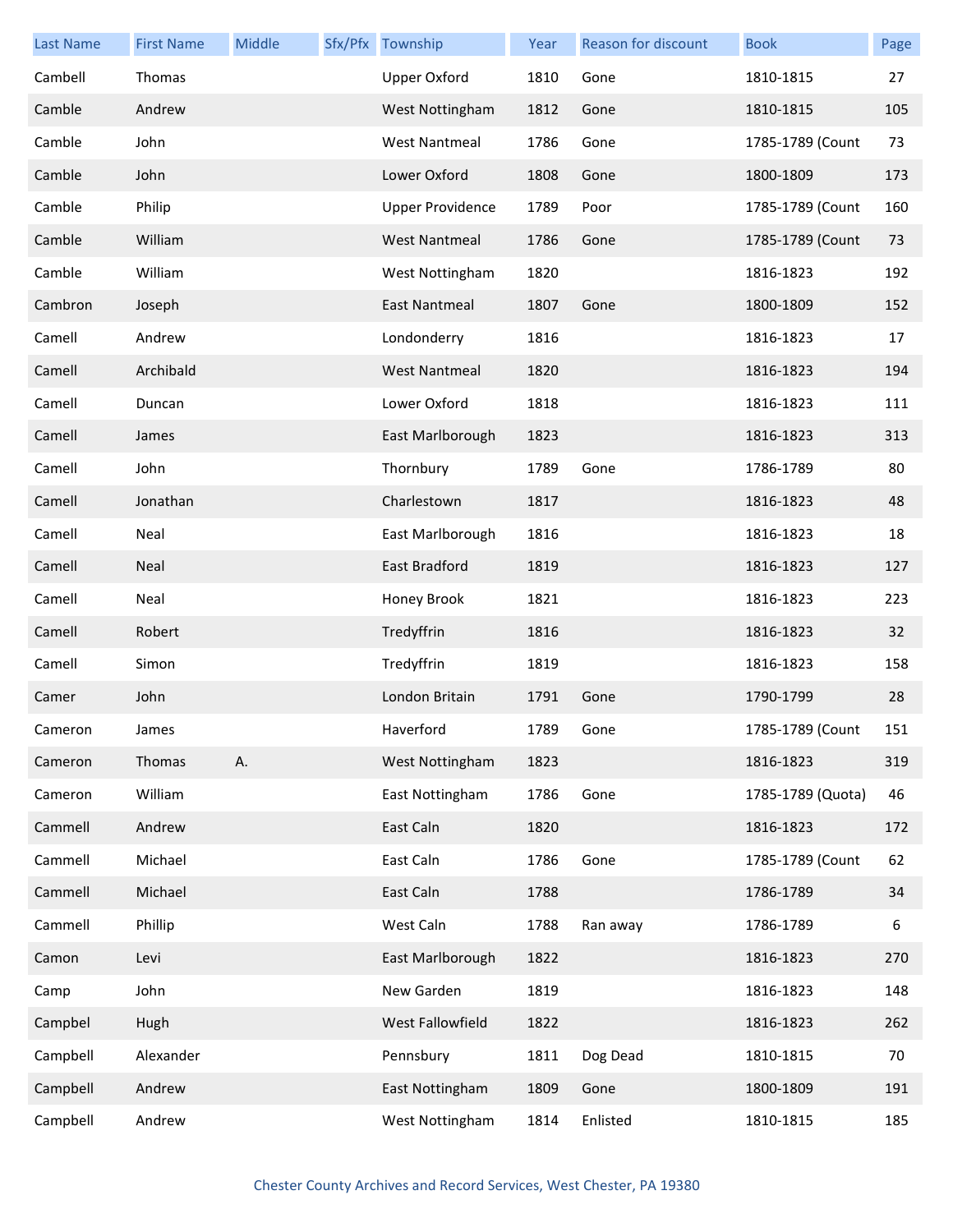| Last Name | First Name | Middle | Sfx/Pfx | Township | Year | Reason for discount | Book | Page |
|---|---|---|---|---|---|---|---|---|
| Cambell | Thomas | | | Upper Oxford | 1810 | Gone | 1810-1815 | 27 |
| Camble | Andrew | | | West Nottingham | 1812 | Gone | 1810-1815 | 105 |
| Camble | John | | | West Nantmeal | 1786 | Gone | 1785-1789 (Count | 73 |
| Camble | John | | | Lower Oxford | 1808 | Gone | 1800-1809 | 173 |
| Camble | Philip | | | Upper Providence | 1789 | Poor | 1785-1789 (Count | 160 |
| Camble | William | | | West Nantmeal | 1786 | Gone | 1785-1789 (Count | 73 |
| Camble | William | | | West Nottingham | 1820 | | 1816-1823 | 192 |
| Cambron | Joseph | | | East Nantmeal | 1807 | Gone | 1800-1809 | 152 |
| Camell | Andrew | | | Londonderry | 1816 | | 1816-1823 | 17 |
| Camell | Archibald | | | West Nantmeal | 1820 | | 1816-1823 | 194 |
| Camell | Duncan | | | Lower Oxford | 1818 | | 1816-1823 | 111 |
| Camell | James | | | East Marlborough | 1823 | | 1816-1823 | 313 |
| Camell | John | | | Thornbury | 1789 | Gone | 1786-1789 | 80 |
| Camell | Jonathan | | | Charlestown | 1817 | | 1816-1823 | 48 |
| Camell | Neal | | | East Marlborough | 1816 | | 1816-1823 | 18 |
| Camell | Neal | | | East Bradford | 1819 | | 1816-1823 | 127 |
| Camell | Neal | | | Honey Brook | 1821 | | 1816-1823 | 223 |
| Camell | Robert | | | Tredyffrin | 1816 | | 1816-1823 | 32 |
| Camell | Simon | | | Tredyffrin | 1819 | | 1816-1823 | 158 |
| Camer | John | | | London Britain | 1791 | Gone | 1790-1799 | 28 |
| Cameron | James | | | Haverford | 1789 | Gone | 1785-1789 (Count | 151 |
| Cameron | Thomas | A. | | West Nottingham | 1823 | | 1816-1823 | 319 |
| Cameron | William | | | East Nottingham | 1786 | Gone | 1785-1789 (Quota) | 46 |
| Cammell | Andrew | | | East Caln | 1820 | | 1816-1823 | 172 |
| Cammell | Michael | | | East Caln | 1786 | Gone | 1785-1789 (Count | 62 |
| Cammell | Michael | | | East Caln | 1788 | | 1786-1789 | 34 |
| Cammell | Phillip | | | West Caln | 1788 | Ran away | 1786-1789 | 6 |
| Camon | Levi | | | East Marlborough | 1822 | | 1816-1823 | 270 |
| Camp | John | | | New Garden | 1819 | | 1816-1823 | 148 |
| Campbel | Hugh | | | West Fallowfield | 1822 | | 1816-1823 | 262 |
| Campbell | Alexander | | | Pennsbury | 1811 | Dog Dead | 1810-1815 | 70 |
| Campbell | Andrew | | | East Nottingham | 1809 | Gone | 1800-1809 | 191 |
| Campbell | Andrew | | | West Nottingham | 1814 | Enlisted | 1810-1815 | 185 |

Chester County Archives and Record Services, West Chester, PA 19380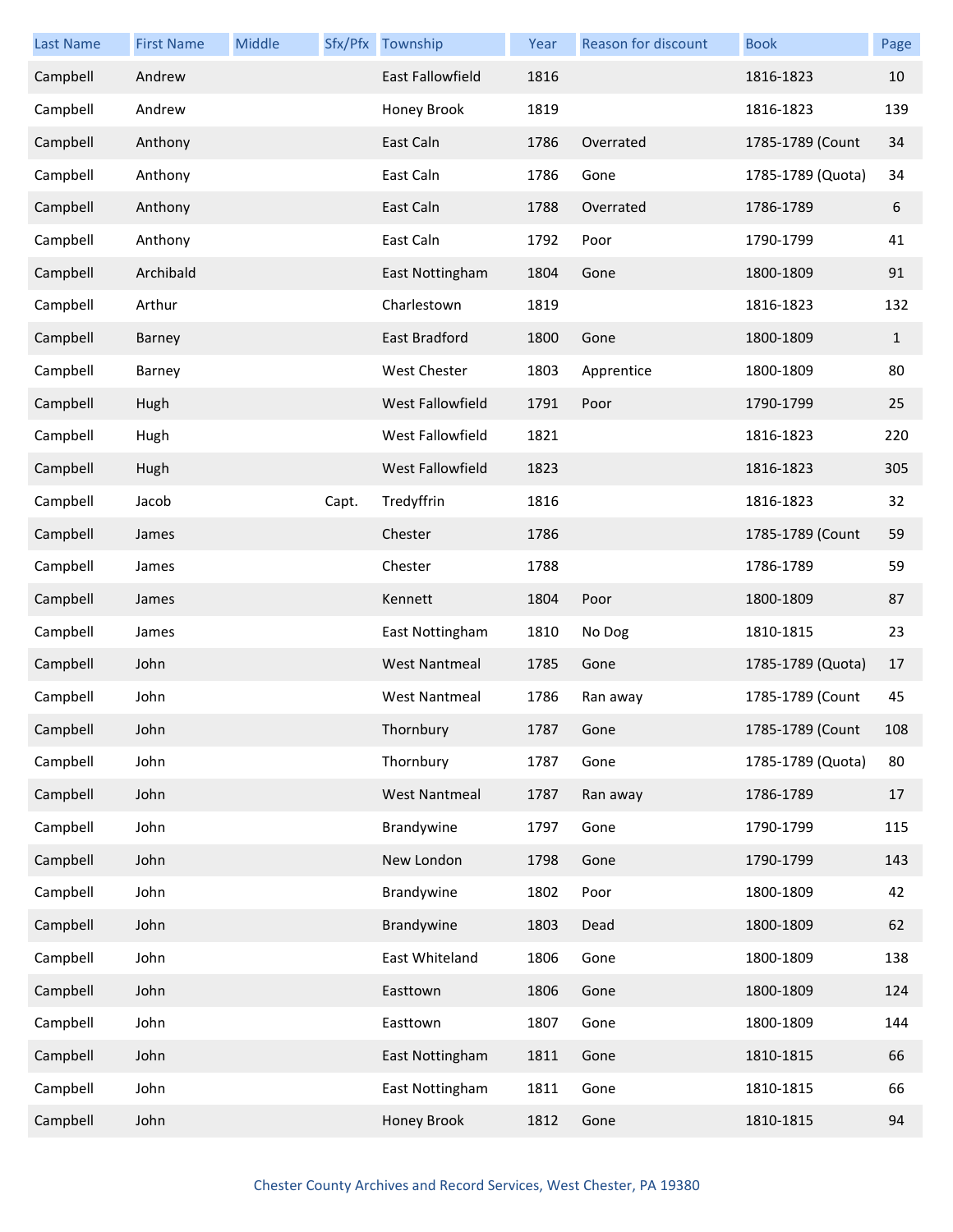| Last Name | First Name | Middle | Sfx/Pfx | Township | Year | Reason for discount | Book | Page |
|---|---|---|---|---|---|---|---|---|
| Campbell | Andrew | | | East Fallowfield | 1816 | | 1816-1823 | 10 |
| Campbell | Andrew | | | Honey Brook | 1819 | | 1816-1823 | 139 |
| Campbell | Anthony | | | East Caln | 1786 | Overrated | 1785-1789 (Count | 34 |
| Campbell | Anthony | | | East Caln | 1786 | Gone | 1785-1789 (Quota) | 34 |
| Campbell | Anthony | | | East Caln | 1788 | Overrated | 1786-1789 | 6 |
| Campbell | Anthony | | | East Caln | 1792 | Poor | 1790-1799 | 41 |
| Campbell | Archibald | | | East Nottingham | 1804 | Gone | 1800-1809 | 91 |
| Campbell | Arthur | | | Charlestown | 1819 | | 1816-1823 | 132 |
| Campbell | Barney | | | East Bradford | 1800 | Gone | 1800-1809 | 1 |
| Campbell | Barney | | | West Chester | 1803 | Apprentice | 1800-1809 | 80 |
| Campbell | Hugh | | | West Fallowfield | 1791 | Poor | 1790-1799 | 25 |
| Campbell | Hugh | | | West Fallowfield | 1821 | | 1816-1823 | 220 |
| Campbell | Hugh | | | West Fallowfield | 1823 | | 1816-1823 | 305 |
| Campbell | Jacob | | Capt. | Tredyffrin | 1816 | | 1816-1823 | 32 |
| Campbell | James | | | Chester | 1786 | | 1785-1789 (Count | 59 |
| Campbell | James | | | Chester | 1788 | | 1786-1789 | 59 |
| Campbell | James | | | Kennett | 1804 | Poor | 1800-1809 | 87 |
| Campbell | James | | | East Nottingham | 1810 | No Dog | 1810-1815 | 23 |
| Campbell | John | | | West Nantmeal | 1785 | Gone | 1785-1789 (Quota) | 17 |
| Campbell | John | | | West Nantmeal | 1786 | Ran away | 1785-1789 (Count | 45 |
| Campbell | John | | | Thornbury | 1787 | Gone | 1785-1789 (Count | 108 |
| Campbell | John | | | Thornbury | 1787 | Gone | 1785-1789 (Quota) | 80 |
| Campbell | John | | | West Nantmeal | 1787 | Ran away | 1786-1789 | 17 |
| Campbell | John | | | Brandywine | 1797 | Gone | 1790-1799 | 115 |
| Campbell | John | | | New London | 1798 | Gone | 1790-1799 | 143 |
| Campbell | John | | | Brandywine | 1802 | Poor | 1800-1809 | 42 |
| Campbell | John | | | Brandywine | 1803 | Dead | 1800-1809 | 62 |
| Campbell | John | | | East Whiteland | 1806 | Gone | 1800-1809 | 138 |
| Campbell | John | | | Easttown | 1806 | Gone | 1800-1809 | 124 |
| Campbell | John | | | Easttown | 1807 | Gone | 1800-1809 | 144 |
| Campbell | John | | | East Nottingham | 1811 | Gone | 1810-1815 | 66 |
| Campbell | John | | | East Nottingham | 1811 | Gone | 1810-1815 | 66 |
| Campbell | John | | | Honey Brook | 1812 | Gone | 1810-1815 | 94 |

Chester County Archives and Record Services, West Chester, PA 19380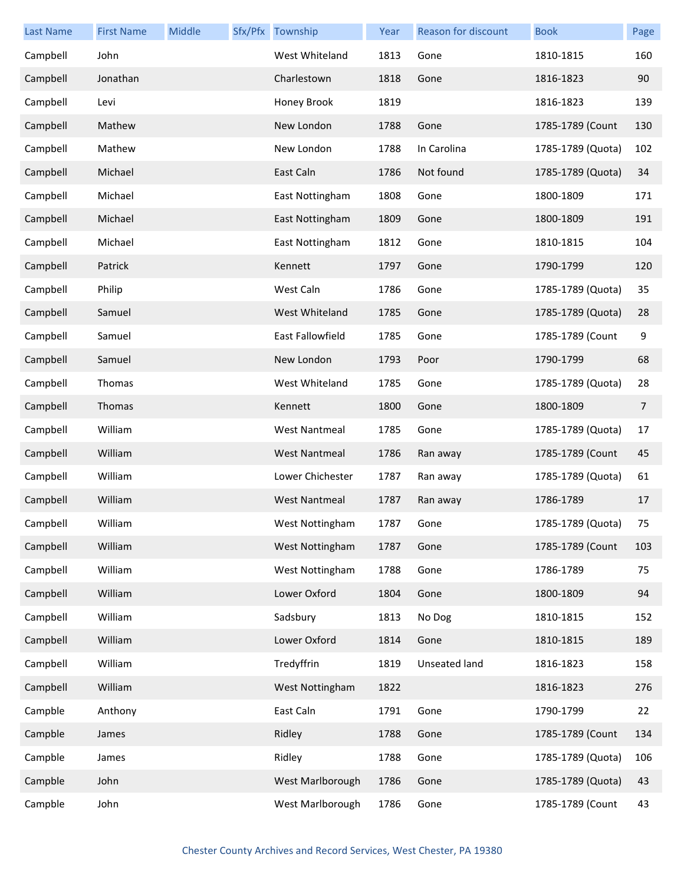| Last Name | First Name | Middle | Sfx/Pfx | Township | Year | Reason for discount | Book | Page |
|---|---|---|---|---|---|---|---|---|
| Campbell | John | | | West Whiteland | 1813 | Gone | 1810-1815 | 160 |
| Campbell | Jonathan | | | Charlestown | 1818 | Gone | 1816-1823 | 90 |
| Campbell | Levi | | | Honey Brook | 1819 | | 1816-1823 | 139 |
| Campbell | Mathew | | | New London | 1788 | Gone | 1785-1789 (Count | 130 |
| Campbell | Mathew | | | New London | 1788 | In Carolina | 1785-1789 (Quota) | 102 |
| Campbell | Michael | | | East Caln | 1786 | Not found | 1785-1789 (Quota) | 34 |
| Campbell | Michael | | | East Nottingham | 1808 | Gone | 1800-1809 | 171 |
| Campbell | Michael | | | East Nottingham | 1809 | Gone | 1800-1809 | 191 |
| Campbell | Michael | | | East Nottingham | 1812 | Gone | 1810-1815 | 104 |
| Campbell | Patrick | | | Kennett | 1797 | Gone | 1790-1799 | 120 |
| Campbell | Philip | | | West Caln | 1786 | Gone | 1785-1789 (Quota) | 35 |
| Campbell | Samuel | | | West Whiteland | 1785 | Gone | 1785-1789 (Quota) | 28 |
| Campbell | Samuel | | | East Fallowfield | 1785 | Gone | 1785-1789 (Count | 9 |
| Campbell | Samuel | | | New London | 1793 | Poor | 1790-1799 | 68 |
| Campbell | Thomas | | | West Whiteland | 1785 | Gone | 1785-1789 (Quota) | 28 |
| Campbell | Thomas | | | Kennett | 1800 | Gone | 1800-1809 | 7 |
| Campbell | William | | | West Nantmeal | 1785 | Gone | 1785-1789 (Quota) | 17 |
| Campbell | William | | | West Nantmeal | 1786 | Ran away | 1785-1789 (Count | 45 |
| Campbell | William | | | Lower Chichester | 1787 | Ran away | 1785-1789 (Quota) | 61 |
| Campbell | William | | | West Nantmeal | 1787 | Ran away | 1786-1789 | 17 |
| Campbell | William | | | West Nottingham | 1787 | Gone | 1785-1789 (Quota) | 75 |
| Campbell | William | | | West Nottingham | 1787 | Gone | 1785-1789 (Count | 103 |
| Campbell | William | | | West Nottingham | 1788 | Gone | 1786-1789 | 75 |
| Campbell | William | | | Lower Oxford | 1804 | Gone | 1800-1809 | 94 |
| Campbell | William | | | Sadsbury | 1813 | No Dog | 1810-1815 | 152 |
| Campbell | William | | | Lower Oxford | 1814 | Gone | 1810-1815 | 189 |
| Campbell | William | | | Tredyffrin | 1819 | Unseated land | 1816-1823 | 158 |
| Campbell | William | | | West Nottingham | 1822 | | 1816-1823 | 276 |
| Camble | Anthony | | | East Caln | 1791 | Gone | 1790-1799 | 22 |
| Camble | James | | | Ridley | 1788 | Gone | 1785-1789 (Count | 134 |
| Camble | James | | | Ridley | 1788 | Gone | 1785-1789 (Quota) | 106 |
| Camble | John | | | West Marlborough | 1786 | Gone | 1785-1789 (Quota) | 43 |
| Camble | John | | | West Marlborough | 1786 | Gone | 1785-1789 (Count | 43 |

Chester County Archives and Record Services, West Chester, PA 19380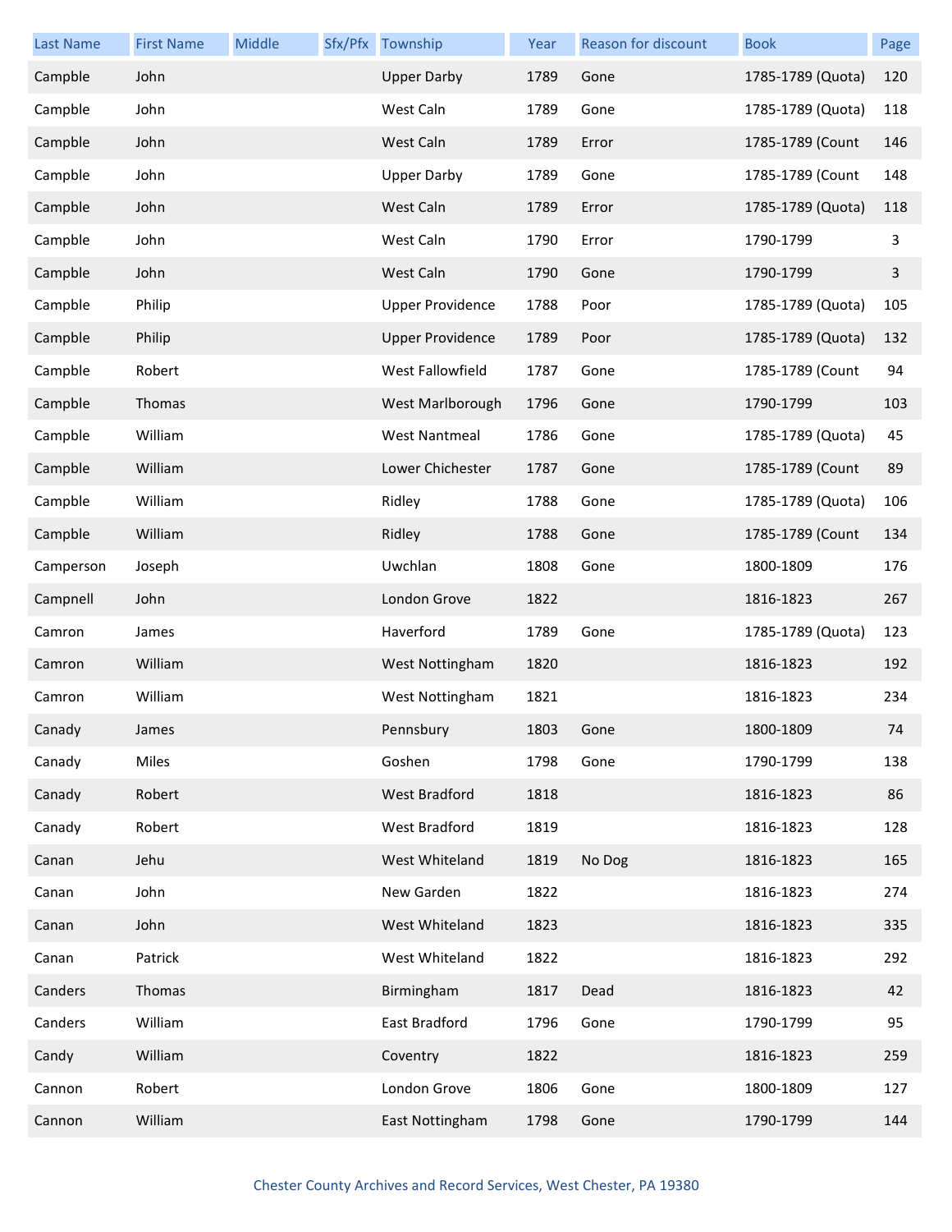| Last Name | First Name | Middle | Sfx/Pfx | Township | Year | Reason for discount | Book | Page |
|---|---|---|---|---|---|---|---|---|
| Campble | John | | | Upper Darby | 1789 | Gone | 1785-1789 (Quota) | 120 |
| Campble | John | | | West Caln | 1789 | Gone | 1785-1789 (Quota) | 118 |
| Campble | John | | | West Caln | 1789 | Error | 1785-1789 (Count | 146 |
| Campble | John | | | Upper Darby | 1789 | Gone | 1785-1789 (Count | 148 |
| Campble | John | | | West Caln | 1789 | Error | 1785-1789 (Quota) | 118 |
| Campble | John | | | West Caln | 1790 | Error | 1790-1799 | 3 |
| Campble | John | | | West Caln | 1790 | Gone | 1790-1799 | 3 |
| Campble | Philip | | | Upper Providence | 1788 | Poor | 1785-1789 (Quota) | 105 |
| Campble | Philip | | | Upper Providence | 1789 | Poor | 1785-1789 (Quota) | 132 |
| Campble | Robert | | | West Fallowfield | 1787 | Gone | 1785-1789 (Count | 94 |
| Campble | Thomas | | | West Marlborough | 1796 | Gone | 1790-1799 | 103 |
| Campble | William | | | West Nantmeal | 1786 | Gone | 1785-1789 (Quota) | 45 |
| Campble | William | | | Lower Chichester | 1787 | Gone | 1785-1789 (Count | 89 |
| Campble | William | | | Ridley | 1788 | Gone | 1785-1789 (Quota) | 106 |
| Campble | William | | | Ridley | 1788 | Gone | 1785-1789 (Count | 134 |
| Camperson | Joseph | | | Uwchlan | 1808 | Gone | 1800-1809 | 176 |
| Campnell | John | | | London Grove | 1822 | | 1816-1823 | 267 |
| Camron | James | | | Haverford | 1789 | Gone | 1785-1789 (Quota) | 123 |
| Camron | William | | | West Nottingham | 1820 | | 1816-1823 | 192 |
| Camron | William | | | West Nottingham | 1821 | | 1816-1823 | 234 |
| Canady | James | | | Pennsbury | 1803 | Gone | 1800-1809 | 74 |
| Canady | Miles | | | Goshen | 1798 | Gone | 1790-1799 | 138 |
| Canady | Robert | | | West Bradford | 1818 | | 1816-1823 | 86 |
| Canady | Robert | | | West Bradford | 1819 | | 1816-1823 | 128 |
| Canan | Jehu | | | West Whiteland | 1819 | No Dog | 1816-1823 | 165 |
| Canan | John | | | New Garden | 1822 | | 1816-1823 | 274 |
| Canan | John | | | West Whiteland | 1823 | | 1816-1823 | 335 |
| Canan | Patrick | | | West Whiteland | 1822 | | 1816-1823 | 292 |
| Canders | Thomas | | | Birmingham | 1817 | Dead | 1816-1823 | 42 |
| Canders | William | | | East Bradford | 1796 | Gone | 1790-1799 | 95 |
| Candy | William | | | Coventry | 1822 | | 1816-1823 | 259 |
| Cannon | Robert | | | London Grove | 1806 | Gone | 1800-1809 | 127 |
| Cannon | William | | | East Nottingham | 1798 | Gone | 1790-1799 | 144 |

Chester County Archives and Record Services, West Chester, PA 19380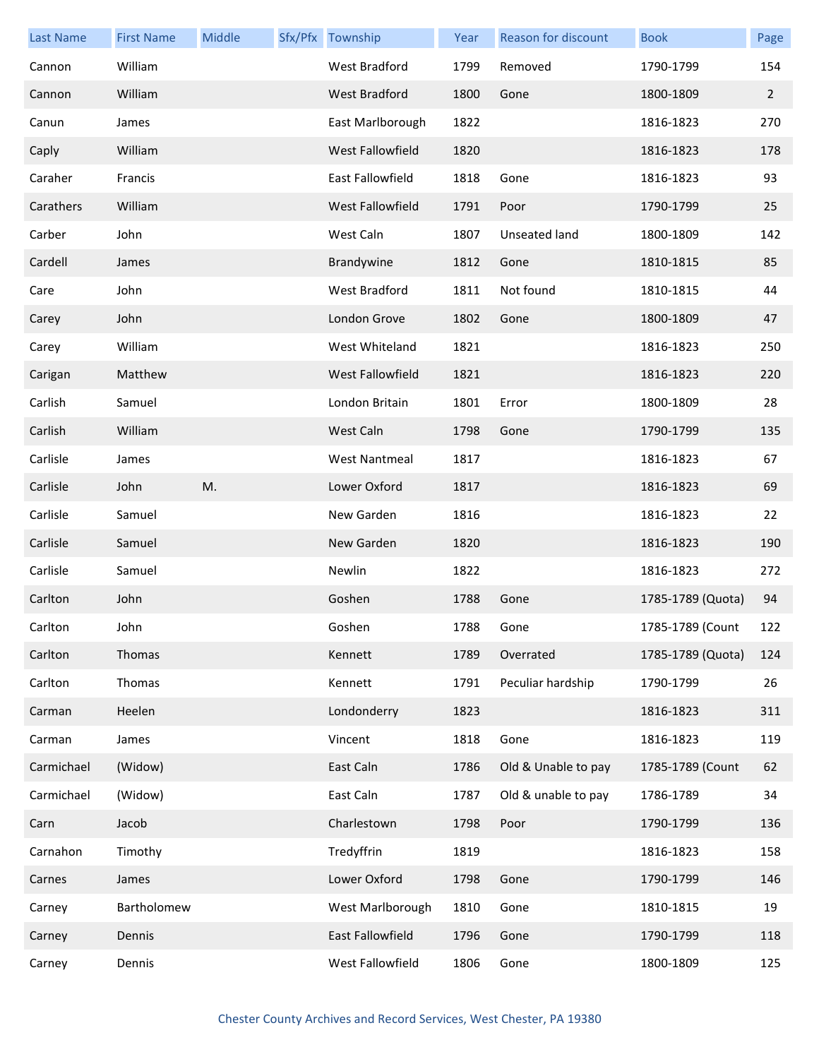| Last Name | First Name | Middle | Sfx/Pfx | Township | Year | Reason for discount | Book | Page |
|---|---|---|---|---|---|---|---|---|
| Cannon | William | | | West Bradford | 1799 | Removed | 1790-1799 | 154 |
| Cannon | William | | | West Bradford | 1800 | Gone | 1800-1809 | 2 |
| Canun | James | | | East Marlborough | 1822 | | 1816-1823 | 270 |
| Caply | William | | | West Fallowfield | 1820 | | 1816-1823 | 178 |
| Caraher | Francis | | | East Fallowfield | 1818 | Gone | 1816-1823 | 93 |
| Carathers | William | | | West Fallowfield | 1791 | Poor | 1790-1799 | 25 |
| Carber | John | | | West Caln | 1807 | Unseated land | 1800-1809 | 142 |
| Cardell | James | | | Brandywine | 1812 | Gone | 1810-1815 | 85 |
| Care | John | | | West Bradford | 1811 | Not found | 1810-1815 | 44 |
| Carey | John | | | London Grove | 1802 | Gone | 1800-1809 | 47 |
| Carey | William | | | West Whiteland | 1821 | | 1816-1823 | 250 |
| Carigan | Matthew | | | West Fallowfield | 1821 | | 1816-1823 | 220 |
| Carlish | Samuel | | | London Britain | 1801 | Error | 1800-1809 | 28 |
| Carlish | William | | | West Caln | 1798 | Gone | 1790-1799 | 135 |
| Carlisle | James | | | West Nantmeal | 1817 | | 1816-1823 | 67 |
| Carlisle | John | M. | | Lower Oxford | 1817 | | 1816-1823 | 69 |
| Carlisle | Samuel | | | New Garden | 1816 | | 1816-1823 | 22 |
| Carlisle | Samuel | | | New Garden | 1820 | | 1816-1823 | 190 |
| Carlisle | Samuel | | | Newlin | 1822 | | 1816-1823 | 272 |
| Carlton | John | | | Goshen | 1788 | Gone | 1785-1789 (Quota) | 94 |
| Carlton | John | | | Goshen | 1788 | Gone | 1785-1789 (Count | 122 |
| Carlton | Thomas | | | Kennett | 1789 | Overrated | 1785-1789 (Quota) | 124 |
| Carlton | Thomas | | | Kennett | 1791 | Peculiar hardship | 1790-1799 | 26 |
| Carman | Heelen | | | Londonderry | 1823 | | 1816-1823 | 311 |
| Carman | James | | | Vincent | 1818 | Gone | 1816-1823 | 119 |
| Carmichael | (Widow) | | | East Caln | 1786 | Old & Unable to pay | 1785-1789 (Count | 62 |
| Carmichael | (Widow) | | | East Caln | 1787 | Old & unable to pay | 1786-1789 | 34 |
| Carn | Jacob | | | Charlestown | 1798 | Poor | 1790-1799 | 136 |
| Carnahon | Timothy | | | Tredyffrin | 1819 | | 1816-1823 | 158 |
| Carnes | James | | | Lower Oxford | 1798 | Gone | 1790-1799 | 146 |
| Carney | Bartholomew | | | West Marlborough | 1810 | Gone | 1810-1815 | 19 |
| Carney | Dennis | | | East Fallowfield | 1796 | Gone | 1790-1799 | 118 |
| Carney | Dennis | | | West Fallowfield | 1806 | Gone | 1800-1809 | 125 |

Chester County Archives and Record Services, West Chester, PA 19380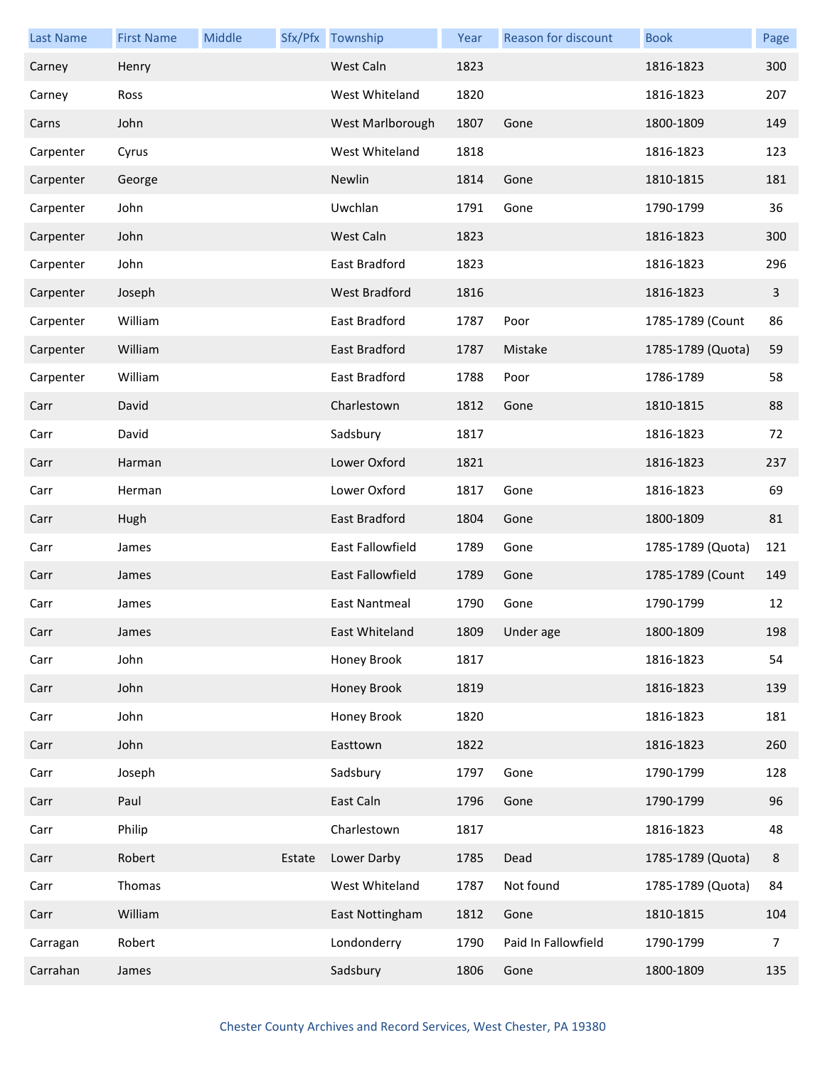| Last Name | First Name | Middle | Sfx/Pfx | Township | Year | Reason for discount | Book | Page |
|---|---|---|---|---|---|---|---|---|
| Carney | Henry | | | West Caln | 1823 | | 1816-1823 | 300 |
| Carney | Ross | | | West Whiteland | 1820 | | 1816-1823 | 207 |
| Carns | John | | | West Marlborough | 1807 | Gone | 1800-1809 | 149 |
| Carpenter | Cyrus | | | West Whiteland | 1818 | | 1816-1823 | 123 |
| Carpenter | George | | | Newlin | 1814 | Gone | 1810-1815 | 181 |
| Carpenter | John | | | Uwchlan | 1791 | Gone | 1790-1799 | 36 |
| Carpenter | John | | | West Caln | 1823 | | 1816-1823 | 300 |
| Carpenter | John | | | East Bradford | 1823 | | 1816-1823 | 296 |
| Carpenter | Joseph | | | West Bradford | 1816 | | 1816-1823 | 3 |
| Carpenter | William | | | East Bradford | 1787 | Poor | 1785-1789 (Count | 86 |
| Carpenter | William | | | East Bradford | 1787 | Mistake | 1785-1789 (Quota) | 59 |
| Carpenter | William | | | East Bradford | 1788 | Poor | 1786-1789 | 58 |
| Carr | David | | | Charlestown | 1812 | Gone | 1810-1815 | 88 |
| Carr | David | | | Sadsbury | 1817 | | 1816-1823 | 72 |
| Carr | Harman | | | Lower Oxford | 1821 | | 1816-1823 | 237 |
| Carr | Herman | | | Lower Oxford | 1817 | Gone | 1816-1823 | 69 |
| Carr | Hugh | | | East Bradford | 1804 | Gone | 1800-1809 | 81 |
| Carr | James | | | East Fallowfield | 1789 | Gone | 1785-1789 (Quota) | 121 |
| Carr | James | | | East Fallowfield | 1789 | Gone | 1785-1789 (Count | 149 |
| Carr | James | | | East Nantmeal | 1790 | Gone | 1790-1799 | 12 |
| Carr | James | | | East Whiteland | 1809 | Under age | 1800-1809 | 198 |
| Carr | John | | | Honey Brook | 1817 | | 1816-1823 | 54 |
| Carr | John | | | Honey Brook | 1819 | | 1816-1823 | 139 |
| Carr | John | | | Honey Brook | 1820 | | 1816-1823 | 181 |
| Carr | John | | | Easttown | 1822 | | 1816-1823 | 260 |
| Carr | Joseph | | | Sadsbury | 1797 | Gone | 1790-1799 | 128 |
| Carr | Paul | | | East Caln | 1796 | Gone | 1790-1799 | 96 |
| Carr | Philip | | | Charlestown | 1817 | | 1816-1823 | 48 |
| Carr | Robert | | Estate | Lower Darby | 1785 | Dead | 1785-1789 (Quota) | 8 |
| Carr | Thomas | | | West Whiteland | 1787 | Not found | 1785-1789 (Quota) | 84 |
| Carr | William | | | East Nottingham | 1812 | Gone | 1810-1815 | 104 |
| Carragan | Robert | | | Londonderry | 1790 | Paid In Fallowfield | 1790-1799 | 7 |
| Carrahan | James | | | Sadsbury | 1806 | Gone | 1800-1809 | 135 |

Chester County Archives and Record Services, West Chester, PA 19380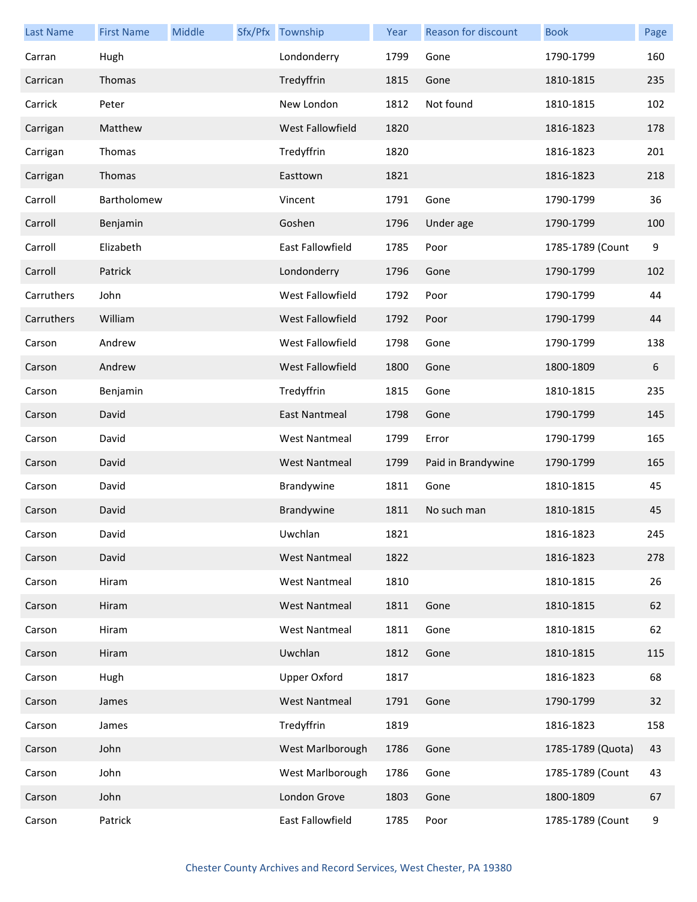| Last Name | First Name | Middle | Sfx/Pfx | Township | Year | Reason for discount | Book | Page |
|---|---|---|---|---|---|---|---|---|
| Carran | Hugh | | | Londonderry | 1799 | Gone | 1790-1799 | 160 |
| Carrican | Thomas | | | Tredyffrin | 1815 | Gone | 1810-1815 | 235 |
| Carrick | Peter | | | New London | 1812 | Not found | 1810-1815 | 102 |
| Carrigan | Matthew | | | West Fallowfield | 1820 | | 1816-1823 | 178 |
| Carrigan | Thomas | | | Tredyffrin | 1820 | | 1816-1823 | 201 |
| Carrigan | Thomas | | | Easttown | 1821 | | 1816-1823 | 218 |
| Carroll | Bartholomew | | | Vincent | 1791 | Gone | 1790-1799 | 36 |
| Carroll | Benjamin | | | Goshen | 1796 | Under age | 1790-1799 | 100 |
| Carroll | Elizabeth | | | East Fallowfield | 1785 | Poor | 1785-1789 (Count | 9 |
| Carroll | Patrick | | | Londonderry | 1796 | Gone | 1790-1799 | 102 |
| Carruthers | John | | | West Fallowfield | 1792 | Poor | 1790-1799 | 44 |
| Carruthers | William | | | West Fallowfield | 1792 | Poor | 1790-1799 | 44 |
| Carson | Andrew | | | West Fallowfield | 1798 | Gone | 1790-1799 | 138 |
| Carson | Andrew | | | West Fallowfield | 1800 | Gone | 1800-1809 | 6 |
| Carson | Benjamin | | | Tredyffrin | 1815 | Gone | 1810-1815 | 235 |
| Carson | David | | | East Nantmeal | 1798 | Gone | 1790-1799 | 145 |
| Carson | David | | | West Nantmeal | 1799 | Error | 1790-1799 | 165 |
| Carson | David | | | West Nantmeal | 1799 | Paid in Brandywine | 1790-1799 | 165 |
| Carson | David | | | Brandywine | 1811 | Gone | 1810-1815 | 45 |
| Carson | David | | | Brandywine | 1811 | No such man | 1810-1815 | 45 |
| Carson | David | | | Uwchlan | 1821 | | 1816-1823 | 245 |
| Carson | David | | | West Nantmeal | 1822 | | 1816-1823 | 278 |
| Carson | Hiram | | | West Nantmeal | 1810 | | 1810-1815 | 26 |
| Carson | Hiram | | | West Nantmeal | 1811 | Gone | 1810-1815 | 62 |
| Carson | Hiram | | | West Nantmeal | 1811 | Gone | 1810-1815 | 62 |
| Carson | Hiram | | | Uwchlan | 1812 | Gone | 1810-1815 | 115 |
| Carson | Hugh | | | Upper Oxford | 1817 | | 1816-1823 | 68 |
| Carson | James | | | West Nantmeal | 1791 | Gone | 1790-1799 | 32 |
| Carson | James | | | Tredyffrin | 1819 | | 1816-1823 | 158 |
| Carson | John | | | West Marlborough | 1786 | Gone | 1785-1789 (Quota) | 43 |
| Carson | John | | | West Marlborough | 1786 | Gone | 1785-1789 (Count | 43 |
| Carson | John | | | London Grove | 1803 | Gone | 1800-1809 | 67 |
| Carson | Patrick | | | East Fallowfield | 1785 | Poor | 1785-1789 (Count | 9 |

Chester County Archives and Record Services, West Chester, PA 19380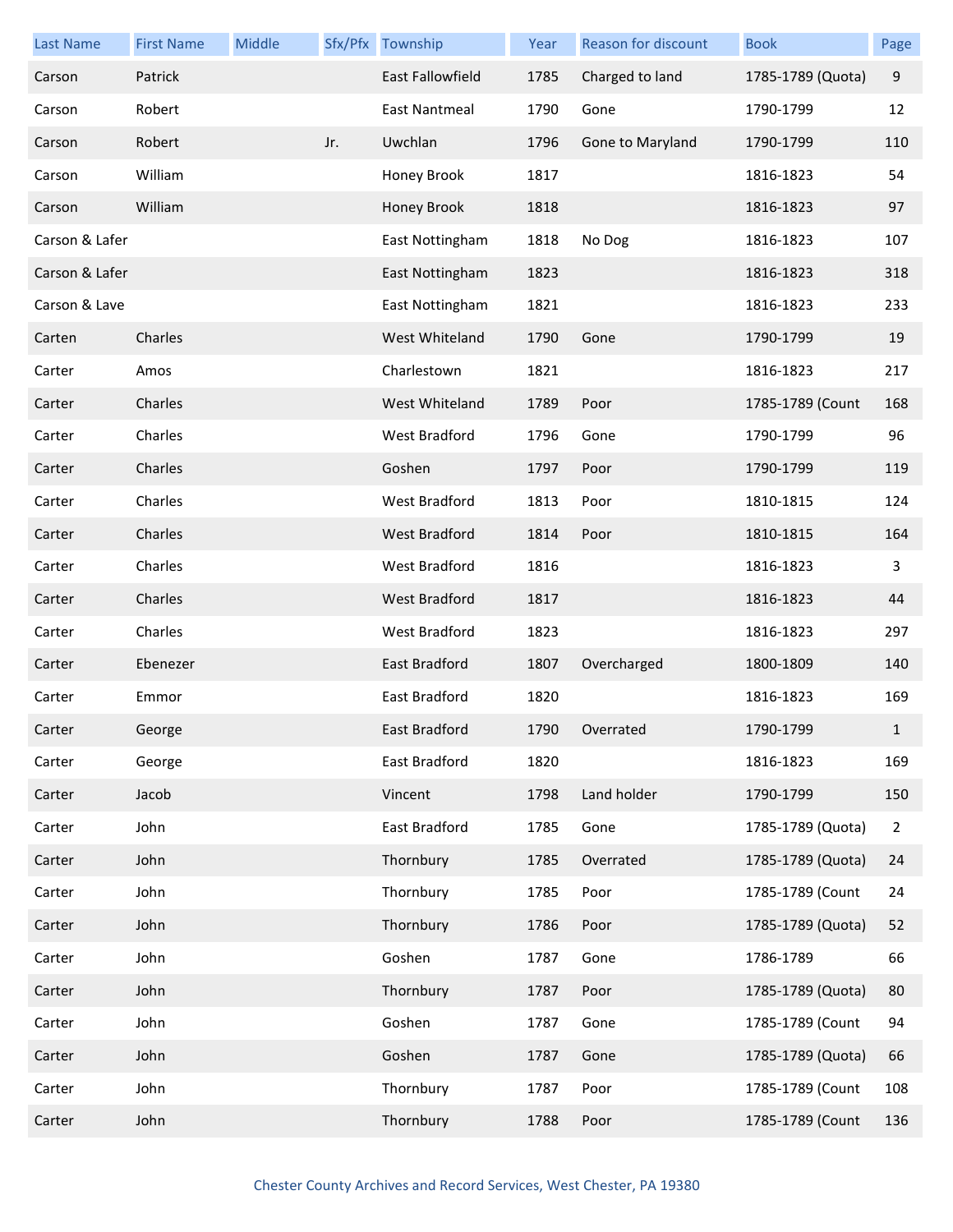| Last Name | First Name | Middle | Sfx/Pfx | Township | Year | Reason for discount | Book | Page |
|---|---|---|---|---|---|---|---|---|
| Carson | Patrick | | | East Fallowfield | 1785 | Charged to land | 1785-1789 (Quota) | 9 |
| Carson | Robert | | | East Nantmeal | 1790 | Gone | 1790-1799 | 12 |
| Carson | Robert | | Jr. | Uwchlan | 1796 | Gone to Maryland | 1790-1799 | 110 |
| Carson | William | | | Honey Brook | 1817 | | 1816-1823 | 54 |
| Carson | William | | | Honey Brook | 1818 | | 1816-1823 | 97 |
| Carson & Lafer | | | | East Nottingham | 1818 | No Dog | 1816-1823 | 107 |
| Carson & Lafer | | | | East Nottingham | 1823 | | 1816-1823 | 318 |
| Carson & Lave | | | | East Nottingham | 1821 | | 1816-1823 | 233 |
| Carten | Charles | | | West Whiteland | 1790 | Gone | 1790-1799 | 19 |
| Carter | Amos | | | Charlestown | 1821 | | 1816-1823 | 217 |
| Carter | Charles | | | West Whiteland | 1789 | Poor | 1785-1789 (Count | 168 |
| Carter | Charles | | | West Bradford | 1796 | Gone | 1790-1799 | 96 |
| Carter | Charles | | | Goshen | 1797 | Poor | 1790-1799 | 119 |
| Carter | Charles | | | West Bradford | 1813 | Poor | 1810-1815 | 124 |
| Carter | Charles | | | West Bradford | 1814 | Poor | 1810-1815 | 164 |
| Carter | Charles | | | West Bradford | 1816 | | 1816-1823 | 3 |
| Carter | Charles | | | West Bradford | 1817 | | 1816-1823 | 44 |
| Carter | Charles | | | West Bradford | 1823 | | 1816-1823 | 297 |
| Carter | Ebenezer | | | East Bradford | 1807 | Overcharged | 1800-1809 | 140 |
| Carter | Emmor | | | East Bradford | 1820 | | 1816-1823 | 169 |
| Carter | George | | | East Bradford | 1790 | Overrated | 1790-1799 | 1 |
| Carter | George | | | East Bradford | 1820 | | 1816-1823 | 169 |
| Carter | Jacob | | | Vincent | 1798 | Land holder | 1790-1799 | 150 |
| Carter | John | | | East Bradford | 1785 | Gone | 1785-1789 (Quota) | 2 |
| Carter | John | | | Thornbury | 1785 | Overrated | 1785-1789 (Quota) | 24 |
| Carter | John | | | Thornbury | 1785 | Poor | 1785-1789 (Count | 24 |
| Carter | John | | | Thornbury | 1786 | Poor | 1785-1789 (Quota) | 52 |
| Carter | John | | | Goshen | 1787 | Gone | 1786-1789 | 66 |
| Carter | John | | | Thornbury | 1787 | Poor | 1785-1789 (Quota) | 80 |
| Carter | John | | | Goshen | 1787 | Gone | 1785-1789 (Count | 94 |
| Carter | John | | | Goshen | 1787 | Gone | 1785-1789 (Quota) | 66 |
| Carter | John | | | Thornbury | 1787 | Poor | 1785-1789 (Count | 108 |
| Carter | John | | | Thornbury | 1788 | Poor | 1785-1789 (Count | 136 |

Chester County Archives and Record Services, West Chester, PA 19380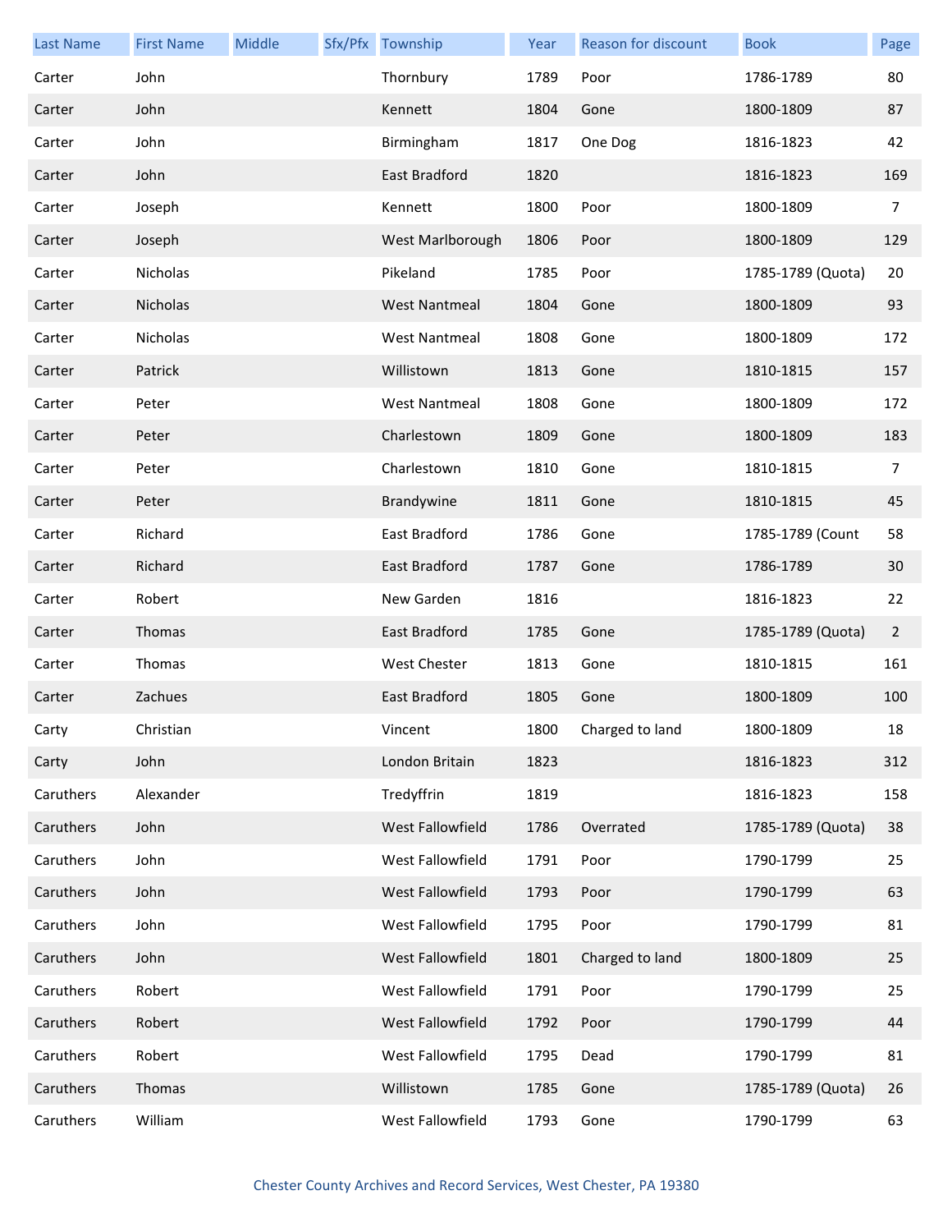| Last Name | First Name | Middle | Sfx/Pfx | Township | Year | Reason for discount | Book | Page |
|---|---|---|---|---|---|---|---|---|
| Carter | John | | | Thornbury | 1789 | Poor | 1786-1789 | 80 |
| Carter | John | | | Kennett | 1804 | Gone | 1800-1809 | 87 |
| Carter | John | | | Birmingham | 1817 | One Dog | 1816-1823 | 42 |
| Carter | John | | | East Bradford | 1820 | | 1816-1823 | 169 |
| Carter | Joseph | | | Kennett | 1800 | Poor | 1800-1809 | 7 |
| Carter | Joseph | | | West Marlborough | 1806 | Poor | 1800-1809 | 129 |
| Carter | Nicholas | | | Pikeland | 1785 | Poor | 1785-1789 (Quota) | 20 |
| Carter | Nicholas | | | West Nantmeal | 1804 | Gone | 1800-1809 | 93 |
| Carter | Nicholas | | | West Nantmeal | 1808 | Gone | 1800-1809 | 172 |
| Carter | Patrick | | | Willistown | 1813 | Gone | 1810-1815 | 157 |
| Carter | Peter | | | West Nantmeal | 1808 | Gone | 1800-1809 | 172 |
| Carter | Peter | | | Charlestown | 1809 | Gone | 1800-1809 | 183 |
| Carter | Peter | | | Charlestown | 1810 | Gone | 1810-1815 | 7 |
| Carter | Peter | | | Brandywine | 1811 | Gone | 1810-1815 | 45 |
| Carter | Richard | | | East Bradford | 1786 | Gone | 1785-1789 (Count | 58 |
| Carter | Richard | | | East Bradford | 1787 | Gone | 1786-1789 | 30 |
| Carter | Robert | | | New Garden | 1816 | | 1816-1823 | 22 |
| Carter | Thomas | | | East Bradford | 1785 | Gone | 1785-1789 (Quota) | 2 |
| Carter | Thomas | | | West Chester | 1813 | Gone | 1810-1815 | 161 |
| Carter | Zachues | | | East Bradford | 1805 | Gone | 1800-1809 | 100 |
| Carty | Christian | | | Vincent | 1800 | Charged to land | 1800-1809 | 18 |
| Carty | John | | | London Britain | 1823 | | 1816-1823 | 312 |
| Caruthers | Alexander | | | Tredyffrin | 1819 | | 1816-1823 | 158 |
| Caruthers | John | | | West Fallowfield | 1786 | Overrated | 1785-1789 (Quota) | 38 |
| Caruthers | John | | | West Fallowfield | 1791 | Poor | 1790-1799 | 25 |
| Caruthers | John | | | West Fallowfield | 1793 | Poor | 1790-1799 | 63 |
| Caruthers | John | | | West Fallowfield | 1795 | Poor | 1790-1799 | 81 |
| Caruthers | John | | | West Fallowfield | 1801 | Charged to land | 1800-1809 | 25 |
| Caruthers | Robert | | | West Fallowfield | 1791 | Poor | 1790-1799 | 25 |
| Caruthers | Robert | | | West Fallowfield | 1792 | Poor | 1790-1799 | 44 |
| Caruthers | Robert | | | West Fallowfield | 1795 | Dead | 1790-1799 | 81 |
| Caruthers | Thomas | | | Willistown | 1785 | Gone | 1785-1789 (Quota) | 26 |
| Caruthers | William | | | West Fallowfield | 1793 | Gone | 1790-1799 | 63 |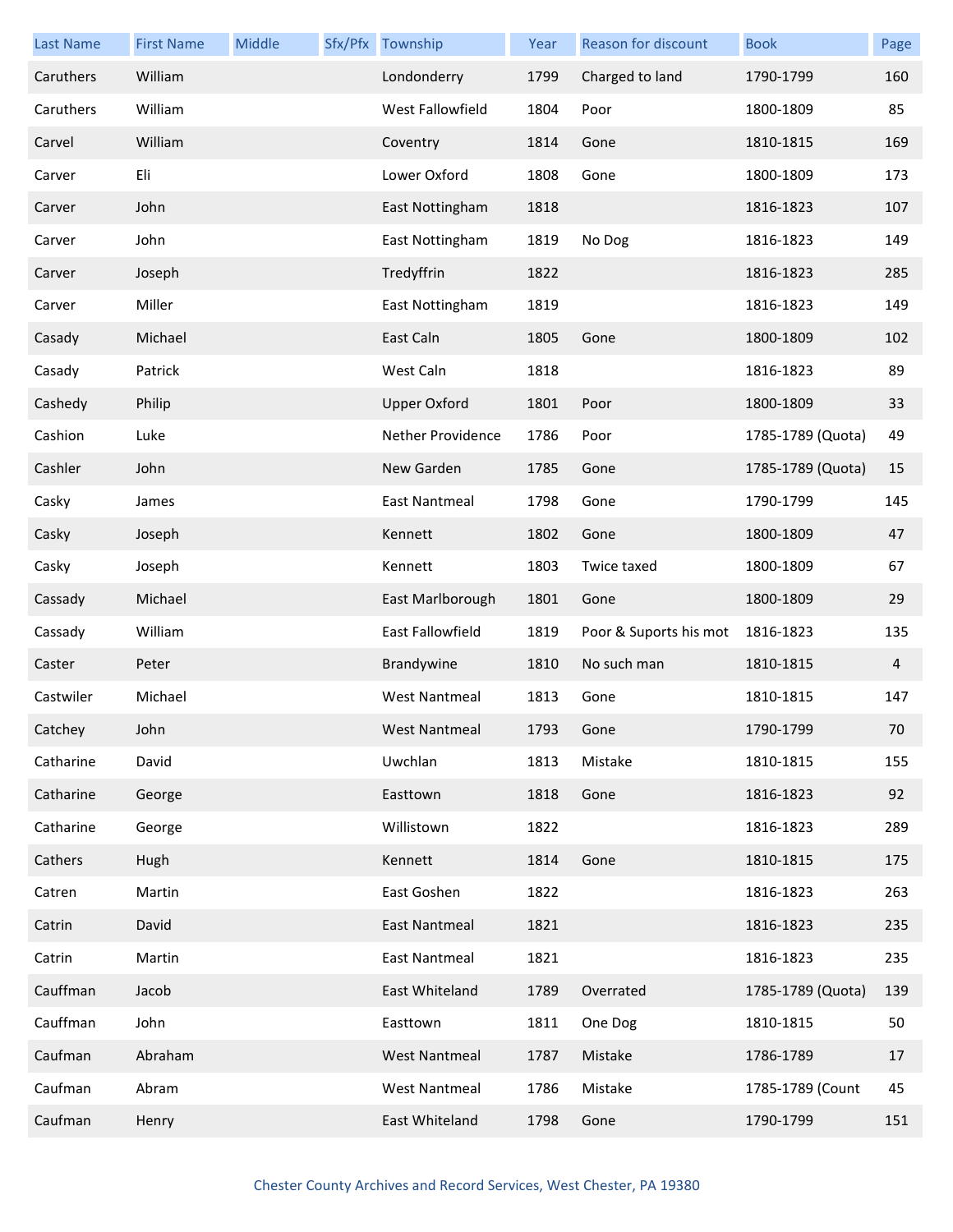| Last Name | First Name | Middle | Sfx/Pfx | Township | Year | Reason for discount | Book | Page |
|---|---|---|---|---|---|---|---|---|
| Caruthers | William | | | Londonderry | 1799 | Charged to land | 1790-1799 | 160 |
| Caruthers | William | | | West Fallowfield | 1804 | Poor | 1800-1809 | 85 |
| Carvel | William | | | Coventry | 1814 | Gone | 1810-1815 | 169 |
| Carver | Eli | | | Lower Oxford | 1808 | Gone | 1800-1809 | 173 |
| Carver | John | | | East Nottingham | 1818 | | 1816-1823 | 107 |
| Carver | John | | | East Nottingham | 1819 | No Dog | 1816-1823 | 149 |
| Carver | Joseph | | | Tredyffrin | 1822 | | 1816-1823 | 285 |
| Carver | Miller | | | East Nottingham | 1819 | | 1816-1823 | 149 |
| Casady | Michael | | | East Caln | 1805 | Gone | 1800-1809 | 102 |
| Casady | Patrick | | | West Caln | 1818 | | 1816-1823 | 89 |
| Cashedy | Philip | | | Upper Oxford | 1801 | Poor | 1800-1809 | 33 |
| Cashion | Luke | | | Nether Providence | 1786 | Poor | 1785-1789 (Quota) | 49 |
| Cashler | John | | | New Garden | 1785 | Gone | 1785-1789 (Quota) | 15 |
| Casky | James | | | East Nantmeal | 1798 | Gone | 1790-1799 | 145 |
| Casky | Joseph | | | Kennett | 1802 | Gone | 1800-1809 | 47 |
| Casky | Joseph | | | Kennett | 1803 | Twice taxed | 1800-1809 | 67 |
| Cassady | Michael | | | East Marlborough | 1801 | Gone | 1800-1809 | 29 |
| Cassady | William | | | East Fallowfield | 1819 | Poor & Suports his mot | 1816-1823 | 135 |
| Caster | Peter | | | Brandywine | 1810 | No such man | 1810-1815 | 4 |
| Castwiler | Michael | | | West Nantmeal | 1813 | Gone | 1810-1815 | 147 |
| Catchey | John | | | West Nantmeal | 1793 | Gone | 1790-1799 | 70 |
| Catharine | David | | | Uwchlan | 1813 | Mistake | 1810-1815 | 155 |
| Catharine | George | | | Easttown | 1818 | Gone | 1816-1823 | 92 |
| Catharine | George | | | Willistown | 1822 | | 1816-1823 | 289 |
| Cathers | Hugh | | | Kennett | 1814 | Gone | 1810-1815 | 175 |
| Catren | Martin | | | East Goshen | 1822 | | 1816-1823 | 263 |
| Catrin | David | | | East Nantmeal | 1821 | | 1816-1823 | 235 |
| Catrin | Martin | | | East Nantmeal | 1821 | | 1816-1823 | 235 |
| Cauffman | Jacob | | | East Whiteland | 1789 | Overrated | 1785-1789 (Quota) | 139 |
| Cauffman | John | | | Easttown | 1811 | One Dog | 1810-1815 | 50 |
| Caufman | Abraham | | | West Nantmeal | 1787 | Mistake | 1786-1789 | 17 |
| Caufman | Abram | | | West Nantmeal | 1786 | Mistake | 1785-1789 (Count | 45 |
| Caufman | Henry | | | East Whiteland | 1798 | Gone | 1790-1799 | 151 |

Chester County Archives and Record Services, West Chester, PA 19380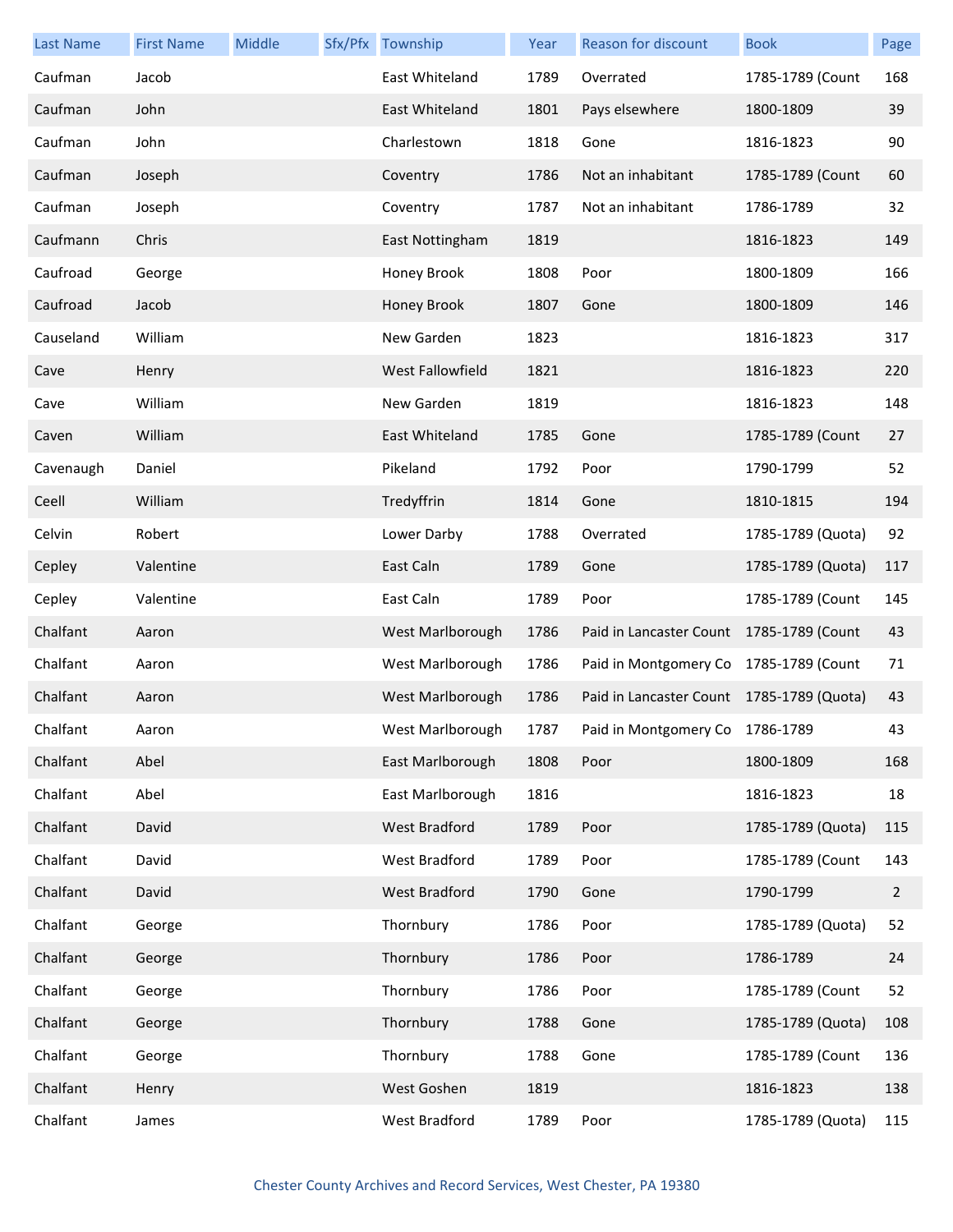| Last Name | First Name | Middle | Sfx/Pfx | Township | Year | Reason for discount | Book | Page |
|---|---|---|---|---|---|---|---|---|
| Caufman | Jacob | | | East Whiteland | 1789 | Overrated | 1785-1789 (Count | 168 |
| Caufman | John | | | East Whiteland | 1801 | Pays elsewhere | 1800-1809 | 39 |
| Caufman | John | | | Charlestown | 1818 | Gone | 1816-1823 | 90 |
| Caufman | Joseph | | | Coventry | 1786 | Not an inhabitant | 1785-1789 (Count | 60 |
| Caufman | Joseph | | | Coventry | 1787 | Not an inhabitant | 1786-1789 | 32 |
| Caufmann | Chris | | | East Nottingham | 1819 | | 1816-1823 | 149 |
| Caufroad | George | | | Honey Brook | 1808 | Poor | 1800-1809 | 166 |
| Caufroad | Jacob | | | Honey Brook | 1807 | Gone | 1800-1809 | 146 |
| Causeland | William | | | New Garden | 1823 | | 1816-1823 | 317 |
| Cave | Henry | | | West Fallowfield | 1821 | | 1816-1823 | 220 |
| Cave | William | | | New Garden | 1819 | | 1816-1823 | 148 |
| Caven | William | | | East Whiteland | 1785 | Gone | 1785-1789 (Count | 27 |
| Cavenaugh | Daniel | | | Pikeland | 1792 | Poor | 1790-1799 | 52 |
| Ceell | William | | | Tredyffrin | 1814 | Gone | 1810-1815 | 194 |
| Celvin | Robert | | | Lower Darby | 1788 | Overrated | 1785-1789 (Quota) | 92 |
| Cepley | Valentine | | | East Caln | 1789 | Gone | 1785-1789 (Quota) | 117 |
| Cepley | Valentine | | | East Caln | 1789 | Poor | 1785-1789 (Count | 145 |
| Chalfant | Aaron | | | West Marlborough | 1786 | Paid in Lancaster Count | 1785-1789 (Count | 43 |
| Chalfant | Aaron | | | West Marlborough | 1786 | Paid in Montgomery Co | 1785-1789 (Count | 71 |
| Chalfant | Aaron | | | West Marlborough | 1786 | Paid in Lancaster Count | 1785-1789 (Quota) | 43 |
| Chalfant | Aaron | | | West Marlborough | 1787 | Paid in Montgomery Co | 1786-1789 | 43 |
| Chalfant | Abel | | | East Marlborough | 1808 | Poor | 1800-1809 | 168 |
| Chalfant | Abel | | | East Marlborough | 1816 | | 1816-1823 | 18 |
| Chalfant | David | | | West Bradford | 1789 | Poor | 1785-1789 (Quota) | 115 |
| Chalfant | David | | | West Bradford | 1789 | Poor | 1785-1789 (Count | 143 |
| Chalfant | David | | | West Bradford | 1790 | Gone | 1790-1799 | 2 |
| Chalfant | George | | | Thornbury | 1786 | Poor | 1785-1789 (Quota) | 52 |
| Chalfant | George | | | Thornbury | 1786 | Poor | 1786-1789 | 24 |
| Chalfant | George | | | Thornbury | 1786 | Poor | 1785-1789 (Count | 52 |
| Chalfant | George | | | Thornbury | 1788 | Gone | 1785-1789 (Quota) | 108 |
| Chalfant | George | | | Thornbury | 1788 | Gone | 1785-1789 (Count | 136 |
| Chalfant | Henry | | | West Goshen | 1819 | | 1816-1823 | 138 |
| Chalfant | James | | | West Bradford | 1789 | Poor | 1785-1789 (Quota) | 115 |

Chester County Archives and Record Services, West Chester, PA 19380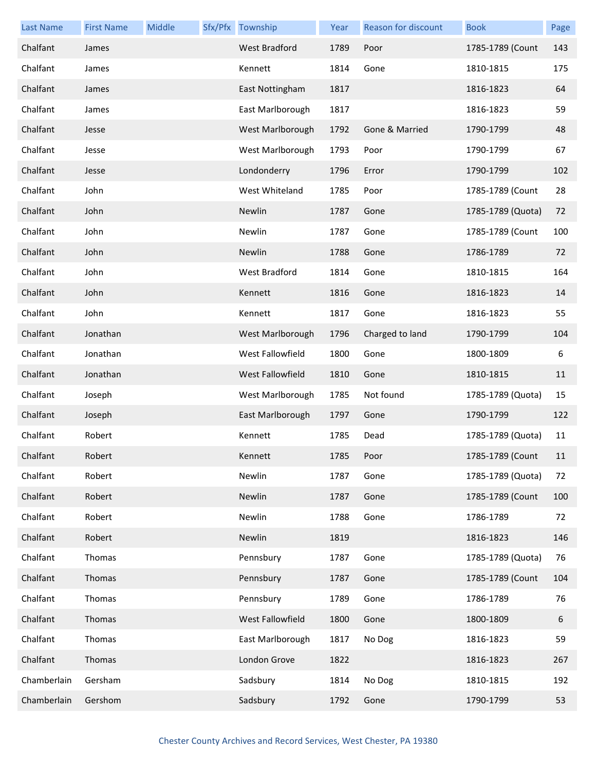| Last Name | First Name | Middle | Sfx/Pfx | Township | Year | Reason for discount | Book | Page |
|---|---|---|---|---|---|---|---|---|
| Chalfant | James | | | West Bradford | 1789 | Poor | 1785-1789 (Count | 143 |
| Chalfant | James | | | Kennett | 1814 | Gone | 1810-1815 | 175 |
| Chalfant | James | | | East Nottingham | 1817 | | 1816-1823 | 64 |
| Chalfant | James | | | East Marlborough | 1817 | | 1816-1823 | 59 |
| Chalfant | Jesse | | | West Marlborough | 1792 | Gone & Married | 1790-1799 | 48 |
| Chalfant | Jesse | | | West Marlborough | 1793 | Poor | 1790-1799 | 67 |
| Chalfant | Jesse | | | Londonderry | 1796 | Error | 1790-1799 | 102 |
| Chalfant | John | | | West Whiteland | 1785 | Poor | 1785-1789 (Count | 28 |
| Chalfant | John | | | Newlin | 1787 | Gone | 1785-1789 (Quota) | 72 |
| Chalfant | John | | | Newlin | 1787 | Gone | 1785-1789 (Count | 100 |
| Chalfant | John | | | Newlin | 1788 | Gone | 1786-1789 | 72 |
| Chalfant | John | | | West Bradford | 1814 | Gone | 1810-1815 | 164 |
| Chalfant | John | | | Kennett | 1816 | Gone | 1816-1823 | 14 |
| Chalfant | John | | | Kennett | 1817 | Gone | 1816-1823 | 55 |
| Chalfant | Jonathan | | | West Marlborough | 1796 | Charged to land | 1790-1799 | 104 |
| Chalfant | Jonathan | | | West Fallowfield | 1800 | Gone | 1800-1809 | 6 |
| Chalfant | Jonathan | | | West Fallowfield | 1810 | Gone | 1810-1815 | 11 |
| Chalfant | Joseph | | | West Marlborough | 1785 | Not found | 1785-1789 (Quota) | 15 |
| Chalfant | Joseph | | | East Marlborough | 1797 | Gone | 1790-1799 | 122 |
| Chalfant | Robert | | | Kennett | 1785 | Dead | 1785-1789 (Quota) | 11 |
| Chalfant | Robert | | | Kennett | 1785 | Poor | 1785-1789 (Count | 11 |
| Chalfant | Robert | | | Newlin | 1787 | Gone | 1785-1789 (Quota) | 72 |
| Chalfant | Robert | | | Newlin | 1787 | Gone | 1785-1789 (Count | 100 |
| Chalfant | Robert | | | Newlin | 1788 | Gone | 1786-1789 | 72 |
| Chalfant | Robert | | | Newlin | 1819 | | 1816-1823 | 146 |
| Chalfant | Thomas | | | Pennsbury | 1787 | Gone | 1785-1789 (Quota) | 76 |
| Chalfant | Thomas | | | Pennsbury | 1787 | Gone | 1785-1789 (Count | 104 |
| Chalfant | Thomas | | | Pennsbury | 1789 | Gone | 1786-1789 | 76 |
| Chalfant | Thomas | | | West Fallowfield | 1800 | Gone | 1800-1809 | 6 |
| Chalfant | Thomas | | | East Marlborough | 1817 | No Dog | 1816-1823 | 59 |
| Chalfant | Thomas | | | London Grove | 1822 | | 1816-1823 | 267 |
| Chamberlain | Gersham | | | Sadsbury | 1814 | No Dog | 1810-1815 | 192 |
| Chamberlain | Gershom | | | Sadsbury | 1792 | Gone | 1790-1799 | 53 |

Chester County Archives and Record Services, West Chester, PA 19380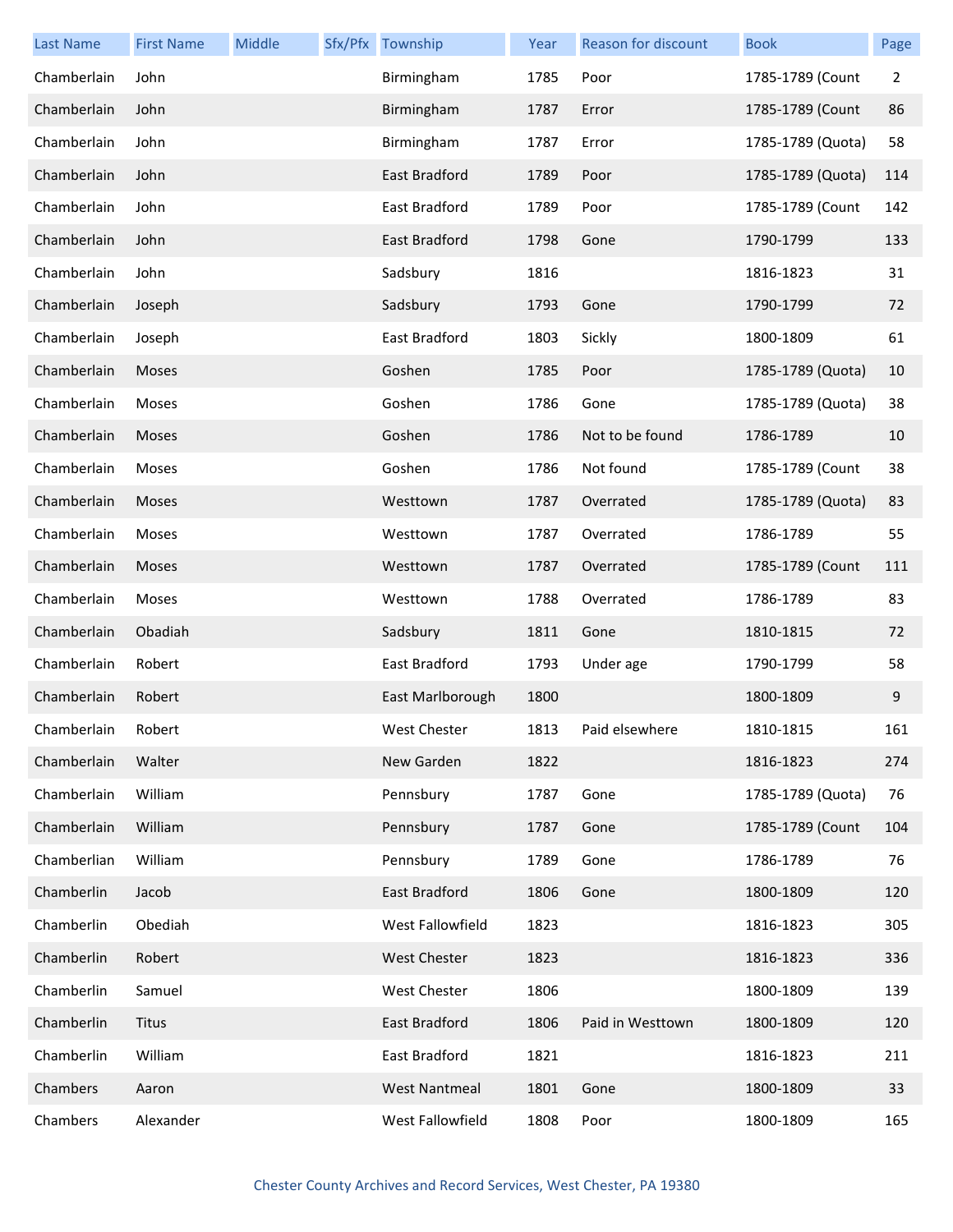| Last Name | First Name | Middle | Sfx/Pfx | Township | Year | Reason for discount | Book | Page |
|---|---|---|---|---|---|---|---|---|
| Chamberlain | John | | | Birmingham | 1785 | Poor | 1785-1789 (Count | 2 |
| Chamberlain | John | | | Birmingham | 1787 | Error | 1785-1789 (Count | 86 |
| Chamberlain | John | | | Birmingham | 1787 | Error | 1785-1789 (Quota) | 58 |
| Chamberlain | John | | | East Bradford | 1789 | Poor | 1785-1789 (Quota) | 114 |
| Chamberlain | John | | | East Bradford | 1789 | Poor | 1785-1789 (Count | 142 |
| Chamberlain | John | | | East Bradford | 1798 | Gone | 1790-1799 | 133 |
| Chamberlain | John | | | Sadsbury | 1816 | | 1816-1823 | 31 |
| Chamberlain | Joseph | | | Sadsbury | 1793 | Gone | 1790-1799 | 72 |
| Chamberlain | Joseph | | | East Bradford | 1803 | Sickly | 1800-1809 | 61 |
| Chamberlain | Moses | | | Goshen | 1785 | Poor | 1785-1789 (Quota) | 10 |
| Chamberlain | Moses | | | Goshen | 1786 | Gone | 1785-1789 (Quota) | 38 |
| Chamberlain | Moses | | | Goshen | 1786 | Not to be found | 1786-1789 | 10 |
| Chamberlain | Moses | | | Goshen | 1786 | Not found | 1785-1789 (Count | 38 |
| Chamberlain | Moses | | | Westtown | 1787 | Overrated | 1785-1789 (Quota) | 83 |
| Chamberlain | Moses | | | Westtown | 1787 | Overrated | 1786-1789 | 55 |
| Chamberlain | Moses | | | Westtown | 1787 | Overrated | 1785-1789 (Count | 111 |
| Chamberlain | Moses | | | Westtown | 1788 | Overrated | 1786-1789 | 83 |
| Chamberlain | Obadiah | | | Sadsbury | 1811 | Gone | 1810-1815 | 72 |
| Chamberlain | Robert | | | East Bradford | 1793 | Under age | 1790-1799 | 58 |
| Chamberlain | Robert | | | East Marlborough | 1800 | | 1800-1809 | 9 |
| Chamberlain | Robert | | | West Chester | 1813 | Paid elsewhere | 1810-1815 | 161 |
| Chamberlain | Walter | | | New Garden | 1822 | | 1816-1823 | 274 |
| Chamberlain | William | | | Pennsbury | 1787 | Gone | 1785-1789 (Quota) | 76 |
| Chamberlain | William | | | Pennsbury | 1787 | Gone | 1785-1789 (Count | 104 |
| Chamberlian | William | | | Pennsbury | 1789 | Gone | 1786-1789 | 76 |
| Chamberlin | Jacob | | | East Bradford | 1806 | Gone | 1800-1809 | 120 |
| Chamberlin | Obediah | | | West Fallowfield | 1823 | | 1816-1823 | 305 |
| Chamberlin | Robert | | | West Chester | 1823 | | 1816-1823 | 336 |
| Chamberlin | Samuel | | | West Chester | 1806 | | 1800-1809 | 139 |
| Chamberlin | Titus | | | East Bradford | 1806 | Paid in Westtown | 1800-1809 | 120 |
| Chamberlin | William | | | East Bradford | 1821 | | 1816-1823 | 211 |
| Chambers | Aaron | | | West Nantmeal | 1801 | Gone | 1800-1809 | 33 |
| Chambers | Alexander | | | West Fallowfield | 1808 | Poor | 1800-1809 | 165 |

Chester County Archives and Record Services, West Chester, PA 19380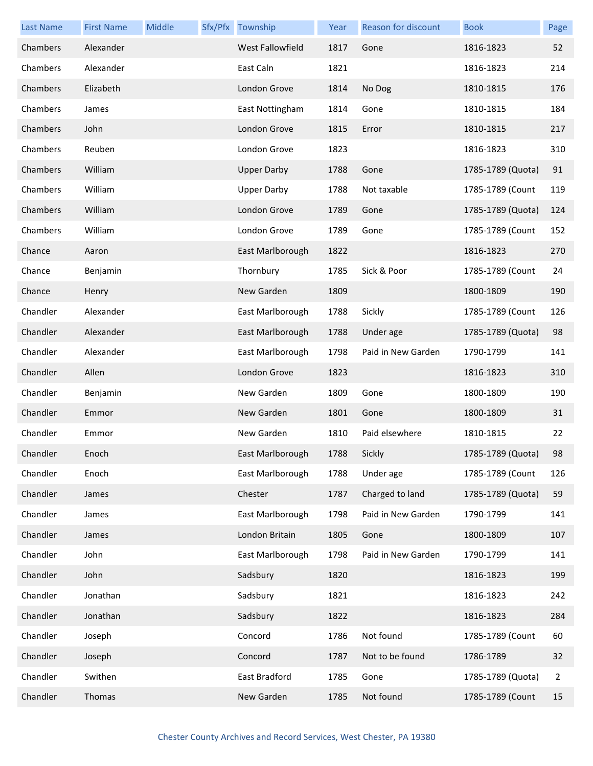| Last Name | First Name | Middle | Sfx/Pfx | Township | Year | Reason for discount | Book | Page |
|---|---|---|---|---|---|---|---|---|
| Chambers | Alexander | | | West Fallowfield | 1817 | Gone | 1816-1823 | 52 |
| Chambers | Alexander | | | East Caln | 1821 | | 1816-1823 | 214 |
| Chambers | Elizabeth | | | London Grove | 1814 | No Dog | 1810-1815 | 176 |
| Chambers | James | | | East Nottingham | 1814 | Gone | 1810-1815 | 184 |
| Chambers | John | | | London Grove | 1815 | Error | 1810-1815 | 217 |
| Chambers | Reuben | | | London Grove | 1823 | | 1816-1823 | 310 |
| Chambers | William | | | Upper Darby | 1788 | Gone | 1785-1789 (Quota) | 91 |
| Chambers | William | | | Upper Darby | 1788 | Not taxable | 1785-1789 (Count | 119 |
| Chambers | William | | | London Grove | 1789 | Gone | 1785-1789 (Quota) | 124 |
| Chambers | William | | | London Grove | 1789 | Gone | 1785-1789 (Count | 152 |
| Chance | Aaron | | | East Marlborough | 1822 | | 1816-1823 | 270 |
| Chance | Benjamin | | | Thornbury | 1785 | Sick & Poor | 1785-1789 (Count | 24 |
| Chance | Henry | | | New Garden | 1809 | | 1800-1809 | 190 |
| Chandler | Alexander | | | East Marlborough | 1788 | Sickly | 1785-1789 (Count | 126 |
| Chandler | Alexander | | | East Marlborough | 1788 | Under age | 1785-1789 (Quota) | 98 |
| Chandler | Alexander | | | East Marlborough | 1798 | Paid in New Garden | 1790-1799 | 141 |
| Chandler | Allen | | | London Grove | 1823 | | 1816-1823 | 310 |
| Chandler | Benjamin | | | New Garden | 1809 | Gone | 1800-1809 | 190 |
| Chandler | Emmor | | | New Garden | 1801 | Gone | 1800-1809 | 31 |
| Chandler | Emmor | | | New Garden | 1810 | Paid elsewhere | 1810-1815 | 22 |
| Chandler | Enoch | | | East Marlborough | 1788 | Sickly | 1785-1789 (Quota) | 98 |
| Chandler | Enoch | | | East Marlborough | 1788 | Under age | 1785-1789 (Count | 126 |
| Chandler | James | | | Chester | 1787 | Charged to land | 1785-1789 (Quota) | 59 |
| Chandler | James | | | East Marlborough | 1798 | Paid in New Garden | 1790-1799 | 141 |
| Chandler | James | | | London Britain | 1805 | Gone | 1800-1809 | 107 |
| Chandler | John | | | East Marlborough | 1798 | Paid in New Garden | 1790-1799 | 141 |
| Chandler | John | | | Sadsbury | 1820 | | 1816-1823 | 199 |
| Chandler | Jonathan | | | Sadsbury | 1821 | | 1816-1823 | 242 |
| Chandler | Jonathan | | | Sadsbury | 1822 | | 1816-1823 | 284 |
| Chandler | Joseph | | | Concord | 1786 | Not found | 1785-1789 (Count | 60 |
| Chandler | Joseph | | | Concord | 1787 | Not to be found | 1786-1789 | 32 |
| Chandler | Swithen | | | East Bradford | 1785 | Gone | 1785-1789 (Quota) | 2 |
| Chandler | Thomas | | | New Garden | 1785 | Not found | 1785-1789 (Count | 15 |

Chester County Archives and Record Services, West Chester, PA 19380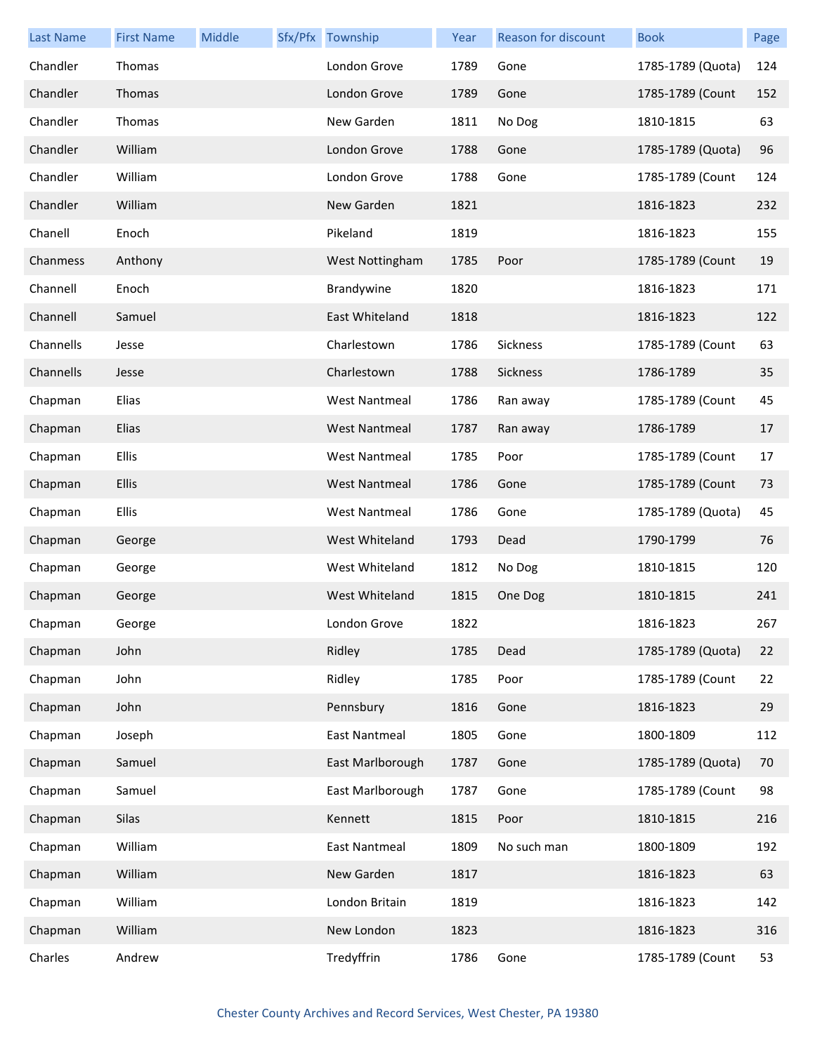| Last Name | First Name | Middle | Sfx/Pfx | Township | Year | Reason for discount | Book | Page |
|---|---|---|---|---|---|---|---|---|
| Chandler | Thomas | | | London Grove | 1789 | Gone | 1785-1789 (Quota) | 124 |
| Chandler | Thomas | | | London Grove | 1789 | Gone | 1785-1789 (Count | 152 |
| Chandler | Thomas | | | New Garden | 1811 | No Dog | 1810-1815 | 63 |
| Chandler | William | | | London Grove | 1788 | Gone | 1785-1789 (Quota) | 96 |
| Chandler | William | | | London Grove | 1788 | Gone | 1785-1789 (Count | 124 |
| Chandler | William | | | New Garden | 1821 | | 1816-1823 | 232 |
| Chanell | Enoch | | | Pikeland | 1819 | | 1816-1823 | 155 |
| Chanmess | Anthony | | | West Nottingham | 1785 | Poor | 1785-1789 (Count | 19 |
| Channell | Enoch | | | Brandywine | 1820 | | 1816-1823 | 171 |
| Channell | Samuel | | | East Whiteland | 1818 | | 1816-1823 | 122 |
| Channells | Jesse | | | Charlestown | 1786 | Sickness | 1785-1789 (Count | 63 |
| Channells | Jesse | | | Charlestown | 1788 | Sickness | 1786-1789 | 35 |
| Chapman | Elias | | | West Nantmeal | 1786 | Ran away | 1785-1789 (Count | 45 |
| Chapman | Elias | | | West Nantmeal | 1787 | Ran away | 1786-1789 | 17 |
| Chapman | Ellis | | | West Nantmeal | 1785 | Poor | 1785-1789 (Count | 17 |
| Chapman | Ellis | | | West Nantmeal | 1786 | Gone | 1785-1789 (Count | 73 |
| Chapman | Ellis | | | West Nantmeal | 1786 | Gone | 1785-1789 (Quota) | 45 |
| Chapman | George | | | West Whiteland | 1793 | Dead | 1790-1799 | 76 |
| Chapman | George | | | West Whiteland | 1812 | No Dog | 1810-1815 | 120 |
| Chapman | George | | | West Whiteland | 1815 | One Dog | 1810-1815 | 241 |
| Chapman | George | | | London Grove | 1822 | | 1816-1823 | 267 |
| Chapman | John | | | Ridley | 1785 | Dead | 1785-1789 (Quota) | 22 |
| Chapman | John | | | Ridley | 1785 | Poor | 1785-1789 (Count | 22 |
| Chapman | John | | | Pennsbury | 1816 | Gone | 1816-1823 | 29 |
| Chapman | Joseph | | | East Nantmeal | 1805 | Gone | 1800-1809 | 112 |
| Chapman | Samuel | | | East Marlborough | 1787 | Gone | 1785-1789 (Quota) | 70 |
| Chapman | Samuel | | | East Marlborough | 1787 | Gone | 1785-1789 (Count | 98 |
| Chapman | Silas | | | Kennett | 1815 | Poor | 1810-1815 | 216 |
| Chapman | William | | | East Nantmeal | 1809 | No such man | 1800-1809 | 192 |
| Chapman | William | | | New Garden | 1817 | | 1816-1823 | 63 |
| Chapman | William | | | London Britain | 1819 | | 1816-1823 | 142 |
| Chapman | William | | | New London | 1823 | | 1816-1823 | 316 |
| Charles | Andrew | | | Tredyffrin | 1786 | Gone | 1785-1789 (Count | 53 |

Chester County Archives and Record Services, West Chester, PA 19380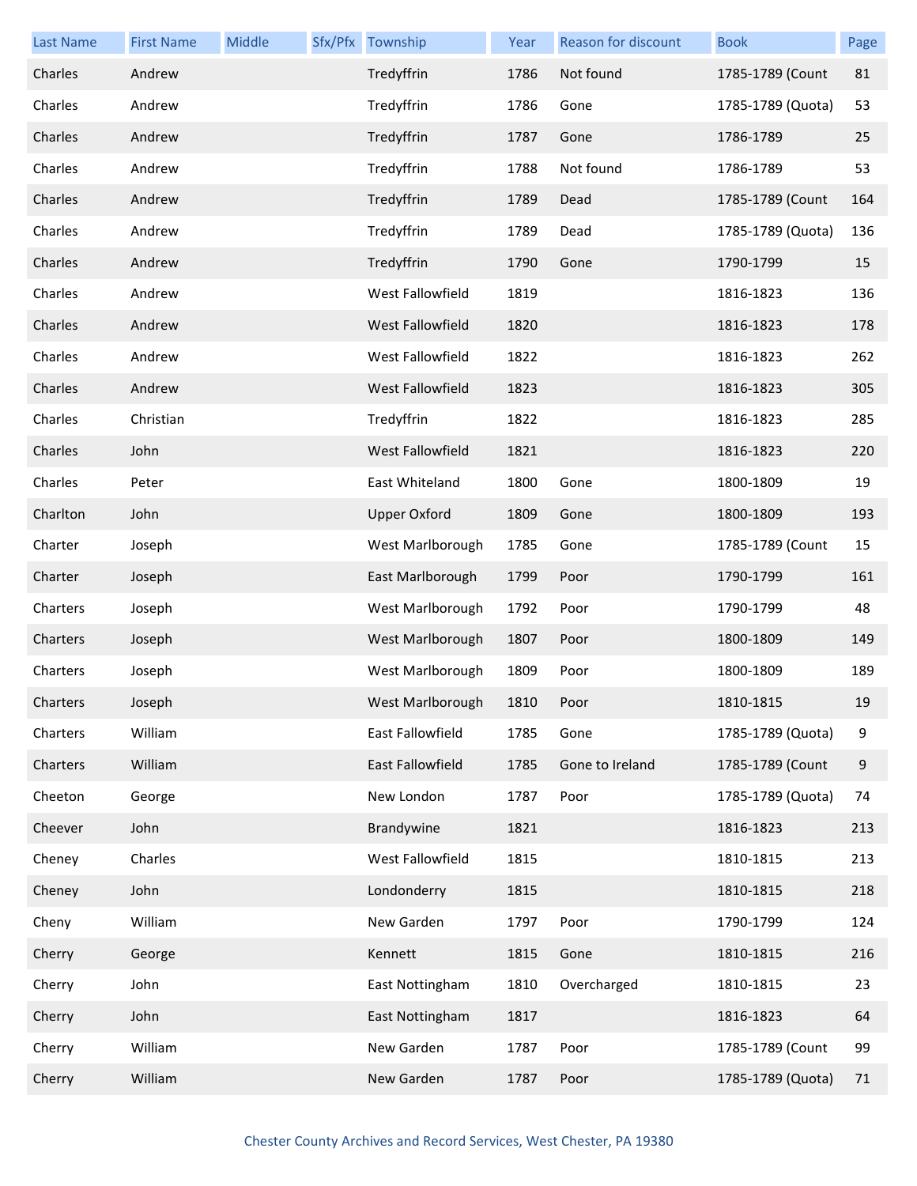| Last Name | First Name | Middle | Sfx/Pfx | Township | Year | Reason for discount | Book | Page |
|---|---|---|---|---|---|---|---|---|
| Charles | Andrew | | | Tredyffrin | 1786 | Not found | 1785-1789 (Count | 81 |
| Charles | Andrew | | | Tredyffrin | 1786 | Gone | 1785-1789 (Quota) | 53 |
| Charles | Andrew | | | Tredyffrin | 1787 | Gone | 1786-1789 | 25 |
| Charles | Andrew | | | Tredyffrin | 1788 | Not found | 1786-1789 | 53 |
| Charles | Andrew | | | Tredyffrin | 1789 | Dead | 1785-1789 (Count | 164 |
| Charles | Andrew | | | Tredyffrin | 1789 | Dead | 1785-1789 (Quota) | 136 |
| Charles | Andrew | | | Tredyffrin | 1790 | Gone | 1790-1799 | 15 |
| Charles | Andrew | | | West Fallowfield | 1819 | | 1816-1823 | 136 |
| Charles | Andrew | | | West Fallowfield | 1820 | | 1816-1823 | 178 |
| Charles | Andrew | | | West Fallowfield | 1822 | | 1816-1823 | 262 |
| Charles | Andrew | | | West Fallowfield | 1823 | | 1816-1823 | 305 |
| Charles | Christian | | | Tredyffrin | 1822 | | 1816-1823 | 285 |
| Charles | John | | | West Fallowfield | 1821 | | 1816-1823 | 220 |
| Charles | Peter | | | East Whiteland | 1800 | Gone | 1800-1809 | 19 |
| Charlton | John | | | Upper Oxford | 1809 | Gone | 1800-1809 | 193 |
| Charter | Joseph | | | West Marlborough | 1785 | Gone | 1785-1789 (Count | 15 |
| Charter | Joseph | | | East Marlborough | 1799 | Poor | 1790-1799 | 161 |
| Charters | Joseph | | | West Marlborough | 1792 | Poor | 1790-1799 | 48 |
| Charters | Joseph | | | West Marlborough | 1807 | Poor | 1800-1809 | 149 |
| Charters | Joseph | | | West Marlborough | 1809 | Poor | 1800-1809 | 189 |
| Charters | Joseph | | | West Marlborough | 1810 | Poor | 1810-1815 | 19 |
| Charters | William | | | East Fallowfield | 1785 | Gone | 1785-1789 (Quota) | 9 |
| Charters | William | | | East Fallowfield | 1785 | Gone to Ireland | 1785-1789 (Count | 9 |
| Cheeton | George | | | New London | 1787 | Poor | 1785-1789 (Quota) | 74 |
| Cheever | John | | | Brandywine | 1821 | | 1816-1823 | 213 |
| Cheney | Charles | | | West Fallowfield | 1815 | | 1810-1815 | 213 |
| Cheney | John | | | Londonderry | 1815 | | 1810-1815 | 218 |
| Cheny | William | | | New Garden | 1797 | Poor | 1790-1799 | 124 |
| Cherry | George | | | Kennett | 1815 | Gone | 1810-1815 | 216 |
| Cherry | John | | | East Nottingham | 1810 | Overcharged | 1810-1815 | 23 |
| Cherry | John | | | East Nottingham | 1817 | | 1816-1823 | 64 |
| Cherry | William | | | New Garden | 1787 | Poor | 1785-1789 (Count | 99 |
| Cherry | William | | | New Garden | 1787 | Poor | 1785-1789 (Quota) | 71 |

Chester County Archives and Record Services, West Chester, PA 19380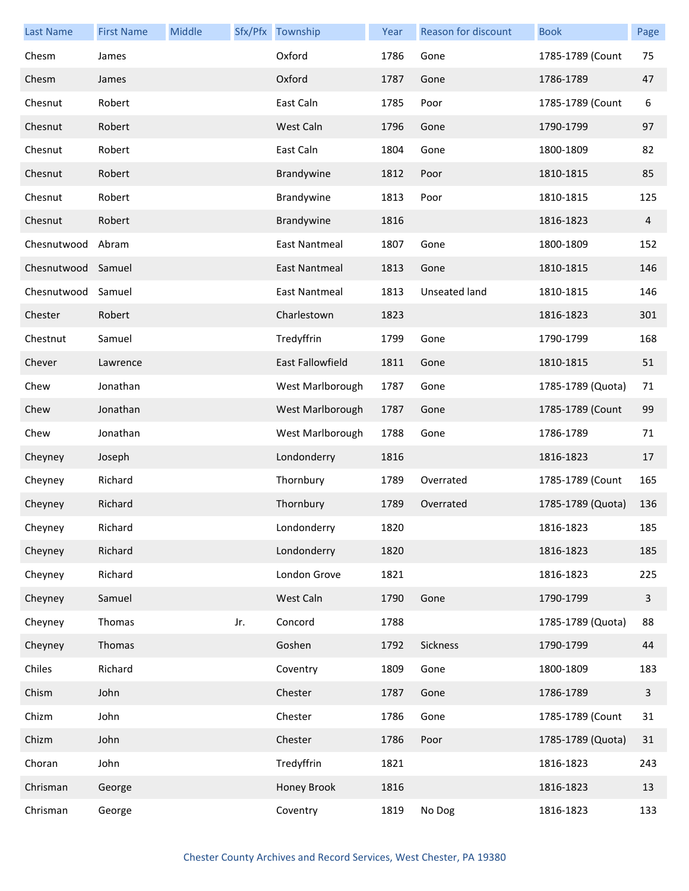| Last Name | First Name | Middle | Sfx/Pfx | Township | Year | Reason for discount | Book | Page |
|---|---|---|---|---|---|---|---|---|
| Chesm | James | | | Oxford | 1786 | Gone | 1785-1789 (Count | 75 |
| Chesm | James | | | Oxford | 1787 | Gone | 1786-1789 | 47 |
| Chesnut | Robert | | | East Caln | 1785 | Poor | 1785-1789 (Count | 6 |
| Chesnut | Robert | | | West Caln | 1796 | Gone | 1790-1799 | 97 |
| Chesnut | Robert | | | East Caln | 1804 | Gone | 1800-1809 | 82 |
| Chesnut | Robert | | | Brandywine | 1812 | Poor | 1810-1815 | 85 |
| Chesnut | Robert | | | Brandywine | 1813 | Poor | 1810-1815 | 125 |
| Chesnut | Robert | | | Brandywine | 1816 | | 1816-1823 | 4 |
| Chesnutwood | Abram | | | East Nantmeal | 1807 | Gone | 1800-1809 | 152 |
| Chesnutwood | Samuel | | | East Nantmeal | 1813 | Gone | 1810-1815 | 146 |
| Chesnutwood | Samuel | | | East Nantmeal | 1813 | Unseated land | 1810-1815 | 146 |
| Chester | Robert | | | Charlestown | 1823 | | 1816-1823 | 301 |
| Chestnut | Samuel | | | Tredyffrin | 1799 | Gone | 1790-1799 | 168 |
| Chever | Lawrence | | | East Fallowfield | 1811 | Gone | 1810-1815 | 51 |
| Chew | Jonathan | | | West Marlborough | 1787 | Gone | 1785-1789 (Quota) | 71 |
| Chew | Jonathan | | | West Marlborough | 1787 | Gone | 1785-1789 (Count | 99 |
| Chew | Jonathan | | | West Marlborough | 1788 | Gone | 1786-1789 | 71 |
| Cheyney | Joseph | | | Londonderry | 1816 | | 1816-1823 | 17 |
| Cheyney | Richard | | | Thornbury | 1789 | Overrated | 1785-1789 (Count | 165 |
| Cheyney | Richard | | | Thornbury | 1789 | Overrated | 1785-1789 (Quota) | 136 |
| Cheyney | Richard | | | Londonderry | 1820 | | 1816-1823 | 185 |
| Cheyney | Richard | | | Londonderry | 1820 | | 1816-1823 | 185 |
| Cheyney | Richard | | | London Grove | 1821 | | 1816-1823 | 225 |
| Cheyney | Samuel | | | West Caln | 1790 | Gone | 1790-1799 | 3 |
| Cheyney | Thomas | | Jr. | Concord | 1788 | | 1785-1789 (Quota) | 88 |
| Cheyney | Thomas | | | Goshen | 1792 | Sickness | 1790-1799 | 44 |
| Chiles | Richard | | | Coventry | 1809 | Gone | 1800-1809 | 183 |
| Chism | John | | | Chester | 1787 | Gone | 1786-1789 | 3 |
| Chizm | John | | | Chester | 1786 | Gone | 1785-1789 (Count | 31 |
| Chizm | John | | | Chester | 1786 | Poor | 1785-1789 (Quota) | 31 |
| Choran | John | | | Tredyffrin | 1821 | | 1816-1823 | 243 |
| Chrisman | George | | | Honey Brook | 1816 | | 1816-1823 | 13 |
| Chrisman | George | | | Coventry | 1819 | No Dog | 1816-1823 | 133 |

Chester County Archives and Record Services, West Chester, PA 19380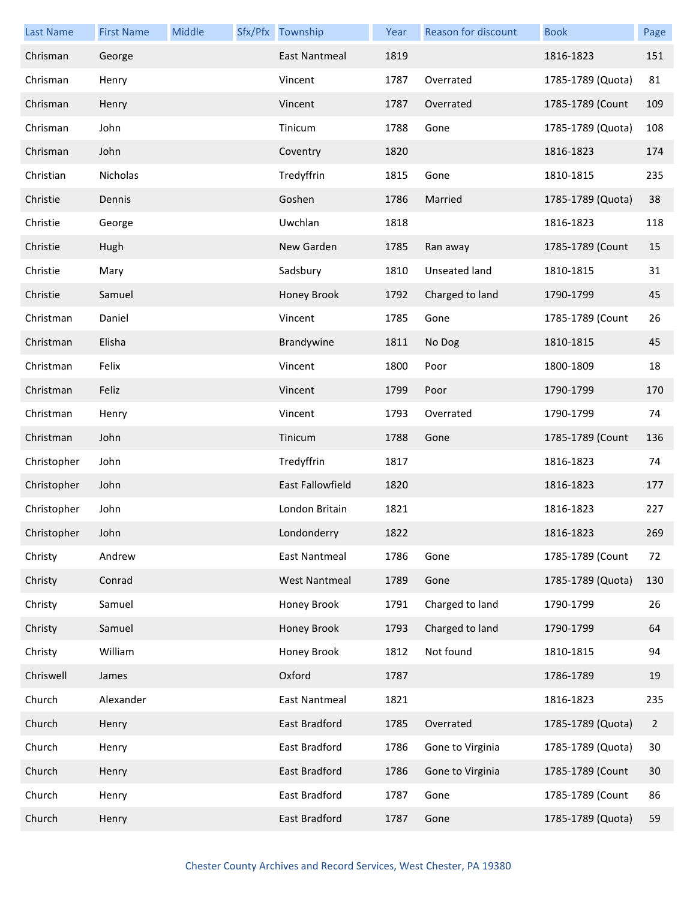| Last Name | First Name | Middle | Sfx/Pfx | Township | Year | Reason for discount | Book | Page |
|---|---|---|---|---|---|---|---|---|
| Chrisman | George | | | East Nantmeal | 1819 | | 1816-1823 | 151 |
| Chrisman | Henry | | | Vincent | 1787 | Overrated | 1785-1789 (Quota) | 81 |
| Chrisman | Henry | | | Vincent | 1787 | Overrated | 1785-1789 (Count | 109 |
| Chrisman | John | | | Tinicum | 1788 | Gone | 1785-1789 (Quota) | 108 |
| Chrisman | John | | | Coventry | 1820 | | 1816-1823 | 174 |
| Christian | Nicholas | | | Tredyffrin | 1815 | Gone | 1810-1815 | 235 |
| Christie | Dennis | | | Goshen | 1786 | Married | 1785-1789 (Quota) | 38 |
| Christie | George | | | Uwchlan | 1818 | | 1816-1823 | 118 |
| Christie | Hugh | | | New Garden | 1785 | Ran away | 1785-1789 (Count | 15 |
| Christie | Mary | | | Sadsbury | 1810 | Unseated land | 1810-1815 | 31 |
| Christie | Samuel | | | Honey Brook | 1792 | Charged to land | 1790-1799 | 45 |
| Christman | Daniel | | | Vincent | 1785 | Gone | 1785-1789 (Count | 26 |
| Christman | Elisha | | | Brandywine | 1811 | No Dog | 1810-1815 | 45 |
| Christman | Felix | | | Vincent | 1800 | Poor | 1800-1809 | 18 |
| Christman | Feliz | | | Vincent | 1799 | Poor | 1790-1799 | 170 |
| Christman | Henry | | | Vincent | 1793 | Overrated | 1790-1799 | 74 |
| Christman | John | | | Tinicum | 1788 | Gone | 1785-1789 (Count | 136 |
| Christopher | John | | | Tredyffrin | 1817 | | 1816-1823 | 74 |
| Christopher | John | | | East Fallowfield | 1820 | | 1816-1823 | 177 |
| Christopher | John | | | London Britain | 1821 | | 1816-1823 | 227 |
| Christopher | John | | | Londonderry | 1822 | | 1816-1823 | 269 |
| Christy | Andrew | | | East Nantmeal | 1786 | Gone | 1785-1789 (Count | 72 |
| Christy | Conrad | | | West Nantmeal | 1789 | Gone | 1785-1789 (Quota) | 130 |
| Christy | Samuel | | | Honey Brook | 1791 | Charged to land | 1790-1799 | 26 |
| Christy | Samuel | | | Honey Brook | 1793 | Charged to land | 1790-1799 | 64 |
| Christy | William | | | Honey Brook | 1812 | Not found | 1810-1815 | 94 |
| Chriswell | James | | | Oxford | 1787 | | 1786-1789 | 19 |
| Church | Alexander | | | East Nantmeal | 1821 | | 1816-1823 | 235 |
| Church | Henry | | | East Bradford | 1785 | Overrated | 1785-1789 (Quota) | 2 |
| Church | Henry | | | East Bradford | 1786 | Gone to Virginia | 1785-1789 (Quota) | 30 |
| Church | Henry | | | East Bradford | 1786 | Gone to Virginia | 1785-1789 (Count | 30 |
| Church | Henry | | | East Bradford | 1787 | Gone | 1785-1789 (Count | 86 |
| Church | Henry | | | East Bradford | 1787 | Gone | 1785-1789 (Quota) | 59 |

Chester County Archives and Record Services, West Chester, PA 19380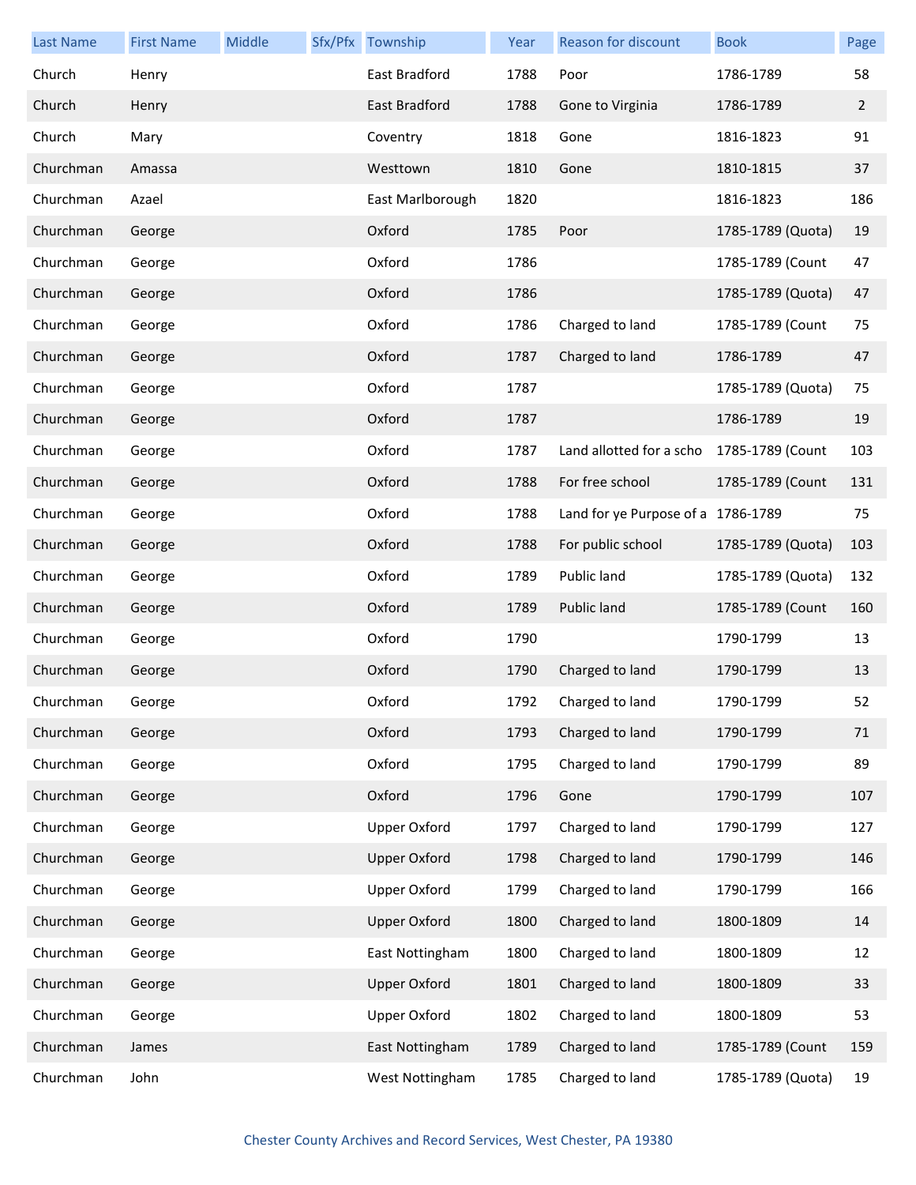| Last Name | First Name | Middle | Sfx/Pfx | Township | Year | Reason for discount | Book | Page |
|---|---|---|---|---|---|---|---|---|
| Church | Henry | | | East Bradford | 1788 | Poor | 1786-1789 | 58 |
| Church | Henry | | | East Bradford | 1788 | Gone to Virginia | 1786-1789 | 2 |
| Church | Mary | | | Coventry | 1818 | Gone | 1816-1823 | 91 |
| Churchman | Amassa | | | Westtown | 1810 | Gone | 1810-1815 | 37 |
| Churchman | Azael | | | East Marlborough | 1820 | | 1816-1823 | 186 |
| Churchman | George | | | Oxford | 1785 | Poor | 1785-1789 (Quota) | 19 |
| Churchman | George | | | Oxford | 1786 | | 1785-1789 (Count | 47 |
| Churchman | George | | | Oxford | 1786 | | 1785-1789 (Quota) | 47 |
| Churchman | George | | | Oxford | 1786 | Charged to land | 1785-1789 (Count | 75 |
| Churchman | George | | | Oxford | 1787 | Charged to land | 1786-1789 | 47 |
| Churchman | George | | | Oxford | 1787 | | 1785-1789 (Quota) | 75 |
| Churchman | George | | | Oxford | 1787 | | 1786-1789 | 19 |
| Churchman | George | | | Oxford | 1787 | Land allotted for a scho | 1785-1789 (Count | 103 |
| Churchman | George | | | Oxford | 1788 | For free school | 1785-1789 (Count | 131 |
| Churchman | George | | | Oxford | 1788 | Land for ye Purpose of a | 1786-1789 | 75 |
| Churchman | George | | | Oxford | 1788 | For public school | 1785-1789 (Quota) | 103 |
| Churchman | George | | | Oxford | 1789 | Public land | 1785-1789 (Quota) | 132 |
| Churchman | George | | | Oxford | 1789 | Public land | 1785-1789 (Count | 160 |
| Churchman | George | | | Oxford | 1790 | | 1790-1799 | 13 |
| Churchman | George | | | Oxford | 1790 | Charged to land | 1790-1799 | 13 |
| Churchman | George | | | Oxford | 1792 | Charged to land | 1790-1799 | 52 |
| Churchman | George | | | Oxford | 1793 | Charged to land | 1790-1799 | 71 |
| Churchman | George | | | Oxford | 1795 | Charged to land | 1790-1799 | 89 |
| Churchman | George | | | Oxford | 1796 | Gone | 1790-1799 | 107 |
| Churchman | George | | | Upper Oxford | 1797 | Charged to land | 1790-1799 | 127 |
| Churchman | George | | | Upper Oxford | 1798 | Charged to land | 1790-1799 | 146 |
| Churchman | George | | | Upper Oxford | 1799 | Charged to land | 1790-1799 | 166 |
| Churchman | George | | | Upper Oxford | 1800 | Charged to land | 1800-1809 | 14 |
| Churchman | George | | | East Nottingham | 1800 | Charged to land | 1800-1809 | 12 |
| Churchman | George | | | Upper Oxford | 1801 | Charged to land | 1800-1809 | 33 |
| Churchman | George | | | Upper Oxford | 1802 | Charged to land | 1800-1809 | 53 |
| Churchman | James | | | East Nottingham | 1789 | Charged to land | 1785-1789 (Count | 159 |
| Churchman | John | | | West Nottingham | 1785 | Charged to land | 1785-1789 (Quota) | 19 |

Chester County Archives and Record Services, West Chester, PA 19380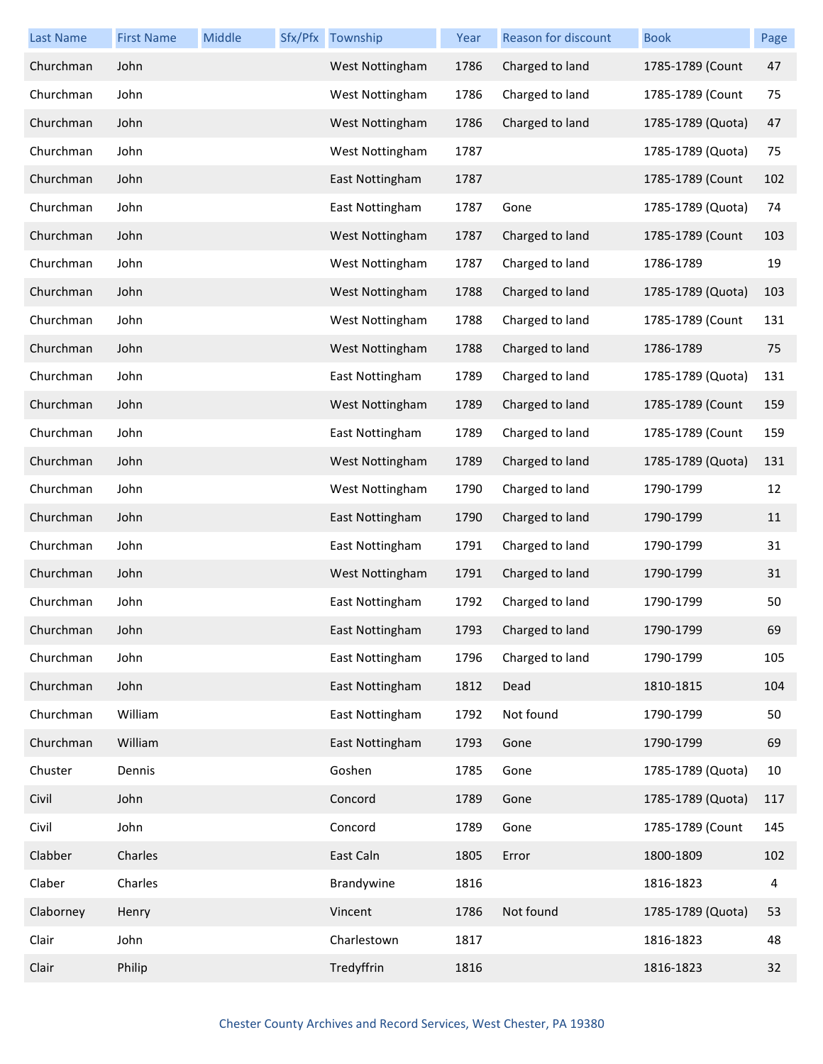| Last Name | First Name | Middle | Sfx/Pfx | Township | Year | Reason for discount | Book | Page |
|---|---|---|---|---|---|---|---|---|
| Churchman | John | | | West Nottingham | 1786 | Charged to land | 1785-1789 (Count | 47 |
| Churchman | John | | | West Nottingham | 1786 | Charged to land | 1785-1789 (Count | 75 |
| Churchman | John | | | West Nottingham | 1786 | Charged to land | 1785-1789 (Quota) | 47 |
| Churchman | John | | | West Nottingham | 1787 | | 1785-1789 (Quota) | 75 |
| Churchman | John | | | East Nottingham | 1787 | | 1785-1789 (Count | 102 |
| Churchman | John | | | East Nottingham | 1787 | Gone | 1785-1789 (Quota) | 74 |
| Churchman | John | | | West Nottingham | 1787 | Charged to land | 1785-1789 (Count | 103 |
| Churchman | John | | | West Nottingham | 1787 | Charged to land | 1786-1789 | 19 |
| Churchman | John | | | West Nottingham | 1788 | Charged to land | 1785-1789 (Quota) | 103 |
| Churchman | John | | | West Nottingham | 1788 | Charged to land | 1785-1789 (Count | 131 |
| Churchman | John | | | West Nottingham | 1788 | Charged to land | 1786-1789 | 75 |
| Churchman | John | | | East Nottingham | 1789 | Charged to land | 1785-1789 (Quota) | 131 |
| Churchman | John | | | West Nottingham | 1789 | Charged to land | 1785-1789 (Count | 159 |
| Churchman | John | | | East Nottingham | 1789 | Charged to land | 1785-1789 (Count | 159 |
| Churchman | John | | | West Nottingham | 1789 | Charged to land | 1785-1789 (Quota) | 131 |
| Churchman | John | | | West Nottingham | 1790 | Charged to land | 1790-1799 | 12 |
| Churchman | John | | | East Nottingham | 1790 | Charged to land | 1790-1799 | 11 |
| Churchman | John | | | East Nottingham | 1791 | Charged to land | 1790-1799 | 31 |
| Churchman | John | | | West Nottingham | 1791 | Charged to land | 1790-1799 | 31 |
| Churchman | John | | | East Nottingham | 1792 | Charged to land | 1790-1799 | 50 |
| Churchman | John | | | East Nottingham | 1793 | Charged to land | 1790-1799 | 69 |
| Churchman | John | | | East Nottingham | 1796 | Charged to land | 1790-1799 | 105 |
| Churchman | John | | | East Nottingham | 1812 | Dead | 1810-1815 | 104 |
| Churchman | William | | | East Nottingham | 1792 | Not found | 1790-1799 | 50 |
| Churchman | William | | | East Nottingham | 1793 | Gone | 1790-1799 | 69 |
| Chuster | Dennis | | | Goshen | 1785 | Gone | 1785-1789 (Quota) | 10 |
| Civil | John | | | Concord | 1789 | Gone | 1785-1789 (Quota) | 117 |
| Civil | John | | | Concord | 1789 | Gone | 1785-1789 (Count | 145 |
| Clabber | Charles | | | East Caln | 1805 | Error | 1800-1809 | 102 |
| Claber | Charles | | | Brandywine | 1816 | | 1816-1823 | 4 |
| Claborney | Henry | | | Vincent | 1786 | Not found | 1785-1789 (Quota) | 53 |
| Clair | John | | | Charlestown | 1817 | | 1816-1823 | 48 |
| Clair | Philip | | | Tredyffrin | 1816 | | 1816-1823 | 32 |

Chester County Archives and Record Services, West Chester, PA 19380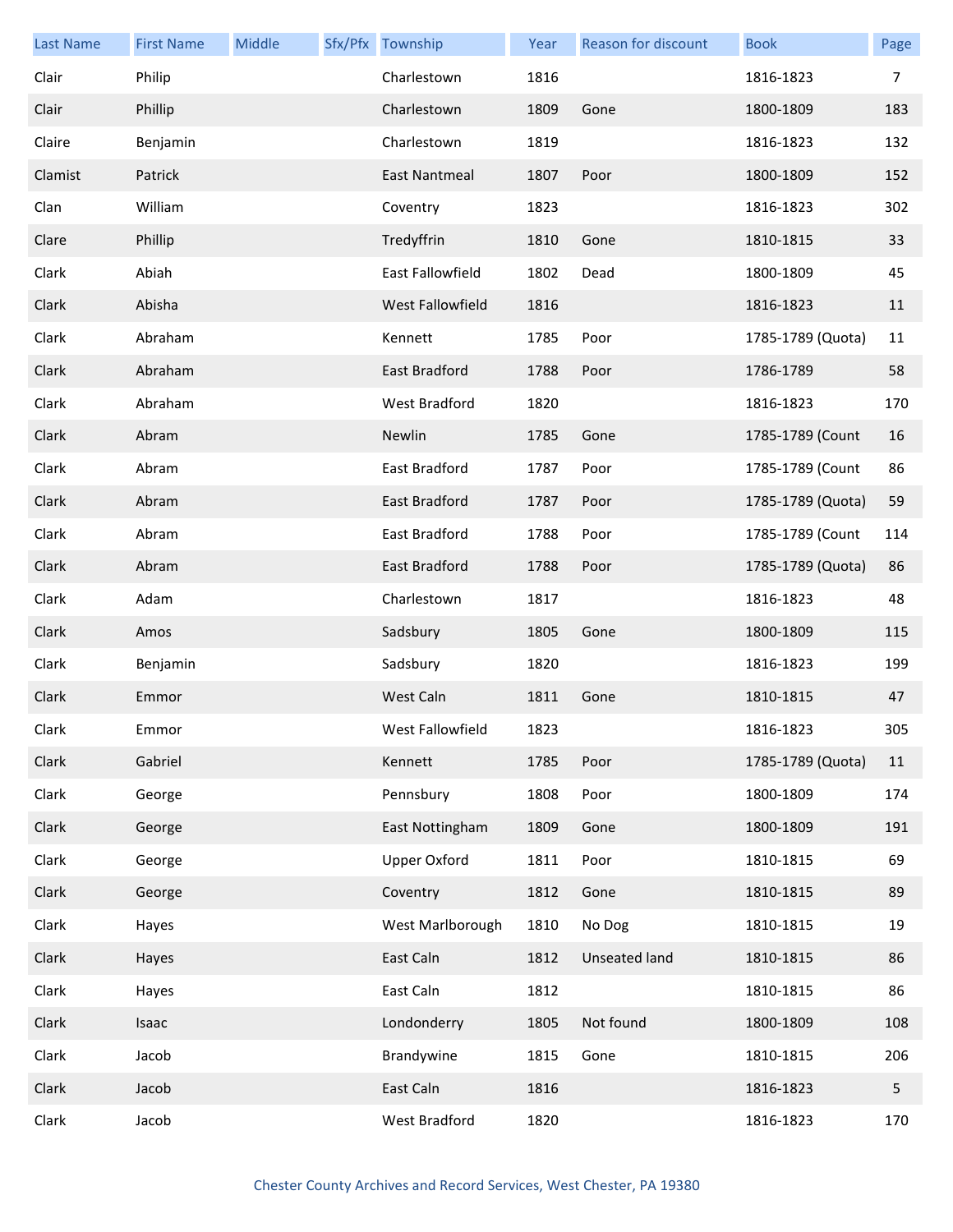| Last Name | First Name | Middle | Sfx/Pfx | Township | Year | Reason for discount | Book | Page |
|---|---|---|---|---|---|---|---|---|
| Clair | Philip | | | Charlestown | 1816 | | 1816-1823 | 7 |
| Clair | Phillip | | | Charlestown | 1809 | Gone | 1800-1809 | 183 |
| Claire | Benjamin | | | Charlestown | 1819 | | 1816-1823 | 132 |
| Clamist | Patrick | | | East Nantmeal | 1807 | Poor | 1800-1809 | 152 |
| Clan | William | | | Coventry | 1823 | | 1816-1823 | 302 |
| Clare | Phillip | | | Tredyffrin | 1810 | Gone | 1810-1815 | 33 |
| Clark | Abiah | | | East Fallowfield | 1802 | Dead | 1800-1809 | 45 |
| Clark | Abisha | | | West Fallowfield | 1816 | | 1816-1823 | 11 |
| Clark | Abraham | | | Kennett | 1785 | Poor | 1785-1789 (Quota) | 11 |
| Clark | Abraham | | | East Bradford | 1788 | Poor | 1786-1789 | 58 |
| Clark | Abraham | | | West Bradford | 1820 | | 1816-1823 | 170 |
| Clark | Abram | | | Newlin | 1785 | Gone | 1785-1789 (Count | 16 |
| Clark | Abram | | | East Bradford | 1787 | Poor | 1785-1789 (Count | 86 |
| Clark | Abram | | | East Bradford | 1787 | Poor | 1785-1789 (Quota) | 59 |
| Clark | Abram | | | East Bradford | 1788 | Poor | 1785-1789 (Count | 114 |
| Clark | Abram | | | East Bradford | 1788 | Poor | 1785-1789 (Quota) | 86 |
| Clark | Adam | | | Charlestown | 1817 | | 1816-1823 | 48 |
| Clark | Amos | | | Sadsbury | 1805 | Gone | 1800-1809 | 115 |
| Clark | Benjamin | | | Sadsbury | 1820 | | 1816-1823 | 199 |
| Clark | Emmor | | | West Caln | 1811 | Gone | 1810-1815 | 47 |
| Clark | Emmor | | | West Fallowfield | 1823 | | 1816-1823 | 305 |
| Clark | Gabriel | | | Kennett | 1785 | Poor | 1785-1789 (Quota) | 11 |
| Clark | George | | | Pennsbury | 1808 | Poor | 1800-1809 | 174 |
| Clark | George | | | East Nottingham | 1809 | Gone | 1800-1809 | 191 |
| Clark | George | | | Upper Oxford | 1811 | Poor | 1810-1815 | 69 |
| Clark | George | | | Coventry | 1812 | Gone | 1810-1815 | 89 |
| Clark | Hayes | | | West Marlborough | 1810 | No Dog | 1810-1815 | 19 |
| Clark | Hayes | | | East Caln | 1812 | Unseated land | 1810-1815 | 86 |
| Clark | Hayes | | | East Caln | 1812 | | 1810-1815 | 86 |
| Clark | Isaac | | | Londonderry | 1805 | Not found | 1800-1809 | 108 |
| Clark | Jacob | | | Brandywine | 1815 | Gone | 1810-1815 | 206 |
| Clark | Jacob | | | East Caln | 1816 | | 1816-1823 | 5 |
| Clark | Jacob | | | West Bradford | 1820 | | 1816-1823 | 170 |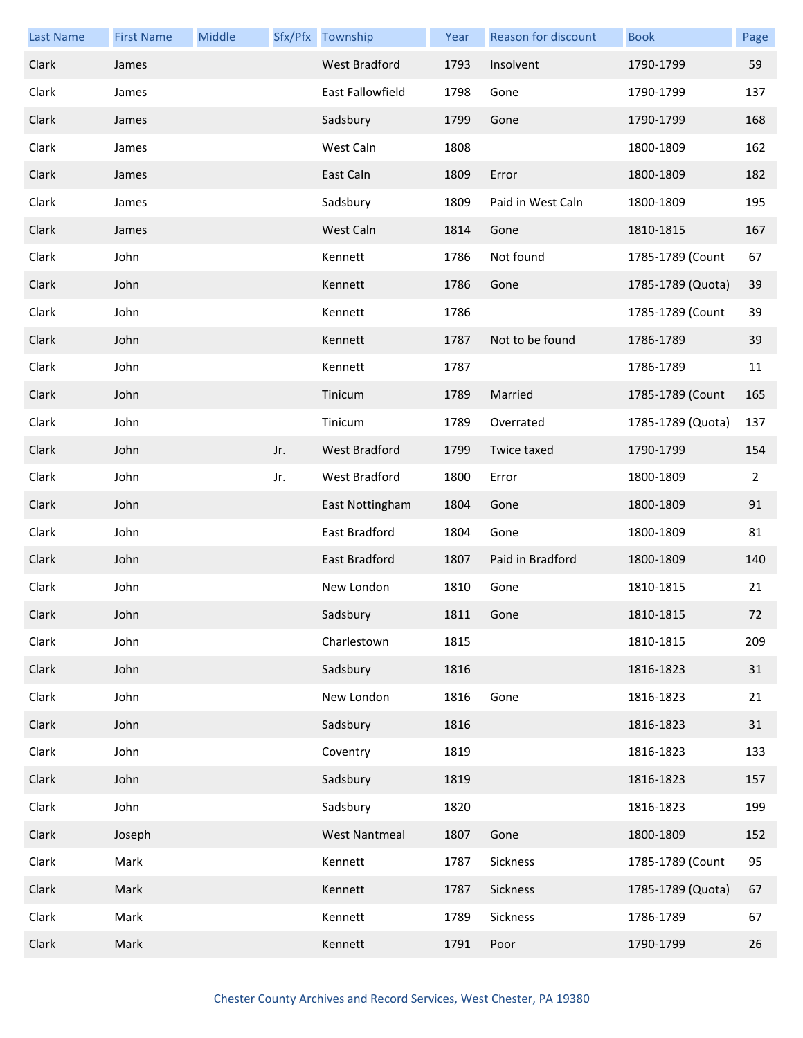| Last Name | First Name | Middle | Sfx/Pfx | Township | Year | Reason for discount | Book | Page |
|---|---|---|---|---|---|---|---|---|
| Clark | James | | | West Bradford | 1793 | Insolvent | 1790-1799 | 59 |
| Clark | James | | | East Fallowfield | 1798 | Gone | 1790-1799 | 137 |
| Clark | James | | | Sadsbury | 1799 | Gone | 1790-1799 | 168 |
| Clark | James | | | West Caln | 1808 | | 1800-1809 | 162 |
| Clark | James | | | East Caln | 1809 | Error | 1800-1809 | 182 |
| Clark | James | | | Sadsbury | 1809 | Paid in West Caln | 1800-1809 | 195 |
| Clark | James | | | West Caln | 1814 | Gone | 1810-1815 | 167 |
| Clark | John | | | Kennett | 1786 | Not found | 1785-1789 (Count | 67 |
| Clark | John | | | Kennett | 1786 | Gone | 1785-1789 (Quota) | 39 |
| Clark | John | | | Kennett | 1786 | | 1785-1789 (Count | 39 |
| Clark | John | | | Kennett | 1787 | Not to be found | 1786-1789 | 39 |
| Clark | John | | | Kennett | 1787 | | 1786-1789 | 11 |
| Clark | John | | | Tinicum | 1789 | Married | 1785-1789 (Count | 165 |
| Clark | John | | | Tinicum | 1789 | Overrated | 1785-1789 (Quota) | 137 |
| Clark | John | | Jr. | West Bradford | 1799 | Twice taxed | 1790-1799 | 154 |
| Clark | John | | Jr. | West Bradford | 1800 | Error | 1800-1809 | 2 |
| Clark | John | | | East Nottingham | 1804 | Gone | 1800-1809 | 91 |
| Clark | John | | | East Bradford | 1804 | Gone | 1800-1809 | 81 |
| Clark | John | | | East Bradford | 1807 | Paid in Bradford | 1800-1809 | 140 |
| Clark | John | | | New London | 1810 | Gone | 1810-1815 | 21 |
| Clark | John | | | Sadsbury | 1811 | Gone | 1810-1815 | 72 |
| Clark | John | | | Charlestown | 1815 | | 1810-1815 | 209 |
| Clark | John | | | Sadsbury | 1816 | | 1816-1823 | 31 |
| Clark | John | | | New London | 1816 | Gone | 1816-1823 | 21 |
| Clark | John | | | Sadsbury | 1816 | | 1816-1823 | 31 |
| Clark | John | | | Coventry | 1819 | | 1816-1823 | 133 |
| Clark | John | | | Sadsbury | 1819 | | 1816-1823 | 157 |
| Clark | John | | | Sadsbury | 1820 | | 1816-1823 | 199 |
| Clark | Joseph | | | West Nantmeal | 1807 | Gone | 1800-1809 | 152 |
| Clark | Mark | | | Kennett | 1787 | Sickness | 1785-1789 (Count | 95 |
| Clark | Mark | | | Kennett | 1787 | Sickness | 1785-1789 (Quota) | 67 |
| Clark | Mark | | | Kennett | 1789 | Sickness | 1786-1789 | 67 |
| Clark | Mark | | | Kennett | 1791 | Poor | 1790-1799 | 26 |

Chester County Archives and Record Services, West Chester, PA 19380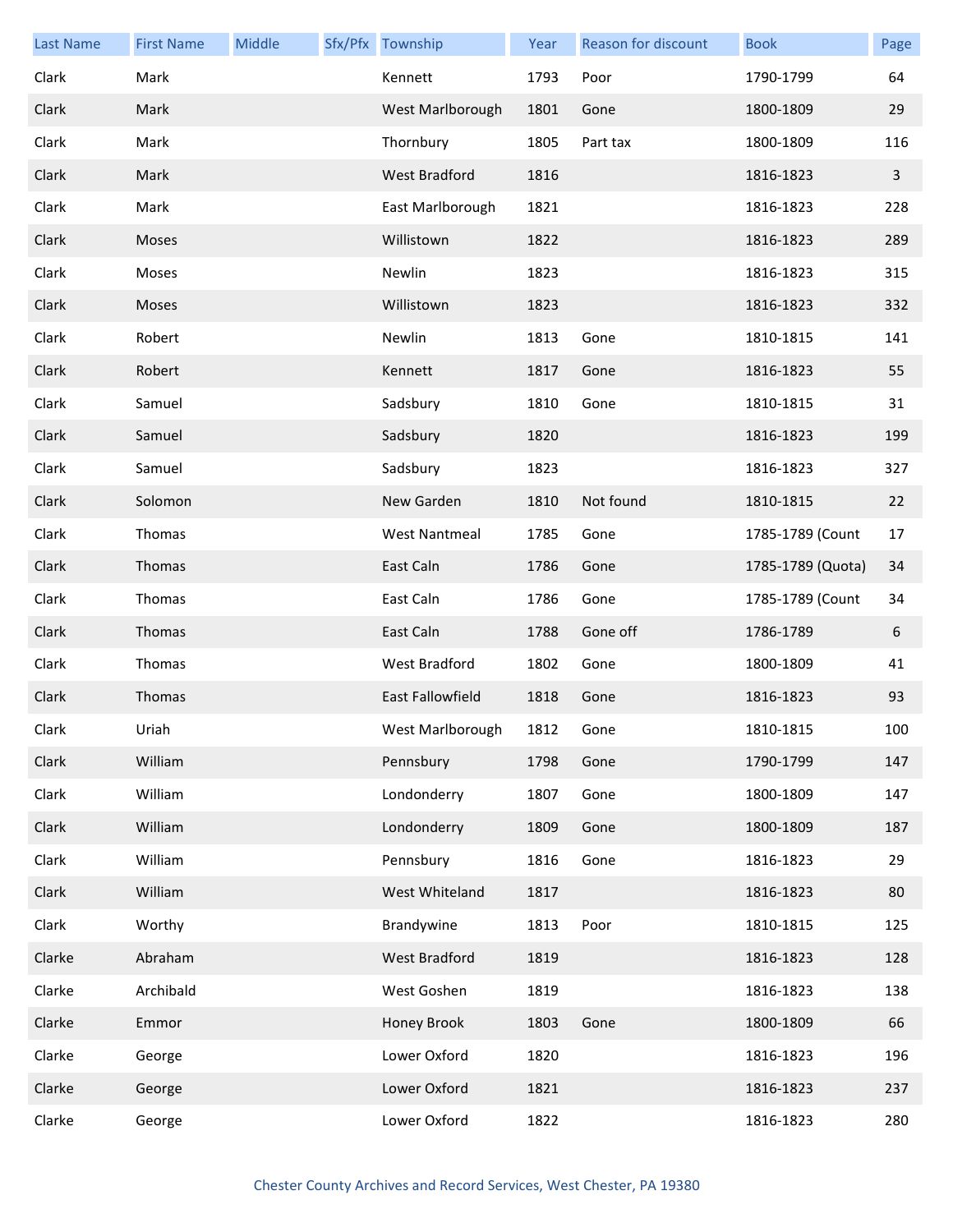| Last Name | First Name | Middle | Sfx/Pfx | Township | Year | Reason for discount | Book | Page |
|---|---|---|---|---|---|---|---|---|
| Clark | Mark | | | Kennett | 1793 | Poor | 1790-1799 | 64 |
| Clark | Mark | | | West Marlborough | 1801 | Gone | 1800-1809 | 29 |
| Clark | Mark | | | Thornbury | 1805 | Part tax | 1800-1809 | 116 |
| Clark | Mark | | | West Bradford | 1816 | | 1816-1823 | 3 |
| Clark | Mark | | | East Marlborough | 1821 | | 1816-1823 | 228 |
| Clark | Moses | | | Willistown | 1822 | | 1816-1823 | 289 |
| Clark | Moses | | | Newlin | 1823 | | 1816-1823 | 315 |
| Clark | Moses | | | Willistown | 1823 | | 1816-1823 | 332 |
| Clark | Robert | | | Newlin | 1813 | Gone | 1810-1815 | 141 |
| Clark | Robert | | | Kennett | 1817 | Gone | 1816-1823 | 55 |
| Clark | Samuel | | | Sadsbury | 1810 | Gone | 1810-1815 | 31 |
| Clark | Samuel | | | Sadsbury | 1820 | | 1816-1823 | 199 |
| Clark | Samuel | | | Sadsbury | 1823 | | 1816-1823 | 327 |
| Clark | Solomon | | | New Garden | 1810 | Not found | 1810-1815 | 22 |
| Clark | Thomas | | | West Nantmeal | 1785 | Gone | 1785-1789 (Count | 17 |
| Clark | Thomas | | | East Caln | 1786 | Gone | 1785-1789 (Quota) | 34 |
| Clark | Thomas | | | East Caln | 1786 | Gone | 1785-1789 (Count | 34 |
| Clark | Thomas | | | East Caln | 1788 | Gone off | 1786-1789 | 6 |
| Clark | Thomas | | | West Bradford | 1802 | Gone | 1800-1809 | 41 |
| Clark | Thomas | | | East Fallowfield | 1818 | Gone | 1816-1823 | 93 |
| Clark | Uriah | | | West Marlborough | 1812 | Gone | 1810-1815 | 100 |
| Clark | William | | | Pennsbury | 1798 | Gone | 1790-1799 | 147 |
| Clark | William | | | Londonderry | 1807 | Gone | 1800-1809 | 147 |
| Clark | William | | | Londonderry | 1809 | Gone | 1800-1809 | 187 |
| Clark | William | | | Pennsbury | 1816 | Gone | 1816-1823 | 29 |
| Clark | William | | | West Whiteland | 1817 | | 1816-1823 | 80 |
| Clark | Worthy | | | Brandywine | 1813 | Poor | 1810-1815 | 125 |
| Clarke | Abraham | | | West Bradford | 1819 | | 1816-1823 | 128 |
| Clarke | Archibald | | | West Goshen | 1819 | | 1816-1823 | 138 |
| Clarke | Emmor | | | Honey Brook | 1803 | Gone | 1800-1809 | 66 |
| Clarke | George | | | Lower Oxford | 1820 | | 1816-1823 | 196 |
| Clarke | George | | | Lower Oxford | 1821 | | 1816-1823 | 237 |
| Clarke | George | | | Lower Oxford | 1822 | | 1816-1823 | 280 |

Chester County Archives and Record Services, West Chester, PA 19380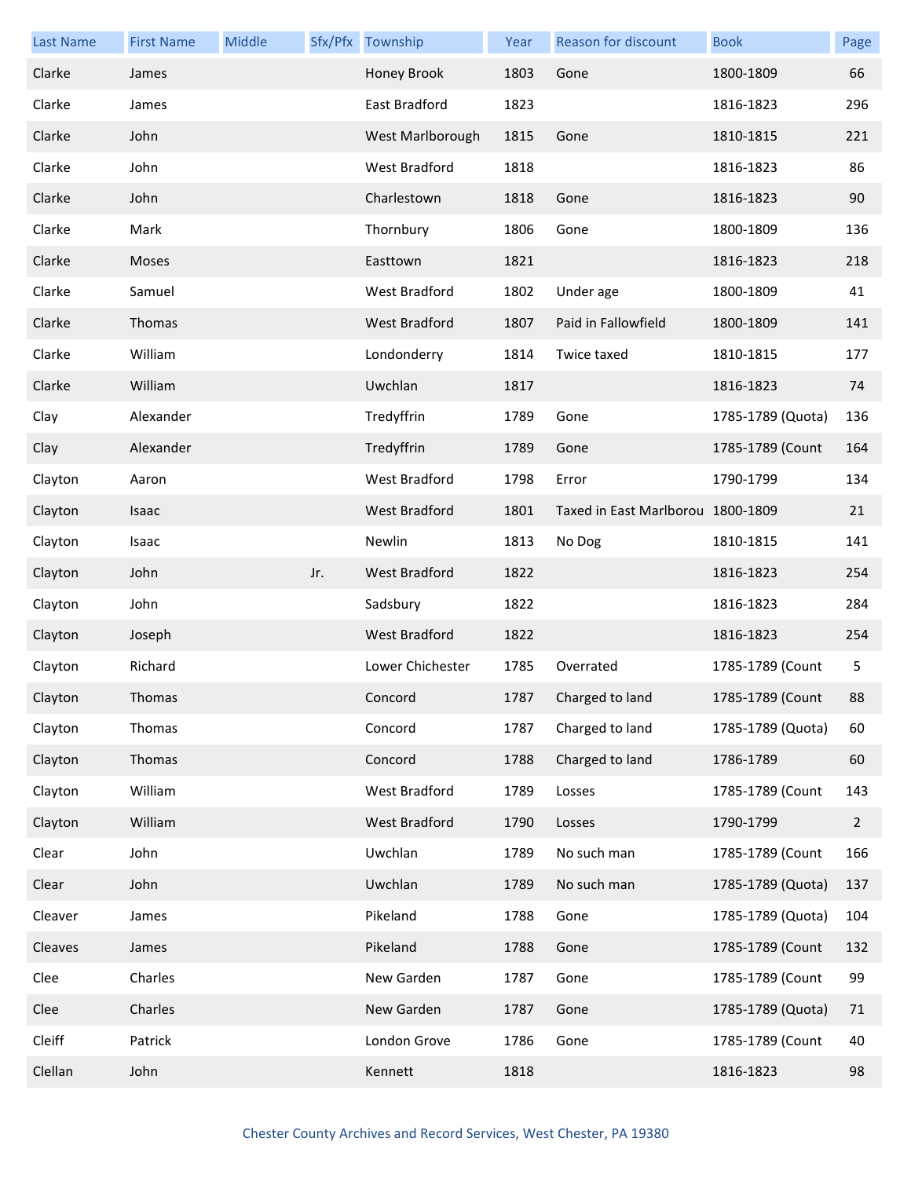| Last Name | First Name | Middle | Sfx/Pfx | Township | Year | Reason for discount | Book | Page |
|---|---|---|---|---|---|---|---|---|
| Clarke | James | | | Honey Brook | 1803 | Gone | 1800-1809 | 66 |
| Clarke | James | | | East Bradford | 1823 | | 1816-1823 | 296 |
| Clarke | John | | | West Marlborough | 1815 | Gone | 1810-1815 | 221 |
| Clarke | John | | | West Bradford | 1818 | | 1816-1823 | 86 |
| Clarke | John | | | Charlestown | 1818 | Gone | 1816-1823 | 90 |
| Clarke | Mark | | | Thornbury | 1806 | Gone | 1800-1809 | 136 |
| Clarke | Moses | | | Easttown | 1821 | | 1816-1823 | 218 |
| Clarke | Samuel | | | West Bradford | 1802 | Under age | 1800-1809 | 41 |
| Clarke | Thomas | | | West Bradford | 1807 | Paid in Fallowfield | 1800-1809 | 141 |
| Clarke | William | | | Londonderry | 1814 | Twice taxed | 1810-1815 | 177 |
| Clarke | William | | | Uwchlan | 1817 | | 1816-1823 | 74 |
| Clay | Alexander | | | Tredyffrin | 1789 | Gone | 1785-1789 (Quota) | 136 |
| Clay | Alexander | | | Tredyffrin | 1789 | Gone | 1785-1789 (Count | 164 |
| Clayton | Aaron | | | West Bradford | 1798 | Error | 1790-1799 | 134 |
| Clayton | Isaac | | | West Bradford | 1801 | Taxed in East Marlborou | 1800-1809 | 21 |
| Clayton | Isaac | | | Newlin | 1813 | No Dog | 1810-1815 | 141 |
| Clayton | John | | Jr. | West Bradford | 1822 | | 1816-1823 | 254 |
| Clayton | John | | | Sadsbury | 1822 | | 1816-1823 | 284 |
| Clayton | Joseph | | | West Bradford | 1822 | | 1816-1823 | 254 |
| Clayton | Richard | | | Lower Chichester | 1785 | Overrated | 1785-1789 (Count | 5 |
| Clayton | Thomas | | | Concord | 1787 | Charged to land | 1785-1789 (Count | 88 |
| Clayton | Thomas | | | Concord | 1787 | Charged to land | 1785-1789 (Quota) | 60 |
| Clayton | Thomas | | | Concord | 1788 | Charged to land | 1786-1789 | 60 |
| Clayton | William | | | West Bradford | 1789 | Losses | 1785-1789 (Count | 143 |
| Clayton | William | | | West Bradford | 1790 | Losses | 1790-1799 | 2 |
| Clear | John | | | Uwchlan | 1789 | No such man | 1785-1789 (Count | 166 |
| Clear | John | | | Uwchlan | 1789 | No such man | 1785-1789 (Quota) | 137 |
| Cleaver | James | | | Pikeland | 1788 | Gone | 1785-1789 (Quota) | 104 |
| Cleaves | James | | | Pikeland | 1788 | Gone | 1785-1789 (Count | 132 |
| Clee | Charles | | | New Garden | 1787 | Gone | 1785-1789 (Count | 99 |
| Clee | Charles | | | New Garden | 1787 | Gone | 1785-1789 (Quota) | 71 |
| Cleiff | Patrick | | | London Grove | 1786 | Gone | 1785-1789 (Count | 40 |
| Clellan | John | | | Kennett | 1818 | | 1816-1823 | 98 |

Chester County Archives and Record Services, West Chester, PA 19380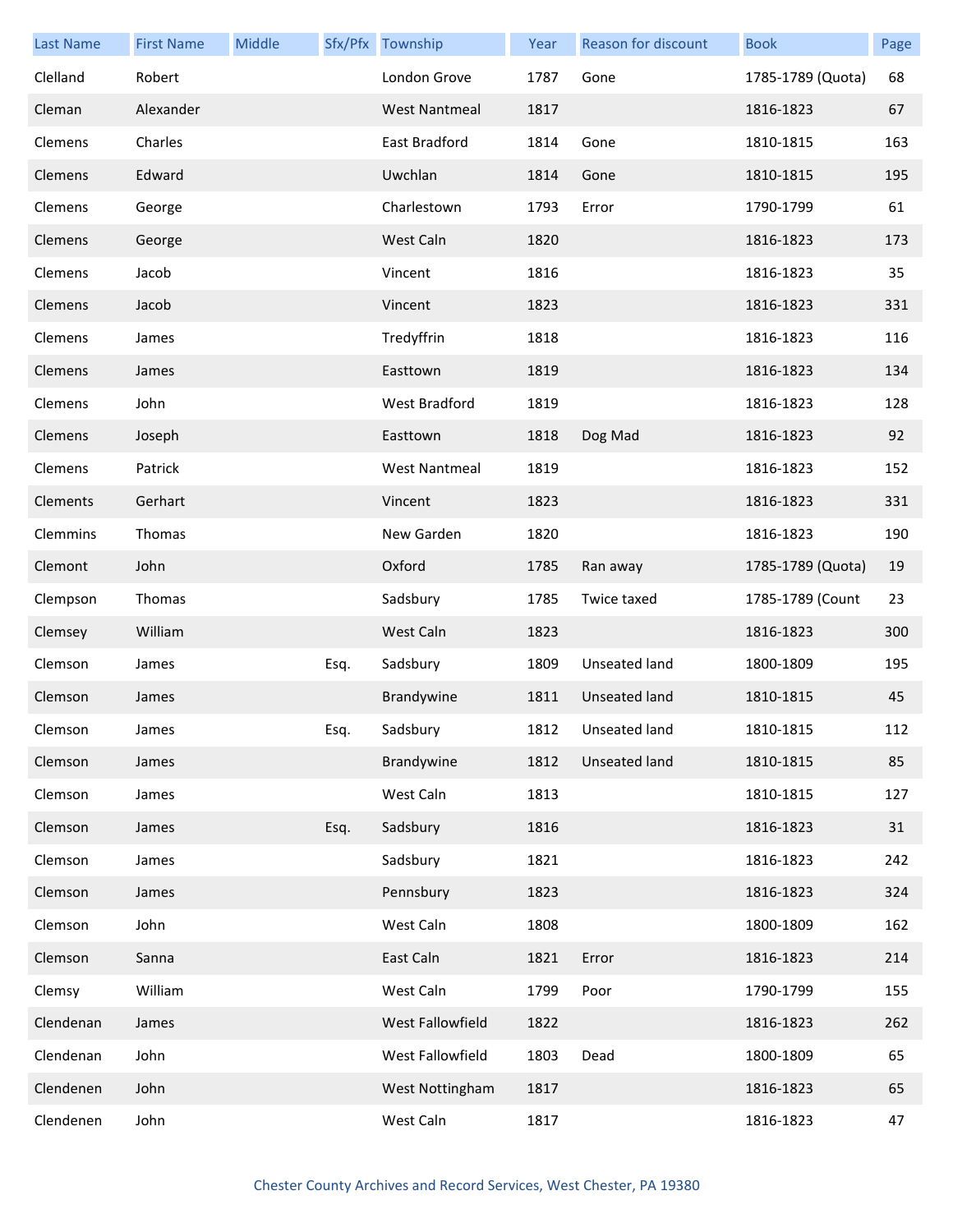| Last Name | First Name | Middle | Sfx/Pfx | Township | Year | Reason for discount | Book | Page |
|---|---|---|---|---|---|---|---|---|
| Clelland | Robert | | | London Grove | 1787 | Gone | 1785-1789 (Quota) | 68 |
| Cleman | Alexander | | | West Nantmeal | 1817 | | 1816-1823 | 67 |
| Clemens | Charles | | | East Bradford | 1814 | Gone | 1810-1815 | 163 |
| Clemens | Edward | | | Uwchlan | 1814 | Gone | 1810-1815 | 195 |
| Clemens | George | | | Charlestown | 1793 | Error | 1790-1799 | 61 |
| Clemens | George | | | West Caln | 1820 | | 1816-1823 | 173 |
| Clemens | Jacob | | | Vincent | 1816 | | 1816-1823 | 35 |
| Clemens | Jacob | | | Vincent | 1823 | | 1816-1823 | 331 |
| Clemens | James | | | Tredyffrin | 1818 | | 1816-1823 | 116 |
| Clemens | James | | | Easttown | 1819 | | 1816-1823 | 134 |
| Clemens | John | | | West Bradford | 1819 | | 1816-1823 | 128 |
| Clemens | Joseph | | | Easttown | 1818 | Dog Mad | 1816-1823 | 92 |
| Clemens | Patrick | | | West Nantmeal | 1819 | | 1816-1823 | 152 |
| Clements | Gerhart | | | Vincent | 1823 | | 1816-1823 | 331 |
| Clemmins | Thomas | | | New Garden | 1820 | | 1816-1823 | 190 |
| Clemont | John | | | Oxford | 1785 | Ran away | 1785-1789 (Quota) | 19 |
| Clempson | Thomas | | | Sadsbury | 1785 | Twice taxed | 1785-1789 (Count | 23 |
| Clemsey | William | | | West Caln | 1823 | | 1816-1823 | 300 |
| Clemson | James | | Esq. | Sadsbury | 1809 | Unseated land | 1800-1809 | 195 |
| Clemson | James | | | Brandywine | 1811 | Unseated land | 1810-1815 | 45 |
| Clemson | James | | Esq. | Sadsbury | 1812 | Unseated land | 1810-1815 | 112 |
| Clemson | James | | | Brandywine | 1812 | Unseated land | 1810-1815 | 85 |
| Clemson | James | | | West Caln | 1813 | | 1810-1815 | 127 |
| Clemson | James | | Esq. | Sadsbury | 1816 | | 1816-1823 | 31 |
| Clemson | James | | | Sadsbury | 1821 | | 1816-1823 | 242 |
| Clemson | James | | | Pennsbury | 1823 | | 1816-1823 | 324 |
| Clemson | John | | | West Caln | 1808 | | 1800-1809 | 162 |
| Clemson | Sanna | | | East Caln | 1821 | Error | 1816-1823 | 214 |
| Clemsy | William | | | West Caln | 1799 | Poor | 1790-1799 | 155 |
| Clendenan | James | | | West Fallowfield | 1822 | | 1816-1823 | 262 |
| Clendenan | John | | | West Fallowfield | 1803 | Dead | 1800-1809 | 65 |
| Clendenen | John | | | West Nottingham | 1817 | | 1816-1823 | 65 |
| Clendenen | John | | | West Caln | 1817 | | 1816-1823 | 47 |

Chester County Archives and Record Services, West Chester, PA 19380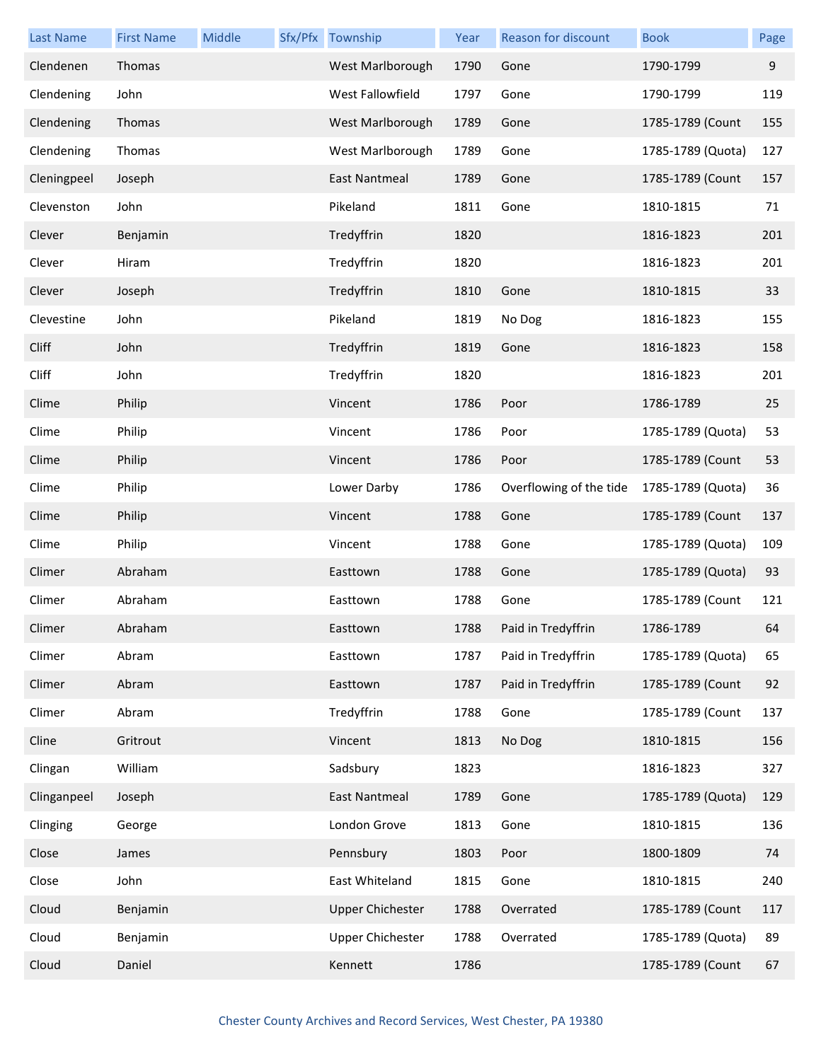| Last Name | First Name | Middle | Sfx/Pfx | Township | Year | Reason for discount | Book | Page |
|---|---|---|---|---|---|---|---|---|
| Clendenen | Thomas | | | West Marlborough | 1790 | Gone | 1790-1799 | 9 |
| Clendening | John | | | West Fallowfield | 1797 | Gone | 1790-1799 | 119 |
| Clendening | Thomas | | | West Marlborough | 1789 | Gone | 1785-1789 (Count | 155 |
| Clendening | Thomas | | | West Marlborough | 1789 | Gone | 1785-1789 (Quota) | 127 |
| Cleningpeel | Joseph | | | East Nantmeal | 1789 | Gone | 1785-1789 (Count | 157 |
| Clevenston | John | | | Pikeland | 1811 | Gone | 1810-1815 | 71 |
| Clever | Benjamin | | | Tredyffrin | 1820 | | 1816-1823 | 201 |
| Clever | Hiram | | | Tredyffrin | 1820 | | 1816-1823 | 201 |
| Clever | Joseph | | | Tredyffrin | 1810 | Gone | 1810-1815 | 33 |
| Clevestine | John | | | Pikeland | 1819 | No Dog | 1816-1823 | 155 |
| Cliff | John | | | Tredyffrin | 1819 | Gone | 1816-1823 | 158 |
| Cliff | John | | | Tredyffrin | 1820 | | 1816-1823 | 201 |
| Clime | Philip | | | Vincent | 1786 | Poor | 1786-1789 | 25 |
| Clime | Philip | | | Vincent | 1786 | Poor | 1785-1789 (Quota) | 53 |
| Clime | Philip | | | Vincent | 1786 | Poor | 1785-1789 (Count | 53 |
| Clime | Philip | | | Lower Darby | 1786 | Overflowing of the tide | 1785-1789 (Quota) | 36 |
| Clime | Philip | | | Vincent | 1788 | Gone | 1785-1789 (Count | 137 |
| Clime | Philip | | | Vincent | 1788 | Gone | 1785-1789 (Quota) | 109 |
| Climer | Abraham | | | Easttown | 1788 | Gone | 1785-1789 (Quota) | 93 |
| Climer | Abraham | | | Easttown | 1788 | Gone | 1785-1789 (Count | 121 |
| Climer | Abraham | | | Easttown | 1788 | Paid in Tredyffrin | 1786-1789 | 64 |
| Climer | Abram | | | Easttown | 1787 | Paid in Tredyffrin | 1785-1789 (Quota) | 65 |
| Climer | Abram | | | Easttown | 1787 | Paid in Tredyffrin | 1785-1789 (Count | 92 |
| Climer | Abram | | | Tredyffrin | 1788 | Gone | 1785-1789 (Count | 137 |
| Cline | Gritrout | | | Vincent | 1813 | No Dog | 1810-1815 | 156 |
| Clingan | William | | | Sadsbury | 1823 | | 1816-1823 | 327 |
| Clinganpeel | Joseph | | | East Nantmeal | 1789 | Gone | 1785-1789 (Quota) | 129 |
| Clinging | George | | | London Grove | 1813 | Gone | 1810-1815 | 136 |
| Close | James | | | Pennsbury | 1803 | Poor | 1800-1809 | 74 |
| Close | John | | | East Whiteland | 1815 | Gone | 1810-1815 | 240 |
| Cloud | Benjamin | | | Upper Chichester | 1788 | Overrated | 1785-1789 (Count | 117 |
| Cloud | Benjamin | | | Upper Chichester | 1788 | Overrated | 1785-1789 (Quota) | 89 |
| Cloud | Daniel | | | Kennett | 1786 | | 1785-1789 (Count | 67 |

Chester County Archives and Record Services, West Chester, PA 19380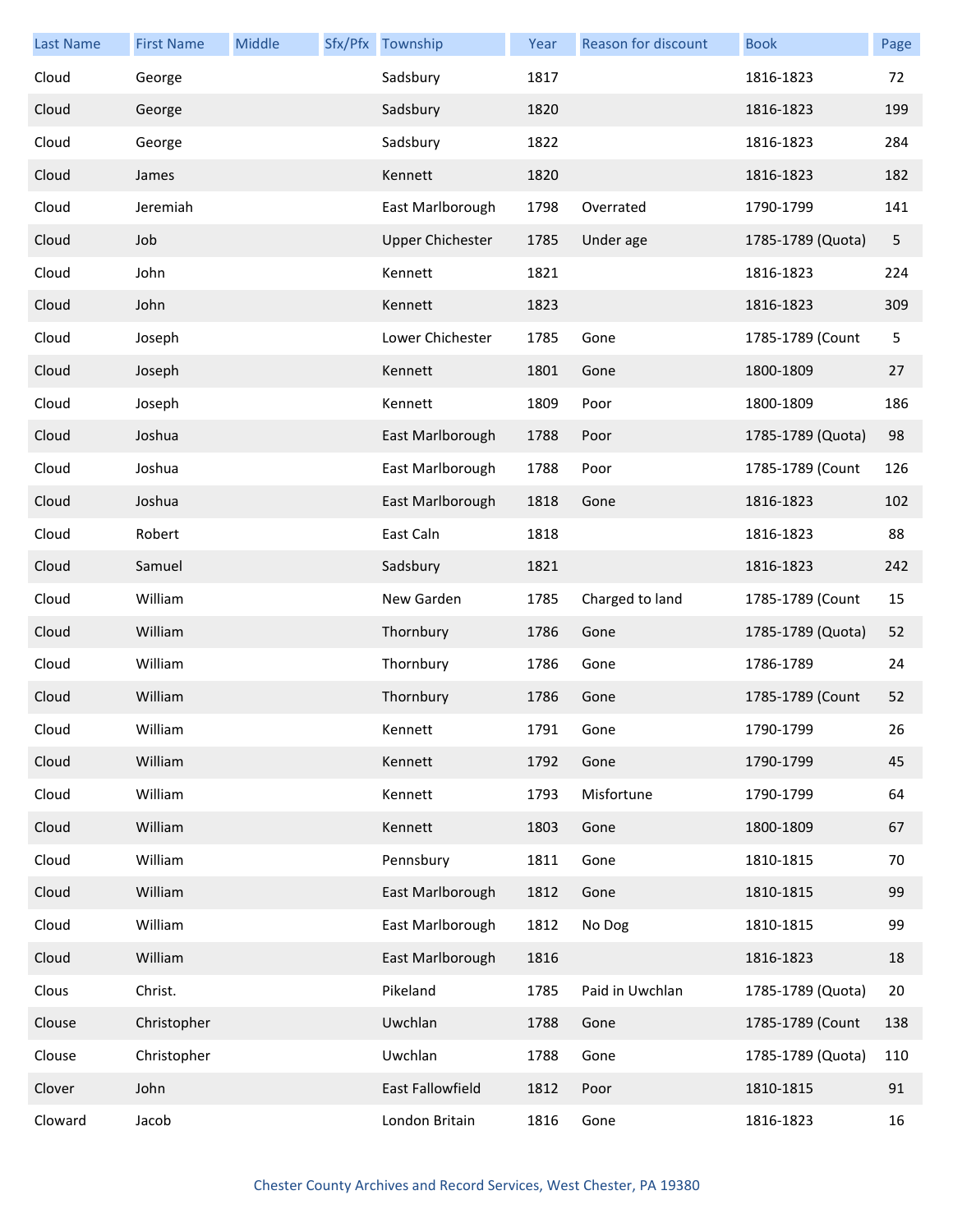| Last Name | First Name | Middle | Sfx/Pfx | Township | Year | Reason for discount | Book | Page |
|---|---|---|---|---|---|---|---|---|
| Cloud | George | | | Sadsbury | 1817 | | 1816-1823 | 72 |
| Cloud | George | | | Sadsbury | 1820 | | 1816-1823 | 199 |
| Cloud | George | | | Sadsbury | 1822 | | 1816-1823 | 284 |
| Cloud | James | | | Kennett | 1820 | | 1816-1823 | 182 |
| Cloud | Jeremiah | | | East Marlborough | 1798 | Overrated | 1790-1799 | 141 |
| Cloud | Job | | | Upper Chichester | 1785 | Under age | 1785-1789 (Quota) | 5 |
| Cloud | John | | | Kennett | 1821 | | 1816-1823 | 224 |
| Cloud | John | | | Kennett | 1823 | | 1816-1823 | 309 |
| Cloud | Joseph | | | Lower Chichester | 1785 | Gone | 1785-1789 (Count | 5 |
| Cloud | Joseph | | | Kennett | 1801 | Gone | 1800-1809 | 27 |
| Cloud | Joseph | | | Kennett | 1809 | Poor | 1800-1809 | 186 |
| Cloud | Joshua | | | East Marlborough | 1788 | Poor | 1785-1789 (Quota) | 98 |
| Cloud | Joshua | | | East Marlborough | 1788 | Poor | 1785-1789 (Count | 126 |
| Cloud | Joshua | | | East Marlborough | 1818 | Gone | 1816-1823 | 102 |
| Cloud | Robert | | | East Caln | 1818 | | 1816-1823 | 88 |
| Cloud | Samuel | | | Sadsbury | 1821 | | 1816-1823 | 242 |
| Cloud | William | | | New Garden | 1785 | Charged to land | 1785-1789 (Count | 15 |
| Cloud | William | | | Thornbury | 1786 | Gone | 1785-1789 (Quota) | 52 |
| Cloud | William | | | Thornbury | 1786 | Gone | 1786-1789 | 24 |
| Cloud | William | | | Thornbury | 1786 | Gone | 1785-1789 (Count | 52 |
| Cloud | William | | | Kennett | 1791 | Gone | 1790-1799 | 26 |
| Cloud | William | | | Kennett | 1792 | Gone | 1790-1799 | 45 |
| Cloud | William | | | Kennett | 1793 | Misfortune | 1790-1799 | 64 |
| Cloud | William | | | Kennett | 1803 | Gone | 1800-1809 | 67 |
| Cloud | William | | | Pennsbury | 1811 | Gone | 1810-1815 | 70 |
| Cloud | William | | | East Marlborough | 1812 | Gone | 1810-1815 | 99 |
| Cloud | William | | | East Marlborough | 1812 | No Dog | 1810-1815 | 99 |
| Cloud | William | | | East Marlborough | 1816 | | 1816-1823 | 18 |
| Clous | Christ. | | | Pikeland | 1785 | Paid in Uwchlan | 1785-1789 (Quota) | 20 |
| Clouse | Christopher | | | Uwchlan | 1788 | Gone | 1785-1789 (Count | 138 |
| Clouse | Christopher | | | Uwchlan | 1788 | Gone | 1785-1789 (Quota) | 110 |
| Clover | John | | | East Fallowfield | 1812 | Poor | 1810-1815 | 91 |
| Cloward | Jacob | | | London Britain | 1816 | Gone | 1816-1823 | 16 |

Chester County Archives and Record Services, West Chester, PA 19380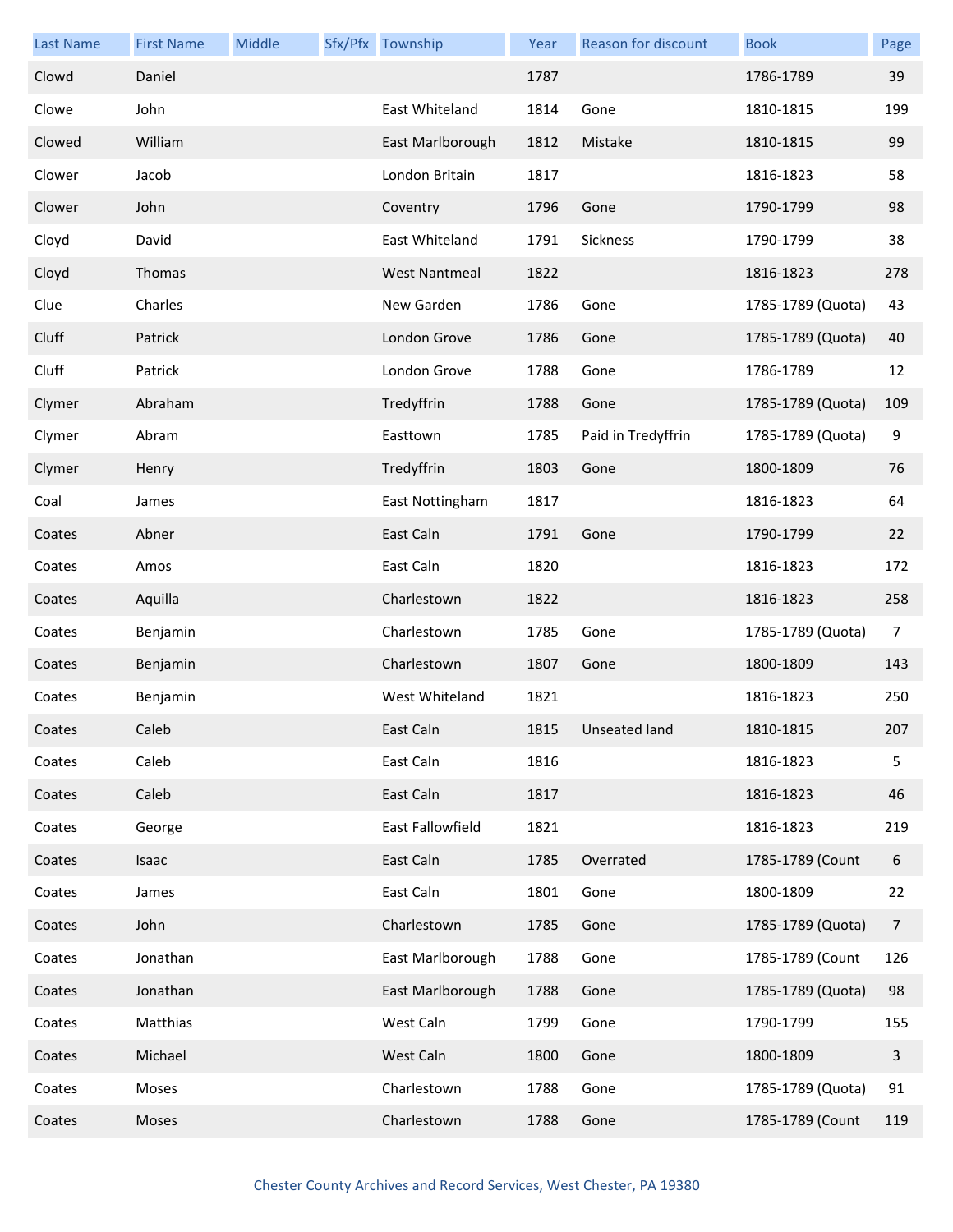| Last Name | First Name | Middle | Sfx/Pfx | Township | Year | Reason for discount | Book | Page |
|---|---|---|---|---|---|---|---|---|
| Clowd | Daniel | | | | 1787 | | 1786-1789 | 39 |
| Clowe | John | | | East Whiteland | 1814 | Gone | 1810-1815 | 199 |
| Clowed | William | | | East Marlborough | 1812 | Mistake | 1810-1815 | 99 |
| Clower | Jacob | | | London Britain | 1817 | | 1816-1823 | 58 |
| Clower | John | | | Coventry | 1796 | Gone | 1790-1799 | 98 |
| Cloyd | David | | | East Whiteland | 1791 | Sickness | 1790-1799 | 38 |
| Cloyd | Thomas | | | West Nantmeal | 1822 | | 1816-1823 | 278 |
| Clue | Charles | | | New Garden | 1786 | Gone | 1785-1789 (Quota) | 43 |
| Cluff | Patrick | | | London Grove | 1786 | Gone | 1785-1789 (Quota) | 40 |
| Cluff | Patrick | | | London Grove | 1788 | Gone | 1786-1789 | 12 |
| Clymer | Abraham | | | Tredyffrin | 1788 | Gone | 1785-1789 (Quota) | 109 |
| Clymer | Abram | | | Easttown | 1785 | Paid in Tredyffrin | 1785-1789 (Quota) | 9 |
| Clymer | Henry | | | Tredyffrin | 1803 | Gone | 1800-1809 | 76 |
| Coal | James | | | East Nottingham | 1817 | | 1816-1823 | 64 |
| Coates | Abner | | | East Caln | 1791 | Gone | 1790-1799 | 22 |
| Coates | Amos | | | East Caln | 1820 | | 1816-1823 | 172 |
| Coates | Aquilla | | | Charlestown | 1822 | | 1816-1823 | 258 |
| Coates | Benjamin | | | Charlestown | 1785 | Gone | 1785-1789 (Quota) | 7 |
| Coates | Benjamin | | | Charlestown | 1807 | Gone | 1800-1809 | 143 |
| Coates | Benjamin | | | West Whiteland | 1821 | | 1816-1823 | 250 |
| Coates | Caleb | | | East Caln | 1815 | Unseated land | 1810-1815 | 207 |
| Coates | Caleb | | | East Caln | 1816 | | 1816-1823 | 5 |
| Coates | Caleb | | | East Caln | 1817 | | 1816-1823 | 46 |
| Coates | George | | | East Fallowfield | 1821 | | 1816-1823 | 219 |
| Coates | Isaac | | | East Caln | 1785 | Overrated | 1785-1789 (Count | 6 |
| Coates | James | | | East Caln | 1801 | Gone | 1800-1809 | 22 |
| Coates | John | | | Charlestown | 1785 | Gone | 1785-1789 (Quota) | 7 |
| Coates | Jonathan | | | East Marlborough | 1788 | Gone | 1785-1789 (Count | 126 |
| Coates | Jonathan | | | East Marlborough | 1788 | Gone | 1785-1789 (Quota) | 98 |
| Coates | Matthias | | | West Caln | 1799 | Gone | 1790-1799 | 155 |
| Coates | Michael | | | West Caln | 1800 | Gone | 1800-1809 | 3 |
| Coates | Moses | | | Charlestown | 1788 | Gone | 1785-1789 (Quota) | 91 |
| Coates | Moses | | | Charlestown | 1788 | Gone | 1785-1789 (Count | 119 |

Chester County Archives and Record Services, West Chester, PA 19380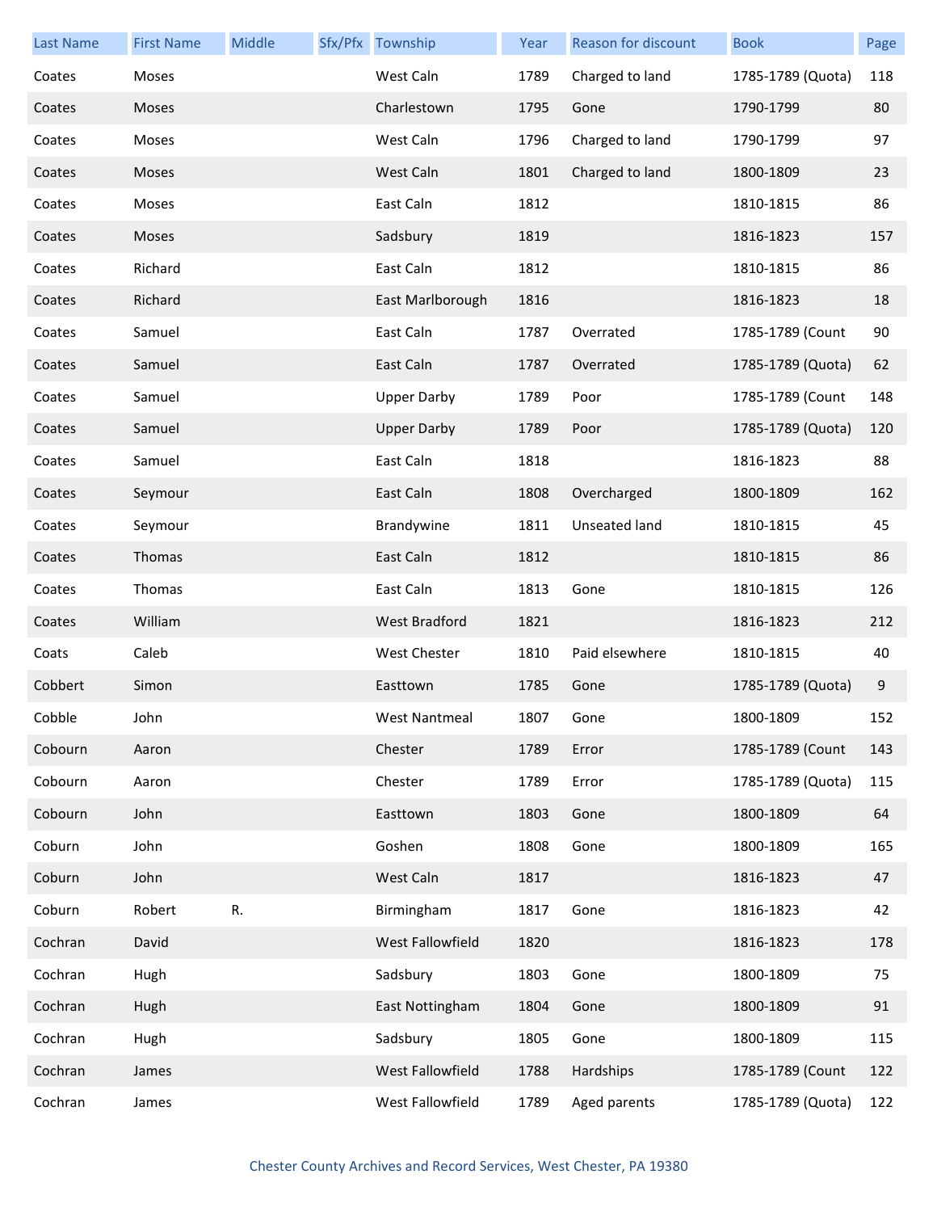| Last Name | First Name | Middle | Sfx/Pfx | Township | Year | Reason for discount | Book | Page |
|---|---|---|---|---|---|---|---|---|
| Coates | Moses | | | West Caln | 1789 | Charged to land | 1785-1789 (Quota) | 118 |
| Coates | Moses | | | Charlestown | 1795 | Gone | 1790-1799 | 80 |
| Coates | Moses | | | West Caln | 1796 | Charged to land | 1790-1799 | 97 |
| Coates | Moses | | | West Caln | 1801 | Charged to land | 1800-1809 | 23 |
| Coates | Moses | | | East Caln | 1812 | | 1810-1815 | 86 |
| Coates | Moses | | | Sadsbury | 1819 | | 1816-1823 | 157 |
| Coates | Richard | | | East Caln | 1812 | | 1810-1815 | 86 |
| Coates | Richard | | | East Marlborough | 1816 | | 1816-1823 | 18 |
| Coates | Samuel | | | East Caln | 1787 | Overrated | 1785-1789 (Count | 90 |
| Coates | Samuel | | | East Caln | 1787 | Overrated | 1785-1789 (Quota) | 62 |
| Coates | Samuel | | | Upper Darby | 1789 | Poor | 1785-1789 (Count | 148 |
| Coates | Samuel | | | Upper Darby | 1789 | Poor | 1785-1789 (Quota) | 120 |
| Coates | Samuel | | | East Caln | 1818 | | 1816-1823 | 88 |
| Coates | Seymour | | | East Caln | 1808 | Overcharged | 1800-1809 | 162 |
| Coates | Seymour | | | Brandywine | 1811 | Unseated land | 1810-1815 | 45 |
| Coates | Thomas | | | East Caln | 1812 | | 1810-1815 | 86 |
| Coates | Thomas | | | East Caln | 1813 | Gone | 1810-1815 | 126 |
| Coates | William | | | West Bradford | 1821 | | 1816-1823 | 212 |
| Coats | Caleb | | | West Chester | 1810 | Paid elsewhere | 1810-1815 | 40 |
| Cobbert | Simon | | | Easttown | 1785 | Gone | 1785-1789 (Quota) | 9 |
| Cobble | John | | | West Nantmeal | 1807 | Gone | 1800-1809 | 152 |
| Cobourn | Aaron | | | Chester | 1789 | Error | 1785-1789 (Count | 143 |
| Cobourn | Aaron | | | Chester | 1789 | Error | 1785-1789 (Quota) | 115 |
| Cobourn | John | | | Easttown | 1803 | Gone | 1800-1809 | 64 |
| Coburn | John | | | Goshen | 1808 | Gone | 1800-1809 | 165 |
| Coburn | John | | | West Caln | 1817 | | 1816-1823 | 47 |
| Coburn | Robert | R. | | Birmingham | 1817 | Gone | 1816-1823 | 42 |
| Cochran | David | | | West Fallowfield | 1820 | | 1816-1823 | 178 |
| Cochran | Hugh | | | Sadsbury | 1803 | Gone | 1800-1809 | 75 |
| Cochran | Hugh | | | East Nottingham | 1804 | Gone | 1800-1809 | 91 |
| Cochran | Hugh | | | Sadsbury | 1805 | Gone | 1800-1809 | 115 |
| Cochran | James | | | West Fallowfield | 1788 | Hardships | 1785-1789 (Count | 122 |
| Cochran | James | | | West Fallowfield | 1789 | Aged parents | 1785-1789 (Quota) | 122 |

Chester County Archives and Record Services, West Chester, PA 19380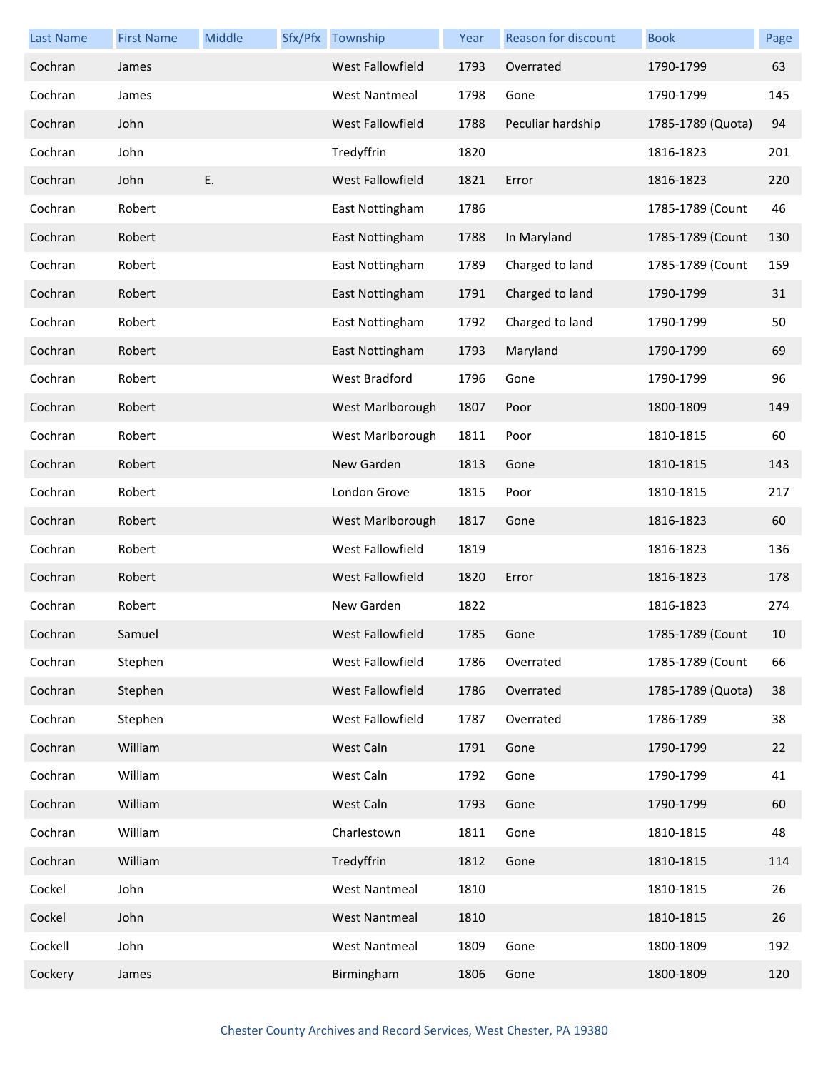| Last Name | First Name | Middle | Sfx/Pfx | Township | Year | Reason for discount | Book | Page |
|---|---|---|---|---|---|---|---|---|
| Cochran | James | | | West Fallowfield | 1793 | Overrated | 1790-1799 | 63 |
| Cochran | James | | | West Nantmeal | 1798 | Gone | 1790-1799 | 145 |
| Cochran | John | | | West Fallowfield | 1788 | Peculiar hardship | 1785-1789 (Quota) | 94 |
| Cochran | John | | | Tredyffrin | 1820 | | 1816-1823 | 201 |
| Cochran | John | E. | | West Fallowfield | 1821 | Error | 1816-1823 | 220 |
| Cochran | Robert | | | East Nottingham | 1786 | | 1785-1789 (Count | 46 |
| Cochran | Robert | | | East Nottingham | 1788 | In Maryland | 1785-1789 (Count | 130 |
| Cochran | Robert | | | East Nottingham | 1789 | Charged to land | 1785-1789 (Count | 159 |
| Cochran | Robert | | | East Nottingham | 1791 | Charged to land | 1790-1799 | 31 |
| Cochran | Robert | | | East Nottingham | 1792 | Charged to land | 1790-1799 | 50 |
| Cochran | Robert | | | East Nottingham | 1793 | Maryland | 1790-1799 | 69 |
| Cochran | Robert | | | West Bradford | 1796 | Gone | 1790-1799 | 96 |
| Cochran | Robert | | | West Marlborough | 1807 | Poor | 1800-1809 | 149 |
| Cochran | Robert | | | West Marlborough | 1811 | Poor | 1810-1815 | 60 |
| Cochran | Robert | | | New Garden | 1813 | Gone | 1810-1815 | 143 |
| Cochran | Robert | | | London Grove | 1815 | Poor | 1810-1815 | 217 |
| Cochran | Robert | | | West Marlborough | 1817 | Gone | 1816-1823 | 60 |
| Cochran | Robert | | | West Fallowfield | 1819 | | 1816-1823 | 136 |
| Cochran | Robert | | | West Fallowfield | 1820 | Error | 1816-1823 | 178 |
| Cochran | Robert | | | New Garden | 1822 | | 1816-1823 | 274 |
| Cochran | Samuel | | | West Fallowfield | 1785 | Gone | 1785-1789 (Count | 10 |
| Cochran | Stephen | | | West Fallowfield | 1786 | Overrated | 1785-1789 (Count | 66 |
| Cochran | Stephen | | | West Fallowfield | 1786 | Overrated | 1785-1789 (Quota) | 38 |
| Cochran | Stephen | | | West Fallowfield | 1787 | Overrated | 1786-1789 | 38 |
| Cochran | William | | | West Caln | 1791 | Gone | 1790-1799 | 22 |
| Cochran | William | | | West Caln | 1792 | Gone | 1790-1799 | 41 |
| Cochran | William | | | West Caln | 1793 | Gone | 1790-1799 | 60 |
| Cochran | William | | | Charlestown | 1811 | Gone | 1810-1815 | 48 |
| Cochran | William | | | Tredyffrin | 1812 | Gone | 1810-1815 | 114 |
| Cockel | John | | | West Nantmeal | 1810 | | 1810-1815 | 26 |
| Cockel | John | | | West Nantmeal | 1810 | | 1810-1815 | 26 |
| Cockell | John | | | West Nantmeal | 1809 | Gone | 1800-1809 | 192 |
| Cockery | James | | | Birmingham | 1806 | Gone | 1800-1809 | 120 |

Chester County Archives and Record Services, West Chester, PA 19380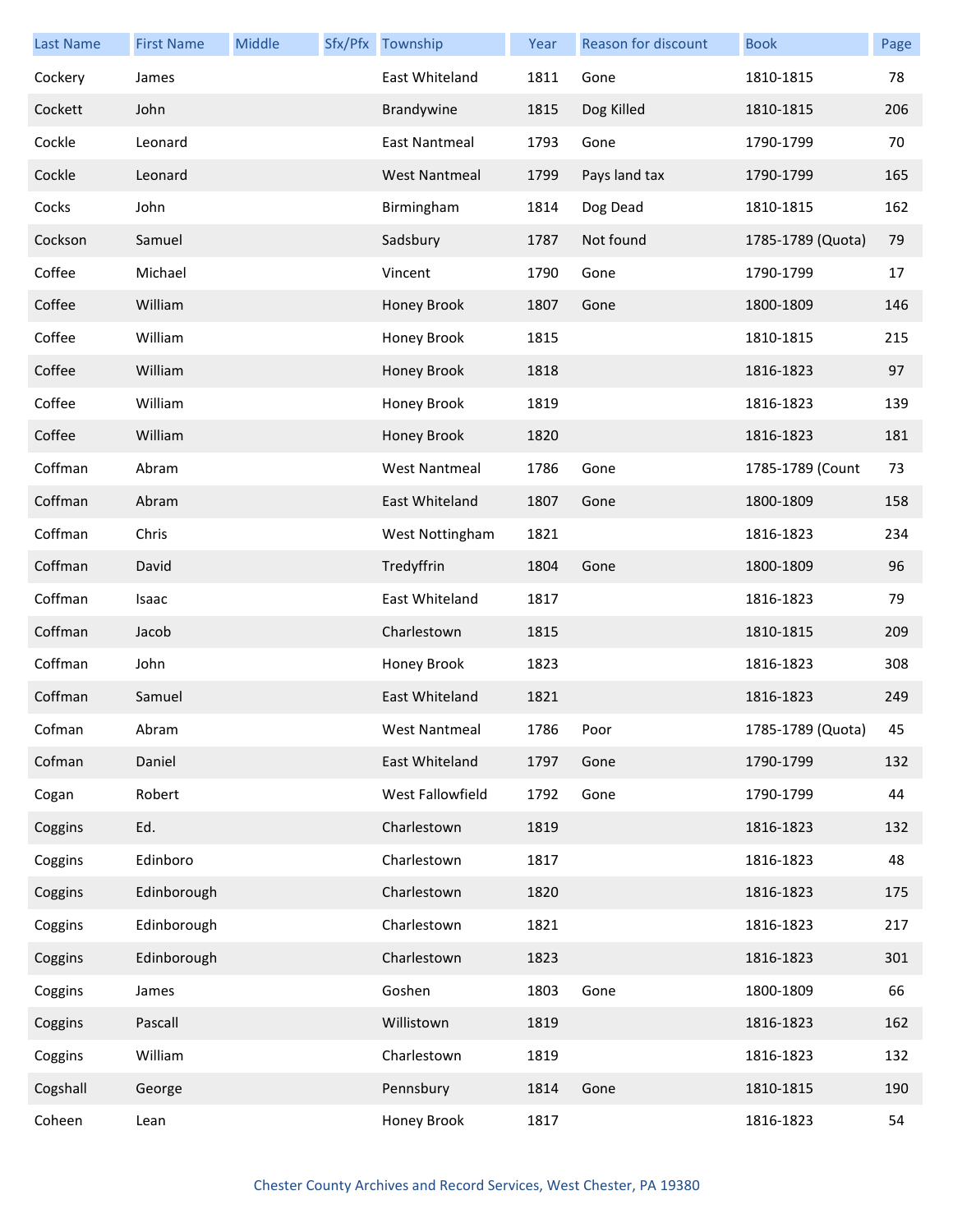| Last Name | First Name | Middle | Sfx/Pfx | Township | Year | Reason for discount | Book | Page |
|---|---|---|---|---|---|---|---|---|
| Cockery | James | | | East Whiteland | 1811 | Gone | 1810-1815 | 78 |
| Cockett | John | | | Brandywine | 1815 | Dog Killed | 1810-1815 | 206 |
| Cockle | Leonard | | | East Nantmeal | 1793 | Gone | 1790-1799 | 70 |
| Cockle | Leonard | | | West Nantmeal | 1799 | Pays land tax | 1790-1799 | 165 |
| Cocks | John | | | Birmingham | 1814 | Dog Dead | 1810-1815 | 162 |
| Cockson | Samuel | | | Sadsbury | 1787 | Not found | 1785-1789 (Quota) | 79 |
| Coffee | Michael | | | Vincent | 1790 | Gone | 1790-1799 | 17 |
| Coffee | William | | | Honey Brook | 1807 | Gone | 1800-1809 | 146 |
| Coffee | William | | | Honey Brook | 1815 | | 1810-1815 | 215 |
| Coffee | William | | | Honey Brook | 1818 | | 1816-1823 | 97 |
| Coffee | William | | | Honey Brook | 1819 | | 1816-1823 | 139 |
| Coffee | William | | | Honey Brook | 1820 | | 1816-1823 | 181 |
| Coffman | Abram | | | West Nantmeal | 1786 | Gone | 1785-1789 (Count | 73 |
| Coffman | Abram | | | East Whiteland | 1807 | Gone | 1800-1809 | 158 |
| Coffman | Chris | | | West Nottingham | 1821 | | 1816-1823 | 234 |
| Coffman | David | | | Tredyffrin | 1804 | Gone | 1800-1809 | 96 |
| Coffman | Isaac | | | East Whiteland | 1817 | | 1816-1823 | 79 |
| Coffman | Jacob | | | Charlestown | 1815 | | 1810-1815 | 209 |
| Coffman | John | | | Honey Brook | 1823 | | 1816-1823 | 308 |
| Coffman | Samuel | | | East Whiteland | 1821 | | 1816-1823 | 249 |
| Cofman | Abram | | | West Nantmeal | 1786 | Poor | 1785-1789 (Quota) | 45 |
| Cofman | Daniel | | | East Whiteland | 1797 | Gone | 1790-1799 | 132 |
| Cogan | Robert | | | West Fallowfield | 1792 | Gone | 1790-1799 | 44 |
| Coggins | Ed. | | | Charlestown | 1819 | | 1816-1823 | 132 |
| Coggins | Edinboro | | | Charlestown | 1817 | | 1816-1823 | 48 |
| Coggins | Edinborough | | | Charlestown | 1820 | | 1816-1823 | 175 |
| Coggins | Edinborough | | | Charlestown | 1821 | | 1816-1823 | 217 |
| Coggins | Edinborough | | | Charlestown | 1823 | | 1816-1823 | 301 |
| Coggins | James | | | Goshen | 1803 | Gone | 1800-1809 | 66 |
| Coggins | Pascall | | | Willistown | 1819 | | 1816-1823 | 162 |
| Coggins | William | | | Charlestown | 1819 | | 1816-1823 | 132 |
| Cogshall | George | | | Pennsbury | 1814 | Gone | 1810-1815 | 190 |
| Coheen | Lean | | | Honey Brook | 1817 | | 1816-1823 | 54 |

Chester County Archives and Record Services, West Chester, PA 19380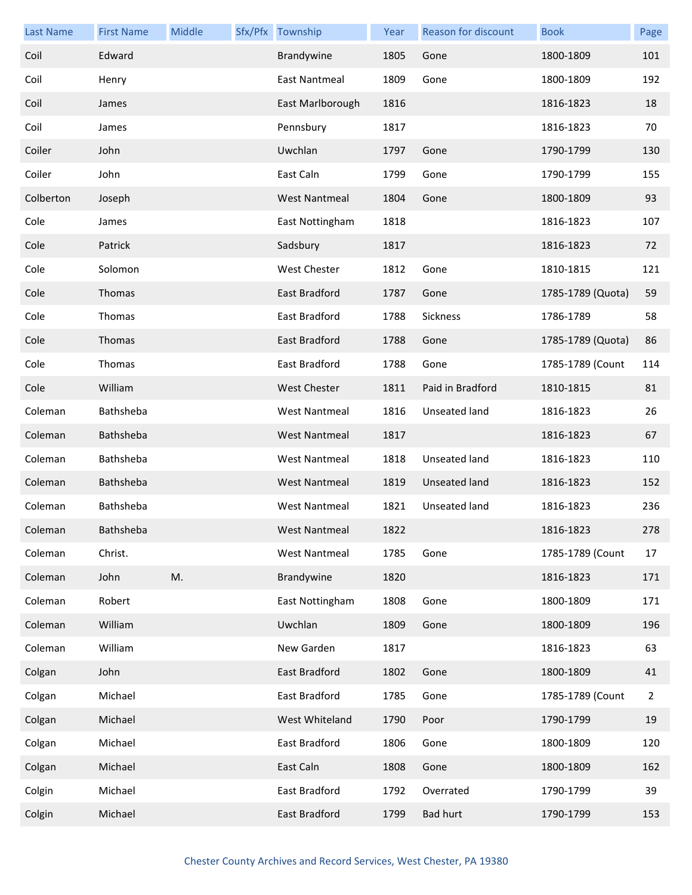| Last Name | First Name | Middle | Sfx/Pfx | Township | Year | Reason for discount | Book | Page |
|---|---|---|---|---|---|---|---|---|
| Coil | Edward | | | Brandywine | 1805 | Gone | 1800-1809 | 101 |
| Coil | Henry | | | East Nantmeal | 1809 | Gone | 1800-1809 | 192 |
| Coil | James | | | East Marlborough | 1816 | | 1816-1823 | 18 |
| Coil | James | | | Pennsbury | 1817 | | 1816-1823 | 70 |
| Coiler | John | | | Uwchlan | 1797 | Gone | 1790-1799 | 130 |
| Coiler | John | | | East Caln | 1799 | Gone | 1790-1799 | 155 |
| Colberton | Joseph | | | West Nantmeal | 1804 | Gone | 1800-1809 | 93 |
| Cole | James | | | East Nottingham | 1818 | | 1816-1823 | 107 |
| Cole | Patrick | | | Sadsbury | 1817 | | 1816-1823 | 72 |
| Cole | Solomon | | | West Chester | 1812 | Gone | 1810-1815 | 121 |
| Cole | Thomas | | | East Bradford | 1787 | Gone | 1785-1789 (Quota) | 59 |
| Cole | Thomas | | | East Bradford | 1788 | Sickness | 1786-1789 | 58 |
| Cole | Thomas | | | East Bradford | 1788 | Gone | 1785-1789 (Quota) | 86 |
| Cole | Thomas | | | East Bradford | 1788 | Gone | 1785-1789 (Count | 114 |
| Cole | William | | | West Chester | 1811 | Paid in Bradford | 1810-1815 | 81 |
| Coleman | Bathsheba | | | West Nantmeal | 1816 | Unseated land | 1816-1823 | 26 |
| Coleman | Bathsheba | | | West Nantmeal | 1817 | | 1816-1823 | 67 |
| Coleman | Bathsheba | | | West Nantmeal | 1818 | Unseated land | 1816-1823 | 110 |
| Coleman | Bathsheba | | | West Nantmeal | 1819 | Unseated land | 1816-1823 | 152 |
| Coleman | Bathsheba | | | West Nantmeal | 1821 | Unseated land | 1816-1823 | 236 |
| Coleman | Bathsheba | | | West Nantmeal | 1822 | | 1816-1823 | 278 |
| Coleman | Christ. | | | West Nantmeal | 1785 | Gone | 1785-1789 (Count | 17 |
| Coleman | John | M. | | Brandywine | 1820 | | 1816-1823 | 171 |
| Coleman | Robert | | | East Nottingham | 1808 | Gone | 1800-1809 | 171 |
| Coleman | William | | | Uwchlan | 1809 | Gone | 1800-1809 | 196 |
| Coleman | William | | | New Garden | 1817 | | 1816-1823 | 63 |
| Colgan | John | | | East Bradford | 1802 | Gone | 1800-1809 | 41 |
| Colgan | Michael | | | East Bradford | 1785 | Gone | 1785-1789 (Count | 2 |
| Colgan | Michael | | | West Whiteland | 1790 | Poor | 1790-1799 | 19 |
| Colgan | Michael | | | East Bradford | 1806 | Gone | 1800-1809 | 120 |
| Colgan | Michael | | | East Caln | 1808 | Gone | 1800-1809 | 162 |
| Colgin | Michael | | | East Bradford | 1792 | Overrated | 1790-1799 | 39 |
| Colgin | Michael | | | East Bradford | 1799 | Bad hurt | 1790-1799 | 153 |

Chester County Archives and Record Services, West Chester, PA 19380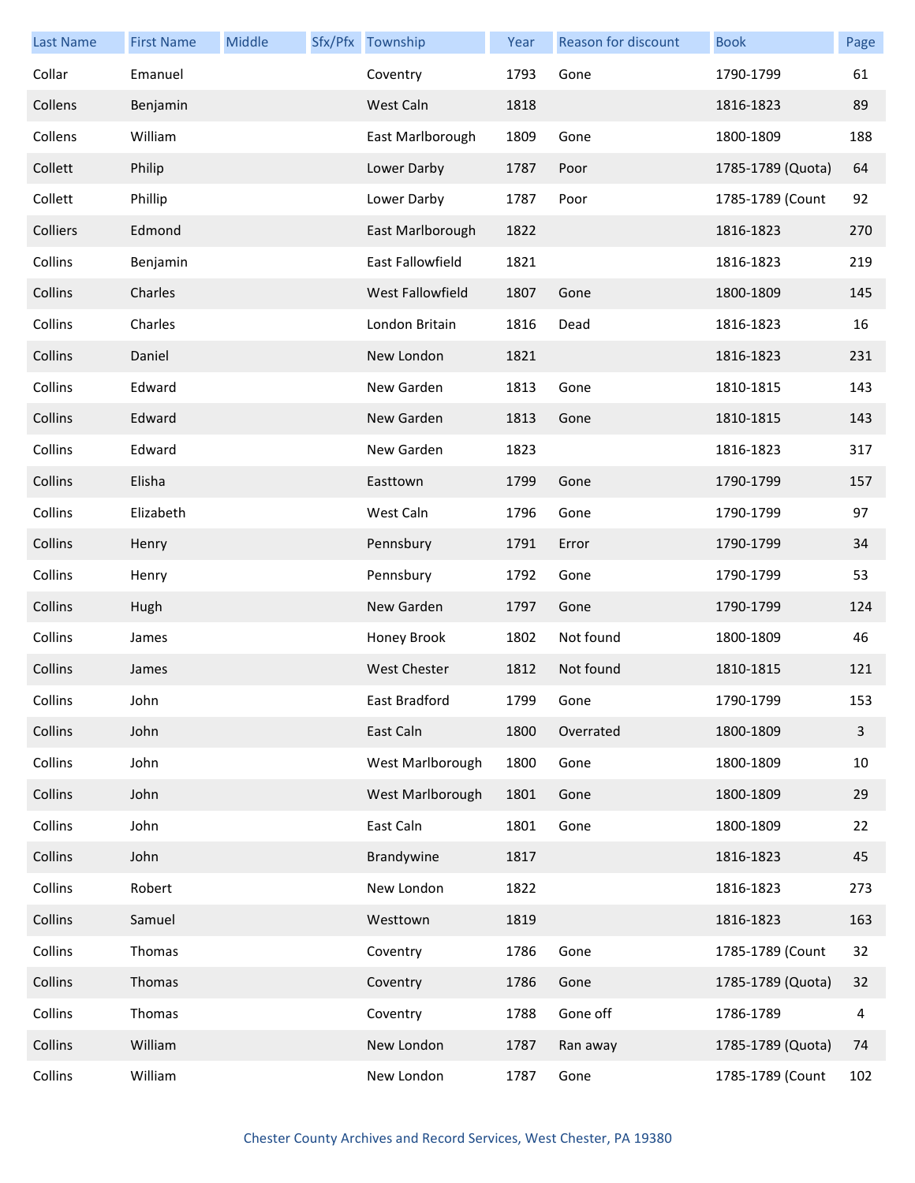| Last Name | First Name | Middle | Sfx/Pfx | Township | Year | Reason for discount | Book | Page |
|---|---|---|---|---|---|---|---|---|
| Collar | Emanuel | | | Coventry | 1793 | Gone | 1790-1799 | 61 |
| Collens | Benjamin | | | West Caln | 1818 | | 1816-1823 | 89 |
| Collens | William | | | East Marlborough | 1809 | Gone | 1800-1809 | 188 |
| Collett | Philip | | | Lower Darby | 1787 | Poor | 1785-1789 (Quota) | 64 |
| Collett | Phillip | | | Lower Darby | 1787 | Poor | 1785-1789 (Count | 92 |
| Colliers | Edmond | | | East Marlborough | 1822 | | 1816-1823 | 270 |
| Collins | Benjamin | | | East Fallowfield | 1821 | | 1816-1823 | 219 |
| Collins | Charles | | | West Fallowfield | 1807 | Gone | 1800-1809 | 145 |
| Collins | Charles | | | London Britain | 1816 | Dead | 1816-1823 | 16 |
| Collins | Daniel | | | New London | 1821 | | 1816-1823 | 231 |
| Collins | Edward | | | New Garden | 1813 | Gone | 1810-1815 | 143 |
| Collins | Edward | | | New Garden | 1813 | Gone | 1810-1815 | 143 |
| Collins | Edward | | | New Garden | 1823 | | 1816-1823 | 317 |
| Collins | Elisha | | | Easttown | 1799 | Gone | 1790-1799 | 157 |
| Collins | Elizabeth | | | West Caln | 1796 | Gone | 1790-1799 | 97 |
| Collins | Henry | | | Pennsbury | 1791 | Error | 1790-1799 | 34 |
| Collins | Henry | | | Pennsbury | 1792 | Gone | 1790-1799 | 53 |
| Collins | Hugh | | | New Garden | 1797 | Gone | 1790-1799 | 124 |
| Collins | James | | | Honey Brook | 1802 | Not found | 1800-1809 | 46 |
| Collins | James | | | West Chester | 1812 | Not found | 1810-1815 | 121 |
| Collins | John | | | East Bradford | 1799 | Gone | 1790-1799 | 153 |
| Collins | John | | | East Caln | 1800 | Overrated | 1800-1809 | 3 |
| Collins | John | | | West Marlborough | 1800 | Gone | 1800-1809 | 10 |
| Collins | John | | | West Marlborough | 1801 | Gone | 1800-1809 | 29 |
| Collins | John | | | East Caln | 1801 | Gone | 1800-1809 | 22 |
| Collins | John | | | Brandywine | 1817 | | 1816-1823 | 45 |
| Collins | Robert | | | New London | 1822 | | 1816-1823 | 273 |
| Collins | Samuel | | | Westtown | 1819 | | 1816-1823 | 163 |
| Collins | Thomas | | | Coventry | 1786 | Gone | 1785-1789 (Count | 32 |
| Collins | Thomas | | | Coventry | 1786 | Gone | 1785-1789 (Quota) | 32 |
| Collins | Thomas | | | Coventry | 1788 | Gone off | 1786-1789 | 4 |
| Collins | William | | | New London | 1787 | Ran away | 1785-1789 (Quota) | 74 |
| Collins | William | | | New London | 1787 | Gone | 1785-1789 (Count | 102 |

Chester County Archives and Record Services, West Chester, PA 19380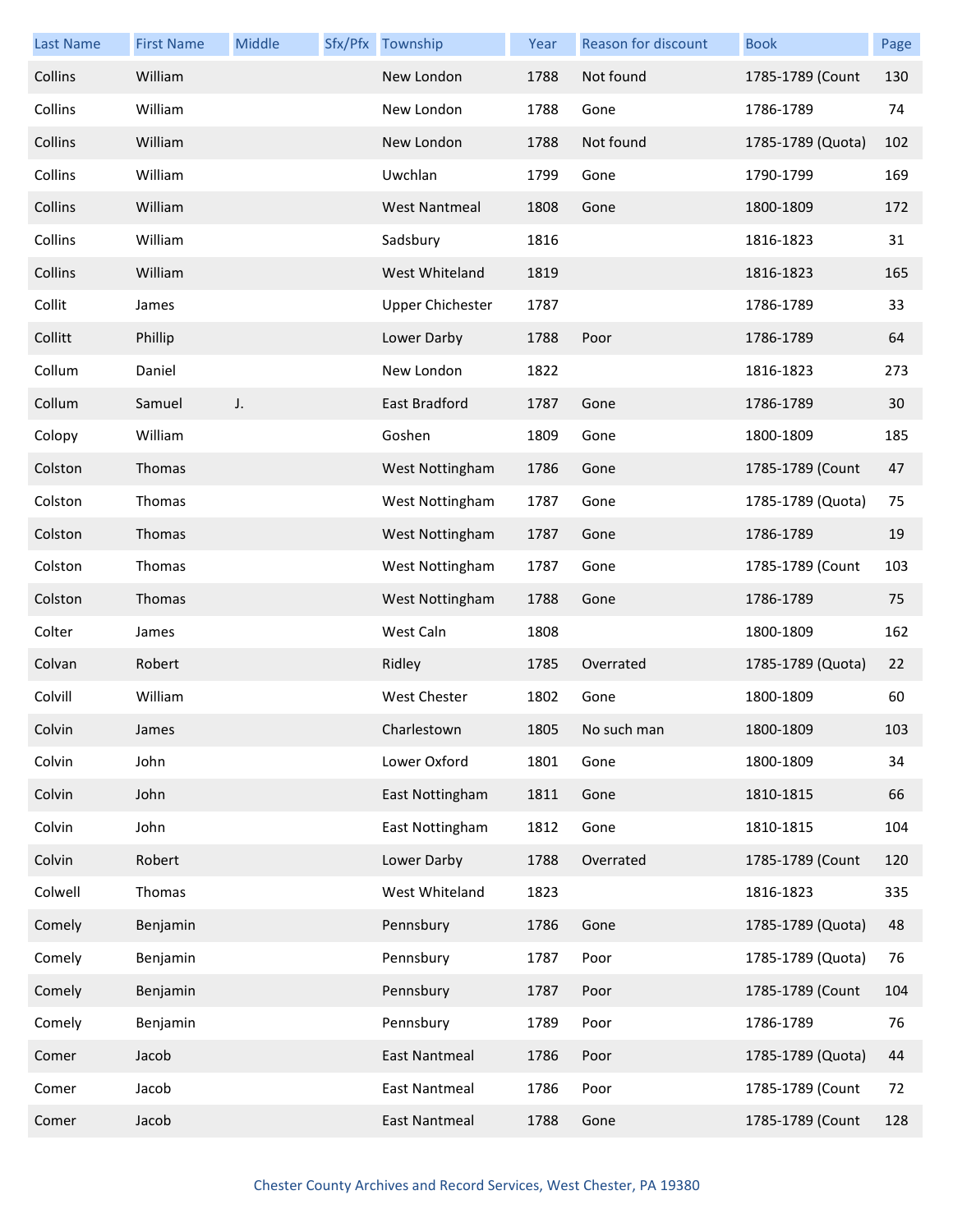| Last Name | First Name | Middle | Sfx/Pfx | Township | Year | Reason for discount | Book | Page |
|---|---|---|---|---|---|---|---|---|
| Collins | William | | | New London | 1788 | Not found | 1785-1789 (Count | 130 |
| Collins | William | | | New London | 1788 | Gone | 1786-1789 | 74 |
| Collins | William | | | New London | 1788 | Not found | 1785-1789 (Quota) | 102 |
| Collins | William | | | Uwchlan | 1799 | Gone | 1790-1799 | 169 |
| Collins | William | | | West Nantmeal | 1808 | Gone | 1800-1809 | 172 |
| Collins | William | | | Sadsbury | 1816 | | 1816-1823 | 31 |
| Collins | William | | | West Whiteland | 1819 | | 1816-1823 | 165 |
| Collit | James | | | Upper Chichester | 1787 | | 1786-1789 | 33 |
| Collitt | Phillip | | | Lower Darby | 1788 | Poor | 1786-1789 | 64 |
| Collum | Daniel | | | New London | 1822 | | 1816-1823 | 273 |
| Collum | Samuel | J. | | East Bradford | 1787 | Gone | 1786-1789 | 30 |
| Colopy | William | | | Goshen | 1809 | Gone | 1800-1809 | 185 |
| Colston | Thomas | | | West Nottingham | 1786 | Gone | 1785-1789 (Count | 47 |
| Colston | Thomas | | | West Nottingham | 1787 | Gone | 1785-1789 (Quota) | 75 |
| Colston | Thomas | | | West Nottingham | 1787 | Gone | 1786-1789 | 19 |
| Colston | Thomas | | | West Nottingham | 1787 | Gone | 1785-1789 (Count | 103 |
| Colston | Thomas | | | West Nottingham | 1788 | Gone | 1786-1789 | 75 |
| Colter | James | | | West Caln | 1808 | | 1800-1809 | 162 |
| Colvan | Robert | | | Ridley | 1785 | Overrated | 1785-1789 (Quota) | 22 |
| Colvill | William | | | West Chester | 1802 | Gone | 1800-1809 | 60 |
| Colvin | James | | | Charlestown | 1805 | No such man | 1800-1809 | 103 |
| Colvin | John | | | Lower Oxford | 1801 | Gone | 1800-1809 | 34 |
| Colvin | John | | | East Nottingham | 1811 | Gone | 1810-1815 | 66 |
| Colvin | John | | | East Nottingham | 1812 | Gone | 1810-1815 | 104 |
| Colvin | Robert | | | Lower Darby | 1788 | Overrated | 1785-1789 (Count | 120 |
| Colwell | Thomas | | | West Whiteland | 1823 | | 1816-1823 | 335 |
| Comely | Benjamin | | | Pennsbury | 1786 | Gone | 1785-1789 (Quota) | 48 |
| Comely | Benjamin | | | Pennsbury | 1787 | Poor | 1785-1789 (Quota) | 76 |
| Comely | Benjamin | | | Pennsbury | 1787 | Poor | 1785-1789 (Count | 104 |
| Comely | Benjamin | | | Pennsbury | 1789 | Poor | 1786-1789 | 76 |
| Comer | Jacob | | | East Nantmeal | 1786 | Poor | 1785-1789 (Quota) | 44 |
| Comer | Jacob | | | East Nantmeal | 1786 | Poor | 1785-1789 (Count | 72 |
| Comer | Jacob | | | East Nantmeal | 1788 | Gone | 1785-1789 (Count | 128 |

Chester County Archives and Record Services, West Chester, PA 19380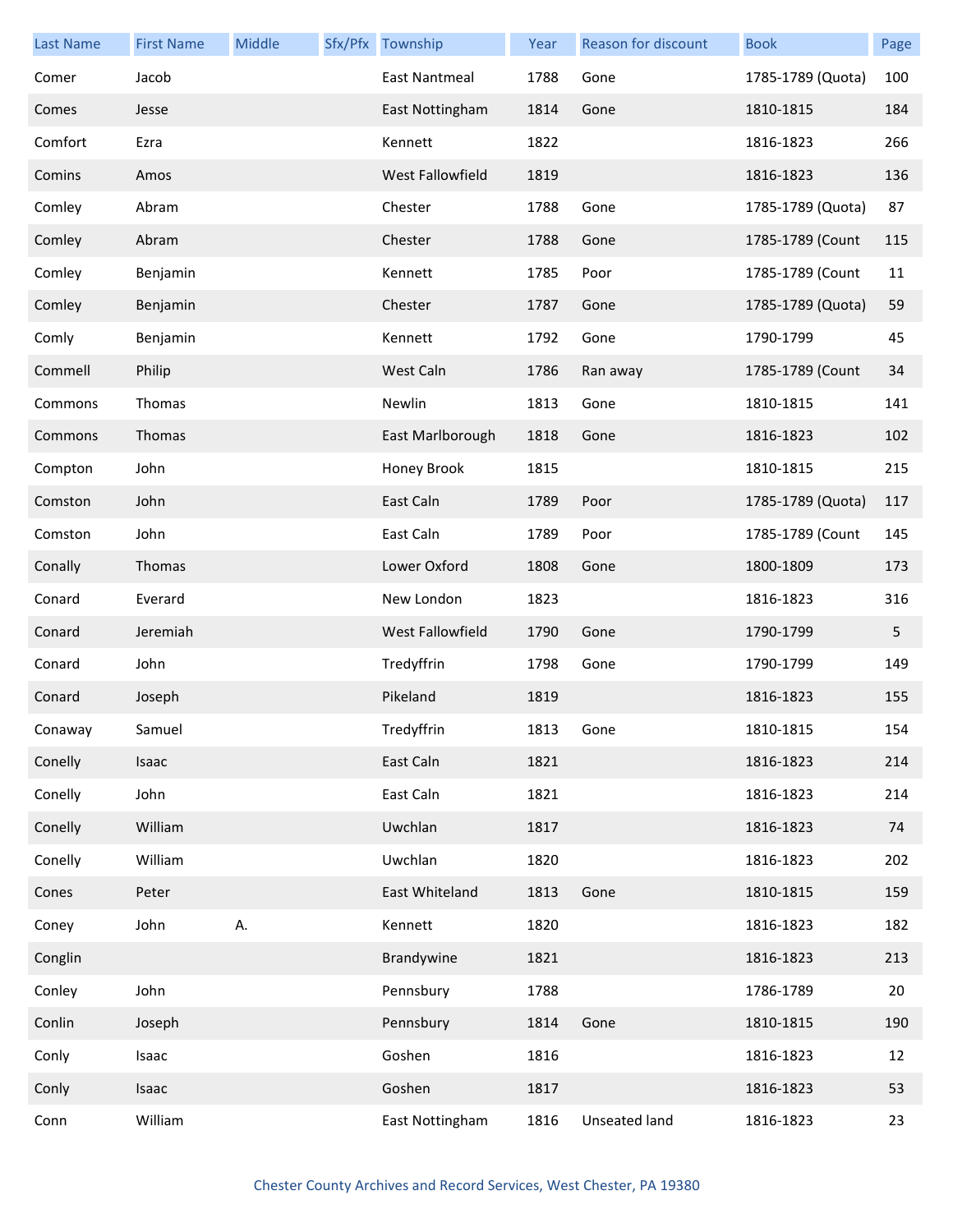| Last Name | First Name | Middle | Sfx/Pfx | Township | Year | Reason for discount | Book | Page |
|---|---|---|---|---|---|---|---|---|
| Comer | Jacob | | | East Nantmeal | 1788 | Gone | 1785-1789 (Quota) | 100 |
| Comes | Jesse | | | East Nottingham | 1814 | Gone | 1810-1815 | 184 |
| Comfort | Ezra | | | Kennett | 1822 | | 1816-1823 | 266 |
| Comins | Amos | | | West Fallowfield | 1819 | | 1816-1823 | 136 |
| Comley | Abram | | | Chester | 1788 | Gone | 1785-1789 (Quota) | 87 |
| Comley | Abram | | | Chester | 1788 | Gone | 1785-1789 (Count | 115 |
| Comley | Benjamin | | | Kennett | 1785 | Poor | 1785-1789 (Count | 11 |
| Comley | Benjamin | | | Chester | 1787 | Gone | 1785-1789 (Quota) | 59 |
| Comly | Benjamin | | | Kennett | 1792 | Gone | 1790-1799 | 45 |
| Commell | Philip | | | West Caln | 1786 | Ran away | 1785-1789 (Count | 34 |
| Commons | Thomas | | | Newlin | 1813 | Gone | 1810-1815 | 141 |
| Commons | Thomas | | | East Marlborough | 1818 | Gone | 1816-1823 | 102 |
| Compton | John | | | Honey Brook | 1815 | | 1810-1815 | 215 |
| Comston | John | | | East Caln | 1789 | Poor | 1785-1789 (Quota) | 117 |
| Comston | John | | | East Caln | 1789 | Poor | 1785-1789 (Count | 145 |
| Conally | Thomas | | | Lower Oxford | 1808 | Gone | 1800-1809 | 173 |
| Conard | Everard | | | New London | 1823 | | 1816-1823 | 316 |
| Conard | Jeremiah | | | West Fallowfield | 1790 | Gone | 1790-1799 | 5 |
| Conard | John | | | Tredyffrin | 1798 | Gone | 1790-1799 | 149 |
| Conard | Joseph | | | Pikeland | 1819 | | 1816-1823 | 155 |
| Conaway | Samuel | | | Tredyffrin | 1813 | Gone | 1810-1815 | 154 |
| Conelly | Isaac | | | East Caln | 1821 | | 1816-1823 | 214 |
| Conelly | John | | | East Caln | 1821 | | 1816-1823 | 214 |
| Conelly | William | | | Uwchlan | 1817 | | 1816-1823 | 74 |
| Conelly | William | | | Uwchlan | 1820 | | 1816-1823 | 202 |
| Cones | Peter | | | East Whiteland | 1813 | Gone | 1810-1815 | 159 |
| Coney | John | A. | | Kennett | 1820 | | 1816-1823 | 182 |
| Conglin | | | | Brandywine | 1821 | | 1816-1823 | 213 |
| Conley | John | | | Pennsbury | 1788 | | 1786-1789 | 20 |
| Conlin | Joseph | | | Pennsbury | 1814 | Gone | 1810-1815 | 190 |
| Conly | Isaac | | | Goshen | 1816 | | 1816-1823 | 12 |
| Conly | Isaac | | | Goshen | 1817 | | 1816-1823 | 53 |
| Conn | William | | | East Nottingham | 1816 | Unseated land | 1816-1823 | 23 |

Chester County Archives and Record Services, West Chester, PA 19380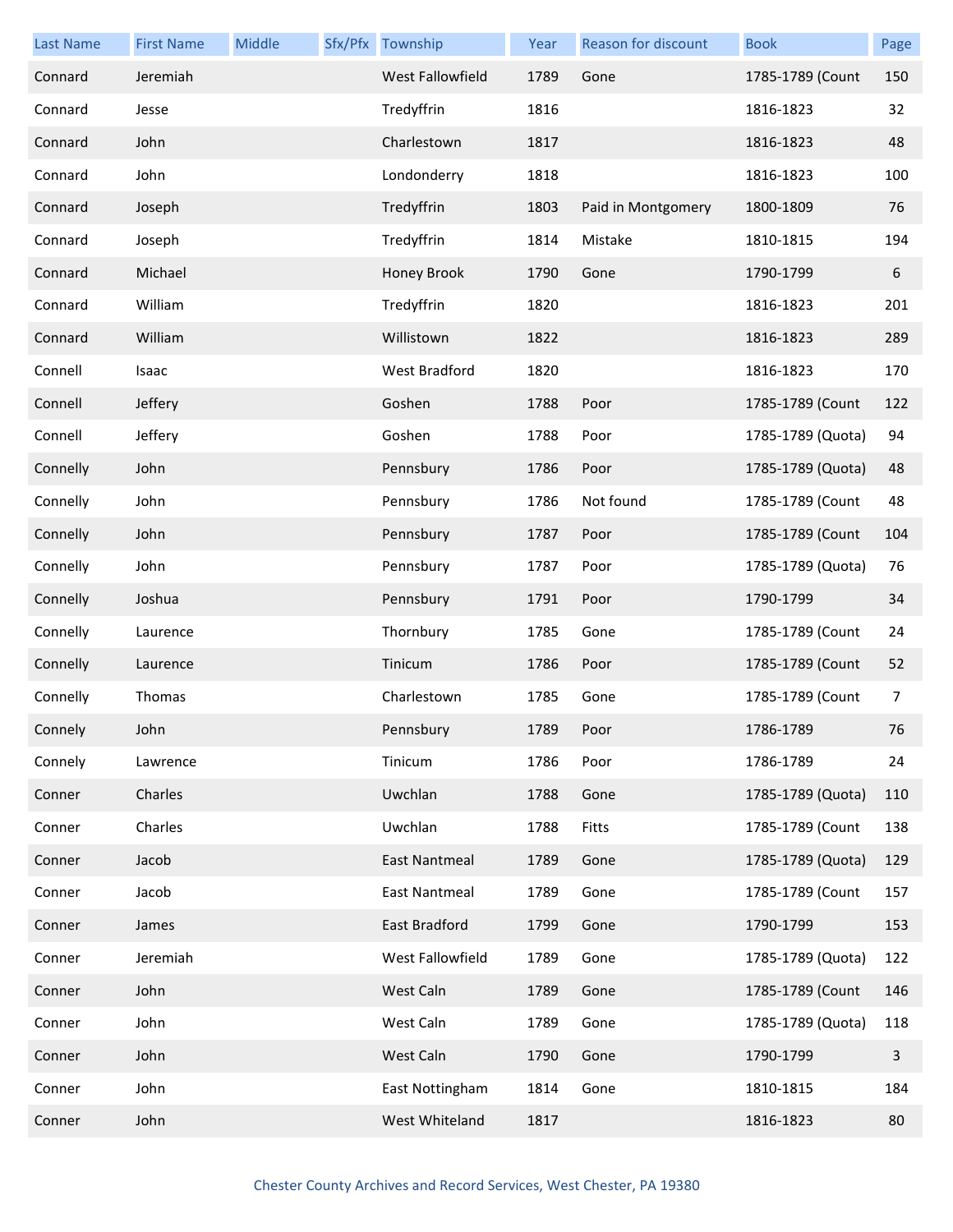| Last Name | First Name | Middle | Sfx/Pfx | Township | Year | Reason for discount | Book | Page |
|---|---|---|---|---|---|---|---|---|
| Connard | Jeremiah | | | West Fallowfield | 1789 | Gone | 1785-1789 (Count | 150 |
| Connard | Jesse | | | Tredyffrin | 1816 | | 1816-1823 | 32 |
| Connard | John | | | Charlestown | 1817 | | 1816-1823 | 48 |
| Connard | John | | | Londonderry | 1818 | | 1816-1823 | 100 |
| Connard | Joseph | | | Tredyffrin | 1803 | Paid in Montgomery | 1800-1809 | 76 |
| Connard | Joseph | | | Tredyffrin | 1814 | Mistake | 1810-1815 | 194 |
| Connard | Michael | | | Honey Brook | 1790 | Gone | 1790-1799 | 6 |
| Connard | William | | | Tredyffrin | 1820 | | 1816-1823 | 201 |
| Connard | William | | | Willistown | 1822 | | 1816-1823 | 289 |
| Connell | Isaac | | | West Bradford | 1820 | | 1816-1823 | 170 |
| Connell | Jeffery | | | Goshen | 1788 | Poor | 1785-1789 (Count | 122 |
| Connell | Jeffery | | | Goshen | 1788 | Poor | 1785-1789 (Quota) | 94 |
| Connelly | John | | | Pennsbury | 1786 | Poor | 1785-1789 (Quota) | 48 |
| Connelly | John | | | Pennsbury | 1786 | Not found | 1785-1789 (Count | 48 |
| Connelly | John | | | Pennsbury | 1787 | Poor | 1785-1789 (Count | 104 |
| Connelly | John | | | Pennsbury | 1787 | Poor | 1785-1789 (Quota) | 76 |
| Connelly | Joshua | | | Pennsbury | 1791 | Poor | 1790-1799 | 34 |
| Connelly | Laurence | | | Thornbury | 1785 | Gone | 1785-1789 (Count | 24 |
| Connelly | Laurence | | | Tinicum | 1786 | Poor | 1785-1789 (Count | 52 |
| Connelly | Thomas | | | Charlestown | 1785 | Gone | 1785-1789 (Count | 7 |
| Connely | John | | | Pennsbury | 1789 | Poor | 1786-1789 | 76 |
| Connely | Lawrence | | | Tinicum | 1786 | Poor | 1786-1789 | 24 |
| Conner | Charles | | | Uwchlan | 1788 | Gone | 1785-1789 (Quota) | 110 |
| Conner | Charles | | | Uwchlan | 1788 | Fitts | 1785-1789 (Count | 138 |
| Conner | Jacob | | | East Nantmeal | 1789 | Gone | 1785-1789 (Quota) | 129 |
| Conner | Jacob | | | East Nantmeal | 1789 | Gone | 1785-1789 (Count | 157 |
| Conner | James | | | East Bradford | 1799 | Gone | 1790-1799 | 153 |
| Conner | Jeremiah | | | West Fallowfield | 1789 | Gone | 1785-1789 (Quota) | 122 |
| Conner | John | | | West Caln | 1789 | Gone | 1785-1789 (Count | 146 |
| Conner | John | | | West Caln | 1789 | Gone | 1785-1789 (Quota) | 118 |
| Conner | John | | | West Caln | 1790 | Gone | 1790-1799 | 3 |
| Conner | John | | | East Nottingham | 1814 | Gone | 1810-1815 | 184 |
| Conner | John | | | West Whiteland | 1817 | | 1816-1823 | 80 |

Chester County Archives and Record Services, West Chester, PA 19380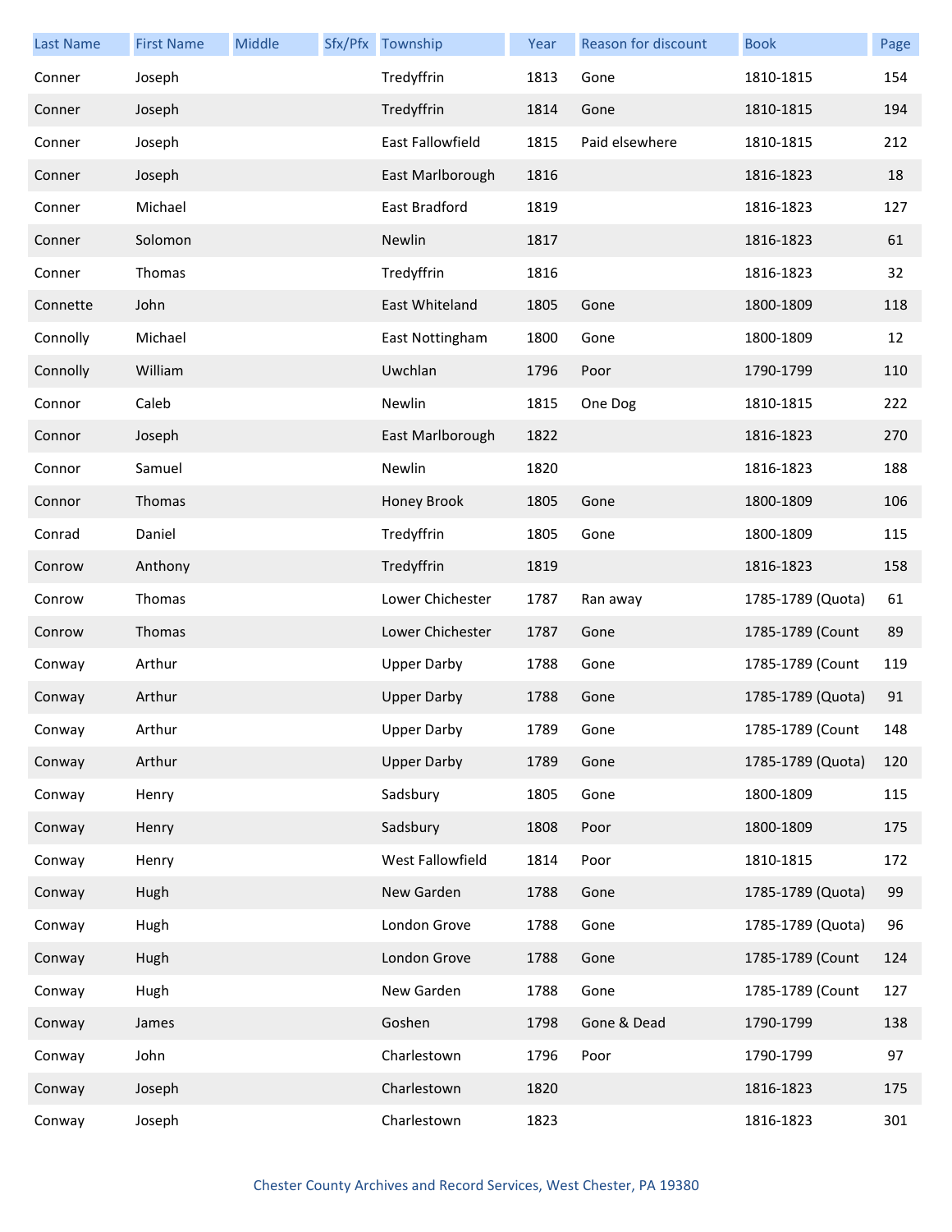| Last Name | First Name | Middle | Sfx/Pfx | Township | Year | Reason for discount | Book | Page |
|---|---|---|---|---|---|---|---|---|
| Conner | Joseph | | | Tredyffrin | 1813 | Gone | 1810-1815 | 154 |
| Conner | Joseph | | | Tredyffrin | 1814 | Gone | 1810-1815 | 194 |
| Conner | Joseph | | | East Fallowfield | 1815 | Paid elsewhere | 1810-1815 | 212 |
| Conner | Joseph | | | East Marlborough | 1816 | | 1816-1823 | 18 |
| Conner | Michael | | | East Bradford | 1819 | | 1816-1823 | 127 |
| Conner | Solomon | | | Newlin | 1817 | | 1816-1823 | 61 |
| Conner | Thomas | | | Tredyffrin | 1816 | | 1816-1823 | 32 |
| Connette | John | | | East Whiteland | 1805 | Gone | 1800-1809 | 118 |
| Connolly | Michael | | | East Nottingham | 1800 | Gone | 1800-1809 | 12 |
| Connolly | William | | | Uwchlan | 1796 | Poor | 1790-1799 | 110 |
| Connor | Caleb | | | Newlin | 1815 | One Dog | 1810-1815 | 222 |
| Connor | Joseph | | | East Marlborough | 1822 | | 1816-1823 | 270 |
| Connor | Samuel | | | Newlin | 1820 | | 1816-1823 | 188 |
| Connor | Thomas | | | Honey Brook | 1805 | Gone | 1800-1809 | 106 |
| Conrad | Daniel | | | Tredyffrin | 1805 | Gone | 1800-1809 | 115 |
| Conrow | Anthony | | | Tredyffrin | 1819 | | 1816-1823 | 158 |
| Conrow | Thomas | | | Lower Chichester | 1787 | Ran away | 1785-1789 (Quota) | 61 |
| Conrow | Thomas | | | Lower Chichester | 1787 | Gone | 1785-1789 (Count | 89 |
| Conway | Arthur | | | Upper Darby | 1788 | Gone | 1785-1789 (Count | 119 |
| Conway | Arthur | | | Upper Darby | 1788 | Gone | 1785-1789 (Quota) | 91 |
| Conway | Arthur | | | Upper Darby | 1789 | Gone | 1785-1789 (Count | 148 |
| Conway | Arthur | | | Upper Darby | 1789 | Gone | 1785-1789 (Quota) | 120 |
| Conway | Henry | | | Sadsbury | 1805 | Gone | 1800-1809 | 115 |
| Conway | Henry | | | Sadsbury | 1808 | Poor | 1800-1809 | 175 |
| Conway | Henry | | | West Fallowfield | 1814 | Poor | 1810-1815 | 172 |
| Conway | Hugh | | | New Garden | 1788 | Gone | 1785-1789 (Quota) | 99 |
| Conway | Hugh | | | London Grove | 1788 | Gone | 1785-1789 (Quota) | 96 |
| Conway | Hugh | | | London Grove | 1788 | Gone | 1785-1789 (Count | 124 |
| Conway | Hugh | | | New Garden | 1788 | Gone | 1785-1789 (Count | 127 |
| Conway | James | | | Goshen | 1798 | Gone & Dead | 1790-1799 | 138 |
| Conway | John | | | Charlestown | 1796 | Poor | 1790-1799 | 97 |
| Conway | Joseph | | | Charlestown | 1820 | | 1816-1823 | 175 |
| Conway | Joseph | | | Charlestown | 1823 | | 1816-1823 | 301 |

Chester County Archives and Record Services, West Chester, PA 19380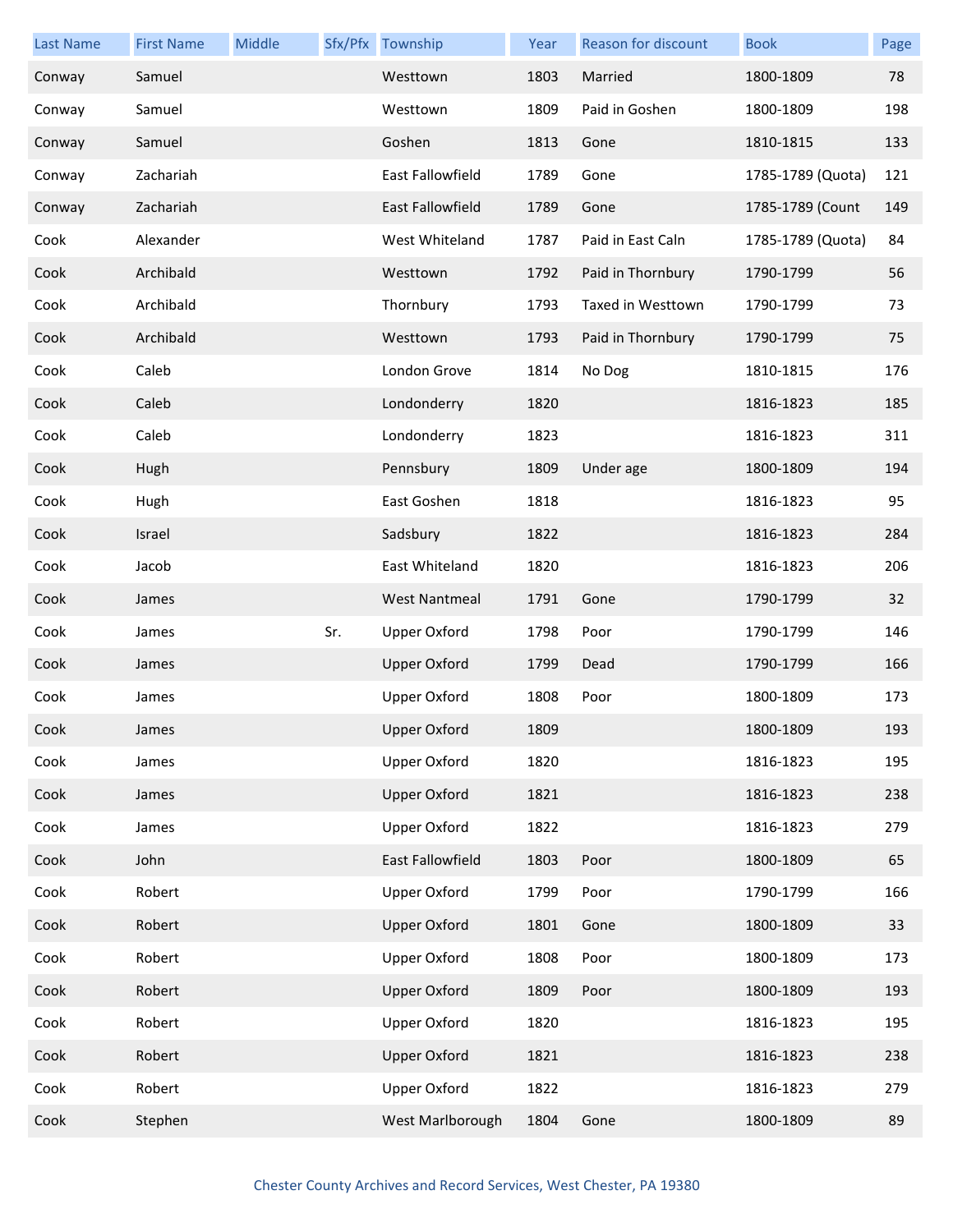| Last Name | First Name | Middle | Sfx/Pfx | Township | Year | Reason for discount | Book | Page |
|---|---|---|---|---|---|---|---|---|
| Conway | Samuel | | | Westtown | 1803 | Married | 1800-1809 | 78 |
| Conway | Samuel | | | Westtown | 1809 | Paid in Goshen | 1800-1809 | 198 |
| Conway | Samuel | | | Goshen | 1813 | Gone | 1810-1815 | 133 |
| Conway | Zachariah | | | East Fallowfield | 1789 | Gone | 1785-1789 (Quota) | 121 |
| Conway | Zachariah | | | East Fallowfield | 1789 | Gone | 1785-1789 (Count | 149 |
| Cook | Alexander | | | West Whiteland | 1787 | Paid in East Caln | 1785-1789 (Quota) | 84 |
| Cook | Archibald | | | Westtown | 1792 | Paid in Thornbury | 1790-1799 | 56 |
| Cook | Archibald | | | Thornbury | 1793 | Taxed in Westtown | 1790-1799 | 73 |
| Cook | Archibald | | | Westtown | 1793 | Paid in Thornbury | 1790-1799 | 75 |
| Cook | Caleb | | | London Grove | 1814 | No Dog | 1810-1815 | 176 |
| Cook | Caleb | | | Londonderry | 1820 | | 1816-1823 | 185 |
| Cook | Caleb | | | Londonderry | 1823 | | 1816-1823 | 311 |
| Cook | Hugh | | | Pennsbury | 1809 | Under age | 1800-1809 | 194 |
| Cook | Hugh | | | East Goshen | 1818 | | 1816-1823 | 95 |
| Cook | Israel | | | Sadsbury | 1822 | | 1816-1823 | 284 |
| Cook | Jacob | | | East Whiteland | 1820 | | 1816-1823 | 206 |
| Cook | James | | | West Nantmeal | 1791 | Gone | 1790-1799 | 32 |
| Cook | James | | Sr. | Upper Oxford | 1798 | Poor | 1790-1799 | 146 |
| Cook | James | | | Upper Oxford | 1799 | Dead | 1790-1799 | 166 |
| Cook | James | | | Upper Oxford | 1808 | Poor | 1800-1809 | 173 |
| Cook | James | | | Upper Oxford | 1809 | | 1800-1809 | 193 |
| Cook | James | | | Upper Oxford | 1820 | | 1816-1823 | 195 |
| Cook | James | | | Upper Oxford | 1821 | | 1816-1823 | 238 |
| Cook | James | | | Upper Oxford | 1822 | | 1816-1823 | 279 |
| Cook | John | | | East Fallowfield | 1803 | Poor | 1800-1809 | 65 |
| Cook | Robert | | | Upper Oxford | 1799 | Poor | 1790-1799 | 166 |
| Cook | Robert | | | Upper Oxford | 1801 | Gone | 1800-1809 | 33 |
| Cook | Robert | | | Upper Oxford | 1808 | Poor | 1800-1809 | 173 |
| Cook | Robert | | | Upper Oxford | 1809 | Poor | 1800-1809 | 193 |
| Cook | Robert | | | Upper Oxford | 1820 | | 1816-1823 | 195 |
| Cook | Robert | | | Upper Oxford | 1821 | | 1816-1823 | 238 |
| Cook | Robert | | | Upper Oxford | 1822 | | 1816-1823 | 279 |
| Cook | Stephen | | | West Marlborough | 1804 | Gone | 1800-1809 | 89 |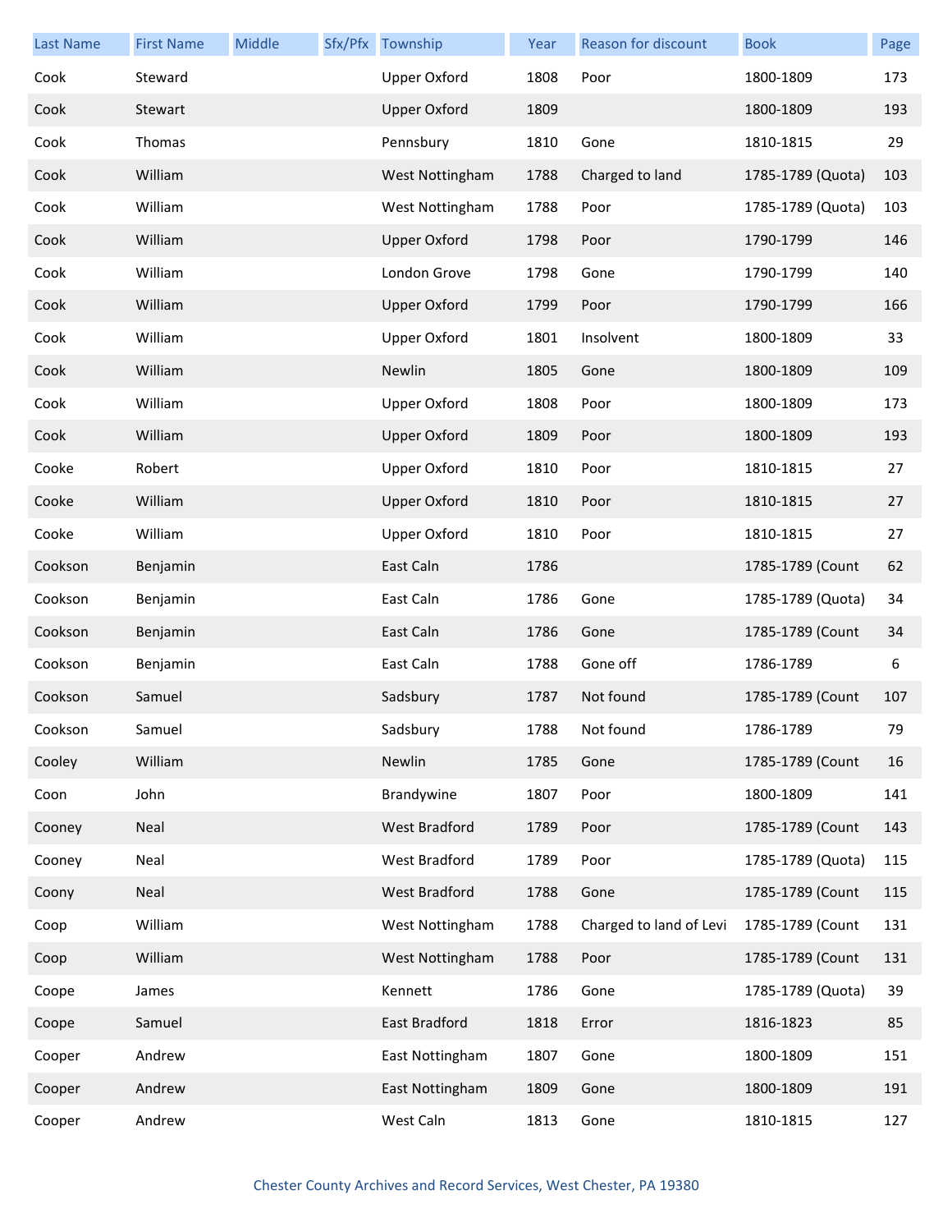| Last Name | First Name | Middle | Sfx/Pfx | Township | Year | Reason for discount | Book | Page |
|---|---|---|---|---|---|---|---|---|
| Cook | Steward | | | Upper Oxford | 1808 | Poor | 1800-1809 | 173 |
| Cook | Stewart | | | Upper Oxford | 1809 | | 1800-1809 | 193 |
| Cook | Thomas | | | Pennsbury | 1810 | Gone | 1810-1815 | 29 |
| Cook | William | | | West Nottingham | 1788 | Charged to land | 1785-1789 (Quota) | 103 |
| Cook | William | | | West Nottingham | 1788 | Poor | 1785-1789 (Quota) | 103 |
| Cook | William | | | Upper Oxford | 1798 | Poor | 1790-1799 | 146 |
| Cook | William | | | London Grove | 1798 | Gone | 1790-1799 | 140 |
| Cook | William | | | Upper Oxford | 1799 | Poor | 1790-1799 | 166 |
| Cook | William | | | Upper Oxford | 1801 | Insolvent | 1800-1809 | 33 |
| Cook | William | | | Newlin | 1805 | Gone | 1800-1809 | 109 |
| Cook | William | | | Upper Oxford | 1808 | Poor | 1800-1809 | 173 |
| Cook | William | | | Upper Oxford | 1809 | Poor | 1800-1809 | 193 |
| Cooke | Robert | | | Upper Oxford | 1810 | Poor | 1810-1815 | 27 |
| Cooke | William | | | Upper Oxford | 1810 | Poor | 1810-1815 | 27 |
| Cooke | William | | | Upper Oxford | 1810 | Poor | 1810-1815 | 27 |
| Cookson | Benjamin | | | East Caln | 1786 | | 1785-1789 (Count | 62 |
| Cookson | Benjamin | | | East Caln | 1786 | Gone | 1785-1789 (Quota) | 34 |
| Cookson | Benjamin | | | East Caln | 1786 | Gone | 1785-1789 (Count | 34 |
| Cookson | Benjamin | | | East Caln | 1788 | Gone off | 1786-1789 | 6 |
| Cookson | Samuel | | | Sadsbury | 1787 | Not found | 1785-1789 (Count | 107 |
| Cookson | Samuel | | | Sadsbury | 1788 | Not found | 1786-1789 | 79 |
| Cooley | William | | | Newlin | 1785 | Gone | 1785-1789 (Count | 16 |
| Coon | John | | | Brandywine | 1807 | Poor | 1800-1809 | 141 |
| Cooney | Neal | | | West Bradford | 1789 | Poor | 1785-1789 (Count | 143 |
| Cooney | Neal | | | West Bradford | 1789 | Poor | 1785-1789 (Quota) | 115 |
| Coony | Neal | | | West Bradford | 1788 | Gone | 1785-1789 (Count | 115 |
| Coop | William | | | West Nottingham | 1788 | Charged to land of Levi | 1785-1789 (Count | 131 |
| Coop | William | | | West Nottingham | 1788 | Poor | 1785-1789 (Count | 131 |
| Coope | James | | | Kennett | 1786 | Gone | 1785-1789 (Quota) | 39 |
| Coope | Samuel | | | East Bradford | 1818 | Error | 1816-1823 | 85 |
| Cooper | Andrew | | | East Nottingham | 1807 | Gone | 1800-1809 | 151 |
| Cooper | Andrew | | | East Nottingham | 1809 | Gone | 1800-1809 | 191 |
| Cooper | Andrew | | | West Caln | 1813 | Gone | 1810-1815 | 127 |

Chester County Archives and Record Services, West Chester, PA 19380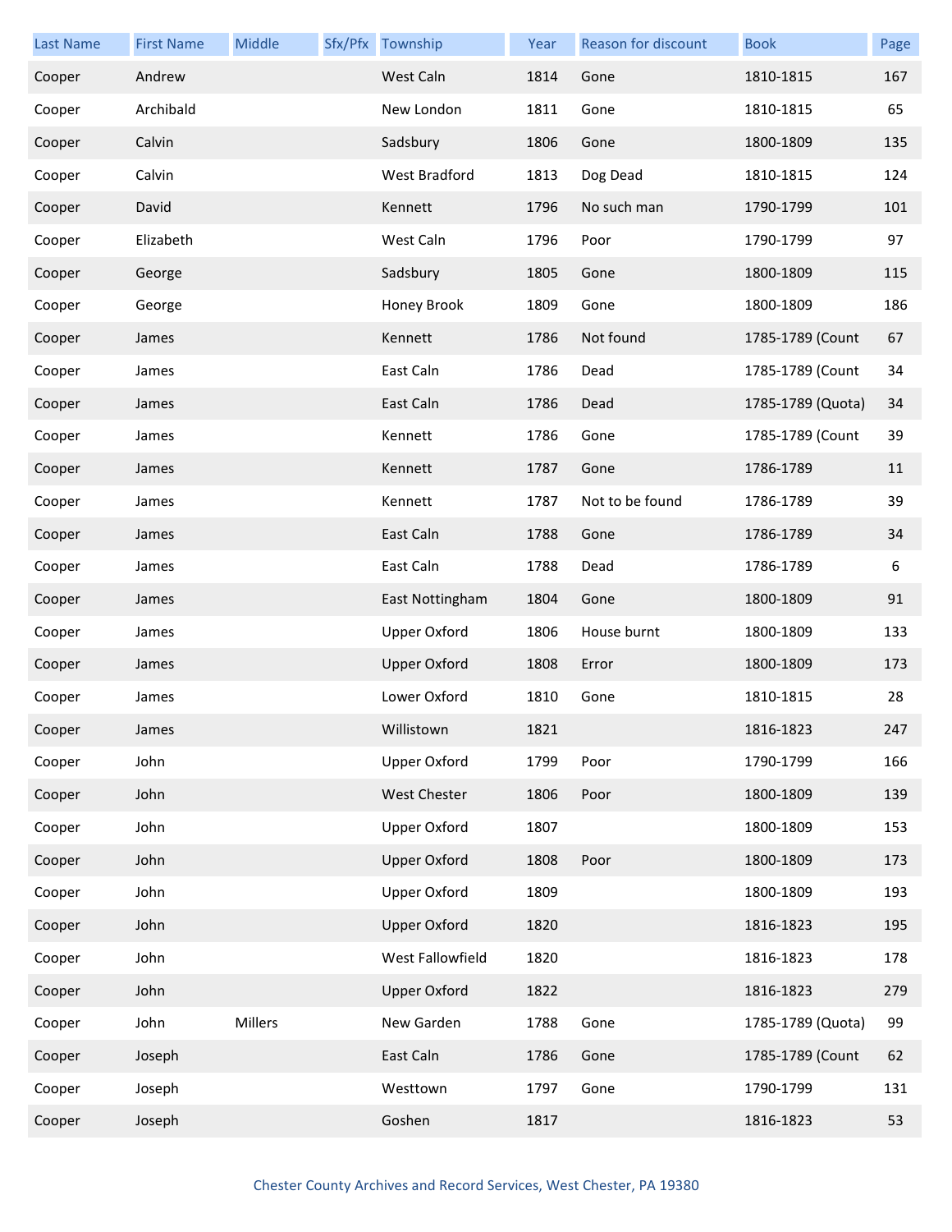| Last Name | First Name | Middle | Sfx/Pfx | Township | Year | Reason for discount | Book | Page |
|---|---|---|---|---|---|---|---|---|
| Cooper | Andrew | | | West Caln | 1814 | Gone | 1810-1815 | 167 |
| Cooper | Archibald | | | New London | 1811 | Gone | 1810-1815 | 65 |
| Cooper | Calvin | | | Sadsbury | 1806 | Gone | 1800-1809 | 135 |
| Cooper | Calvin | | | West Bradford | 1813 | Dog Dead | 1810-1815 | 124 |
| Cooper | David | | | Kennett | 1796 | No such man | 1790-1799 | 101 |
| Cooper | Elizabeth | | | West Caln | 1796 | Poor | 1790-1799 | 97 |
| Cooper | George | | | Sadsbury | 1805 | Gone | 1800-1809 | 115 |
| Cooper | George | | | Honey Brook | 1809 | Gone | 1800-1809 | 186 |
| Cooper | James | | | Kennett | 1786 | Not found | 1785-1789 (Count | 67 |
| Cooper | James | | | East Caln | 1786 | Dead | 1785-1789 (Count | 34 |
| Cooper | James | | | East Caln | 1786 | Dead | 1785-1789 (Quota) | 34 |
| Cooper | James | | | Kennett | 1786 | Gone | 1785-1789 (Count | 39 |
| Cooper | James | | | Kennett | 1787 | Gone | 1786-1789 | 11 |
| Cooper | James | | | Kennett | 1787 | Not to be found | 1786-1789 | 39 |
| Cooper | James | | | East Caln | 1788 | Gone | 1786-1789 | 34 |
| Cooper | James | | | East Caln | 1788 | Dead | 1786-1789 | 6 |
| Cooper | James | | | East Nottingham | 1804 | Gone | 1800-1809 | 91 |
| Cooper | James | | | Upper Oxford | 1806 | House burnt | 1800-1809 | 133 |
| Cooper | James | | | Upper Oxford | 1808 | Error | 1800-1809 | 173 |
| Cooper | James | | | Lower Oxford | 1810 | Gone | 1810-1815 | 28 |
| Cooper | James | | | Willistown | 1821 | | 1816-1823 | 247 |
| Cooper | John | | | Upper Oxford | 1799 | Poor | 1790-1799 | 166 |
| Cooper | John | | | West Chester | 1806 | Poor | 1800-1809 | 139 |
| Cooper | John | | | Upper Oxford | 1807 | | 1800-1809 | 153 |
| Cooper | John | | | Upper Oxford | 1808 | Poor | 1800-1809 | 173 |
| Cooper | John | | | Upper Oxford | 1809 | | 1800-1809 | 193 |
| Cooper | John | | | Upper Oxford | 1820 | | 1816-1823 | 195 |
| Cooper | John | | | West Fallowfield | 1820 | | 1816-1823 | 178 |
| Cooper | John | | | Upper Oxford | 1822 | | 1816-1823 | 279 |
| Cooper | John | Millers | | New Garden | 1788 | Gone | 1785-1789 (Quota) | 99 |
| Cooper | Joseph | | | East Caln | 1786 | Gone | 1785-1789 (Count | 62 |
| Cooper | Joseph | | | Westtown | 1797 | Gone | 1790-1799 | 131 |
| Cooper | Joseph | | | Goshen | 1817 | | 1816-1823 | 53 |

Chester County Archives and Record Services, West Chester, PA 19380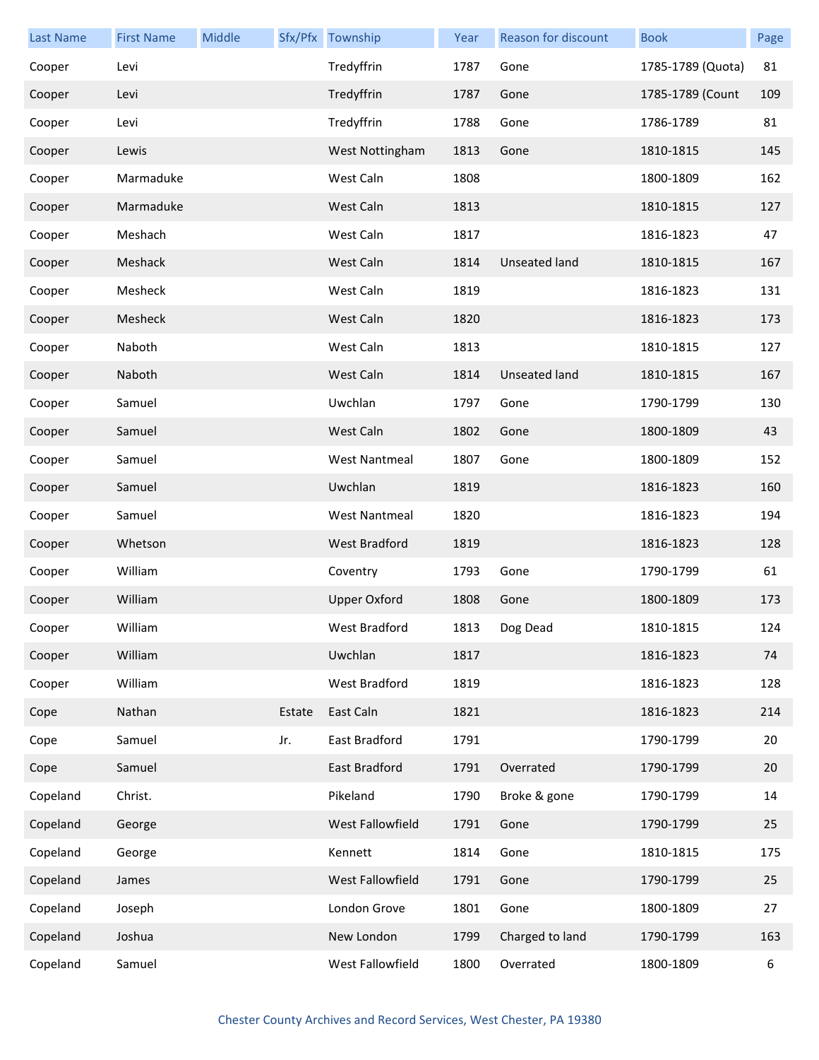| Last Name | First Name | Middle | Sfx/Pfx | Township | Year | Reason for discount | Book | Page |
|---|---|---|---|---|---|---|---|---|
| Cooper | Levi | | | Tredyffrin | 1787 | Gone | 1785-1789 (Quota) | 81 |
| Cooper | Levi | | | Tredyffrin | 1787 | Gone | 1785-1789 (Count | 109 |
| Cooper | Levi | | | Tredyffrin | 1788 | Gone | 1786-1789 | 81 |
| Cooper | Lewis | | | West Nottingham | 1813 | Gone | 1810-1815 | 145 |
| Cooper | Marmaduke | | | West Caln | 1808 | | 1800-1809 | 162 |
| Cooper | Marmaduke | | | West Caln | 1813 | | 1810-1815 | 127 |
| Cooper | Meshach | | | West Caln | 1817 | | 1816-1823 | 47 |
| Cooper | Meshack | | | West Caln | 1814 | Unseated land | 1810-1815 | 167 |
| Cooper | Mesheck | | | West Caln | 1819 | | 1816-1823 | 131 |
| Cooper | Mesheck | | | West Caln | 1820 | | 1816-1823 | 173 |
| Cooper | Naboth | | | West Caln | 1813 | | 1810-1815 | 127 |
| Cooper | Naboth | | | West Caln | 1814 | Unseated land | 1810-1815 | 167 |
| Cooper | Samuel | | | Uwchlan | 1797 | Gone | 1790-1799 | 130 |
| Cooper | Samuel | | | West Caln | 1802 | Gone | 1800-1809 | 43 |
| Cooper | Samuel | | | West Nantmeal | 1807 | Gone | 1800-1809 | 152 |
| Cooper | Samuel | | | Uwchlan | 1819 | | 1816-1823 | 160 |
| Cooper | Samuel | | | West Nantmeal | 1820 | | 1816-1823 | 194 |
| Cooper | Whetson | | | West Bradford | 1819 | | 1816-1823 | 128 |
| Cooper | William | | | Coventry | 1793 | Gone | 1790-1799 | 61 |
| Cooper | William | | | Upper Oxford | 1808 | Gone | 1800-1809 | 173 |
| Cooper | William | | | West Bradford | 1813 | Dog Dead | 1810-1815 | 124 |
| Cooper | William | | | Uwchlan | 1817 | | 1816-1823 | 74 |
| Cooper | William | | | West Bradford | 1819 | | 1816-1823 | 128 |
| Cope | Nathan | | Estate | East Caln | 1821 | | 1816-1823 | 214 |
| Cope | Samuel | | Jr. | East Bradford | 1791 | | 1790-1799 | 20 |
| Cope | Samuel | | | East Bradford | 1791 | Overrated | 1790-1799 | 20 |
| Copeland | Christ. | | | Pikeland | 1790 | Broke & gone | 1790-1799 | 14 |
| Copeland | George | | | West Fallowfield | 1791 | Gone | 1790-1799 | 25 |
| Copeland | George | | | Kennett | 1814 | Gone | 1810-1815 | 175 |
| Copeland | James | | | West Fallowfield | 1791 | Gone | 1790-1799 | 25 |
| Copeland | Joseph | | | London Grove | 1801 | Gone | 1800-1809 | 27 |
| Copeland | Joshua | | | New London | 1799 | Charged to land | 1790-1799 | 163 |
| Copeland | Samuel | | | West Fallowfield | 1800 | Overrated | 1800-1809 | 6 |

Chester County Archives and Record Services, West Chester, PA 19380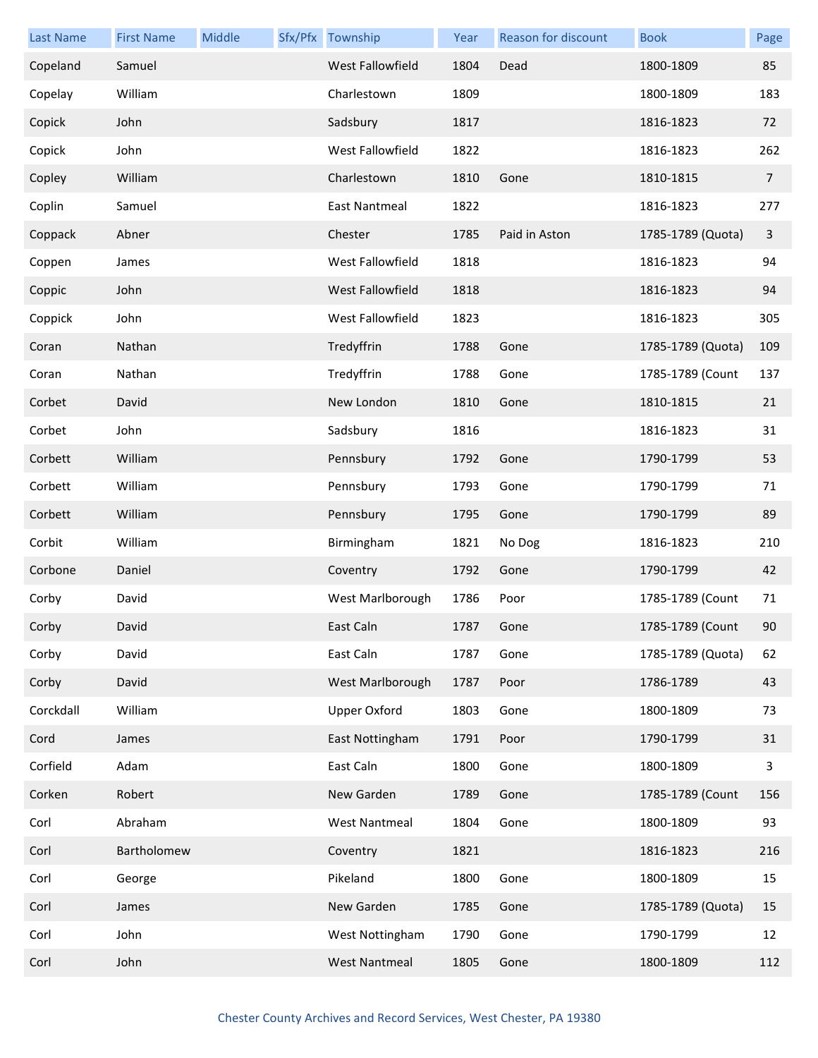| Last Name | First Name | Middle | Sfx/Pfx | Township | Year | Reason for discount | Book | Page |
|---|---|---|---|---|---|---|---|---|
| Copeland | Samuel | | | West Fallowfield | 1804 | Dead | 1800-1809 | 85 |
| Copelay | William | | | Charlestown | 1809 | | 1800-1809 | 183 |
| Copick | John | | | Sadsbury | 1817 | | 1816-1823 | 72 |
| Copick | John | | | West Fallowfield | 1822 | | 1816-1823 | 262 |
| Copley | William | | | Charlestown | 1810 | Gone | 1810-1815 | 7 |
| Coplin | Samuel | | | East Nantmeal | 1822 | | 1816-1823 | 277 |
| Coppack | Abner | | | Chester | 1785 | Paid in Aston | 1785-1789 (Quota) | 3 |
| Coppen | James | | | West Fallowfield | 1818 | | 1816-1823 | 94 |
| Coppic | John | | | West Fallowfield | 1818 | | 1816-1823 | 94 |
| Coppick | John | | | West Fallowfield | 1823 | | 1816-1823 | 305 |
| Coran | Nathan | | | Tredyffrin | 1788 | Gone | 1785-1789 (Quota) | 109 |
| Coran | Nathan | | | Tredyffrin | 1788 | Gone | 1785-1789 (Count | 137 |
| Corbet | David | | | New London | 1810 | Gone | 1810-1815 | 21 |
| Corbet | John | | | Sadsbury | 1816 | | 1816-1823 | 31 |
| Corbett | William | | | Pennsbury | 1792 | Gone | 1790-1799 | 53 |
| Corbett | William | | | Pennsbury | 1793 | Gone | 1790-1799 | 71 |
| Corbett | William | | | Pennsbury | 1795 | Gone | 1790-1799 | 89 |
| Corbit | William | | | Birmingham | 1821 | No Dog | 1816-1823 | 210 |
| Corbone | Daniel | | | Coventry | 1792 | Gone | 1790-1799 | 42 |
| Corby | David | | | West Marlborough | 1786 | Poor | 1785-1789 (Count | 71 |
| Corby | David | | | East Caln | 1787 | Gone | 1785-1789 (Count | 90 |
| Corby | David | | | East Caln | 1787 | Gone | 1785-1789 (Quota) | 62 |
| Corby | David | | | West Marlborough | 1787 | Poor | 1786-1789 | 43 |
| Corckdall | William | | | Upper Oxford | 1803 | Gone | 1800-1809 | 73 |
| Cord | James | | | East Nottingham | 1791 | Poor | 1790-1799 | 31 |
| Corfield | Adam | | | East Caln | 1800 | Gone | 1800-1809 | 3 |
| Corken | Robert | | | New Garden | 1789 | Gone | 1785-1789 (Count | 156 |
| Corl | Abraham | | | West Nantmeal | 1804 | Gone | 1800-1809 | 93 |
| Corl | Bartholomew | | | Coventry | 1821 | | 1816-1823 | 216 |
| Corl | George | | | Pikeland | 1800 | Gone | 1800-1809 | 15 |
| Corl | James | | | New Garden | 1785 | Gone | 1785-1789 (Quota) | 15 |
| Corl | John | | | West Nottingham | 1790 | Gone | 1790-1799 | 12 |
| Corl | John | | | West Nantmeal | 1805 | Gone | 1800-1809 | 112 |

Chester County Archives and Record Services, West Chester, PA 19380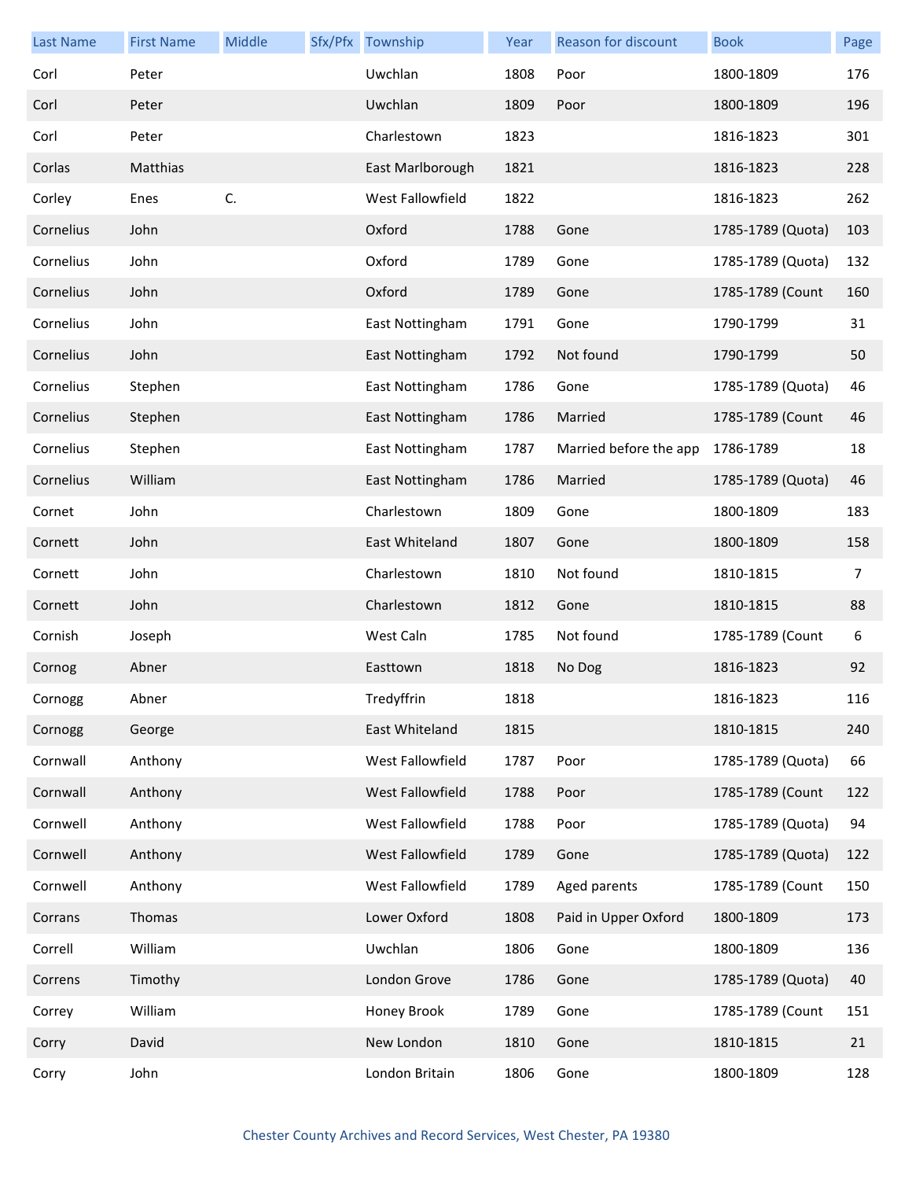| Last Name | First Name | Middle | Sfx/Pfx | Township | Year | Reason for discount | Book | Page |
|---|---|---|---|---|---|---|---|---|
| Corl | Peter | | | Uwchlan | 1808 | Poor | 1800-1809 | 176 |
| Corl | Peter | | | Uwchlan | 1809 | Poor | 1800-1809 | 196 |
| Corl | Peter | | | Charlestown | 1823 | | 1816-1823 | 301 |
| Corlas | Matthias | | | East Marlborough | 1821 | | 1816-1823 | 228 |
| Corley | Enes | C. | | West Fallowfield | 1822 | | 1816-1823 | 262 |
| Cornelius | John | | | Oxford | 1788 | Gone | 1785-1789 (Quota) | 103 |
| Cornelius | John | | | Oxford | 1789 | Gone | 1785-1789 (Quota) | 132 |
| Cornelius | John | | | Oxford | 1789 | Gone | 1785-1789 (Count | 160 |
| Cornelius | John | | | East Nottingham | 1791 | Gone | 1790-1799 | 31 |
| Cornelius | John | | | East Nottingham | 1792 | Not found | 1790-1799 | 50 |
| Cornelius | Stephen | | | East Nottingham | 1786 | Gone | 1785-1789 (Quota) | 46 |
| Cornelius | Stephen | | | East Nottingham | 1786 | Married | 1785-1789 (Count | 46 |
| Cornelius | Stephen | | | East Nottingham | 1787 | Married before the app | 1786-1789 | 18 |
| Cornelius | William | | | East Nottingham | 1786 | Married | 1785-1789 (Quota) | 46 |
| Cornet | John | | | Charlestown | 1809 | Gone | 1800-1809 | 183 |
| Cornett | John | | | East Whiteland | 1807 | Gone | 1800-1809 | 158 |
| Cornett | John | | | Charlestown | 1810 | Not found | 1810-1815 | 7 |
| Cornett | John | | | Charlestown | 1812 | Gone | 1810-1815 | 88 |
| Cornish | Joseph | | | West Caln | 1785 | Not found | 1785-1789 (Count | 6 |
| Cornog | Abner | | | Easttown | 1818 | No Dog | 1816-1823 | 92 |
| Cornogg | Abner | | | Tredyffrin | 1818 | | 1816-1823 | 116 |
| Cornogg | George | | | East Whiteland | 1815 | | 1810-1815 | 240 |
| Cornwall | Anthony | | | West Fallowfield | 1787 | Poor | 1785-1789 (Quota) | 66 |
| Cornwall | Anthony | | | West Fallowfield | 1788 | Poor | 1785-1789 (Count | 122 |
| Cornwell | Anthony | | | West Fallowfield | 1788 | Poor | 1785-1789 (Quota) | 94 |
| Cornwell | Anthony | | | West Fallowfield | 1789 | Gone | 1785-1789 (Quota) | 122 |
| Cornwell | Anthony | | | West Fallowfield | 1789 | Aged parents | 1785-1789 (Count | 150 |
| Corrans | Thomas | | | Lower Oxford | 1808 | Paid in Upper Oxford | 1800-1809 | 173 |
| Correll | William | | | Uwchlan | 1806 | Gone | 1800-1809 | 136 |
| Correns | Timothy | | | London Grove | 1786 | Gone | 1785-1789 (Quota) | 40 |
| Correy | William | | | Honey Brook | 1789 | Gone | 1785-1789 (Count | 151 |
| Corry | David | | | New London | 1810 | Gone | 1810-1815 | 21 |
| Corry | John | | | London Britain | 1806 | Gone | 1800-1809 | 128 |

Chester County Archives and Record Services, West Chester, PA 19380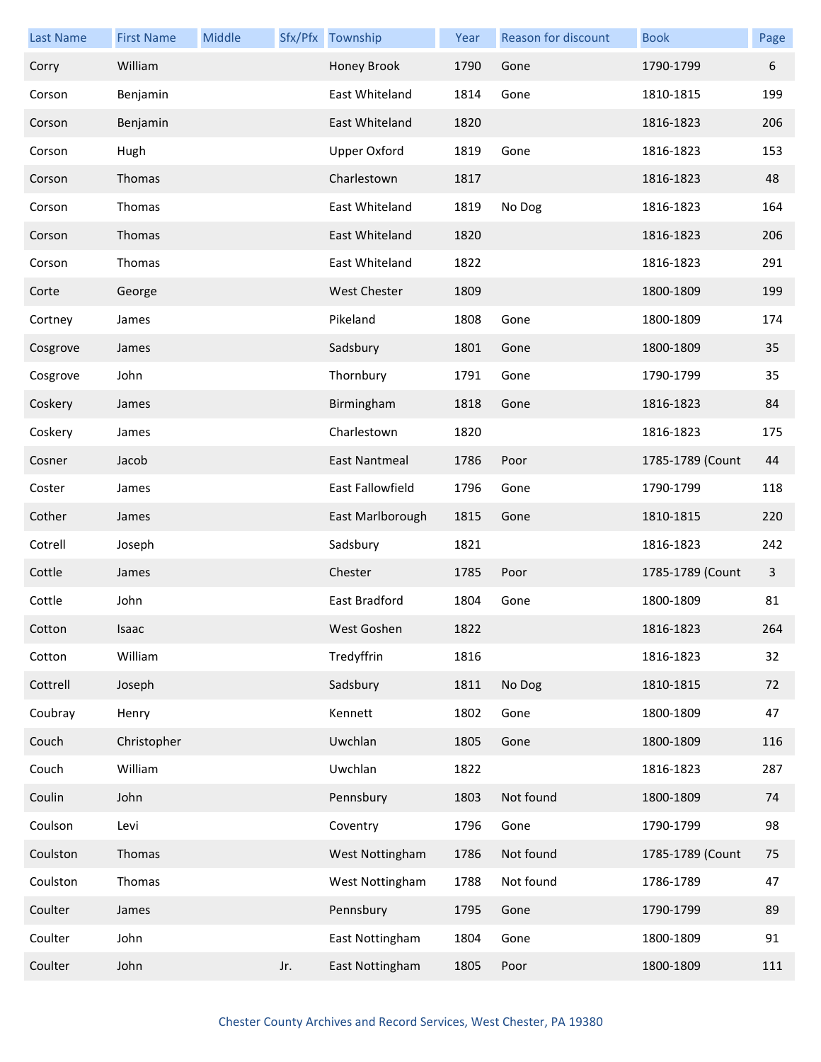| Last Name | First Name | Middle | Sfx/Pfx | Township | Year | Reason for discount | Book | Page |
|---|---|---|---|---|---|---|---|---|
| Corry | William | | | Honey Brook | 1790 | Gone | 1790-1799 | 6 |
| Corson | Benjamin | | | East Whiteland | 1814 | Gone | 1810-1815 | 199 |
| Corson | Benjamin | | | East Whiteland | 1820 | | 1816-1823 | 206 |
| Corson | Hugh | | | Upper Oxford | 1819 | Gone | 1816-1823 | 153 |
| Corson | Thomas | | | Charlestown | 1817 | | 1816-1823 | 48 |
| Corson | Thomas | | | East Whiteland | 1819 | No Dog | 1816-1823 | 164 |
| Corson | Thomas | | | East Whiteland | 1820 | | 1816-1823 | 206 |
| Corson | Thomas | | | East Whiteland | 1822 | | 1816-1823 | 291 |
| Corte | George | | | West Chester | 1809 | | 1800-1809 | 199 |
| Cortney | James | | | Pikeland | 1808 | Gone | 1800-1809 | 174 |
| Cosgrove | James | | | Sadsbury | 1801 | Gone | 1800-1809 | 35 |
| Cosgrove | John | | | Thornbury | 1791 | Gone | 1790-1799 | 35 |
| Coskery | James | | | Birmingham | 1818 | Gone | 1816-1823 | 84 |
| Coskery | James | | | Charlestown | 1820 | | 1816-1823 | 175 |
| Cosner | Jacob | | | East Nantmeal | 1786 | Poor | 1785-1789 (Count | 44 |
| Coster | James | | | East Fallowfield | 1796 | Gone | 1790-1799 | 118 |
| Cother | James | | | East Marlborough | 1815 | Gone | 1810-1815 | 220 |
| Cotrell | Joseph | | | Sadsbury | 1821 | | 1816-1823 | 242 |
| Cottle | James | | | Chester | 1785 | Poor | 1785-1789 (Count | 3 |
| Cottle | John | | | East Bradford | 1804 | Gone | 1800-1809 | 81 |
| Cotton | Isaac | | | West Goshen | 1822 | | 1816-1823 | 264 |
| Cotton | William | | | Tredyffrin | 1816 | | 1816-1823 | 32 |
| Cottrell | Joseph | | | Sadsbury | 1811 | No Dog | 1810-1815 | 72 |
| Coubray | Henry | | | Kennett | 1802 | Gone | 1800-1809 | 47 |
| Couch | Christopher | | | Uwchlan | 1805 | Gone | 1800-1809 | 116 |
| Couch | William | | | Uwchlan | 1822 | | 1816-1823 | 287 |
| Coulin | John | | | Pennsbury | 1803 | Not found | 1800-1809 | 74 |
| Coulson | Levi | | | Coventry | 1796 | Gone | 1790-1799 | 98 |
| Coulston | Thomas | | | West Nottingham | 1786 | Not found | 1785-1789 (Count | 75 |
| Coulston | Thomas | | | West Nottingham | 1788 | Not found | 1786-1789 | 47 |
| Coulter | James | | | Pennsbury | 1795 | Gone | 1790-1799 | 89 |
| Coulter | John | | | East Nottingham | 1804 | Gone | 1800-1809 | 91 |
| Coulter | John | | Jr. | East Nottingham | 1805 | Poor | 1800-1809 | 111 |

Chester County Archives and Record Services, West Chester, PA 19380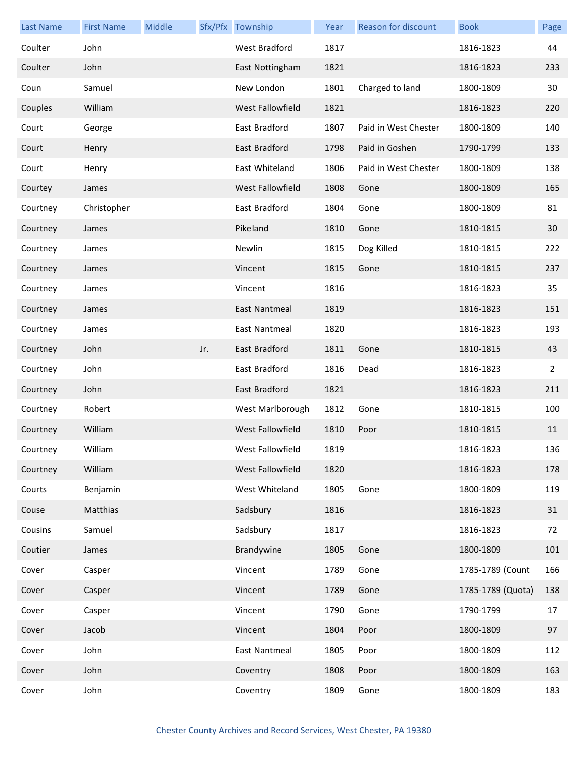| Last Name | First Name | Middle | Sfx/Pfx | Township | Year | Reason for discount | Book | Page |
|---|---|---|---|---|---|---|---|---|
| Coulter | John | | | West Bradford | 1817 | | 1816-1823 | 44 |
| Coulter | John | | | East Nottingham | 1821 | | 1816-1823 | 233 |
| Coun | Samuel | | | New London | 1801 | Charged to land | 1800-1809 | 30 |
| Couples | William | | | West Fallowfield | 1821 | | 1816-1823 | 220 |
| Court | George | | | East Bradford | 1807 | Paid in West Chester | 1800-1809 | 140 |
| Court | Henry | | | East Bradford | 1798 | Paid in Goshen | 1790-1799 | 133 |
| Court | Henry | | | East Whiteland | 1806 | Paid in West Chester | 1800-1809 | 138 |
| Courtey | James | | | West Fallowfield | 1808 | Gone | 1800-1809 | 165 |
| Courtney | Christopher | | | East Bradford | 1804 | Gone | 1800-1809 | 81 |
| Courtney | James | | | Pikeland | 1810 | Gone | 1810-1815 | 30 |
| Courtney | James | | | Newlin | 1815 | Dog Killed | 1810-1815 | 222 |
| Courtney | James | | | Vincent | 1815 | Gone | 1810-1815 | 237 |
| Courtney | James | | | Vincent | 1816 | | 1816-1823 | 35 |
| Courtney | James | | | East Nantmeal | 1819 | | 1816-1823 | 151 |
| Courtney | James | | | East Nantmeal | 1820 | | 1816-1823 | 193 |
| Courtney | John | | Jr. | East Bradford | 1811 | Gone | 1810-1815 | 43 |
| Courtney | John | | | East Bradford | 1816 | Dead | 1816-1823 | 2 |
| Courtney | John | | | East Bradford | 1821 | | 1816-1823 | 211 |
| Courtney | Robert | | | West Marlborough | 1812 | Gone | 1810-1815 | 100 |
| Courtney | William | | | West Fallowfield | 1810 | Poor | 1810-1815 | 11 |
| Courtney | William | | | West Fallowfield | 1819 | | 1816-1823 | 136 |
| Courtney | William | | | West Fallowfield | 1820 | | 1816-1823 | 178 |
| Courts | Benjamin | | | West Whiteland | 1805 | Gone | 1800-1809 | 119 |
| Couse | Matthias | | | Sadsbury | 1816 | | 1816-1823 | 31 |
| Cousins | Samuel | | | Sadsbury | 1817 | | 1816-1823 | 72 |
| Coutier | James | | | Brandywine | 1805 | Gone | 1800-1809 | 101 |
| Cover | Casper | | | Vincent | 1789 | Gone | 1785-1789 (Count | 166 |
| Cover | Casper | | | Vincent | 1789 | Gone | 1785-1789 (Quota) | 138 |
| Cover | Casper | | | Vincent | 1790 | Gone | 1790-1799 | 17 |
| Cover | Jacob | | | Vincent | 1804 | Poor | 1800-1809 | 97 |
| Cover | John | | | East Nantmeal | 1805 | Poor | 1800-1809 | 112 |
| Cover | John | | | Coventry | 1808 | Poor | 1800-1809 | 163 |
| Cover | John | | | Coventry | 1809 | Gone | 1800-1809 | 183 |

Chester County Archives and Record Services, West Chester, PA 19380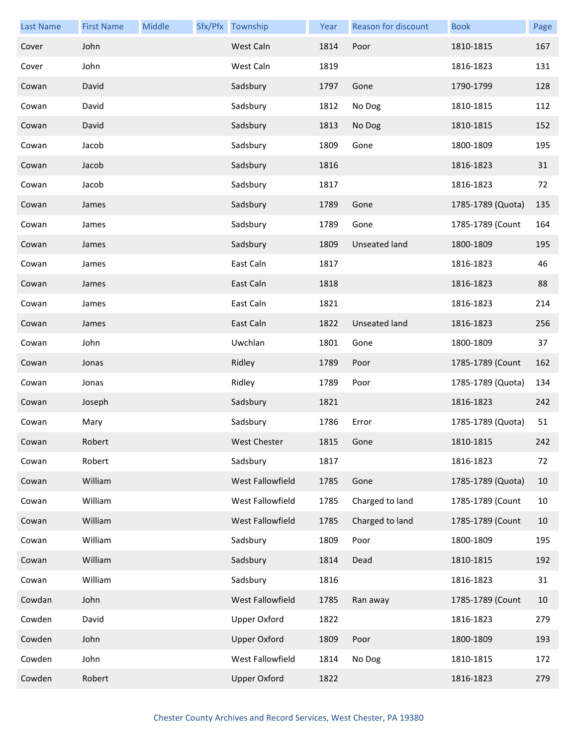| Last Name | First Name | Middle | Sfx/Pfx | Township | Year | Reason for discount | Book | Page |
|---|---|---|---|---|---|---|---|---|
| Cover | John | | | West Caln | 1814 | Poor | 1810-1815 | 167 |
| Cover | John | | | West Caln | 1819 | | 1816-1823 | 131 |
| Cowan | David | | | Sadsbury | 1797 | Gone | 1790-1799 | 128 |
| Cowan | David | | | Sadsbury | 1812 | No Dog | 1810-1815 | 112 |
| Cowan | David | | | Sadsbury | 1813 | No Dog | 1810-1815 | 152 |
| Cowan | Jacob | | | Sadsbury | 1809 | Gone | 1800-1809 | 195 |
| Cowan | Jacob | | | Sadsbury | 1816 | | 1816-1823 | 31 |
| Cowan | Jacob | | | Sadsbury | 1817 | | 1816-1823 | 72 |
| Cowan | James | | | Sadsbury | 1789 | Gone | 1785-1789 (Quota) | 135 |
| Cowan | James | | | Sadsbury | 1789 | Gone | 1785-1789 (Count | 164 |
| Cowan | James | | | Sadsbury | 1809 | Unseated land | 1800-1809 | 195 |
| Cowan | James | | | East Caln | 1817 | | 1816-1823 | 46 |
| Cowan | James | | | East Caln | 1818 | | 1816-1823 | 88 |
| Cowan | James | | | East Caln | 1821 | | 1816-1823 | 214 |
| Cowan | James | | | East Caln | 1822 | Unseated land | 1816-1823 | 256 |
| Cowan | John | | | Uwchlan | 1801 | Gone | 1800-1809 | 37 |
| Cowan | Jonas | | | Ridley | 1789 | Poor | 1785-1789 (Count | 162 |
| Cowan | Jonas | | | Ridley | 1789 | Poor | 1785-1789 (Quota) | 134 |
| Cowan | Joseph | | | Sadsbury | 1821 | | 1816-1823 | 242 |
| Cowan | Mary | | | Sadsbury | 1786 | Error | 1785-1789 (Quota) | 51 |
| Cowan | Robert | | | West Chester | 1815 | Gone | 1810-1815 | 242 |
| Cowan | Robert | | | Sadsbury | 1817 | | 1816-1823 | 72 |
| Cowan | William | | | West Fallowfield | 1785 | Gone | 1785-1789 (Quota) | 10 |
| Cowan | William | | | West Fallowfield | 1785 | Charged to land | 1785-1789 (Count | 10 |
| Cowan | William | | | West Fallowfield | 1785 | Charged to land | 1785-1789 (Count | 10 |
| Cowan | William | | | Sadsbury | 1809 | Poor | 1800-1809 | 195 |
| Cowan | William | | | Sadsbury | 1814 | Dead | 1810-1815 | 192 |
| Cowan | William | | | Sadsbury | 1816 | | 1816-1823 | 31 |
| Cowdan | John | | | West Fallowfield | 1785 | Ran away | 1785-1789 (Count | 10 |
| Cowden | David | | | Upper Oxford | 1822 | | 1816-1823 | 279 |
| Cowden | John | | | Upper Oxford | 1809 | Poor | 1800-1809 | 193 |
| Cowden | John | | | West Fallowfield | 1814 | No Dog | 1810-1815 | 172 |
| Cowden | Robert | | | Upper Oxford | 1822 | | 1816-1823 | 279 |

Chester County Archives and Record Services, West Chester, PA 19380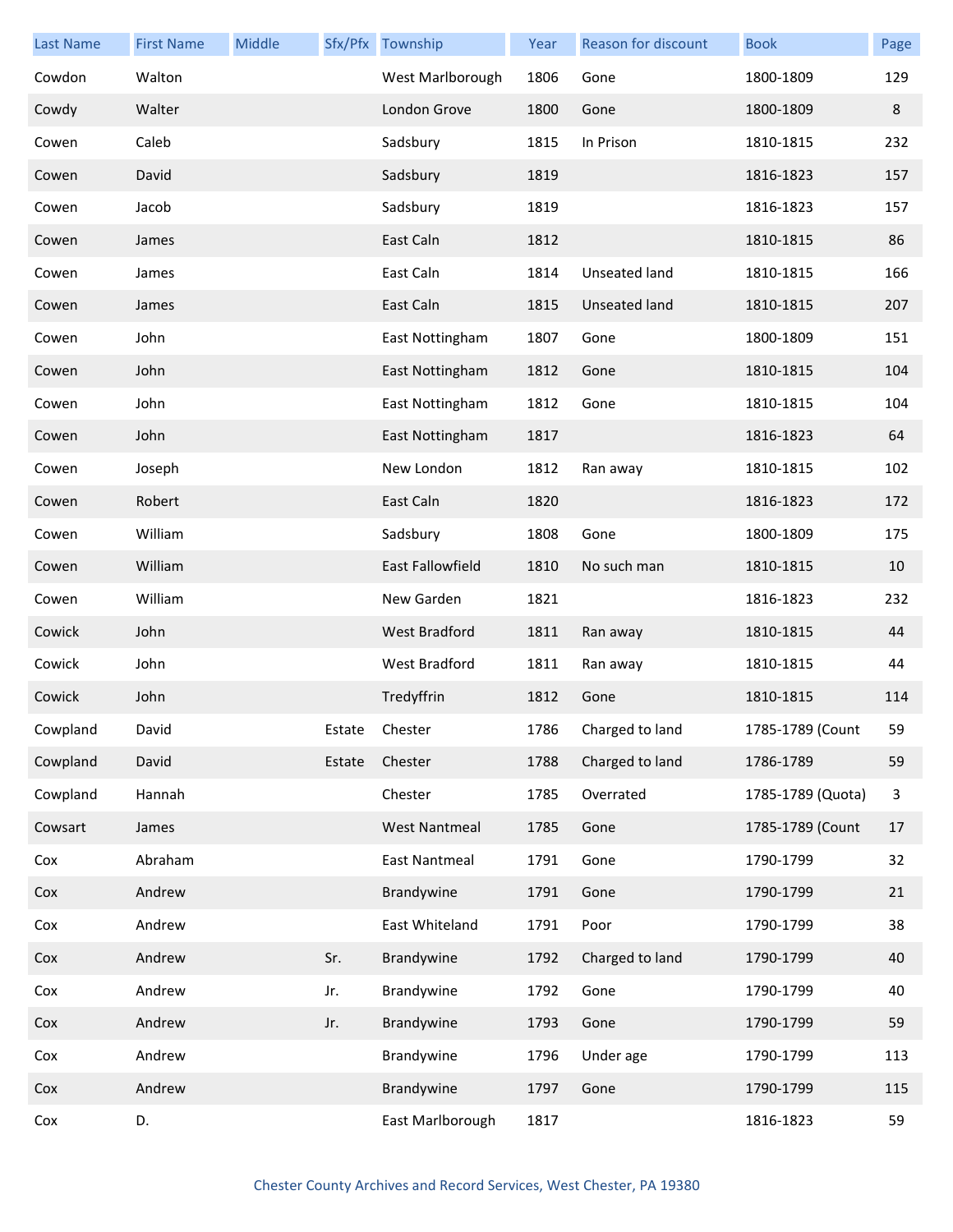| Last Name | First Name | Middle | Sfx/Pfx | Township | Year | Reason for discount | Book | Page |
|---|---|---|---|---|---|---|---|---|
| Cowdon | Walton | | | West Marlborough | 1806 | Gone | 1800-1809 | 129 |
| Cowdy | Walter | | | London Grove | 1800 | Gone | 1800-1809 | 8 |
| Cowen | Caleb | | | Sadsbury | 1815 | In Prison | 1810-1815 | 232 |
| Cowen | David | | | Sadsbury | 1819 | | 1816-1823 | 157 |
| Cowen | Jacob | | | Sadsbury | 1819 | | 1816-1823 | 157 |
| Cowen | James | | | East Caln | 1812 | | 1810-1815 | 86 |
| Cowen | James | | | East Caln | 1814 | Unseated land | 1810-1815 | 166 |
| Cowen | James | | | East Caln | 1815 | Unseated land | 1810-1815 | 207 |
| Cowen | John | | | East Nottingham | 1807 | Gone | 1800-1809 | 151 |
| Cowen | John | | | East Nottingham | 1812 | Gone | 1810-1815 | 104 |
| Cowen | John | | | East Nottingham | 1812 | Gone | 1810-1815 | 104 |
| Cowen | John | | | East Nottingham | 1817 | | 1816-1823 | 64 |
| Cowen | Joseph | | | New London | 1812 | Ran away | 1810-1815 | 102 |
| Cowen | Robert | | | East Caln | 1820 | | 1816-1823 | 172 |
| Cowen | William | | | Sadsbury | 1808 | Gone | 1800-1809 | 175 |
| Cowen | William | | | East Fallowfield | 1810 | No such man | 1810-1815 | 10 |
| Cowen | William | | | New Garden | 1821 | | 1816-1823 | 232 |
| Cowick | John | | | West Bradford | 1811 | Ran away | 1810-1815 | 44 |
| Cowick | John | | | West Bradford | 1811 | Ran away | 1810-1815 | 44 |
| Cowick | John | | | Tredyffrin | 1812 | Gone | 1810-1815 | 114 |
| Cowpland | David | | Estate | Chester | 1786 | Charged to land | 1785-1789 (Count | 59 |
| Cowpland | David | | Estate | Chester | 1788 | Charged to land | 1786-1789 | 59 |
| Cowpland | Hannah | | | Chester | 1785 | Overrated | 1785-1789 (Quota) | 3 |
| Cowsart | James | | | West Nantmeal | 1785 | Gone | 1785-1789 (Count | 17 |
| Cox | Abraham | | | East Nantmeal | 1791 | Gone | 1790-1799 | 32 |
| Cox | Andrew | | | Brandywine | 1791 | Gone | 1790-1799 | 21 |
| Cox | Andrew | | | East Whiteland | 1791 | Poor | 1790-1799 | 38 |
| Cox | Andrew | | Sr. | Brandywine | 1792 | Charged to land | 1790-1799 | 40 |
| Cox | Andrew | | Jr. | Brandywine | 1792 | Gone | 1790-1799 | 40 |
| Cox | Andrew | | Jr. | Brandywine | 1793 | Gone | 1790-1799 | 59 |
| Cox | Andrew | | | Brandywine | 1796 | Under age | 1790-1799 | 113 |
| Cox | Andrew | | | Brandywine | 1797 | Gone | 1790-1799 | 115 |
| Cox | D. | | | East Marlborough | 1817 | | 1816-1823 | 59 |

Chester County Archives and Record Services, West Chester, PA 19380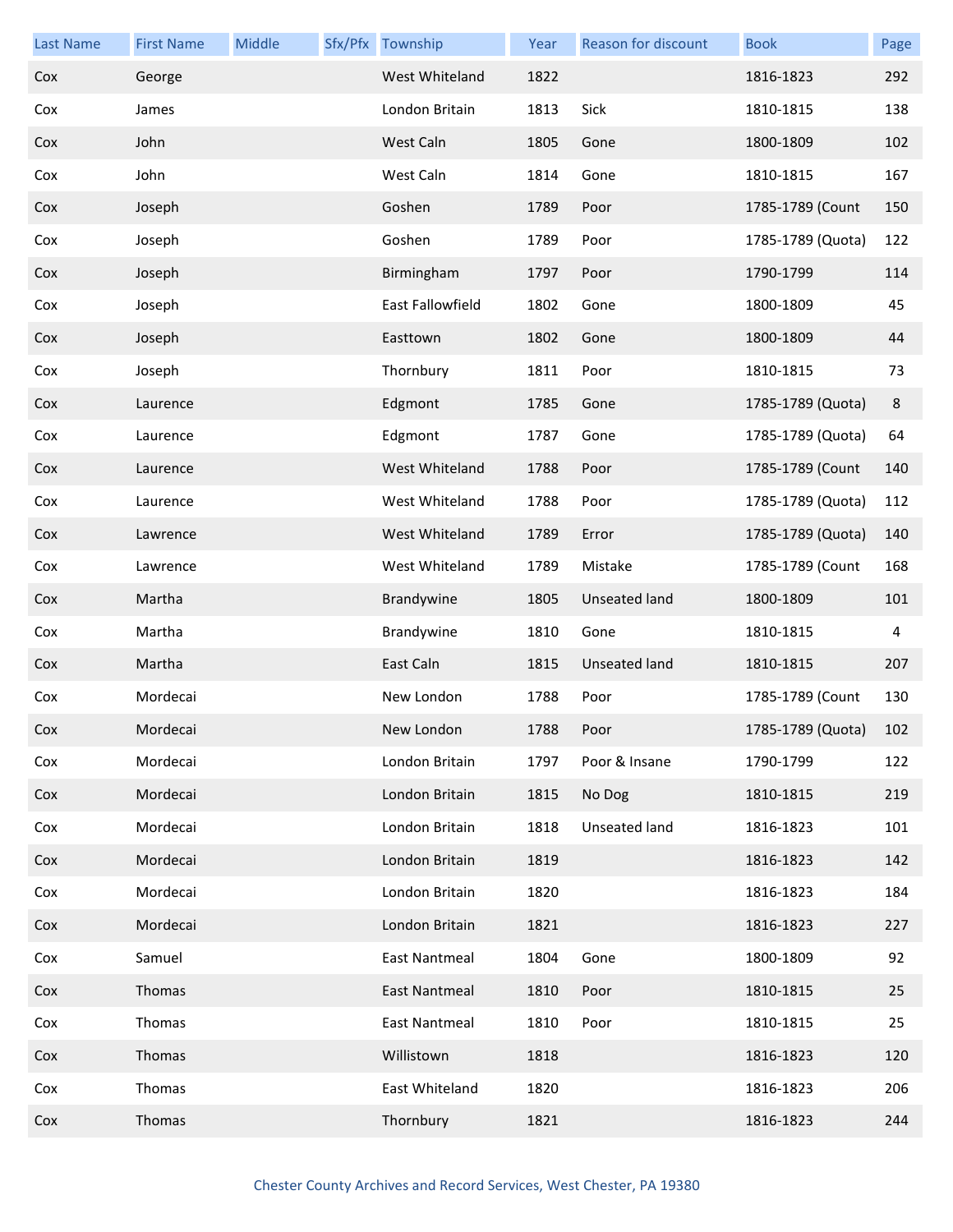| Last Name | First Name | Middle | Sfx/Pfx | Township | Year | Reason for discount | Book | Page |
|---|---|---|---|---|---|---|---|---|
| Cox | George | | | West Whiteland | 1822 | | 1816-1823 | 292 |
| Cox | James | | | London Britain | 1813 | Sick | 1810-1815 | 138 |
| Cox | John | | | West Caln | 1805 | Gone | 1800-1809 | 102 |
| Cox | John | | | West Caln | 1814 | Gone | 1810-1815 | 167 |
| Cox | Joseph | | | Goshen | 1789 | Poor | 1785-1789 (Count | 150 |
| Cox | Joseph | | | Goshen | 1789 | Poor | 1785-1789 (Quota) | 122 |
| Cox | Joseph | | | Birmingham | 1797 | Poor | 1790-1799 | 114 |
| Cox | Joseph | | | East Fallowfield | 1802 | Gone | 1800-1809 | 45 |
| Cox | Joseph | | | Easttown | 1802 | Gone | 1800-1809 | 44 |
| Cox | Joseph | | | Thornbury | 1811 | Poor | 1810-1815 | 73 |
| Cox | Laurence | | | Edgmont | 1785 | Gone | 1785-1789 (Quota) | 8 |
| Cox | Laurence | | | Edgmont | 1787 | Gone | 1785-1789 (Quota) | 64 |
| Cox | Laurence | | | West Whiteland | 1788 | Poor | 1785-1789 (Count | 140 |
| Cox | Laurence | | | West Whiteland | 1788 | Poor | 1785-1789 (Quota) | 112 |
| Cox | Lawrence | | | West Whiteland | 1789 | Error | 1785-1789 (Quota) | 140 |
| Cox | Lawrence | | | West Whiteland | 1789 | Mistake | 1785-1789 (Count | 168 |
| Cox | Martha | | | Brandywine | 1805 | Unseated land | 1800-1809 | 101 |
| Cox | Martha | | | Brandywine | 1810 | Gone | 1810-1815 | 4 |
| Cox | Martha | | | East Caln | 1815 | Unseated land | 1810-1815 | 207 |
| Cox | Mordecai | | | New London | 1788 | Poor | 1785-1789 (Count | 130 |
| Cox | Mordecai | | | New London | 1788 | Poor | 1785-1789 (Quota) | 102 |
| Cox | Mordecai | | | London Britain | 1797 | Poor & Insane | 1790-1799 | 122 |
| Cox | Mordecai | | | London Britain | 1815 | No Dog | 1810-1815 | 219 |
| Cox | Mordecai | | | London Britain | 1818 | Unseated land | 1816-1823 | 101 |
| Cox | Mordecai | | | London Britain | 1819 | | 1816-1823 | 142 |
| Cox | Mordecai | | | London Britain | 1820 | | 1816-1823 | 184 |
| Cox | Mordecai | | | London Britain | 1821 | | 1816-1823 | 227 |
| Cox | Samuel | | | East Nantmeal | 1804 | Gone | 1800-1809 | 92 |
| Cox | Thomas | | | East Nantmeal | 1810 | Poor | 1810-1815 | 25 |
| Cox | Thomas | | | East Nantmeal | 1810 | Poor | 1810-1815 | 25 |
| Cox | Thomas | | | Willistown | 1818 | | 1816-1823 | 120 |
| Cox | Thomas | | | East Whiteland | 1820 | | 1816-1823 | 206 |
| Cox | Thomas | | | Thornbury | 1821 | | 1816-1823 | 244 |

Chester County Archives and Record Services, West Chester, PA 19380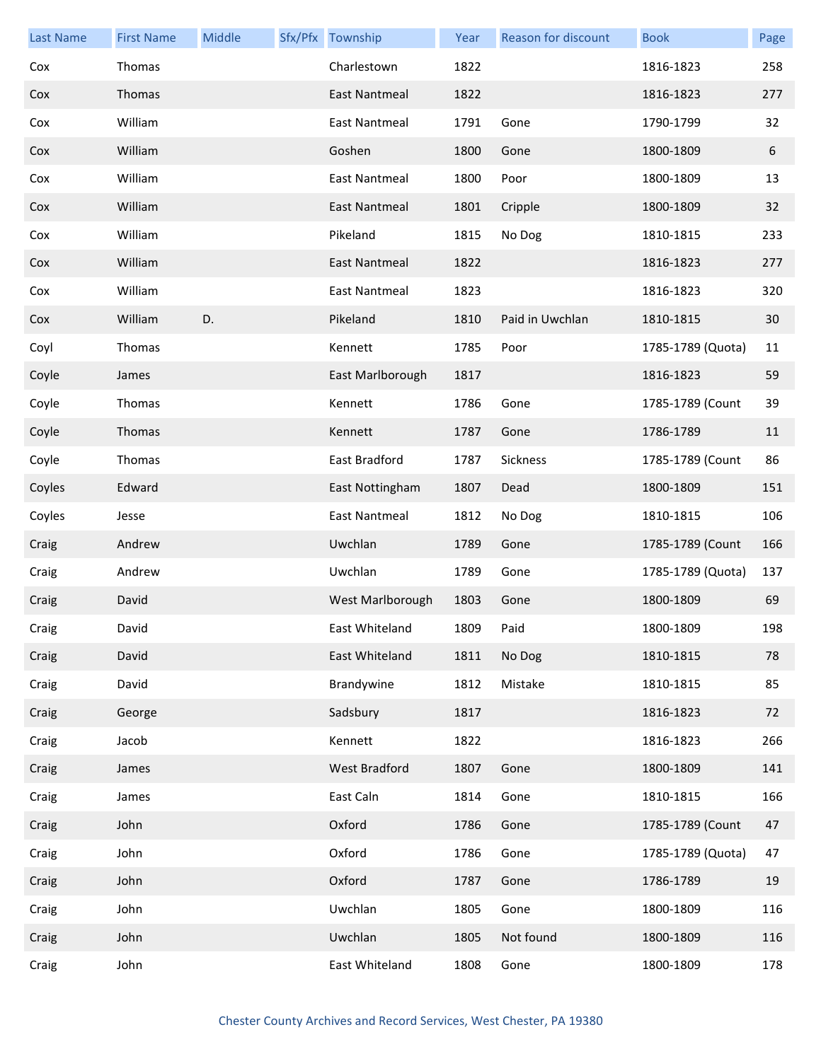| Last Name | First Name | Middle | Sfx/Pfx | Township | Year | Reason for discount | Book | Page |
|---|---|---|---|---|---|---|---|---|
| Cox | Thomas | | | Charlestown | 1822 | | 1816-1823 | 258 |
| Cox | Thomas | | | East Nantmeal | 1822 | | 1816-1823 | 277 |
| Cox | William | | | East Nantmeal | 1791 | Gone | 1790-1799 | 32 |
| Cox | William | | | Goshen | 1800 | Gone | 1800-1809 | 6 |
| Cox | William | | | East Nantmeal | 1800 | Poor | 1800-1809 | 13 |
| Cox | William | | | East Nantmeal | 1801 | Cripple | 1800-1809 | 32 |
| Cox | William | | | Pikeland | 1815 | No Dog | 1810-1815 | 233 |
| Cox | William | | | East Nantmeal | 1822 | | 1816-1823 | 277 |
| Cox | William | | | East Nantmeal | 1823 | | 1816-1823 | 320 |
| Cox | William | D. | | Pikeland | 1810 | Paid in Uwchlan | 1810-1815 | 30 |
| Coyl | Thomas | | | Kennett | 1785 | Poor | 1785-1789 (Quota) | 11 |
| Coyle | James | | | East Marlborough | 1817 | | 1816-1823 | 59 |
| Coyle | Thomas | | | Kennett | 1786 | Gone | 1785-1789 (Count | 39 |
| Coyle | Thomas | | | Kennett | 1787 | Gone | 1786-1789 | 11 |
| Coyle | Thomas | | | East Bradford | 1787 | Sickness | 1785-1789 (Count | 86 |
| Coyles | Edward | | | East Nottingham | 1807 | Dead | 1800-1809 | 151 |
| Coyles | Jesse | | | East Nantmeal | 1812 | No Dog | 1810-1815 | 106 |
| Craig | Andrew | | | Uwchlan | 1789 | Gone | 1785-1789 (Count | 166 |
| Craig | Andrew | | | Uwchlan | 1789 | Gone | 1785-1789 (Quota) | 137 |
| Craig | David | | | West Marlborough | 1803 | Gone | 1800-1809 | 69 |
| Craig | David | | | East Whiteland | 1809 | Paid | 1800-1809 | 198 |
| Craig | David | | | East Whiteland | 1811 | No Dog | 1810-1815 | 78 |
| Craig | David | | | Brandywine | 1812 | Mistake | 1810-1815 | 85 |
| Craig | George | | | Sadsbury | 1817 | | 1816-1823 | 72 |
| Craig | Jacob | | | Kennett | 1822 | | 1816-1823 | 266 |
| Craig | James | | | West Bradford | 1807 | Gone | 1800-1809 | 141 |
| Craig | James | | | East Caln | 1814 | Gone | 1810-1815 | 166 |
| Craig | John | | | Oxford | 1786 | Gone | 1785-1789 (Count | 47 |
| Craig | John | | | Oxford | 1786 | Gone | 1785-1789 (Quota) | 47 |
| Craig | John | | | Oxford | 1787 | Gone | 1786-1789 | 19 |
| Craig | John | | | Uwchlan | 1805 | Gone | 1800-1809 | 116 |
| Craig | John | | | Uwchlan | 1805 | Not found | 1800-1809 | 116 |
| Craig | John | | | East Whiteland | 1808 | Gone | 1800-1809 | 178 |

Chester County Archives and Record Services, West Chester, PA 19380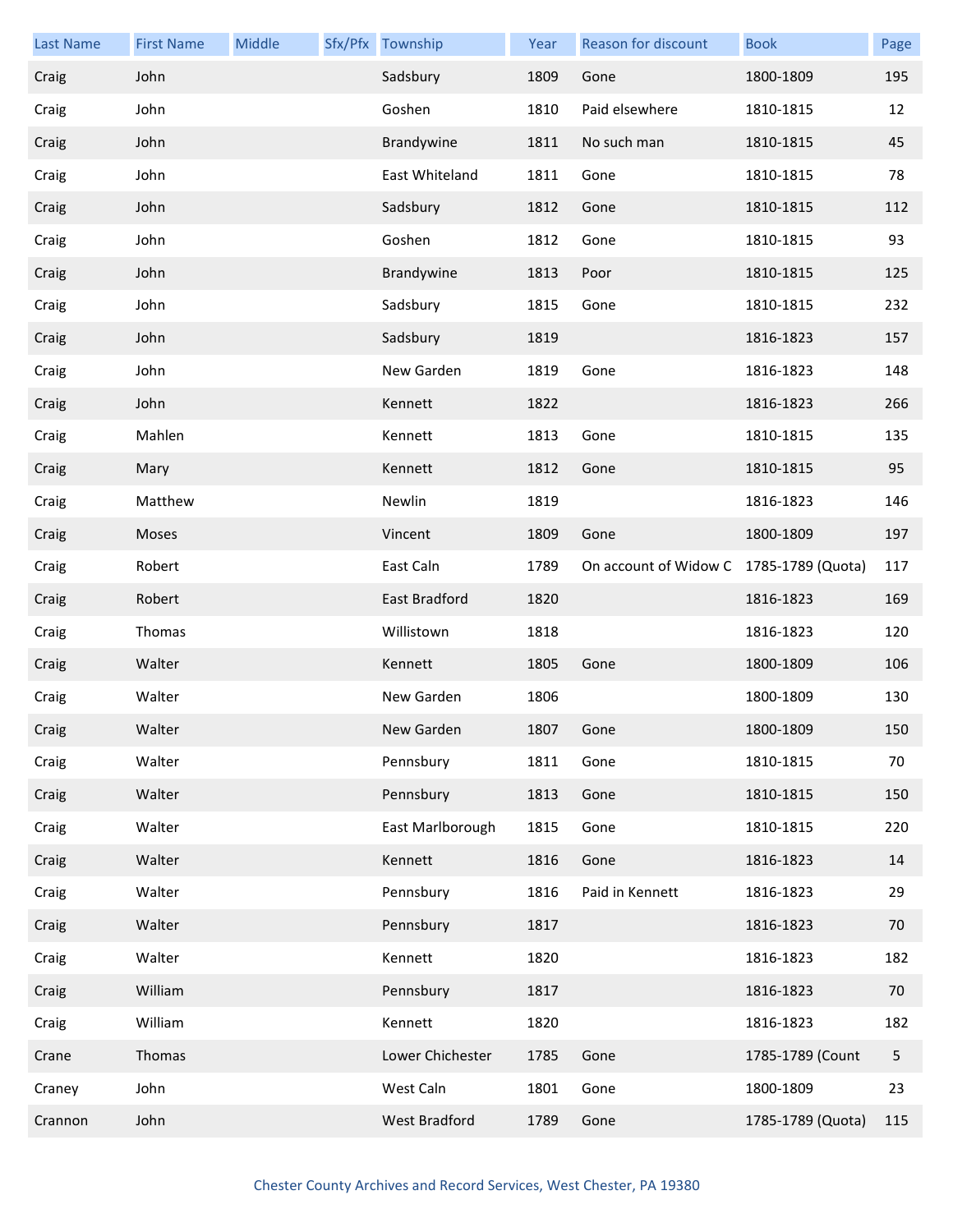| Last Name | First Name | Middle | Sfx/Pfx | Township | Year | Reason for discount | Book | Page |
|---|---|---|---|---|---|---|---|---|
| Craig | John | | | Sadsbury | 1809 | Gone | 1800-1809 | 195 |
| Craig | John | | | Goshen | 1810 | Paid elsewhere | 1810-1815 | 12 |
| Craig | John | | | Brandywine | 1811 | No such man | 1810-1815 | 45 |
| Craig | John | | | East Whiteland | 1811 | Gone | 1810-1815 | 78 |
| Craig | John | | | Sadsbury | 1812 | Gone | 1810-1815 | 112 |
| Craig | John | | | Goshen | 1812 | Gone | 1810-1815 | 93 |
| Craig | John | | | Brandywine | 1813 | Poor | 1810-1815 | 125 |
| Craig | John | | | Sadsbury | 1815 | Gone | 1810-1815 | 232 |
| Craig | John | | | Sadsbury | 1819 | | 1816-1823 | 157 |
| Craig | John | | | New Garden | 1819 | Gone | 1816-1823 | 148 |
| Craig | John | | | Kennett | 1822 | | 1816-1823 | 266 |
| Craig | Mahlen | | | Kennett | 1813 | Gone | 1810-1815 | 135 |
| Craig | Mary | | | Kennett | 1812 | Gone | 1810-1815 | 95 |
| Craig | Matthew | | | Newlin | 1819 | | 1816-1823 | 146 |
| Craig | Moses | | | Vincent | 1809 | Gone | 1800-1809 | 197 |
| Craig | Robert | | | East Caln | 1789 | On account of Widow C | 1785-1789 (Quota) | 117 |
| Craig | Robert | | | East Bradford | 1820 | | 1816-1823 | 169 |
| Craig | Thomas | | | Willistown | 1818 | | 1816-1823 | 120 |
| Craig | Walter | | | Kennett | 1805 | Gone | 1800-1809 | 106 |
| Craig | Walter | | | New Garden | 1806 | | 1800-1809 | 130 |
| Craig | Walter | | | New Garden | 1807 | Gone | 1800-1809 | 150 |
| Craig | Walter | | | Pennsbury | 1811 | Gone | 1810-1815 | 70 |
| Craig | Walter | | | Pennsbury | 1813 | Gone | 1810-1815 | 150 |
| Craig | Walter | | | East Marlborough | 1815 | Gone | 1810-1815 | 220 |
| Craig | Walter | | | Kennett | 1816 | Gone | 1816-1823 | 14 |
| Craig | Walter | | | Pennsbury | 1816 | Paid in Kennett | 1816-1823 | 29 |
| Craig | Walter | | | Pennsbury | 1817 | | 1816-1823 | 70 |
| Craig | Walter | | | Kennett | 1820 | | 1816-1823 | 182 |
| Craig | William | | | Pennsbury | 1817 | | 1816-1823 | 70 |
| Craig | William | | | Kennett | 1820 | | 1816-1823 | 182 |
| Crane | Thomas | | | Lower Chichester | 1785 | Gone | 1785-1789 (Count | 5 |
| Craney | John | | | West Caln | 1801 | Gone | 1800-1809 | 23 |
| Crannon | John | | | West Bradford | 1789 | Gone | 1785-1789 (Quota) | 115 |

Chester County Archives and Record Services, West Chester, PA 19380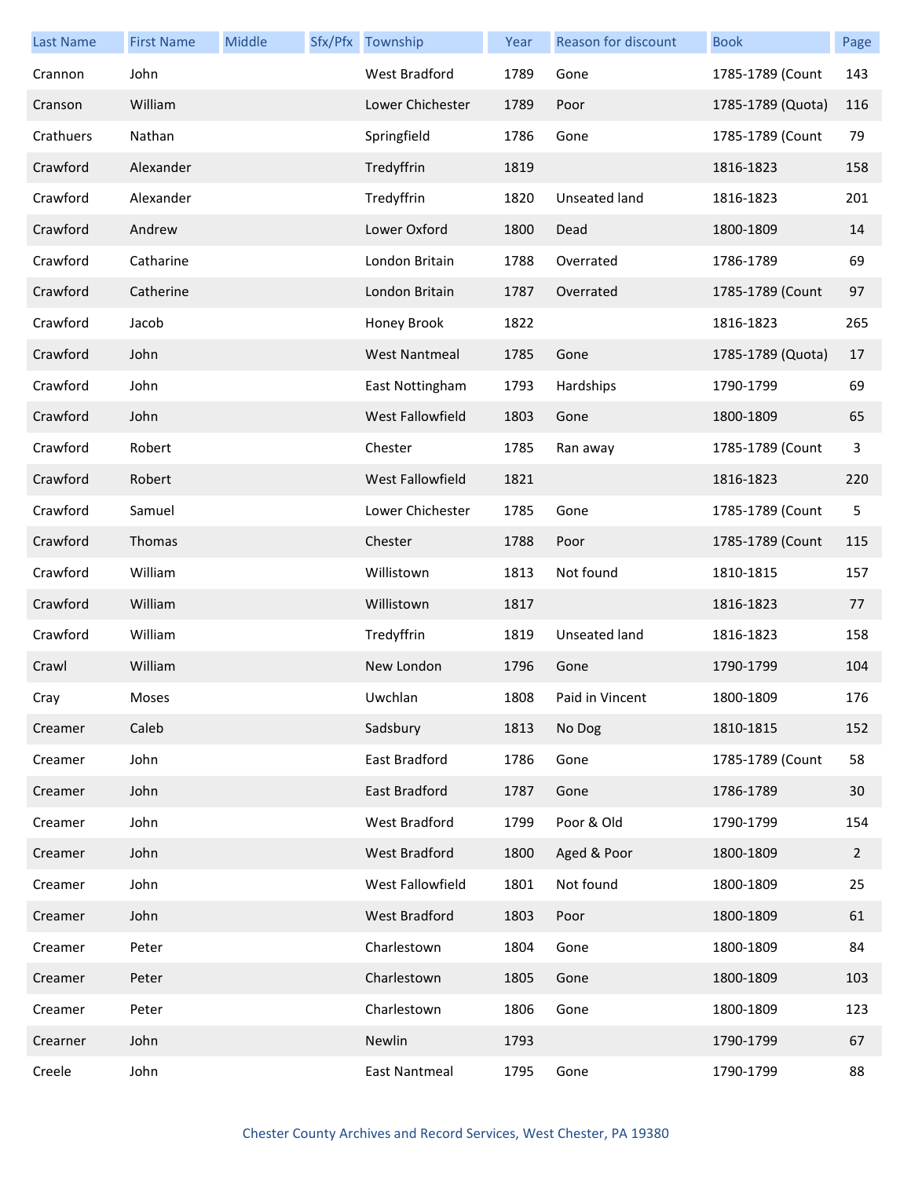| Last Name | First Name | Middle | Sfx/Pfx | Township | Year | Reason for discount | Book | Page |
|---|---|---|---|---|---|---|---|---|
| Crannon | John | | | West Bradford | 1789 | Gone | 1785-1789 (Count | 143 |
| Cranson | William | | | Lower Chichester | 1789 | Poor | 1785-1789 (Quota) | 116 |
| Crathuers | Nathan | | | Springfield | 1786 | Gone | 1785-1789 (Count | 79 |
| Crawford | Alexander | | | Tredyffrin | 1819 | | 1816-1823 | 158 |
| Crawford | Alexander | | | Tredyffrin | 1820 | Unseated land | 1816-1823 | 201 |
| Crawford | Andrew | | | Lower Oxford | 1800 | Dead | 1800-1809 | 14 |
| Crawford | Catharine | | | London Britain | 1788 | Overrated | 1786-1789 | 69 |
| Crawford | Catherine | | | London Britain | 1787 | Overrated | 1785-1789 (Count | 97 |
| Crawford | Jacob | | | Honey Brook | 1822 | | 1816-1823 | 265 |
| Crawford | John | | | West Nantmeal | 1785 | Gone | 1785-1789 (Quota) | 17 |
| Crawford | John | | | East Nottingham | 1793 | Hardships | 1790-1799 | 69 |
| Crawford | John | | | West Fallowfield | 1803 | Gone | 1800-1809 | 65 |
| Crawford | Robert | | | Chester | 1785 | Ran away | 1785-1789 (Count | 3 |
| Crawford | Robert | | | West Fallowfield | 1821 | | 1816-1823 | 220 |
| Crawford | Samuel | | | Lower Chichester | 1785 | Gone | 1785-1789 (Count | 5 |
| Crawford | Thomas | | | Chester | 1788 | Poor | 1785-1789 (Count | 115 |
| Crawford | William | | | Willistown | 1813 | Not found | 1810-1815 | 157 |
| Crawford | William | | | Willistown | 1817 | | 1816-1823 | 77 |
| Crawford | William | | | Tredyffrin | 1819 | Unseated land | 1816-1823 | 158 |
| Crawl | William | | | New London | 1796 | Gone | 1790-1799 | 104 |
| Cray | Moses | | | Uwchlan | 1808 | Paid in Vincent | 1800-1809 | 176 |
| Creamer | Caleb | | | Sadsbury | 1813 | No Dog | 1810-1815 | 152 |
| Creamer | John | | | East Bradford | 1786 | Gone | 1785-1789 (Count | 58 |
| Creamer | John | | | East Bradford | 1787 | Gone | 1786-1789 | 30 |
| Creamer | John | | | West Bradford | 1799 | Poor & Old | 1790-1799 | 154 |
| Creamer | John | | | West Bradford | 1800 | Aged & Poor | 1800-1809 | 2 |
| Creamer | John | | | West Fallowfield | 1801 | Not found | 1800-1809 | 25 |
| Creamer | John | | | West Bradford | 1803 | Poor | 1800-1809 | 61 |
| Creamer | Peter | | | Charlestown | 1804 | Gone | 1800-1809 | 84 |
| Creamer | Peter | | | Charlestown | 1805 | Gone | 1800-1809 | 103 |
| Creamer | Peter | | | Charlestown | 1806 | Gone | 1800-1809 | 123 |
| Crearner | John | | | Newlin | 1793 | | 1790-1799 | 67 |
| Creele | John | | | East Nantmeal | 1795 | Gone | 1790-1799 | 88 |

Chester County Archives and Record Services, West Chester, PA 19380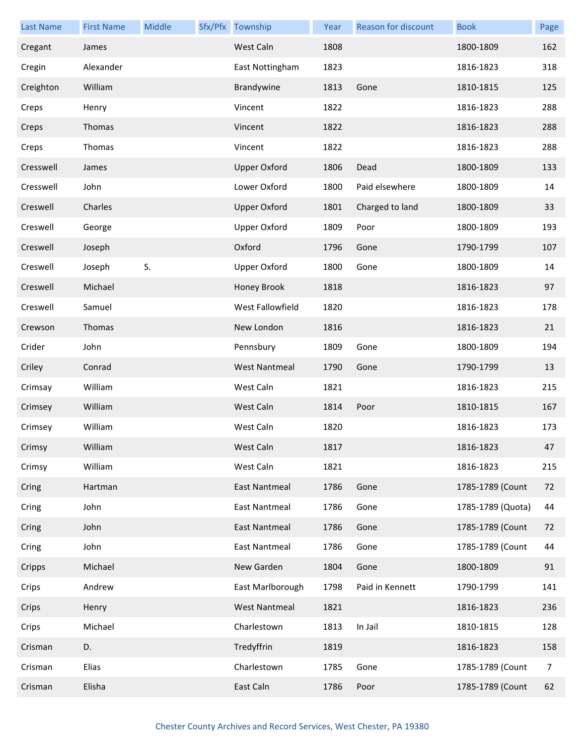| Last Name | First Name | Middle | Sfx/Pfx | Township | Year | Reason for discount | Book | Page |
|---|---|---|---|---|---|---|---|---|
| Cregant | James | | | West Caln | 1808 | | 1800-1809 | 162 |
| Cregin | Alexander | | | East Nottingham | 1823 | | 1816-1823 | 318 |
| Creighton | William | | | Brandywine | 1813 | Gone | 1810-1815 | 125 |
| Creps | Henry | | | Vincent | 1822 | | 1816-1823 | 288 |
| Creps | Thomas | | | Vincent | 1822 | | 1816-1823 | 288 |
| Creps | Thomas | | | Vincent | 1822 | | 1816-1823 | 288 |
| Cresswell | James | | | Upper Oxford | 1806 | Dead | 1800-1809 | 133 |
| Cresswell | John | | | Lower Oxford | 1800 | Paid elsewhere | 1800-1809 | 14 |
| Creswell | Charles | | | Upper Oxford | 1801 | Charged to land | 1800-1809 | 33 |
| Creswell | George | | | Upper Oxford | 1809 | Poor | 1800-1809 | 193 |
| Creswell | Joseph | | | Oxford | 1796 | Gone | 1790-1799 | 107 |
| Creswell | Joseph | S. | | Upper Oxford | 1800 | Gone | 1800-1809 | 14 |
| Creswell | Michael | | | Honey Brook | 1818 | | 1816-1823 | 97 |
| Creswell | Samuel | | | West Fallowfield | 1820 | | 1816-1823 | 178 |
| Crewson | Thomas | | | New London | 1816 | | 1816-1823 | 21 |
| Crider | John | | | Pennsbury | 1809 | Gone | 1800-1809 | 194 |
| Criley | Conrad | | | West Nantmeal | 1790 | Gone | 1790-1799 | 13 |
| Crimsay | William | | | West Caln | 1821 | | 1816-1823 | 215 |
| Crimsey | William | | | West Caln | 1814 | Poor | 1810-1815 | 167 |
| Crimsey | William | | | West Caln | 1820 | | 1816-1823 | 173 |
| Crimsy | William | | | West Caln | 1817 | | 1816-1823 | 47 |
| Crimsy | William | | | West Caln | 1821 | | 1816-1823 | 215 |
| Cring | Hartman | | | East Nantmeal | 1786 | Gone | 1785-1789 (Count | 72 |
| Cring | John | | | East Nantmeal | 1786 | Gone | 1785-1789 (Quota) | 44 |
| Cring | John | | | East Nantmeal | 1786 | Gone | 1785-1789 (Count | 72 |
| Cring | John | | | East Nantmeal | 1786 | Gone | 1785-1789 (Count | 44 |
| Cripps | Michael | | | New Garden | 1804 | Gone | 1800-1809 | 91 |
| Crips | Andrew | | | East Marlborough | 1798 | Paid in Kennett | 1790-1799 | 141 |
| Crips | Henry | | | West Nantmeal | 1821 | | 1816-1823 | 236 |
| Crips | Michael | | | Charlestown | 1813 | In Jail | 1810-1815 | 128 |
| Crisman | D. | | | Tredyffrin | 1819 | | 1816-1823 | 158 |
| Crisman | Elias | | | Charlestown | 1785 | Gone | 1785-1789 (Count | 7 |
| Crisman | Elisha | | | East Caln | 1786 | Poor | 1785-1789 (Count | 62 |

Chester County Archives and Record Services, West Chester, PA 19380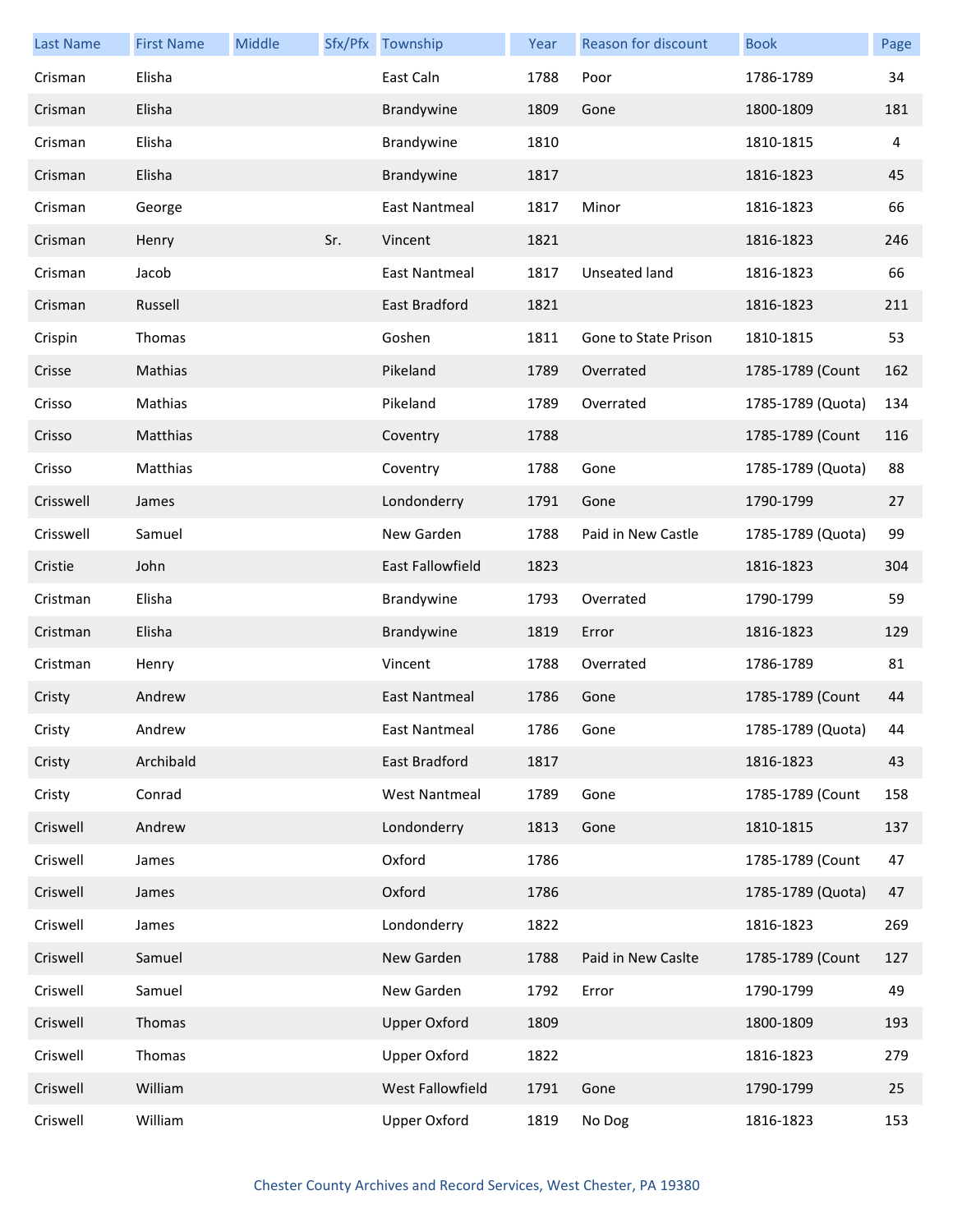| Last Name | First Name | Middle | Sfx/Pfx | Township | Year | Reason for discount | Book | Page |
|---|---|---|---|---|---|---|---|---|
| Crisman | Elisha | | | East Caln | 1788 | Poor | 1786-1789 | 34 |
| Crisman | Elisha | | | Brandywine | 1809 | Gone | 1800-1809 | 181 |
| Crisman | Elisha | | | Brandywine | 1810 | | 1810-1815 | 4 |
| Crisman | Elisha | | | Brandywine | 1817 | | 1816-1823 | 45 |
| Crisman | George | | | East Nantmeal | 1817 | Minor | 1816-1823 | 66 |
| Crisman | Henry | | Sr. | Vincent | 1821 | | 1816-1823 | 246 |
| Crisman | Jacob | | | East Nantmeal | 1817 | Unseated land | 1816-1823 | 66 |
| Crisman | Russell | | | East Bradford | 1821 | | 1816-1823 | 211 |
| Crispin | Thomas | | | Goshen | 1811 | Gone to State Prison | 1810-1815 | 53 |
| Crisse | Mathias | | | Pikeland | 1789 | Overrated | 1785-1789 (Count | 162 |
| Crisso | Mathias | | | Pikeland | 1789 | Overrated | 1785-1789 (Quota) | 134 |
| Crisso | Matthias | | | Coventry | 1788 | | 1785-1789 (Count | 116 |
| Crisso | Matthias | | | Coventry | 1788 | Gone | 1785-1789 (Quota) | 88 |
| Crisswell | James | | | Londonderry | 1791 | Gone | 1790-1799 | 27 |
| Crisswell | Samuel | | | New Garden | 1788 | Paid in New Castle | 1785-1789 (Quota) | 99 |
| Cristie | John | | | East Fallowfield | 1823 | | 1816-1823 | 304 |
| Cristman | Elisha | | | Brandywine | 1793 | Overrated | 1790-1799 | 59 |
| Cristman | Elisha | | | Brandywine | 1819 | Error | 1816-1823 | 129 |
| Cristman | Henry | | | Vincent | 1788 | Overrated | 1786-1789 | 81 |
| Cristy | Andrew | | | East Nantmeal | 1786 | Gone | 1785-1789 (Count | 44 |
| Cristy | Andrew | | | East Nantmeal | 1786 | Gone | 1785-1789 (Quota) | 44 |
| Cristy | Archibald | | | East Bradford | 1817 | | 1816-1823 | 43 |
| Cristy | Conrad | | | West Nantmeal | 1789 | Gone | 1785-1789 (Count | 158 |
| Criswell | Andrew | | | Londonderry | 1813 | Gone | 1810-1815 | 137 |
| Criswell | James | | | Oxford | 1786 | | 1785-1789 (Count | 47 |
| Criswell | James | | | Oxford | 1786 | | 1785-1789 (Quota) | 47 |
| Criswell | James | | | Londonderry | 1822 | | 1816-1823 | 269 |
| Criswell | Samuel | | | New Garden | 1788 | Paid in New Caslte | 1785-1789 (Count | 127 |
| Criswell | Samuel | | | New Garden | 1792 | Error | 1790-1799 | 49 |
| Criswell | Thomas | | | Upper Oxford | 1809 | | 1800-1809 | 193 |
| Criswell | Thomas | | | Upper Oxford | 1822 | | 1816-1823 | 279 |
| Criswell | William | | | West Fallowfield | 1791 | Gone | 1790-1799 | 25 |
| Criswell | William | | | Upper Oxford | 1819 | No Dog | 1816-1823 | 153 |

Chester County Archives and Record Services, West Chester, PA 19380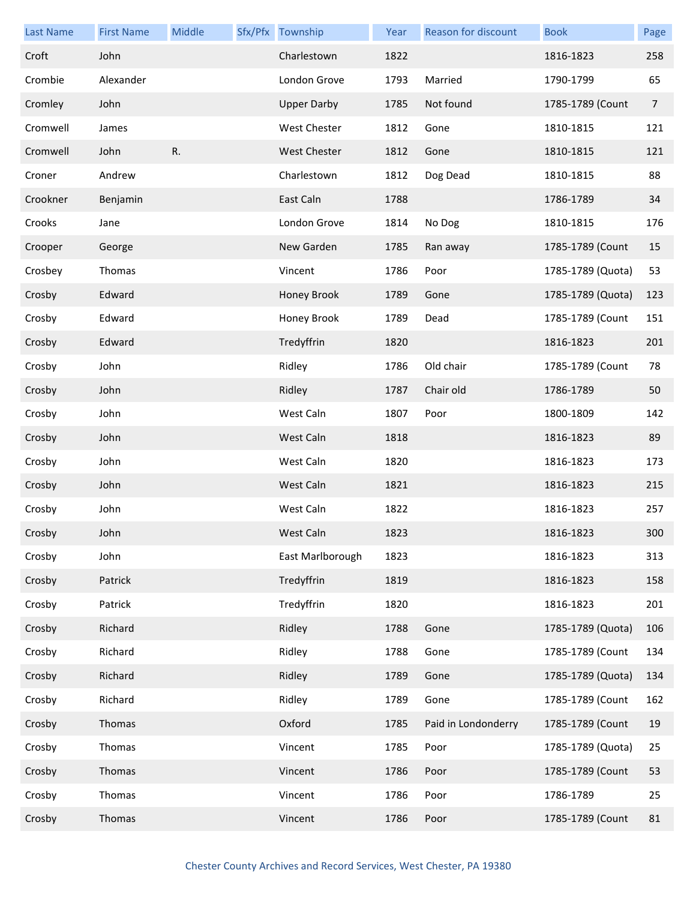| Last Name | First Name | Middle | Sfx/Pfx | Township | Year | Reason for discount | Book | Page |
|---|---|---|---|---|---|---|---|---|
| Croft | John | | | Charlestown | 1822 | | 1816-1823 | 258 |
| Crombie | Alexander | | | London Grove | 1793 | Married | 1790-1799 | 65 |
| Cromley | John | | | Upper Darby | 1785 | Not found | 1785-1789 (Count | 7 |
| Cromwell | James | | | West Chester | 1812 | Gone | 1810-1815 | 121 |
| Cromwell | John | R. | | West Chester | 1812 | Gone | 1810-1815 | 121 |
| Croner | Andrew | | | Charlestown | 1812 | Dog Dead | 1810-1815 | 88 |
| Crookner | Benjamin | | | East Caln | 1788 | | 1786-1789 | 34 |
| Crooks | Jane | | | London Grove | 1814 | No Dog | 1810-1815 | 176 |
| Crooper | George | | | New Garden | 1785 | Ran away | 1785-1789 (Count | 15 |
| Crosbey | Thomas | | | Vincent | 1786 | Poor | 1785-1789 (Quota) | 53 |
| Crosby | Edward | | | Honey Brook | 1789 | Gone | 1785-1789 (Quota) | 123 |
| Crosby | Edward | | | Honey Brook | 1789 | Dead | 1785-1789 (Count | 151 |
| Crosby | Edward | | | Tredyffrin | 1820 | | 1816-1823 | 201 |
| Crosby | John | | | Ridley | 1786 | Old chair | 1785-1789 (Count | 78 |
| Crosby | John | | | Ridley | 1787 | Chair old | 1786-1789 | 50 |
| Crosby | John | | | West Caln | 1807 | Poor | 1800-1809 | 142 |
| Crosby | John | | | West Caln | 1818 | | 1816-1823 | 89 |
| Crosby | John | | | West Caln | 1820 | | 1816-1823 | 173 |
| Crosby | John | | | West Caln | 1821 | | 1816-1823 | 215 |
| Crosby | John | | | West Caln | 1822 | | 1816-1823 | 257 |
| Crosby | John | | | West Caln | 1823 | | 1816-1823 | 300 |
| Crosby | John | | | East Marlborough | 1823 | | 1816-1823 | 313 |
| Crosby | Patrick | | | Tredyffrin | 1819 | | 1816-1823 | 158 |
| Crosby | Patrick | | | Tredyffrin | 1820 | | 1816-1823 | 201 |
| Crosby | Richard | | | Ridley | 1788 | Gone | 1785-1789 (Quota) | 106 |
| Crosby | Richard | | | Ridley | 1788 | Gone | 1785-1789 (Count | 134 |
| Crosby | Richard | | | Ridley | 1789 | Gone | 1785-1789 (Quota) | 134 |
| Crosby | Richard | | | Ridley | 1789 | Gone | 1785-1789 (Count | 162 |
| Crosby | Thomas | | | Oxford | 1785 | Paid in Londonderry | 1785-1789 (Count | 19 |
| Crosby | Thomas | | | Vincent | 1785 | Poor | 1785-1789 (Quota) | 25 |
| Crosby | Thomas | | | Vincent | 1786 | Poor | 1785-1789 (Count | 53 |
| Crosby | Thomas | | | Vincent | 1786 | Poor | 1786-1789 | 25 |
| Crosby | Thomas | | | Vincent | 1786 | Poor | 1785-1789 (Count | 81 |

Chester County Archives and Record Services, West Chester, PA 19380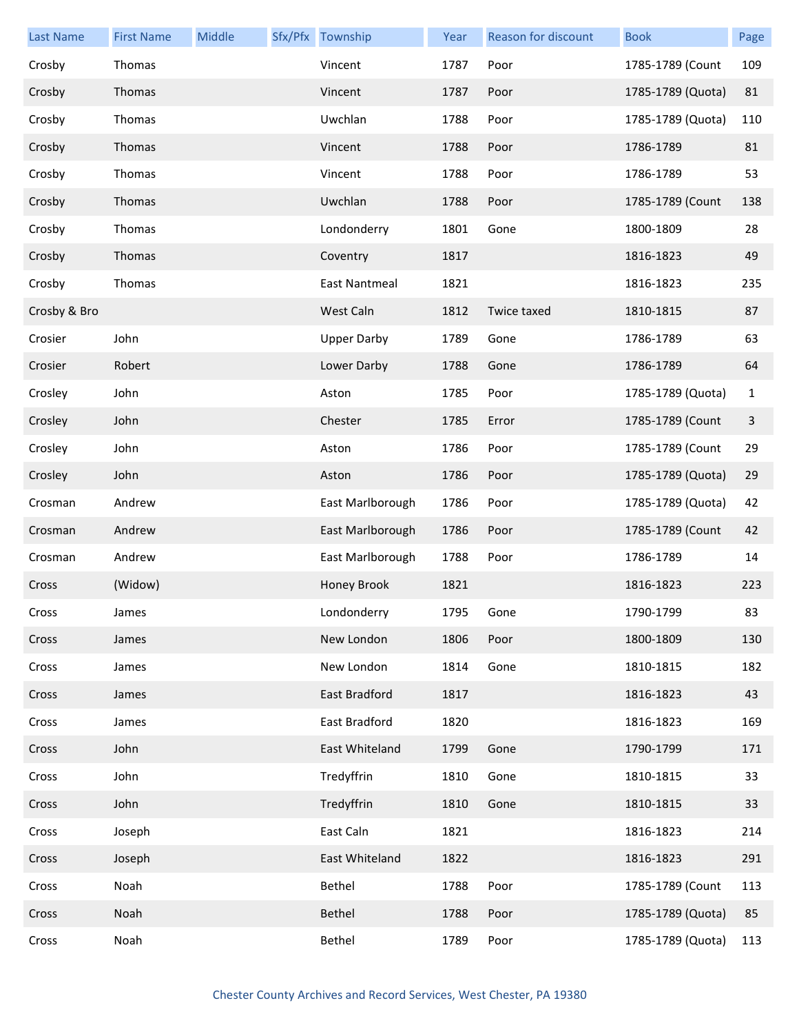| Last Name | First Name | Middle | Sfx/Pfx | Township | Year | Reason for discount | Book | Page |
|---|---|---|---|---|---|---|---|---|
| Crosby | Thomas | | | Vincent | 1787 | Poor | 1785-1789 (Count | 109 |
| Crosby | Thomas | | | Vincent | 1787 | Poor | 1785-1789 (Quota) | 81 |
| Crosby | Thomas | | | Uwchlan | 1788 | Poor | 1785-1789 (Quota) | 110 |
| Crosby | Thomas | | | Vincent | 1788 | Poor | 1786-1789 | 81 |
| Crosby | Thomas | | | Vincent | 1788 | Poor | 1786-1789 | 53 |
| Crosby | Thomas | | | Uwchlan | 1788 | Poor | 1785-1789 (Count | 138 |
| Crosby | Thomas | | | Londonderry | 1801 | Gone | 1800-1809 | 28 |
| Crosby | Thomas | | | Coventry | 1817 | | 1816-1823 | 49 |
| Crosby | Thomas | | | East Nantmeal | 1821 | | 1816-1823 | 235 |
| Crosby & Bro | | | | West Caln | 1812 | Twice taxed | 1810-1815 | 87 |
| Crosier | John | | | Upper Darby | 1789 | Gone | 1786-1789 | 63 |
| Crosier | Robert | | | Lower Darby | 1788 | Gone | 1786-1789 | 64 |
| Crosley | John | | | Aston | 1785 | Poor | 1785-1789 (Quota) | 1 |
| Crosley | John | | | Chester | 1785 | Error | 1785-1789 (Count | 3 |
| Crosley | John | | | Aston | 1786 | Poor | 1785-1789 (Count | 29 |
| Crosley | John | | | Aston | 1786 | Poor | 1785-1789 (Quota) | 29 |
| Crosman | Andrew | | | East Marlborough | 1786 | Poor | 1785-1789 (Quota) | 42 |
| Crosman | Andrew | | | East Marlborough | 1786 | Poor | 1785-1789 (Count | 42 |
| Crosman | Andrew | | | East Marlborough | 1788 | Poor | 1786-1789 | 14 |
| Cross | (Widow) | | | Honey Brook | 1821 | | 1816-1823 | 223 |
| Cross | James | | | Londonderry | 1795 | Gone | 1790-1799 | 83 |
| Cross | James | | | New London | 1806 | Poor | 1800-1809 | 130 |
| Cross | James | | | New London | 1814 | Gone | 1810-1815 | 182 |
| Cross | James | | | East Bradford | 1817 | | 1816-1823 | 43 |
| Cross | James | | | East Bradford | 1820 | | 1816-1823 | 169 |
| Cross | John | | | East Whiteland | 1799 | Gone | 1790-1799 | 171 |
| Cross | John | | | Tredyffrin | 1810 | Gone | 1810-1815 | 33 |
| Cross | John | | | Tredyffrin | 1810 | Gone | 1810-1815 | 33 |
| Cross | Joseph | | | East Caln | 1821 | | 1816-1823 | 214 |
| Cross | Joseph | | | East Whiteland | 1822 | | 1816-1823 | 291 |
| Cross | Noah | | | Bethel | 1788 | Poor | 1785-1789 (Count | 113 |
| Cross | Noah | | | Bethel | 1788 | Poor | 1785-1789 (Quota) | 85 |
| Cross | Noah | | | Bethel | 1789 | Poor | 1785-1789 (Quota) | 113 |

Chester County Archives and Record Services, West Chester, PA 19380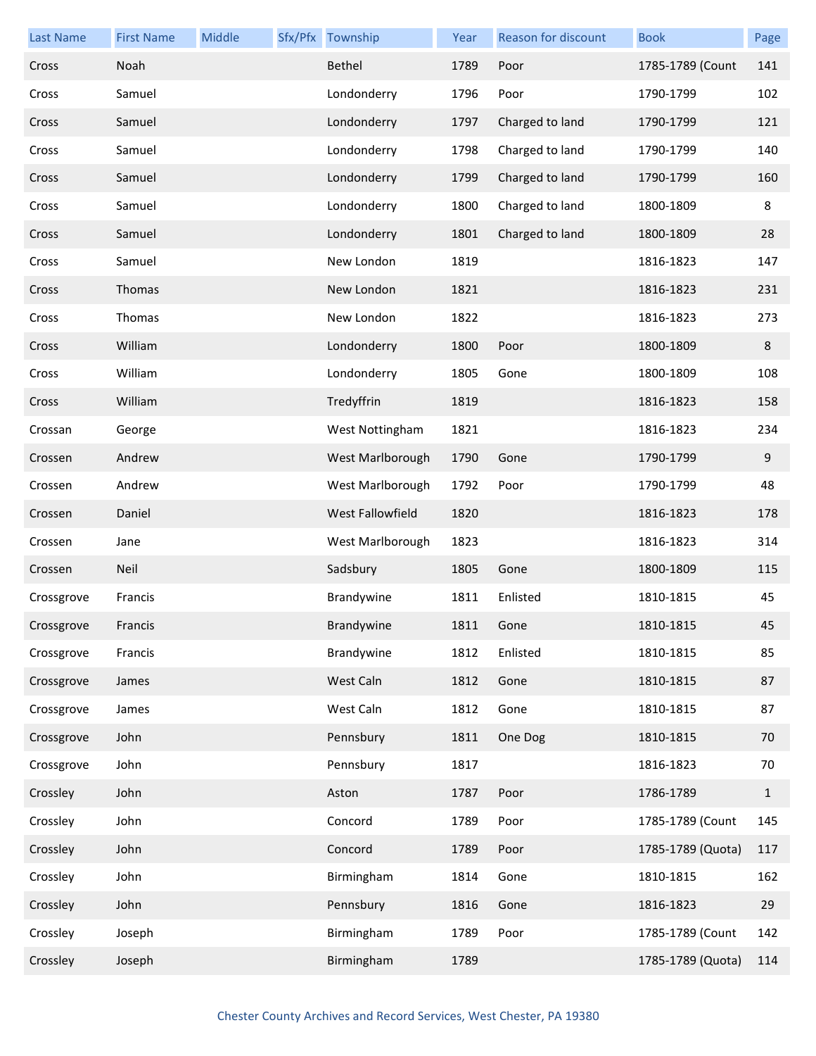| Last Name | First Name | Middle | Sfx/Pfx | Township | Year | Reason for discount | Book | Page |
|---|---|---|---|---|---|---|---|---|
| Cross | Noah | | | Bethel | 1789 | Poor | 1785-1789 (Count | 141 |
| Cross | Samuel | | | Londonderry | 1796 | Poor | 1790-1799 | 102 |
| Cross | Samuel | | | Londonderry | 1797 | Charged to land | 1790-1799 | 121 |
| Cross | Samuel | | | Londonderry | 1798 | Charged to land | 1790-1799 | 140 |
| Cross | Samuel | | | Londonderry | 1799 | Charged to land | 1790-1799 | 160 |
| Cross | Samuel | | | Londonderry | 1800 | Charged to land | 1800-1809 | 8 |
| Cross | Samuel | | | Londonderry | 1801 | Charged to land | 1800-1809 | 28 |
| Cross | Samuel | | | New London | 1819 | | 1816-1823 | 147 |
| Cross | Thomas | | | New London | 1821 | | 1816-1823 | 231 |
| Cross | Thomas | | | New London | 1822 | | 1816-1823 | 273 |
| Cross | William | | | Londonderry | 1800 | Poor | 1800-1809 | 8 |
| Cross | William | | | Londonderry | 1805 | Gone | 1800-1809 | 108 |
| Cross | William | | | Tredyffrin | 1819 | | 1816-1823 | 158 |
| Crossan | George | | | West Nottingham | 1821 | | 1816-1823 | 234 |
| Crossen | Andrew | | | West Marlborough | 1790 | Gone | 1790-1799 | 9 |
| Crossen | Andrew | | | West Marlborough | 1792 | Poor | 1790-1799 | 48 |
| Crossen | Daniel | | | West Fallowfield | 1820 | | 1816-1823 | 178 |
| Crossen | Jane | | | West Marlborough | 1823 | | 1816-1823 | 314 |
| Crossen | Neil | | | Sadsbury | 1805 | Gone | 1800-1809 | 115 |
| Crossgrove | Francis | | | Brandywine | 1811 | Enlisted | 1810-1815 | 45 |
| Crossgrove | Francis | | | Brandywine | 1811 | Gone | 1810-1815 | 45 |
| Crossgrove | Francis | | | Brandywine | 1812 | Enlisted | 1810-1815 | 85 |
| Crossgrove | James | | | West Caln | 1812 | Gone | 1810-1815 | 87 |
| Crossgrove | James | | | West Caln | 1812 | Gone | 1810-1815 | 87 |
| Crossgrove | John | | | Pennsbury | 1811 | One Dog | 1810-1815 | 70 |
| Crossgrove | John | | | Pennsbury | 1817 | | 1816-1823 | 70 |
| Crossley | John | | | Aston | 1787 | Poor | 1786-1789 | 1 |
| Crossley | John | | | Concord | 1789 | Poor | 1785-1789 (Count | 145 |
| Crossley | John | | | Concord | 1789 | Poor | 1785-1789 (Quota) | 117 |
| Crossley | John | | | Birmingham | 1814 | Gone | 1810-1815 | 162 |
| Crossley | John | | | Pennsbury | 1816 | Gone | 1816-1823 | 29 |
| Crossley | Joseph | | | Birmingham | 1789 | Poor | 1785-1789 (Count | 142 |
| Crossley | Joseph | | | Birmingham | 1789 | | 1785-1789 (Quota) | 114 |

Chester County Archives and Record Services, West Chester, PA 19380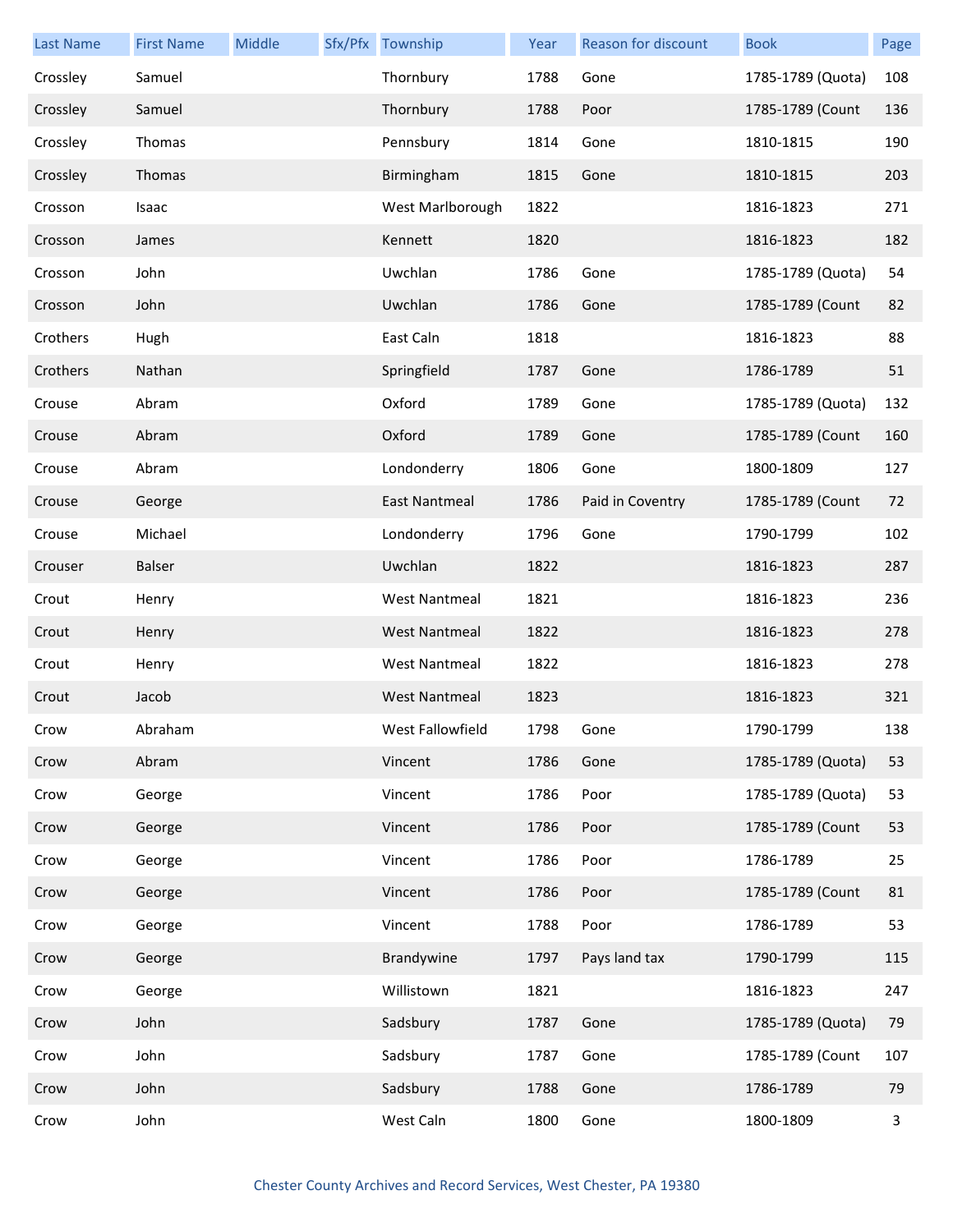| Last Name | First Name | Middle | Sfx/Pfx | Township | Year | Reason for discount | Book | Page |
|---|---|---|---|---|---|---|---|---|
| Crossley | Samuel | | | Thornbury | 1788 | Gone | 1785-1789 (Quota) | 108 |
| Crossley | Samuel | | | Thornbury | 1788 | Poor | 1785-1789 (Count | 136 |
| Crossley | Thomas | | | Pennsbury | 1814 | Gone | 1810-1815 | 190 |
| Crossley | Thomas | | | Birmingham | 1815 | Gone | 1810-1815 | 203 |
| Crosson | Isaac | | | West Marlborough | 1822 | | 1816-1823 | 271 |
| Crosson | James | | | Kennett | 1820 | | 1816-1823 | 182 |
| Crosson | John | | | Uwchlan | 1786 | Gone | 1785-1789 (Quota) | 54 |
| Crosson | John | | | Uwchlan | 1786 | Gone | 1785-1789 (Count | 82 |
| Crothers | Hugh | | | East Caln | 1818 | | 1816-1823 | 88 |
| Crothers | Nathan | | | Springfield | 1787 | Gone | 1786-1789 | 51 |
| Crouse | Abram | | | Oxford | 1789 | Gone | 1785-1789 (Quota) | 132 |
| Crouse | Abram | | | Oxford | 1789 | Gone | 1785-1789 (Count | 160 |
| Crouse | Abram | | | Londonderry | 1806 | Gone | 1800-1809 | 127 |
| Crouse | George | | | East Nantmeal | 1786 | Paid in Coventry | 1785-1789 (Count | 72 |
| Crouse | Michael | | | Londonderry | 1796 | Gone | 1790-1799 | 102 |
| Crouser | Balser | | | Uwchlan | 1822 | | 1816-1823 | 287 |
| Crout | Henry | | | West Nantmeal | 1821 | | 1816-1823 | 236 |
| Crout | Henry | | | West Nantmeal | 1822 | | 1816-1823 | 278 |
| Crout | Henry | | | West Nantmeal | 1822 | | 1816-1823 | 278 |
| Crout | Jacob | | | West Nantmeal | 1823 | | 1816-1823 | 321 |
| Crow | Abraham | | | West Fallowfield | 1798 | Gone | 1790-1799 | 138 |
| Crow | Abram | | | Vincent | 1786 | Gone | 1785-1789 (Quota) | 53 |
| Crow | George | | | Vincent | 1786 | Poor | 1785-1789 (Quota) | 53 |
| Crow | George | | | Vincent | 1786 | Poor | 1785-1789 (Count | 53 |
| Crow | George | | | Vincent | 1786 | Poor | 1786-1789 | 25 |
| Crow | George | | | Vincent | 1786 | Poor | 1785-1789 (Count | 81 |
| Crow | George | | | Vincent | 1788 | Poor | 1786-1789 | 53 |
| Crow | George | | | Brandywine | 1797 | Pays land tax | 1790-1799 | 115 |
| Crow | George | | | Willistown | 1821 | | 1816-1823 | 247 |
| Crow | John | | | Sadsbury | 1787 | Gone | 1785-1789 (Quota) | 79 |
| Crow | John | | | Sadsbury | 1787 | Gone | 1785-1789 (Count | 107 |
| Crow | John | | | Sadsbury | 1788 | Gone | 1786-1789 | 79 |
| Crow | John | | | West Caln | 1800 | Gone | 1800-1809 | 3 |

Chester County Archives and Record Services, West Chester, PA 19380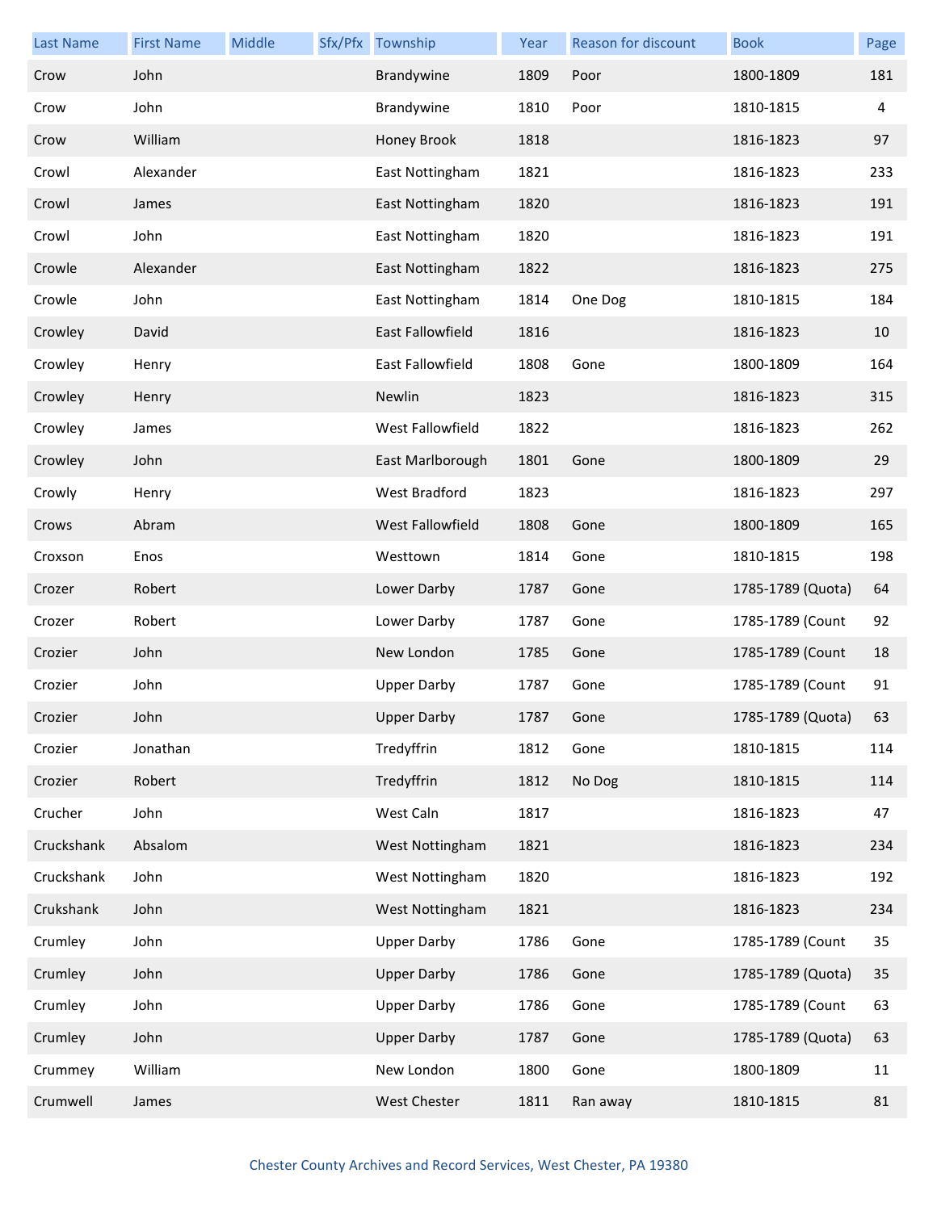| Last Name | First Name | Middle | Sfx/Pfx | Township | Year | Reason for discount | Book | Page |
|---|---|---|---|---|---|---|---|---|
| Crow | John | | | Brandywine | 1809 | Poor | 1800-1809 | 181 |
| Crow | John | | | Brandywine | 1810 | Poor | 1810-1815 | 4 |
| Crow | William | | | Honey Brook | 1818 | | 1816-1823 | 97 |
| Crowl | Alexander | | | East Nottingham | 1821 | | 1816-1823 | 233 |
| Crowl | James | | | East Nottingham | 1820 | | 1816-1823 | 191 |
| Crowl | John | | | East Nottingham | 1820 | | 1816-1823 | 191 |
| Crowle | Alexander | | | East Nottingham | 1822 | | 1816-1823 | 275 |
| Crowle | John | | | East Nottingham | 1814 | One Dog | 1810-1815 | 184 |
| Crowley | David | | | East Fallowfield | 1816 | | 1816-1823 | 10 |
| Crowley | Henry | | | East Fallowfield | 1808 | Gone | 1800-1809 | 164 |
| Crowley | Henry | | | Newlin | 1823 | | 1816-1823 | 315 |
| Crowley | James | | | West Fallowfield | 1822 | | 1816-1823 | 262 |
| Crowley | John | | | East Marlborough | 1801 | Gone | 1800-1809 | 29 |
| Crowly | Henry | | | West Bradford | 1823 | | 1816-1823 | 297 |
| Crows | Abram | | | West Fallowfield | 1808 | Gone | 1800-1809 | 165 |
| Croxson | Enos | | | Westtown | 1814 | Gone | 1810-1815 | 198 |
| Crozer | Robert | | | Lower Darby | 1787 | Gone | 1785-1789 (Quota) | 64 |
| Crozer | Robert | | | Lower Darby | 1787 | Gone | 1785-1789 (Count | 92 |
| Crozier | John | | | New London | 1785 | Gone | 1785-1789 (Count | 18 |
| Crozier | John | | | Upper Darby | 1787 | Gone | 1785-1789 (Count | 91 |
| Crozier | John | | | Upper Darby | 1787 | Gone | 1785-1789 (Quota) | 63 |
| Crozier | Jonathan | | | Tredyffrin | 1812 | Gone | 1810-1815 | 114 |
| Crozier | Robert | | | Tredyffrin | 1812 | No Dog | 1810-1815 | 114 |
| Crucher | John | | | West Caln | 1817 | | 1816-1823 | 47 |
| Cruckshank | Absalom | | | West Nottingham | 1821 | | 1816-1823 | 234 |
| Cruckshank | John | | | West Nottingham | 1820 | | 1816-1823 | 192 |
| Crukshank | John | | | West Nottingham | 1821 | | 1816-1823 | 234 |
| Crumley | John | | | Upper Darby | 1786 | Gone | 1785-1789 (Count | 35 |
| Crumley | John | | | Upper Darby | 1786 | Gone | 1785-1789 (Quota) | 35 |
| Crumley | John | | | Upper Darby | 1786 | Gone | 1785-1789 (Count | 63 |
| Crumley | John | | | Upper Darby | 1787 | Gone | 1785-1789 (Quota) | 63 |
| Crummey | William | | | New London | 1800 | Gone | 1800-1809 | 11 |
| Crumwell | James | | | West Chester | 1811 | Ran away | 1810-1815 | 81 |

Chester County Archives and Record Services, West Chester, PA 19380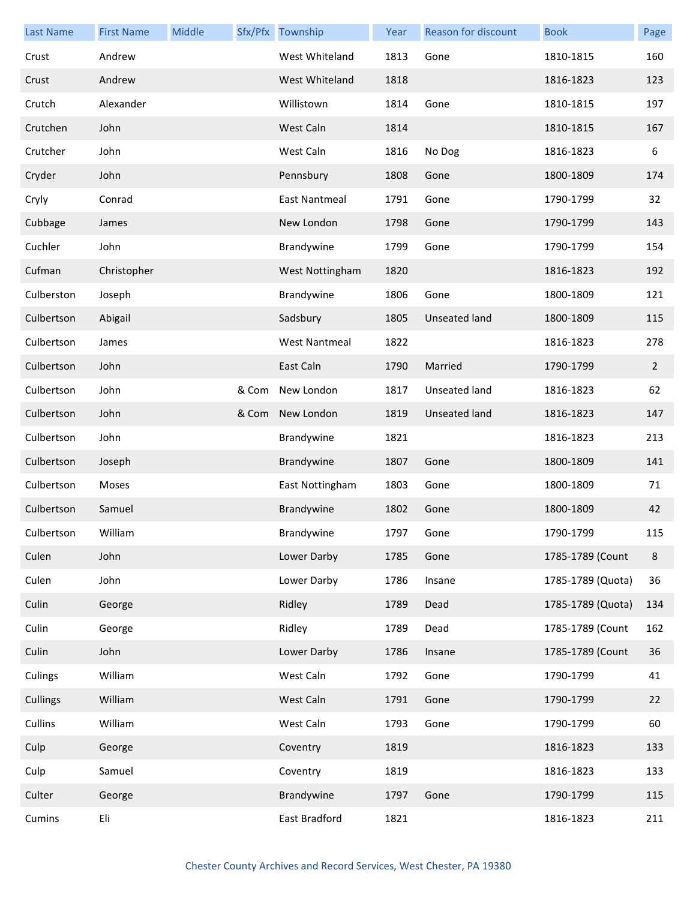| Last Name | First Name | Middle | Sfx/Pfx | Township | Year | Reason for discount | Book | Page |
|---|---|---|---|---|---|---|---|---|
| Crust | Andrew | | | West Whiteland | 1813 | Gone | 1810-1815 | 160 |
| Crust | Andrew | | | West Whiteland | 1818 | | 1816-1823 | 123 |
| Crutch | Alexander | | | Willistown | 1814 | Gone | 1810-1815 | 197 |
| Crutchen | John | | | West Caln | 1814 | | 1810-1815 | 167 |
| Crutcher | John | | | West Caln | 1816 | No Dog | 1816-1823 | 6 |
| Cryder | John | | | Pennsbury | 1808 | Gone | 1800-1809 | 174 |
| Cryly | Conrad | | | East Nantmeal | 1791 | Gone | 1790-1799 | 32 |
| Cubbage | James | | | New London | 1798 | Gone | 1790-1799 | 143 |
| Cuchler | John | | | Brandywine | 1799 | Gone | 1790-1799 | 154 |
| Cufman | Christopher | | | West Nottingham | 1820 | | 1816-1823 | 192 |
| Culberston | Joseph | | | Brandywine | 1806 | Gone | 1800-1809 | 121 |
| Culbertson | Abigail | | | Sadsbury | 1805 | Unseated land | 1800-1809 | 115 |
| Culbertson | James | | | West Nantmeal | 1822 | | 1816-1823 | 278 |
| Culbertson | John | | | East Caln | 1790 | Married | 1790-1799 | 2 |
| Culbertson | John | | & Com | New London | 1817 | Unseated land | 1816-1823 | 62 |
| Culbertson | John | | & Com | New London | 1819 | Unseated land | 1816-1823 | 147 |
| Culbertson | John | | | Brandywine | 1821 | | 1816-1823 | 213 |
| Culbertson | Joseph | | | Brandywine | 1807 | Gone | 1800-1809 | 141 |
| Culbertson | Moses | | | East Nottingham | 1803 | Gone | 1800-1809 | 71 |
| Culbertson | Samuel | | | Brandywine | 1802 | Gone | 1800-1809 | 42 |
| Culbertson | William | | | Brandywine | 1797 | Gone | 1790-1799 | 115 |
| Culen | John | | | Lower Darby | 1785 | Gone | 1785-1789 (Count | 8 |
| Culen | John | | | Lower Darby | 1786 | Insane | 1785-1789 (Quota) | 36 |
| Culin | George | | | Ridley | 1789 | Dead | 1785-1789 (Quota) | 134 |
| Culin | George | | | Ridley | 1789 | Dead | 1785-1789 (Count | 162 |
| Culin | John | | | Lower Darby | 1786 | Insane | 1785-1789 (Count | 36 |
| Culings | William | | | West Caln | 1792 | Gone | 1790-1799 | 41 |
| Cullings | William | | | West Caln | 1791 | Gone | 1790-1799 | 22 |
| Cullins | William | | | West Caln | 1793 | Gone | 1790-1799 | 60 |
| Culp | George | | | Coventry | 1819 | | 1816-1823 | 133 |
| Culp | Samuel | | | Coventry | 1819 | | 1816-1823 | 133 |
| Culter | George | | | Brandywine | 1797 | Gone | 1790-1799 | 115 |
| Cumins | Eli | | | East Bradford | 1821 | | 1816-1823 | 211 |

Chester County Archives and Record Services, West Chester, PA 19380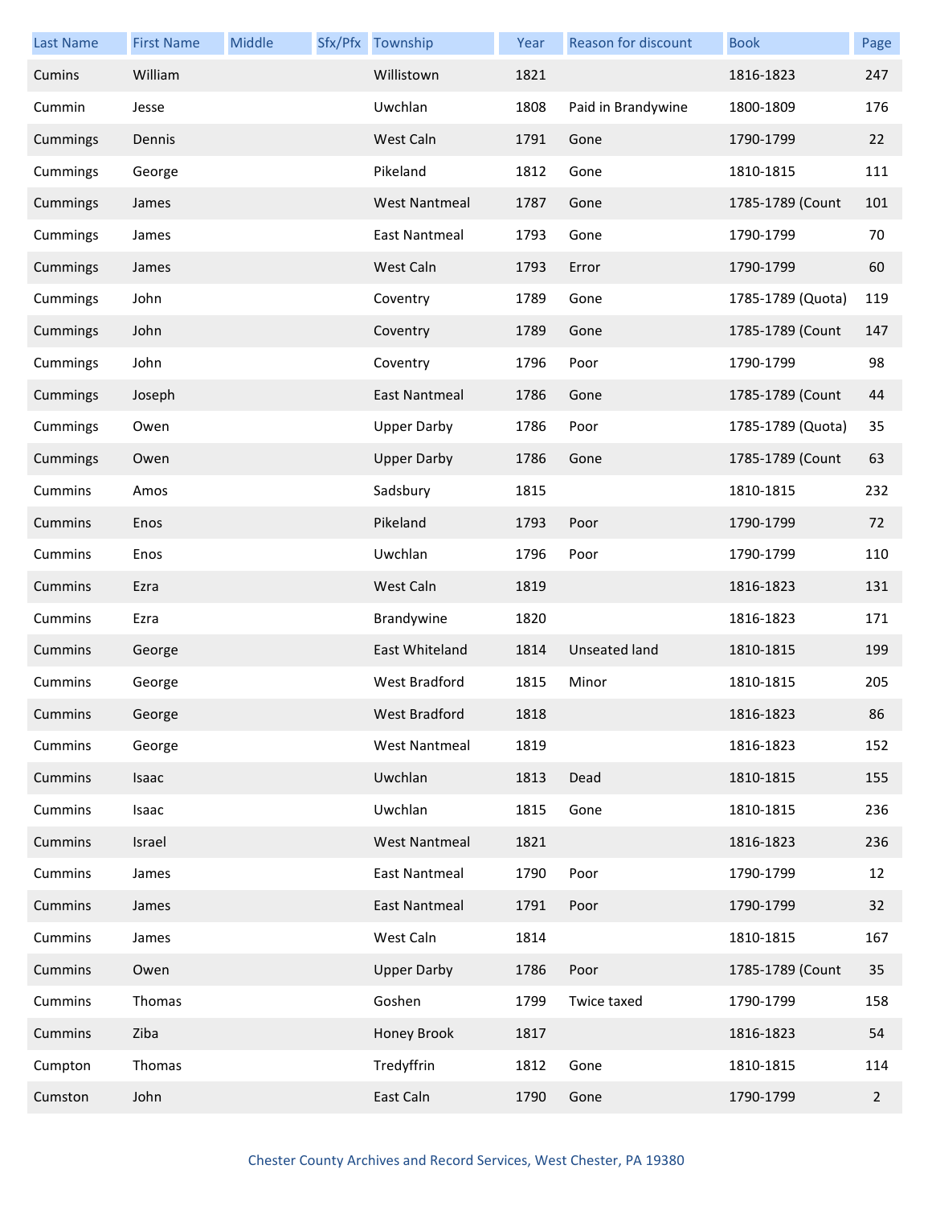| Last Name | First Name | Middle | Sfx/Pfx | Township | Year | Reason for discount | Book | Page |
|---|---|---|---|---|---|---|---|---|
| Cumins | William | | | Willistown | 1821 | | 1816-1823 | 247 |
| Cummin | Jesse | | | Uwchlan | 1808 | Paid in Brandywine | 1800-1809 | 176 |
| Cummings | Dennis | | | West Caln | 1791 | Gone | 1790-1799 | 22 |
| Cummings | George | | | Pikeland | 1812 | Gone | 1810-1815 | 111 |
| Cummings | James | | | West Nantmeal | 1787 | Gone | 1785-1789 (Count | 101 |
| Cummings | James | | | East Nantmeal | 1793 | Gone | 1790-1799 | 70 |
| Cummings | James | | | West Caln | 1793 | Error | 1790-1799 | 60 |
| Cummings | John | | | Coventry | 1789 | Gone | 1785-1789 (Quota) | 119 |
| Cummings | John | | | Coventry | 1789 | Gone | 1785-1789 (Count | 147 |
| Cummings | John | | | Coventry | 1796 | Poor | 1790-1799 | 98 |
| Cummings | Joseph | | | East Nantmeal | 1786 | Gone | 1785-1789 (Count | 44 |
| Cummings | Owen | | | Upper Darby | 1786 | Poor | 1785-1789 (Quota) | 35 |
| Cummings | Owen | | | Upper Darby | 1786 | Gone | 1785-1789 (Count | 63 |
| Cummins | Amos | | | Sadsbury | 1815 | | 1810-1815 | 232 |
| Cummins | Enos | | | Pikeland | 1793 | Poor | 1790-1799 | 72 |
| Cummins | Enos | | | Uwchlan | 1796 | Poor | 1790-1799 | 110 |
| Cummins | Ezra | | | West Caln | 1819 | | 1816-1823 | 131 |
| Cummins | Ezra | | | Brandywine | 1820 | | 1816-1823 | 171 |
| Cummins | George | | | East Whiteland | 1814 | Unseated land | 1810-1815 | 199 |
| Cummins | George | | | West Bradford | 1815 | Minor | 1810-1815 | 205 |
| Cummins | George | | | West Bradford | 1818 | | 1816-1823 | 86 |
| Cummins | George | | | West Nantmeal | 1819 | | 1816-1823 | 152 |
| Cummins | Isaac | | | Uwchlan | 1813 | Dead | 1810-1815 | 155 |
| Cummins | Isaac | | | Uwchlan | 1815 | Gone | 1810-1815 | 236 |
| Cummins | Israel | | | West Nantmeal | 1821 | | 1816-1823 | 236 |
| Cummins | James | | | East Nantmeal | 1790 | Poor | 1790-1799 | 12 |
| Cummins | James | | | East Nantmeal | 1791 | Poor | 1790-1799 | 32 |
| Cummins | James | | | West Caln | 1814 | | 1810-1815 | 167 |
| Cummins | Owen | | | Upper Darby | 1786 | Poor | 1785-1789 (Count | 35 |
| Cummins | Thomas | | | Goshen | 1799 | Twice taxed | 1790-1799 | 158 |
| Cummins | Ziba | | | Honey Brook | 1817 | | 1816-1823 | 54 |
| Cumpton | Thomas | | | Tredyffrin | 1812 | Gone | 1810-1815 | 114 |
| Cumston | John | | | East Caln | 1790 | Gone | 1790-1799 | 2 |

Chester County Archives and Record Services, West Chester, PA 19380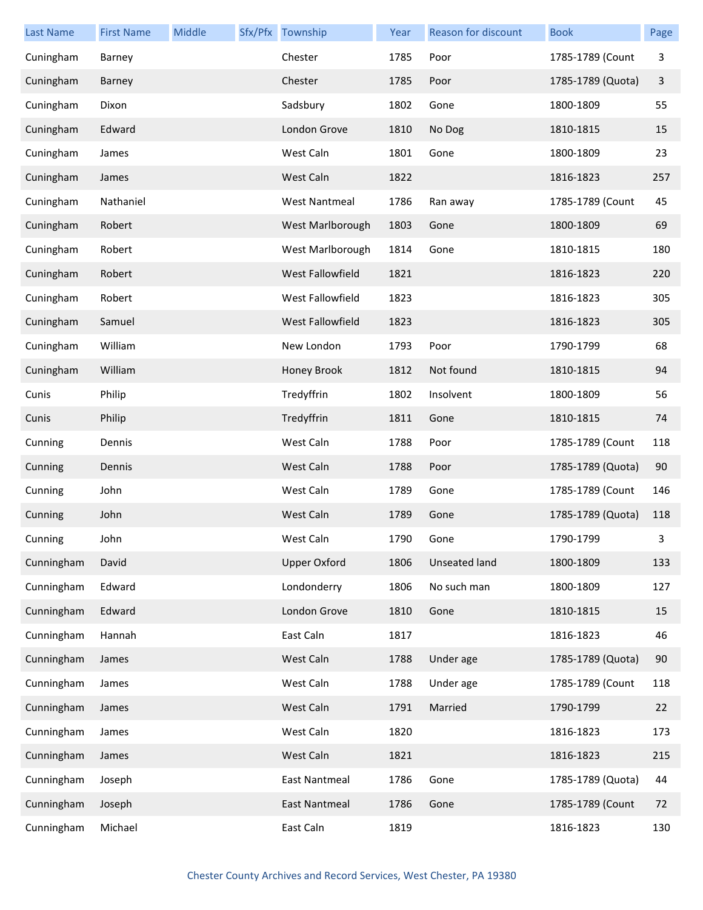| Last Name | First Name | Middle | Sfx/Pfx | Township | Year | Reason for discount | Book | Page |
|---|---|---|---|---|---|---|---|---|
| Cuningham | Barney | | | Chester | 1785 | Poor | 1785-1789 (Count | 3 |
| Cuningham | Barney | | | Chester | 1785 | Poor | 1785-1789 (Quota) | 3 |
| Cuningham | Dixon | | | Sadsbury | 1802 | Gone | 1800-1809 | 55 |
| Cuningham | Edward | | | London Grove | 1810 | No Dog | 1810-1815 | 15 |
| Cuningham | James | | | West Caln | 1801 | Gone | 1800-1809 | 23 |
| Cuningham | James | | | West Caln | 1822 | | 1816-1823 | 257 |
| Cuningham | Nathaniel | | | West Nantmeal | 1786 | Ran away | 1785-1789 (Count | 45 |
| Cuningham | Robert | | | West Marlborough | 1803 | Gone | 1800-1809 | 69 |
| Cuningham | Robert | | | West Marlborough | 1814 | Gone | 1810-1815 | 180 |
| Cuningham | Robert | | | West Fallowfield | 1821 | | 1816-1823 | 220 |
| Cuningham | Robert | | | West Fallowfield | 1823 | | 1816-1823 | 305 |
| Cuningham | Samuel | | | West Fallowfield | 1823 | | 1816-1823 | 305 |
| Cuningham | William | | | New London | 1793 | Poor | 1790-1799 | 68 |
| Cuningham | William | | | Honey Brook | 1812 | Not found | 1810-1815 | 94 |
| Cunis | Philip | | | Tredyffrin | 1802 | Insolvent | 1800-1809 | 56 |
| Cunis | Philip | | | Tredyffrin | 1811 | Gone | 1810-1815 | 74 |
| Cunning | Dennis | | | West Caln | 1788 | Poor | 1785-1789 (Count | 118 |
| Cunning | Dennis | | | West Caln | 1788 | Poor | 1785-1789 (Quota) | 90 |
| Cunning | John | | | West Caln | 1789 | Gone | 1785-1789 (Count | 146 |
| Cunning | John | | | West Caln | 1789 | Gone | 1785-1789 (Quota) | 118 |
| Cunning | John | | | West Caln | 1790 | Gone | 1790-1799 | 3 |
| Cunningham | David | | | Upper Oxford | 1806 | Unseated land | 1800-1809 | 133 |
| Cunningham | Edward | | | Londonderry | 1806 | No such man | 1800-1809 | 127 |
| Cunningham | Edward | | | London Grove | 1810 | Gone | 1810-1815 | 15 |
| Cunningham | Hannah | | | East Caln | 1817 | | 1816-1823 | 46 |
| Cunningham | James | | | West Caln | 1788 | Under age | 1785-1789 (Quota) | 90 |
| Cunningham | James | | | West Caln | 1788 | Under age | 1785-1789 (Count | 118 |
| Cunningham | James | | | West Caln | 1791 | Married | 1790-1799 | 22 |
| Cunningham | James | | | West Caln | 1820 | | 1816-1823 | 173 |
| Cunningham | James | | | West Caln | 1821 | | 1816-1823 | 215 |
| Cunningham | Joseph | | | East Nantmeal | 1786 | Gone | 1785-1789 (Quota) | 44 |
| Cunningham | Joseph | | | East Nantmeal | 1786 | Gone | 1785-1789 (Count | 72 |
| Cunningham | Michael | | | East Caln | 1819 | | 1816-1823 | 130 |

Chester County Archives and Record Services, West Chester, PA 19380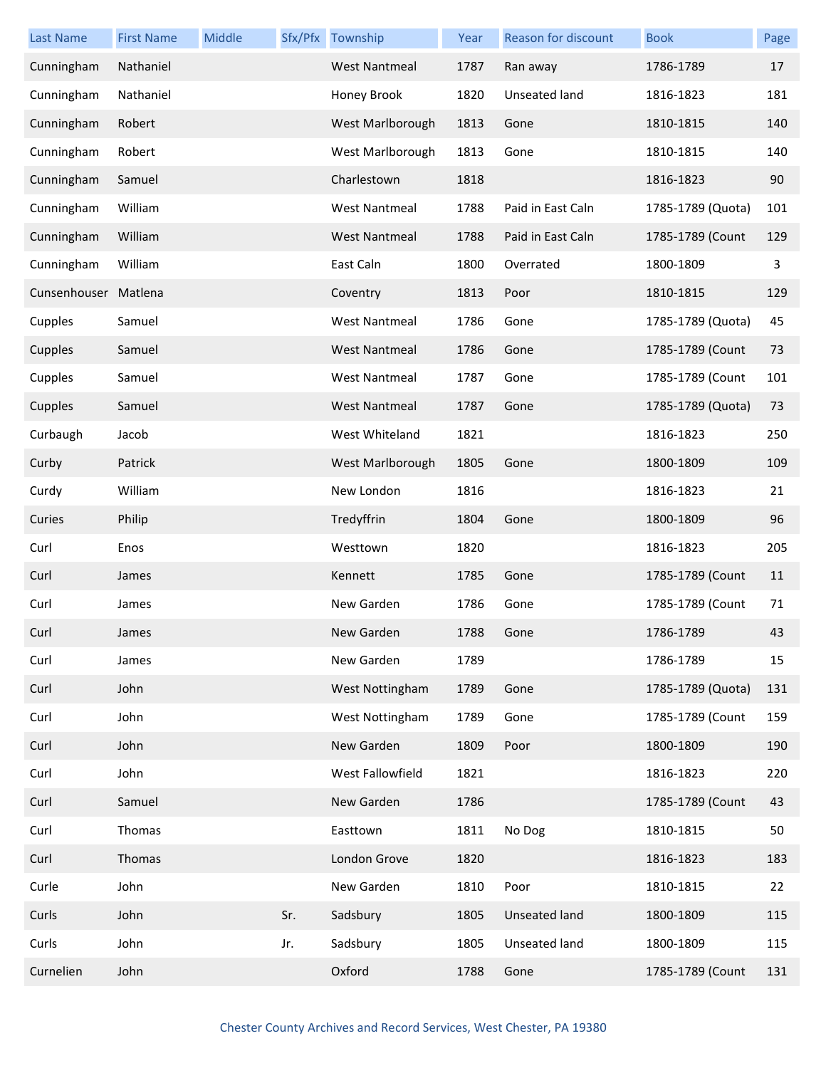| Last Name | First Name | Middle | Sfx/Pfx | Township | Year | Reason for discount | Book | Page |
|---|---|---|---|---|---|---|---|---|
| Cunningham | Nathaniel | | | West Nantmeal | 1787 | Ran away | 1786-1789 | 17 |
| Cunningham | Nathaniel | | | Honey Brook | 1820 | Unseated land | 1816-1823 | 181 |
| Cunningham | Robert | | | West Marlborough | 1813 | Gone | 1810-1815 | 140 |
| Cunningham | Robert | | | West Marlborough | 1813 | Gone | 1810-1815 | 140 |
| Cunningham | Samuel | | | Charlestown | 1818 | | 1816-1823 | 90 |
| Cunningham | William | | | West Nantmeal | 1788 | Paid in East Caln | 1785-1789 (Quota) | 101 |
| Cunningham | William | | | West Nantmeal | 1788 | Paid in East Caln | 1785-1789 (Count | 129 |
| Cunningham | William | | | East Caln | 1800 | Overrated | 1800-1809 | 3 |
| Cunsenhouser | Matlena | | | Coventry | 1813 | Poor | 1810-1815 | 129 |
| Cupples | Samuel | | | West Nantmeal | 1786 | Gone | 1785-1789 (Quota) | 45 |
| Cupples | Samuel | | | West Nantmeal | 1786 | Gone | 1785-1789 (Count | 73 |
| Cupples | Samuel | | | West Nantmeal | 1787 | Gone | 1785-1789 (Count | 101 |
| Cupples | Samuel | | | West Nantmeal | 1787 | Gone | 1785-1789 (Quota) | 73 |
| Curbaugh | Jacob | | | West Whiteland | 1821 | | 1816-1823 | 250 |
| Curby | Patrick | | | West Marlborough | 1805 | Gone | 1800-1809 | 109 |
| Curdy | William | | | New London | 1816 | | 1816-1823 | 21 |
| Curies | Philip | | | Tredyffrin | 1804 | Gone | 1800-1809 | 96 |
| Curl | Enos | | | Westtown | 1820 | | 1816-1823 | 205 |
| Curl | James | | | Kennett | 1785 | Gone | 1785-1789 (Count | 11 |
| Curl | James | | | New Garden | 1786 | Gone | 1785-1789 (Count | 71 |
| Curl | James | | | New Garden | 1788 | Gone | 1786-1789 | 43 |
| Curl | James | | | New Garden | 1789 | | 1786-1789 | 15 |
| Curl | John | | | West Nottingham | 1789 | Gone | 1785-1789 (Quota) | 131 |
| Curl | John | | | West Nottingham | 1789 | Gone | 1785-1789 (Count | 159 |
| Curl | John | | | New Garden | 1809 | Poor | 1800-1809 | 190 |
| Curl | John | | | West Fallowfield | 1821 | | 1816-1823 | 220 |
| Curl | Samuel | | | New Garden | 1786 | | 1785-1789 (Count | 43 |
| Curl | Thomas | | | Easttown | 1811 | No Dog | 1810-1815 | 50 |
| Curl | Thomas | | | London Grove | 1820 | | 1816-1823 | 183 |
| Curle | John | | | New Garden | 1810 | Poor | 1810-1815 | 22 |
| Curls | John | | Sr. | Sadsbury | 1805 | Unseated land | 1800-1809 | 115 |
| Curls | John | | Jr. | Sadsbury | 1805 | Unseated land | 1800-1809 | 115 |
| Curnelien | John | | | Oxford | 1788 | Gone | 1785-1789 (Count | 131 |

Chester County Archives and Record Services, West Chester, PA 19380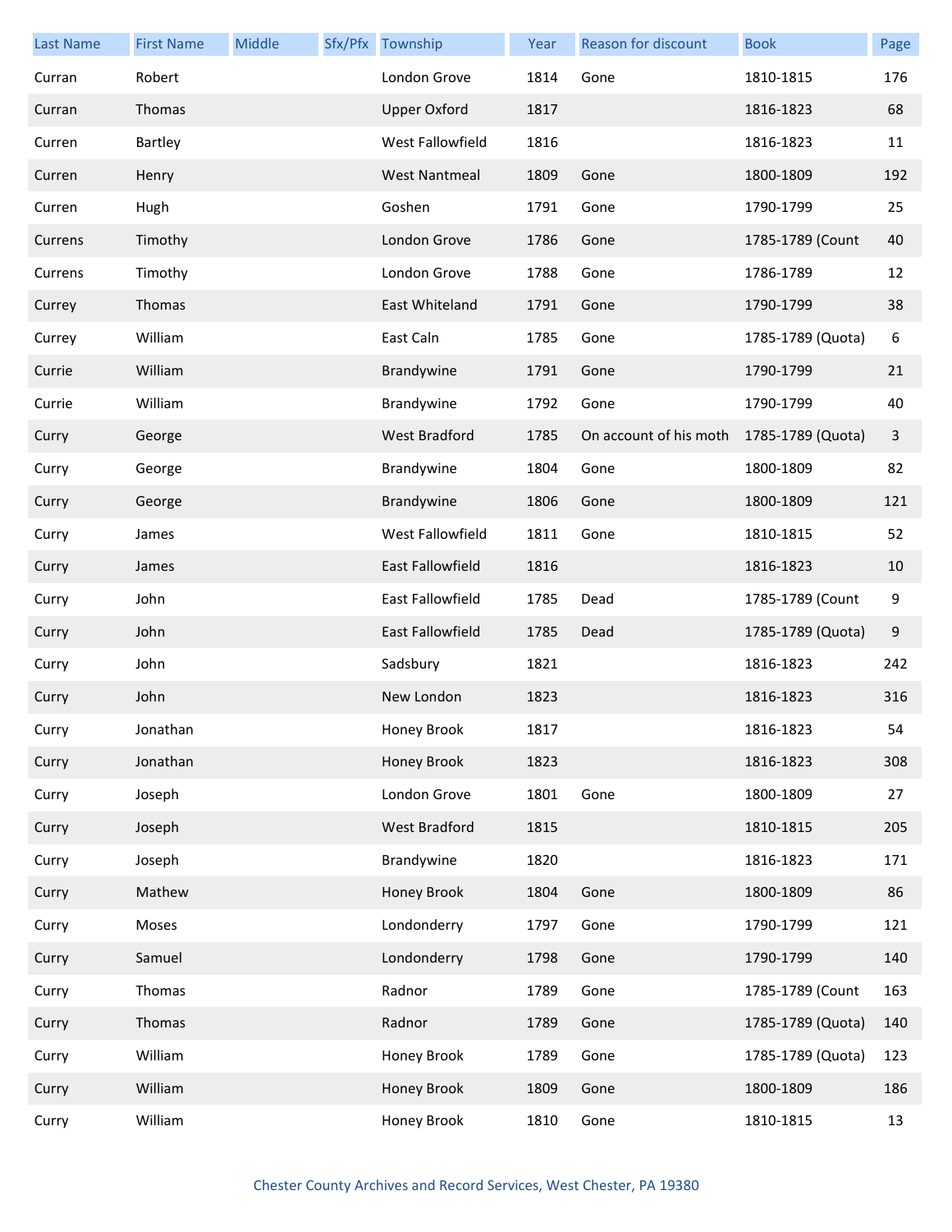| Last Name | First Name | Middle | Sfx/Pfx | Township | Year | Reason for discount | Book | Page |
|---|---|---|---|---|---|---|---|---|
| Curran | Robert | | | London Grove | 1814 | Gone | 1810-1815 | 176 |
| Curran | Thomas | | | Upper Oxford | 1817 | | 1816-1823 | 68 |
| Curren | Bartley | | | West Fallowfield | 1816 | | 1816-1823 | 11 |
| Curren | Henry | | | West Nantmeal | 1809 | Gone | 1800-1809 | 192 |
| Curren | Hugh | | | Goshen | 1791 | Gone | 1790-1799 | 25 |
| Currens | Timothy | | | London Grove | 1786 | Gone | 1785-1789 (Count | 40 |
| Currens | Timothy | | | London Grove | 1788 | Gone | 1786-1789 | 12 |
| Currey | Thomas | | | East Whiteland | 1791 | Gone | 1790-1799 | 38 |
| Currey | William | | | East Caln | 1785 | Gone | 1785-1789 (Quota) | 6 |
| Currie | William | | | Brandywine | 1791 | Gone | 1790-1799 | 21 |
| Currie | William | | | Brandywine | 1792 | Gone | 1790-1799 | 40 |
| Curry | George | | | West Bradford | 1785 | On account of his moth | 1785-1789 (Quota) | 3 |
| Curry | George | | | Brandywine | 1804 | Gone | 1800-1809 | 82 |
| Curry | George | | | Brandywine | 1806 | Gone | 1800-1809 | 121 |
| Curry | James | | | West Fallowfield | 1811 | Gone | 1810-1815 | 52 |
| Curry | James | | | East Fallowfield | 1816 | | 1816-1823 | 10 |
| Curry | John | | | East Fallowfield | 1785 | Dead | 1785-1789 (Count | 9 |
| Curry | John | | | East Fallowfield | 1785 | Dead | 1785-1789 (Quota) | 9 |
| Curry | John | | | Sadsbury | 1821 | | 1816-1823 | 242 |
| Curry | John | | | New London | 1823 | | 1816-1823 | 316 |
| Curry | Jonathan | | | Honey Brook | 1817 | | 1816-1823 | 54 |
| Curry | Jonathan | | | Honey Brook | 1823 | | 1816-1823 | 308 |
| Curry | Joseph | | | London Grove | 1801 | Gone | 1800-1809 | 27 |
| Curry | Joseph | | | West Bradford | 1815 | | 1810-1815 | 205 |
| Curry | Joseph | | | Brandywine | 1820 | | 1816-1823 | 171 |
| Curry | Mathew | | | Honey Brook | 1804 | Gone | 1800-1809 | 86 |
| Curry | Moses | | | Londonderry | 1797 | Gone | 1790-1799 | 121 |
| Curry | Samuel | | | Londonderry | 1798 | Gone | 1790-1799 | 140 |
| Curry | Thomas | | | Radnor | 1789 | Gone | 1785-1789 (Count | 163 |
| Curry | Thomas | | | Radnor | 1789 | Gone | 1785-1789 (Quota) | 140 |
| Curry | William | | | Honey Brook | 1789 | Gone | 1785-1789 (Quota) | 123 |
| Curry | William | | | Honey Brook | 1809 | Gone | 1800-1809 | 186 |
| Curry | William | | | Honey Brook | 1810 | Gone | 1810-1815 | 13 |

Chester County Archives and Record Services, West Chester, PA 19380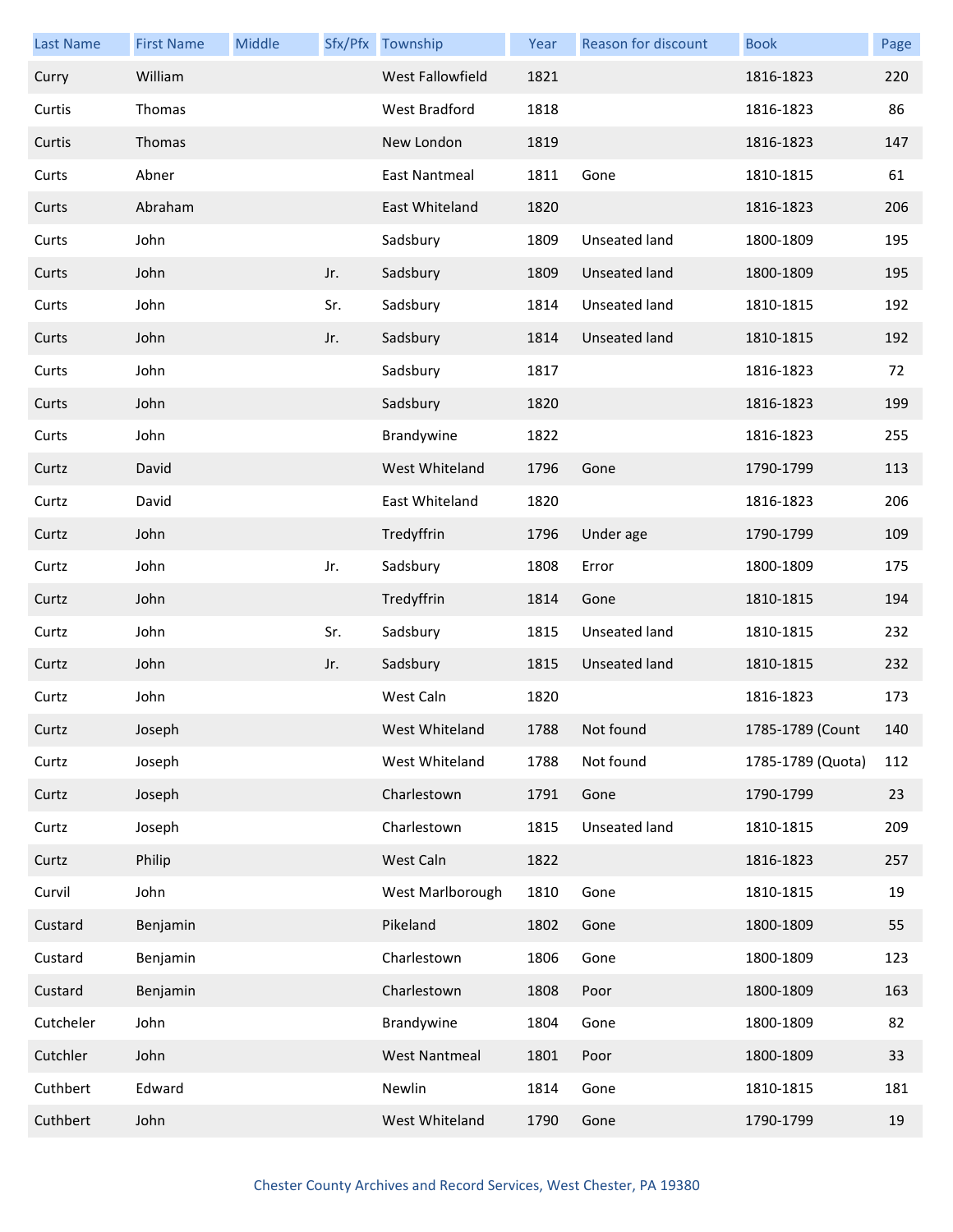| Last Name | First Name | Middle | Sfx/Pfx | Township | Year | Reason for discount | Book | Page |
|---|---|---|---|---|---|---|---|---|
| Curry | William | | | West Fallowfield | 1821 | | 1816-1823 | 220 |
| Curtis | Thomas | | | West Bradford | 1818 | | 1816-1823 | 86 |
| Curtis | Thomas | | | New London | 1819 | | 1816-1823 | 147 |
| Curts | Abner | | | East Nantmeal | 1811 | Gone | 1810-1815 | 61 |
| Curts | Abraham | | | East Whiteland | 1820 | | 1816-1823 | 206 |
| Curts | John | | | Sadsbury | 1809 | Unseated land | 1800-1809 | 195 |
| Curts | John | | Jr. | Sadsbury | 1809 | Unseated land | 1800-1809 | 195 |
| Curts | John | | Sr. | Sadsbury | 1814 | Unseated land | 1810-1815 | 192 |
| Curts | John | | Jr. | Sadsbury | 1814 | Unseated land | 1810-1815 | 192 |
| Curts | John | | | Sadsbury | 1817 | | 1816-1823 | 72 |
| Curts | John | | | Sadsbury | 1820 | | 1816-1823 | 199 |
| Curts | John | | | Brandywine | 1822 | | 1816-1823 | 255 |
| Curtz | David | | | West Whiteland | 1796 | Gone | 1790-1799 | 113 |
| Curtz | David | | | East Whiteland | 1820 | | 1816-1823 | 206 |
| Curtz | John | | | Tredyffrin | 1796 | Under age | 1790-1799 | 109 |
| Curtz | John | | Jr. | Sadsbury | 1808 | Error | 1800-1809 | 175 |
| Curtz | John | | | Tredyffrin | 1814 | Gone | 1810-1815 | 194 |
| Curtz | John | | Sr. | Sadsbury | 1815 | Unseated land | 1810-1815 | 232 |
| Curtz | John | | Jr. | Sadsbury | 1815 | Unseated land | 1810-1815 | 232 |
| Curtz | John | | | West Caln | 1820 | | 1816-1823 | 173 |
| Curtz | Joseph | | | West Whiteland | 1788 | Not found | 1785-1789 (Count | 140 |
| Curtz | Joseph | | | West Whiteland | 1788 | Not found | 1785-1789 (Quota) | 112 |
| Curtz | Joseph | | | Charlestown | 1791 | Gone | 1790-1799 | 23 |
| Curtz | Joseph | | | Charlestown | 1815 | Unseated land | 1810-1815 | 209 |
| Curtz | Philip | | | West Caln | 1822 | | 1816-1823 | 257 |
| Curvil | John | | | West Marlborough | 1810 | Gone | 1810-1815 | 19 |
| Custard | Benjamin | | | Pikeland | 1802 | Gone | 1800-1809 | 55 |
| Custard | Benjamin | | | Charlestown | 1806 | Gone | 1800-1809 | 123 |
| Custard | Benjamin | | | Charlestown | 1808 | Poor | 1800-1809 | 163 |
| Cutcheler | John | | | Brandywine | 1804 | Gone | 1800-1809 | 82 |
| Cutchler | John | | | West Nantmeal | 1801 | Poor | 1800-1809 | 33 |
| Cuthbert | Edward | | | Newlin | 1814 | Gone | 1810-1815 | 181 |
| Cuthbert | John | | | West Whiteland | 1790 | Gone | 1790-1799 | 19 |

Chester County Archives and Record Services, West Chester, PA 19380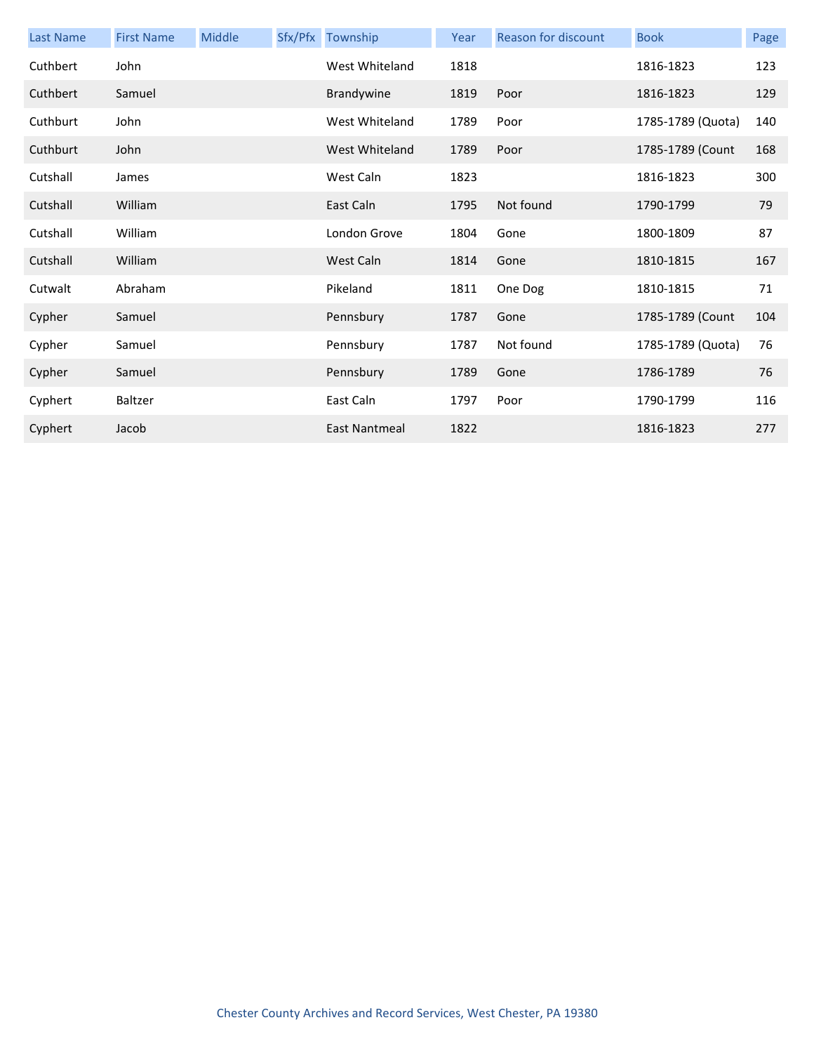| Last Name | First Name | Middle | Sfx/Pfx | Township | Year | Reason for discount | Book | Page |
|---|---|---|---|---|---|---|---|---|
| Cuthbert | John | | | West Whiteland | 1818 | | 1816-1823 | 123 |
| Cuthbert | Samuel | | | Brandywine | 1819 | Poor | 1816-1823 | 129 |
| Cuthburt | John | | | West Whiteland | 1789 | Poor | 1785-1789 (Quota) | 140 |
| Cuthburt | John | | | West Whiteland | 1789 | Poor | 1785-1789 (Count | 168 |
| Cutshall | James | | | West Caln | 1823 | | 1816-1823 | 300 |
| Cutshall | William | | | East Caln | 1795 | Not found | 1790-1799 | 79 |
| Cutshall | William | | | London Grove | 1804 | Gone | 1800-1809 | 87 |
| Cutshall | William | | | West Caln | 1814 | Gone | 1810-1815 | 167 |
| Cutwalt | Abraham | | | Pikeland | 1811 | One Dog | 1810-1815 | 71 |
| Cypher | Samuel | | | Pennsbury | 1787 | Gone | 1785-1789 (Count | 104 |
| Cypher | Samuel | | | Pennsbury | 1787 | Not found | 1785-1789 (Quota) | 76 |
| Cypher | Samuel | | | Pennsbury | 1789 | Gone | 1786-1789 | 76 |
| Cyphert | Baltzer | | | East Caln | 1797 | Poor | 1790-1799 | 116 |
| Cyphert | Jacob | | | East Nantmeal | 1822 | | 1816-1823 | 277 |

Chester County Archives and Record Services, West Chester, PA 19380